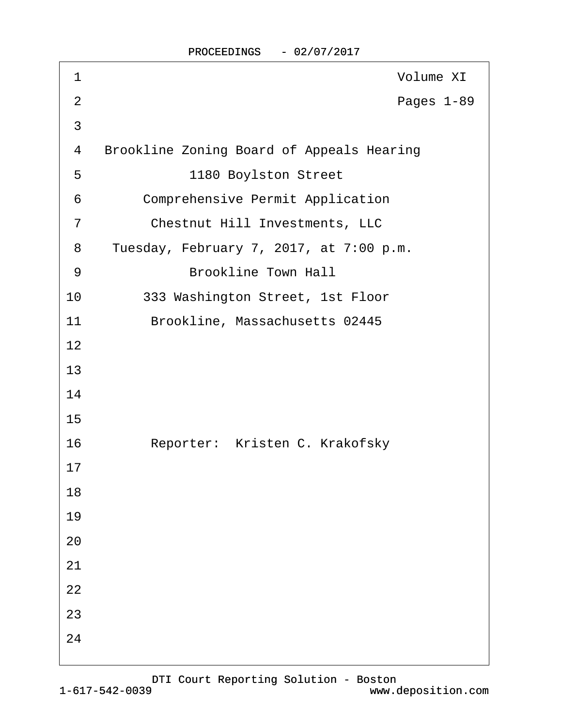Volume XI

Pages 1-89

Brookline Zoning Board of Appeals Hearing

1180 Boylston Street

Comprehensive Permit Application

Chestnut Hill Investments, LLC

Tuesday, February 7, 2017, at 7:00 p.m.

Brookline Town Hall

333 Washington Street, 1st Floor

Brookline, Massachusetts 02445

Reporter: Kristen C. Krakofsky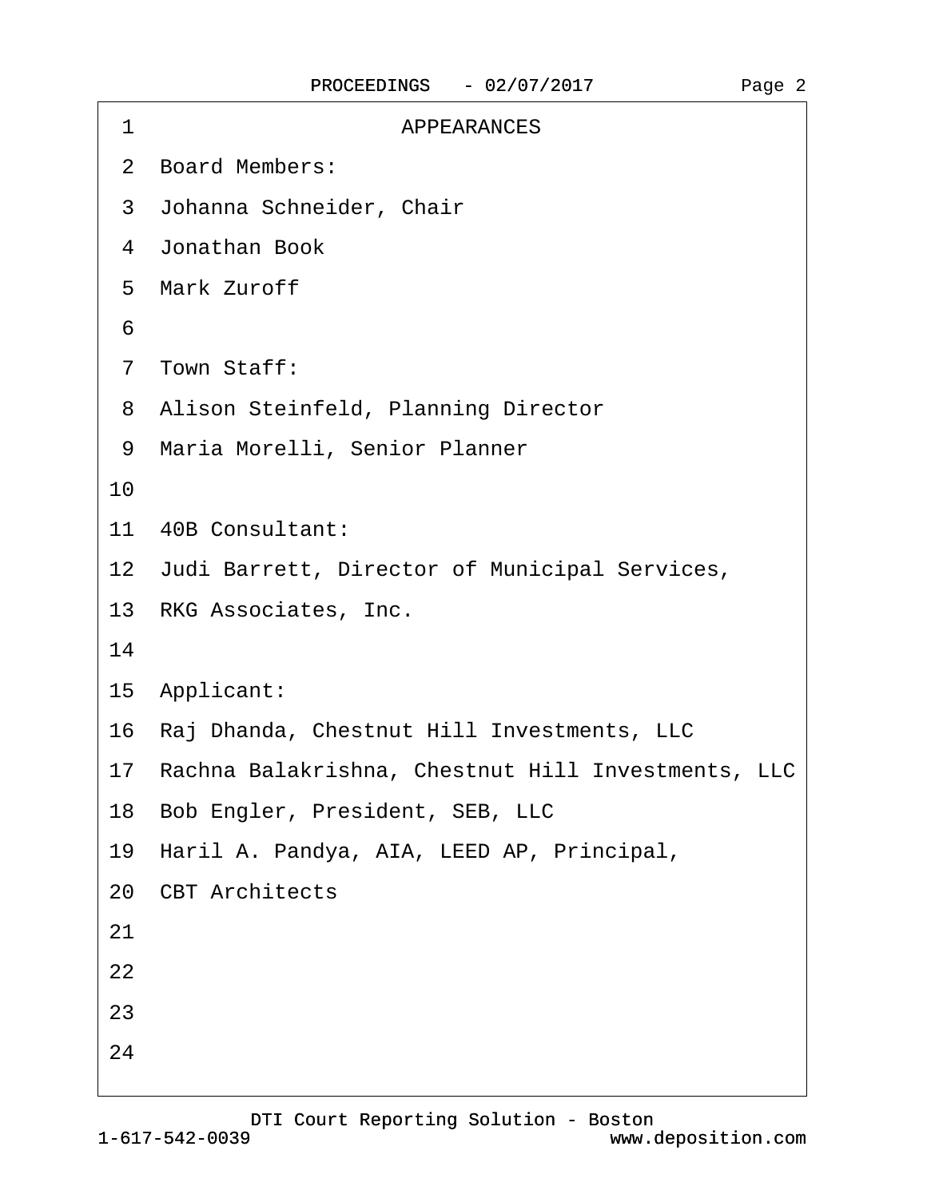# APPEARANCES

Board Members:

Johanna Schneider, Chair

Jonathan Book

Mark Zuroff

Town Staff:

Alison Steinfeld, Planning Director

Maria Morelli, Senior Planner

40B Consultant:

Judi Barrett, Director of Municipal Services,

RKG Associates, Inc.

Applicant:

Raj Dhanda, Chestnut Hill Investments, LLC

Rachna Balakrishna, Chestnut Hill Investments, LLC

Bob Engler, President, SEB, LLC

Haril A. Pandya, AIA, LEED AP, Principal,

CBT Architects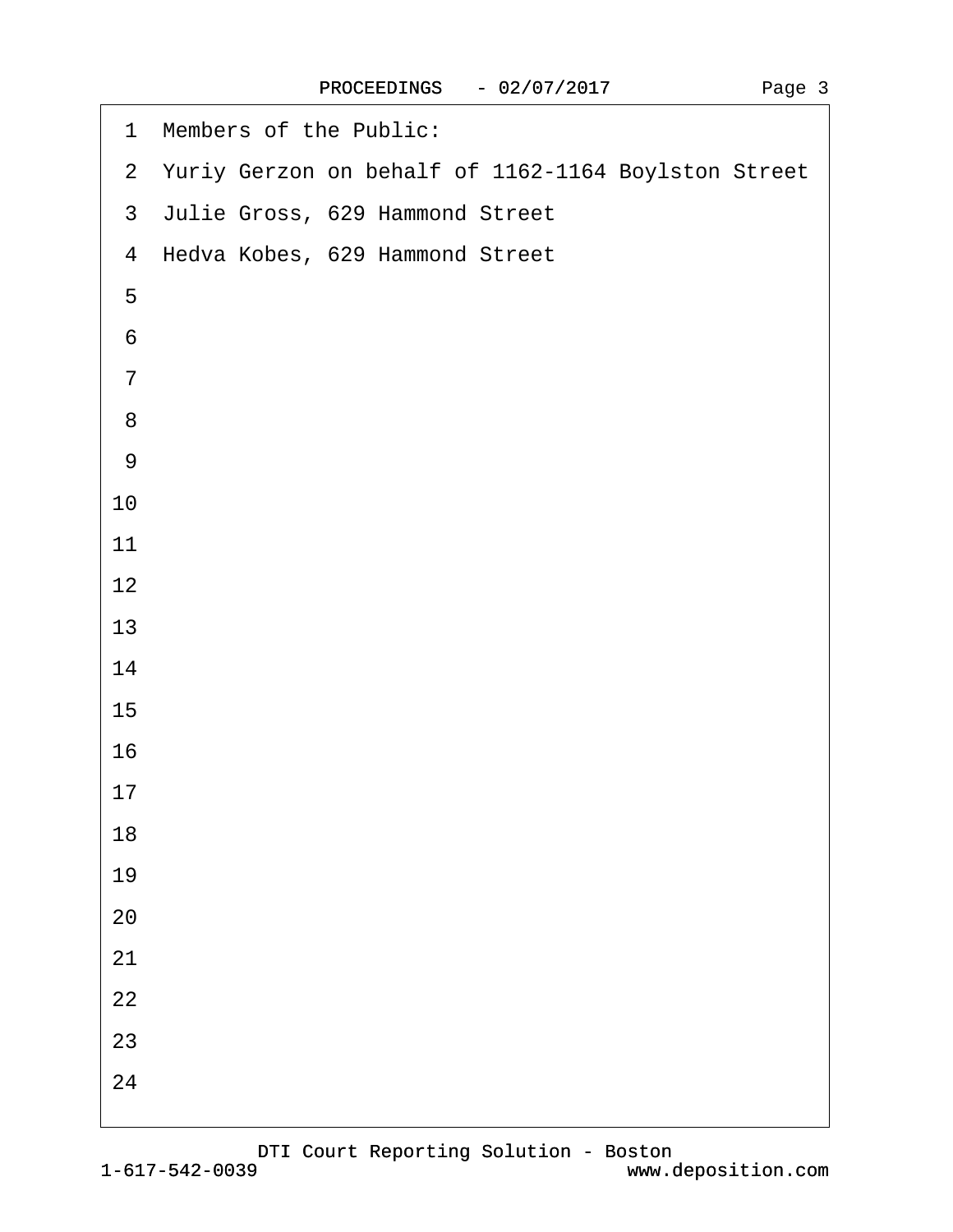Members of the Public:

Yuriy Gerzon on behalf of 1162-1164 Boylston Street

Julie Gross, 629 Hammond Street

Hedva Kobes, 629 Hammond Street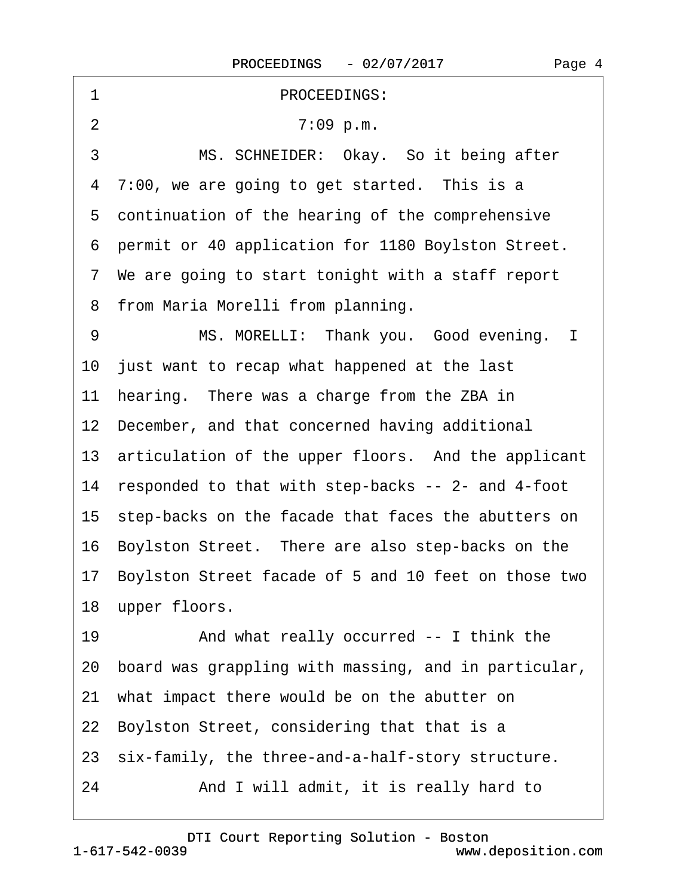PROCEEDINGS:

7:09 p.m.

MS. SCHNEIDER: Okay. So it being after 7:00, we are going to get started. This is a continuation of the hearing of the comprehensive permit or 40 application for 1180 Boylston Street. We are going to start tonight with a staff report from Maria Morelli from planning.

MS. MORELLI: Thank you. Good evening. I just want to recap what happened at the last hearing. There was a charge from the ZBA in December, and that concerned having additional articulation of the upper floors. And the applicant responded to that with step-backs -- 2- and 4-foot step-backs on the facade that faces the abutters on Boylston Street. There are also step-backs on the Boylston Street facade of 5 and 10 feet on those two upper floors.

And what really occurred -- I think the board was grappling with massing, and in particular, what impact there would be on the abutter on Boylston Street, considering that that is a six-family, the three-and-a-half-story structure.

And I will admit, it is really hard to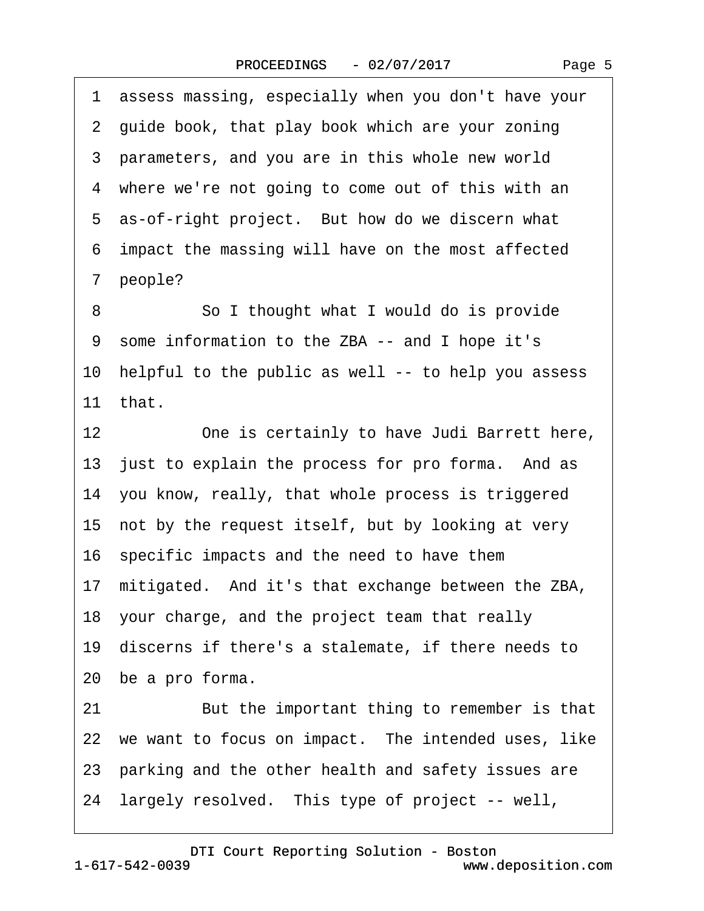1 assess massing, especially when you don't have your
2 guide book, that play book which are your zoning
3 parameters, and you are in this whole new world
4 where we're not going to come out of this with an
5 as-of-right project. But how do we discern what
6 impact the massing will have on the most affected
7 people?

8 So I thought what I would do is provide
9 some information to the ZBA -- and I hope it's
10 helpful to the public as well -- to help you assess
11 that.

12 One is certainly to have Judi Barrett here,
13 just to explain the process for pro forma. And as
14 you know, really, that whole process is triggered
15 not by the request itself, but by looking at very
16 specific impacts and the need to have them
17 mitigated. And it's that exchange between the ZBA,
18 your charge, and the project team that really
19 discerns if there's a stalemate, if there needs to
20 be a pro forma.

21 But the important thing to remember is that
22 we want to focus on impact. The intended uses, like
23 parking and the other health and safety issues are
24 largely resolved. This type of project -- well,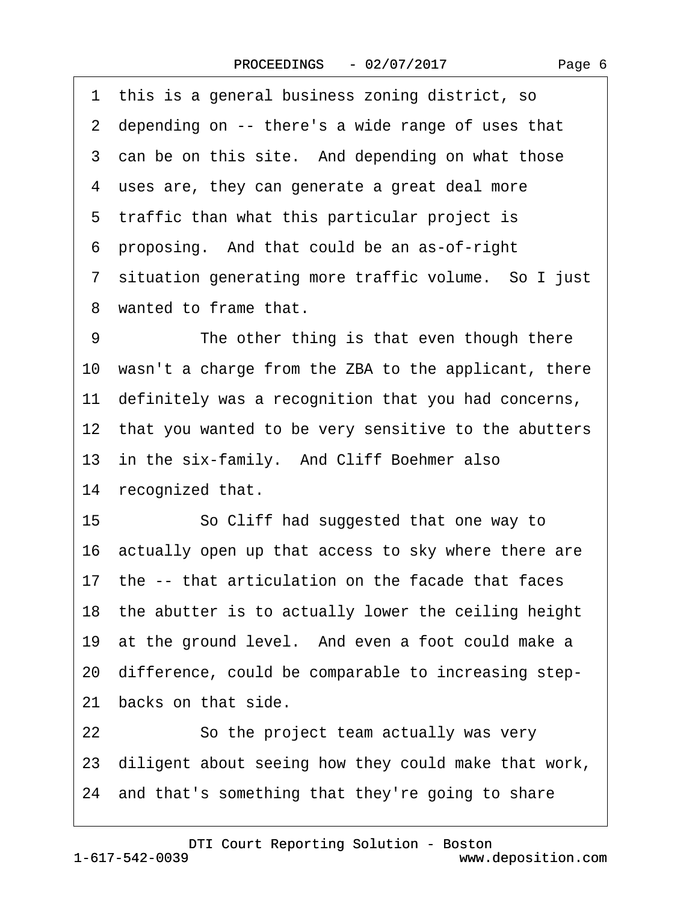1 this is a general business zoning district, so
2 depending on -- there's a wide range of uses that
3 can be on this site. And depending on what those
4 uses are, they can generate a great deal more
5 traffic than what this particular project is
6 proposing. And that could be an as-of-right
7 situation generating more traffic volume. So I just
8 wanted to frame that.
9 The other thing is that even though there
10 wasn't a charge from the ZBA to the applicant, there
11 definitely was a recognition that you had concerns,
12 that you wanted to be very sensitive to the abutters
13 in the six-family. And Cliff Boehmer also
14 recognized that.
15 So Cliff had suggested that one way to
16 actually open up that access to sky where there are
17 the -- that articulation on the facade that faces
18 the abutter is to actually lower the ceiling height
19 at the ground level. And even a foot could make a
20 difference, could be comparable to increasing step-
21 backs on that side.
22 So the project team actually was very
23 diligent about seeing how they could make that work,
24 and that's something that they're going to share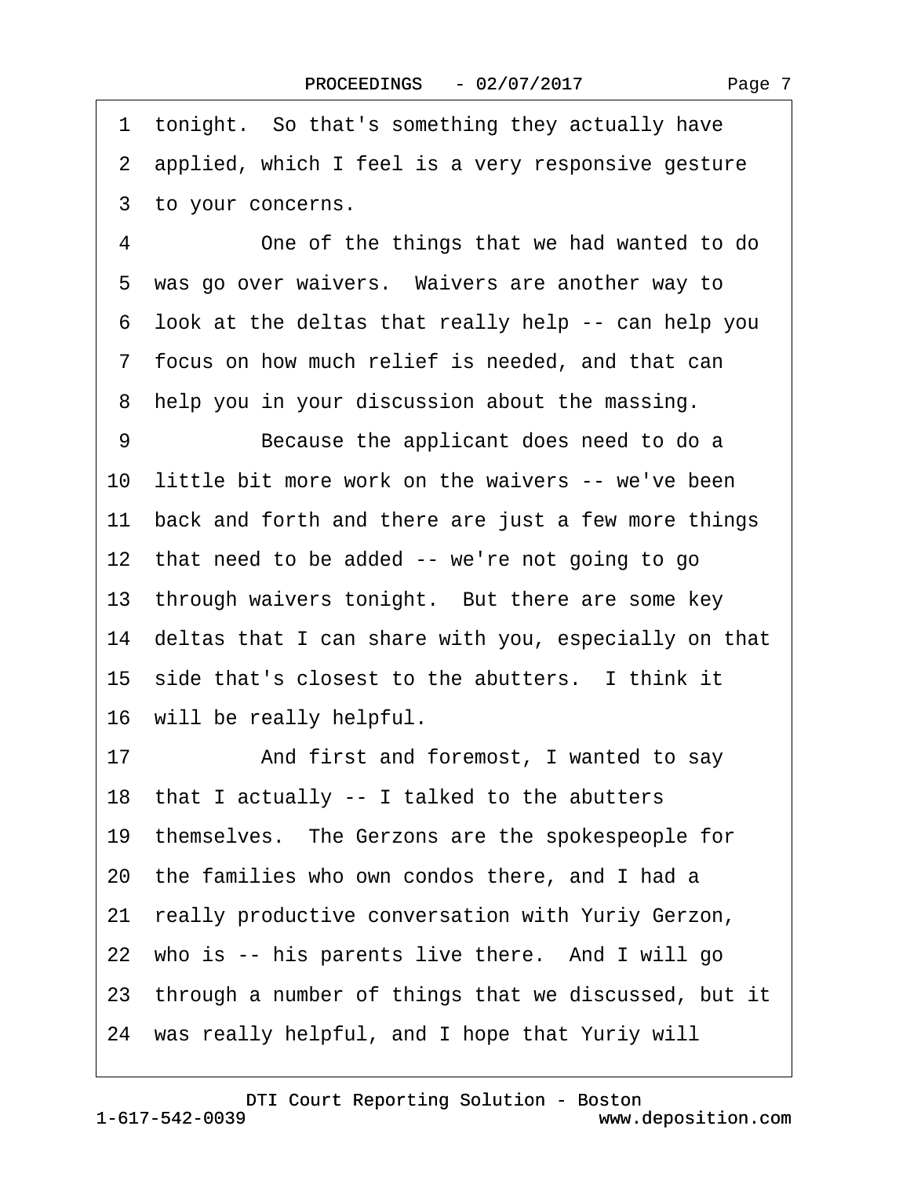1 tonight. So that's something they actually have
2 applied, which I feel is a very responsive gesture
3 to your concerns.
4 One of the things that we had wanted to do
5 was go over waivers. Waivers are another way to
6 look at the deltas that really help -- can help you
7 focus on how much relief is needed, and that can
8 help you in your discussion about the massing.
9 Because the applicant does need to do a
10 little bit more work on the waivers -- we've been
11 back and forth and there are just a few more things
12 that need to be added -- we're not going to go
13 through waivers tonight. But there are some key
14 deltas that I can share with you, especially on that
15 side that's closest to the abutters. I think it
16 will be really helpful.
17 And first and foremost, I wanted to say
18 that I actually -- I talked to the abutters
19 themselves. The Gerzons are the spokespeople for
20 the families who own condos there, and I had a
21 really productive conversation with Yuriy Gerzon,
22 who is -- his parents live there. And I will go
23 through a number of things that we discussed, but it
24 was really helpful, and I hope that Yuriy will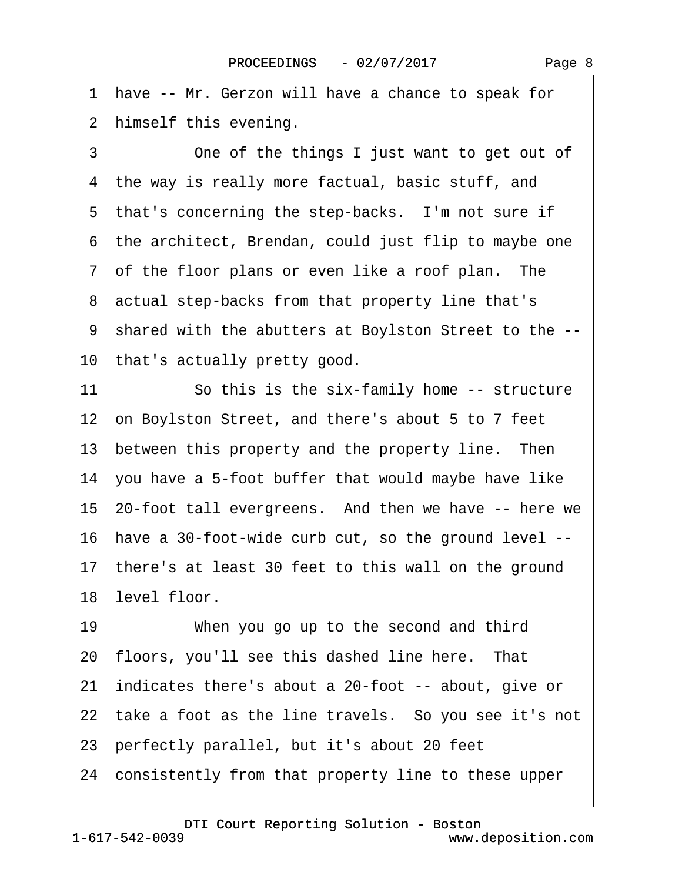1 have -- Mr. Gerzon will have a chance to speak for
2 himself this evening.

3 One of the things I just want to get out of
4 the way is really more factual, basic stuff, and
5 that's concerning the step-backs. I'm not sure if
6 the architect, Brendan, could just flip to maybe one
7 of the floor plans or even like a roof plan. The
8 actual step-backs from that property line that's
9 shared with the abutters at Boylston Street to the --
10 that's actually pretty good.

11 So this is the six-family home -- structure
12 on Boylston Street, and there's about 5 to 7 feet
13 between this property and the property line. Then
14 you have a 5-foot buffer that would maybe have like
15 20-foot tall evergreens. And then we have -- here we
16 have a 30-foot-wide curb cut, so the ground level --
17 there's at least 30 feet to this wall on the ground
18 level floor.

19 When you go up to the second and third
20 floors, you'll see this dashed line here. That
21 indicates there's about a 20-foot -- about, give or
22 take a foot as the line travels. So you see it's not
23 perfectly parallel, but it's about 20 feet
24 consistently from that property line to these upper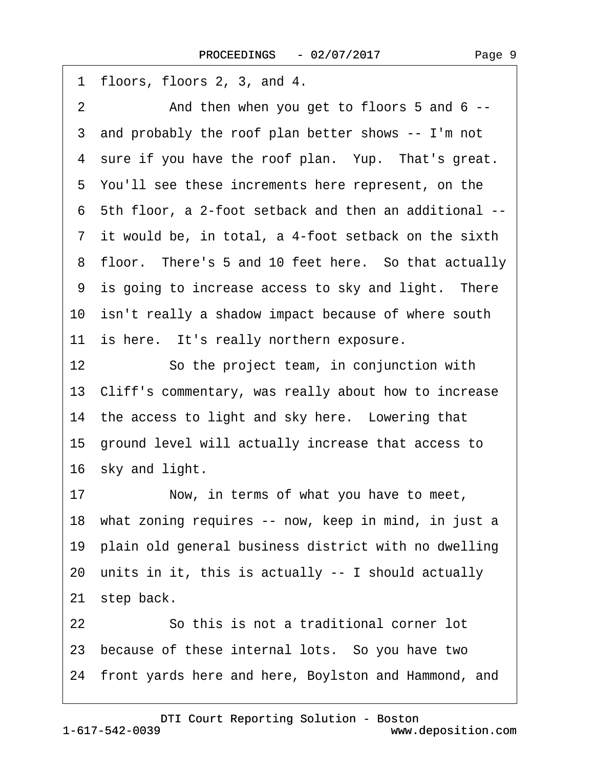1 floors, floors 2, 3, and 4.

2 And then when you get to floors 5 and 6 --

3 and probably the roof plan better shows -- I'm not

4 sure if you have the roof plan. Yup. That's great.

5 You'll see these increments here represent, on the

6 5th floor, a 2-foot setback and then an additional --

7 it would be, in total, a 4-foot setback on the sixth

8 floor. There's 5 and 10 feet here. So that actually

9 is going to increase access to sky and light. There

10 isn't really a shadow impact because of where south

11 is here. It's really northern exposure.

12 So the project team, in conjunction with

13 Cliff's commentary, was really about how to increase

14 the access to light and sky here. Lowering that

15 ground level will actually increase that access to

16 sky and light.

17 Now, in terms of what you have to meet,

18 what zoning requires -- now, keep in mind, in just a

19 plain old general business district with no dwelling

20 units in it, this is actually -- I should actually

21 step back.

22 So this is not a traditional corner lot

23 because of these internal lots. So you have two

24 front yards here and here, Boylston and Hammond, and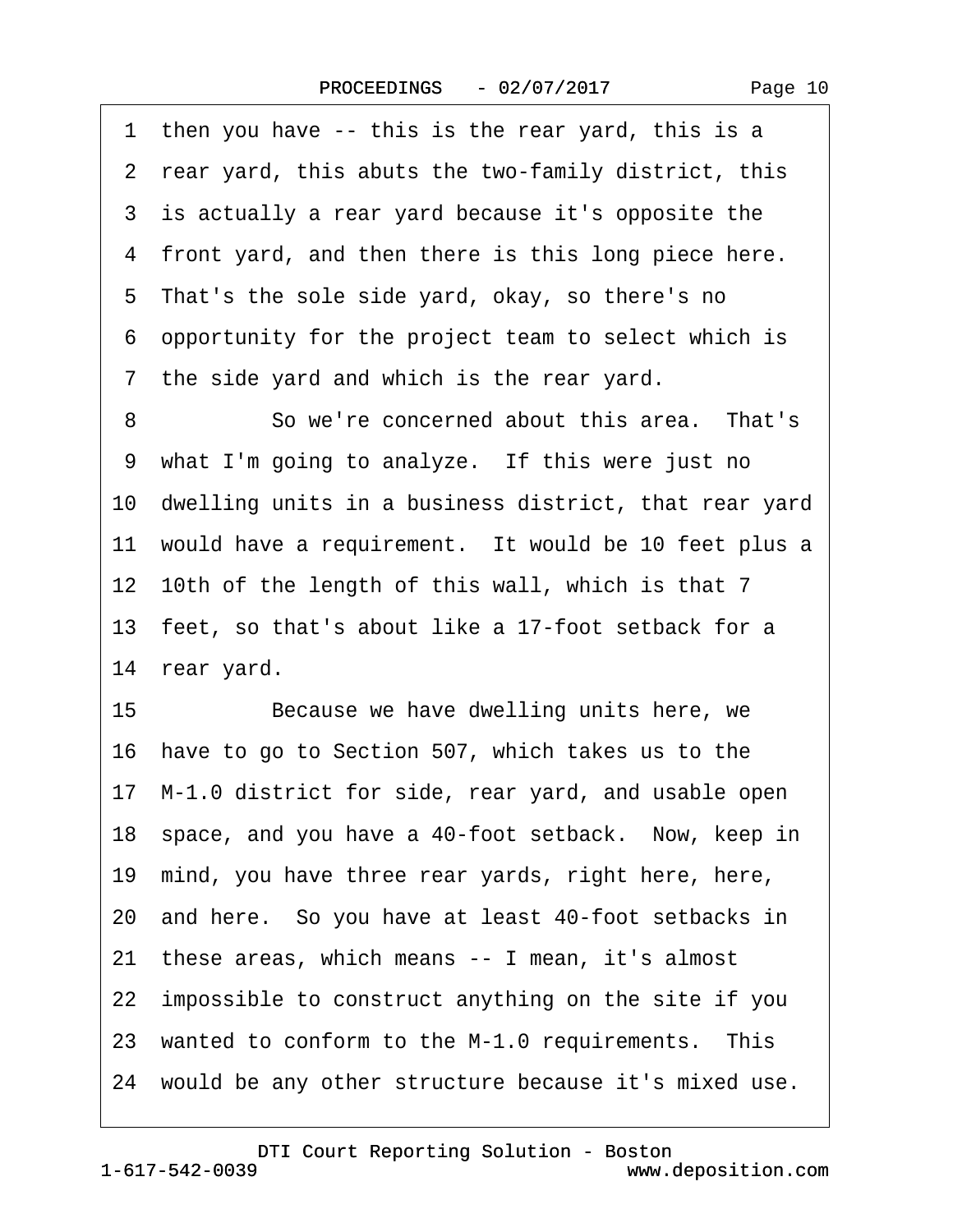1 then you have -- this is the rear yard, this is a
2 rear yard, this abuts the two-family district, this
3 is actually a rear yard because it's opposite the
4 front yard, and then there is this long piece here.
5 That's the sole side yard, okay, so there's no
6 opportunity for the project team to select which is
7 the side yard and which is the rear yard.

8 So we're concerned about this area. That's
9 what I'm going to analyze. If this were just no
10 dwelling units in a business district, that rear yard
11 would have a requirement. It would be 10 feet plus a
12 10th of the length of this wall, which is that 7
13 feet, so that's about like a 17-foot setback for a
14 rear yard.

15 Because we have dwelling units here, we
16 have to go to Section 507, which takes us to the
17 M-1.0 district for side, rear yard, and usable open
18 space, and you have a 40-foot setback. Now, keep in
19 mind, you have three rear yards, right here, here,
20 and here. So you have at least 40-foot setbacks in
21 these areas, which means -- I mean, it's almost
22 impossible to construct anything on the site if you
23 wanted to conform to the M-1.0 requirements. This
24 would be any other structure because it's mixed use.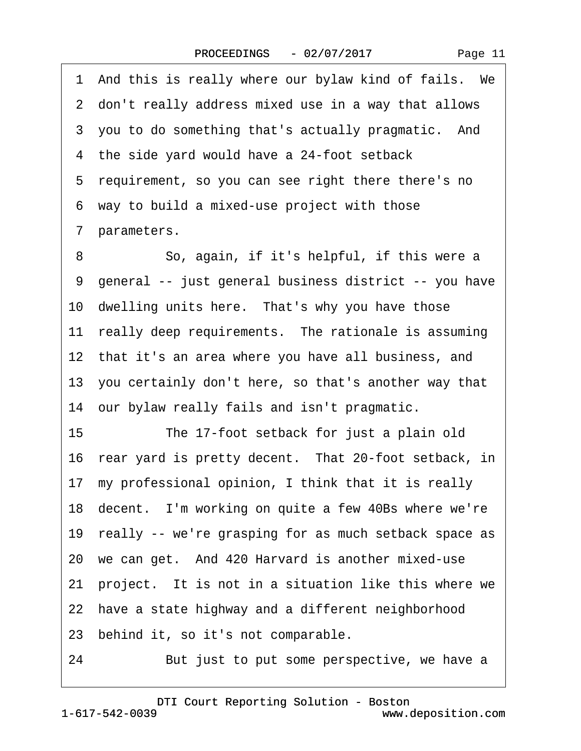1 And this is really where our bylaw kind of fails. We
2 don't really address mixed use in a way that allows
3 you to do something that's actually pragmatic. And
4 the side yard would have a 24-foot setback
5 requirement, so you can see right there there's no
6 way to build a mixed-use project with those
7 parameters.
8 So, again, if it's helpful, if this were a
9 general -- just general business district -- you have
10 dwelling units here. That's why you have those
11 really deep requirements. The rationale is assuming
12 that it's an area where you have all business, and
13 you certainly don't here, so that's another way that
14 our bylaw really fails and isn't pragmatic.
15 The 17-foot setback for just a plain old
16 rear yard is pretty decent. That 20-foot setback, in
17 my professional opinion, I think that it is really
18 decent. I'm working on quite a few 40Bs where we're
19 really -- we're grasping for as much setback space as
20 we can get. And 420 Harvard is another mixed-use
21 project. It is not in a situation like this where we
22 have a state highway and a different neighborhood
23 behind it, so it's not comparable.
24 But just to put some perspective, we have a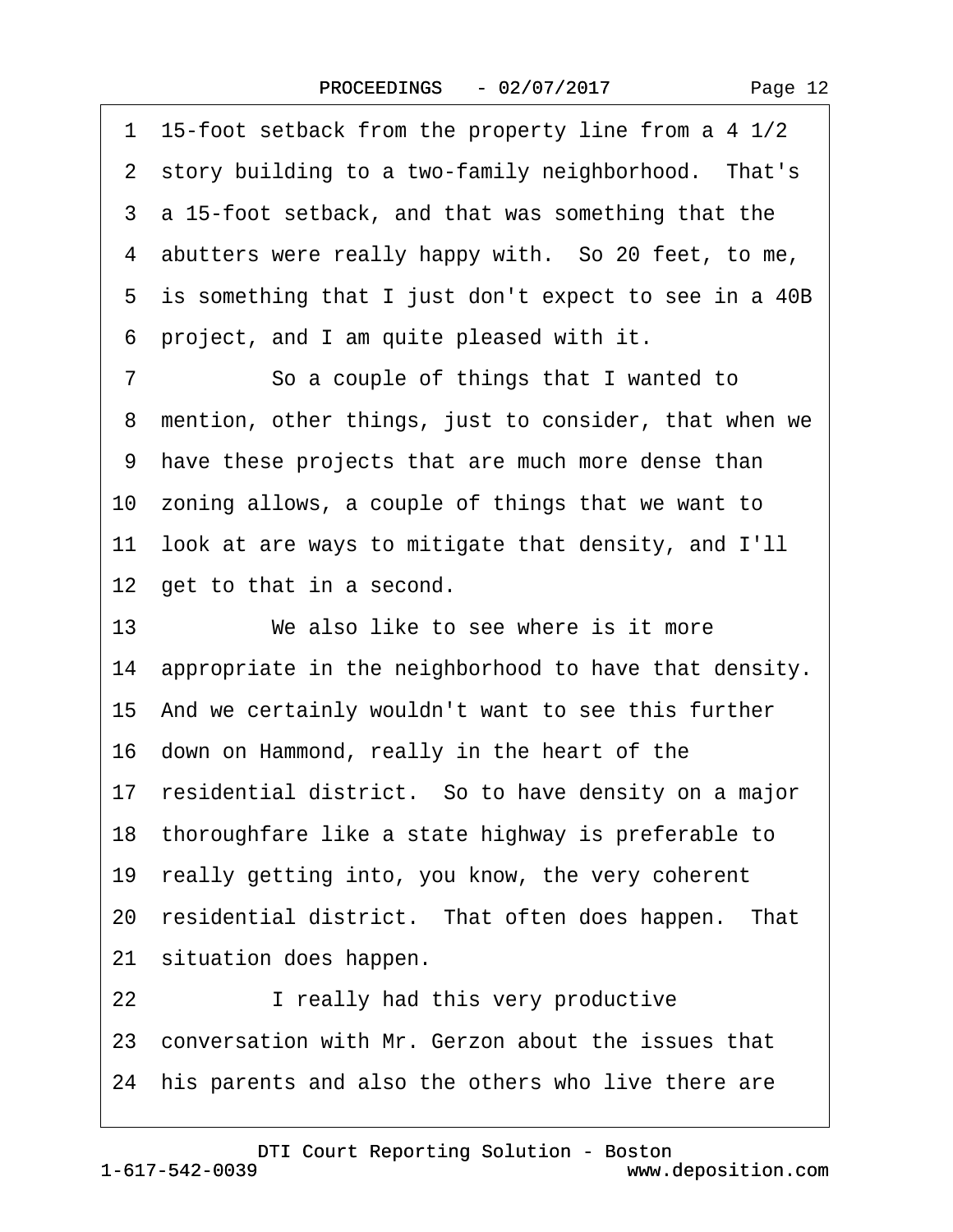1 15-foot setback from the property line from a 4 1/2
2 story building to a two-family neighborhood. That's
3 a 15-foot setback, and that was something that the
4 abutters were really happy with. So 20 feet, to me,
5 is something that I just don't expect to see in a 40B
6 project, and I am quite pleased with it.
7 So a couple of things that I wanted to
8 mention, other things, just to consider, that when we
9 have these projects that are much more dense than
10 zoning allows, a couple of things that we want to
11 look at are ways to mitigate that density, and I'll
12 get to that in a second.
13 We also like to see where is it more
14 appropriate in the neighborhood to have that density.
15 And we certainly wouldn't want to see this further
16 down on Hammond, really in the heart of the
17 residential district. So to have density on a major
18 thoroughfare like a state highway is preferable to
19 really getting into, you know, the very coherent
20 residential district. That often does happen. That
21 situation does happen.
22 I really had this very productive
23 conversation with Mr. Gerzon about the issues that
24 his parents and also the others who live there are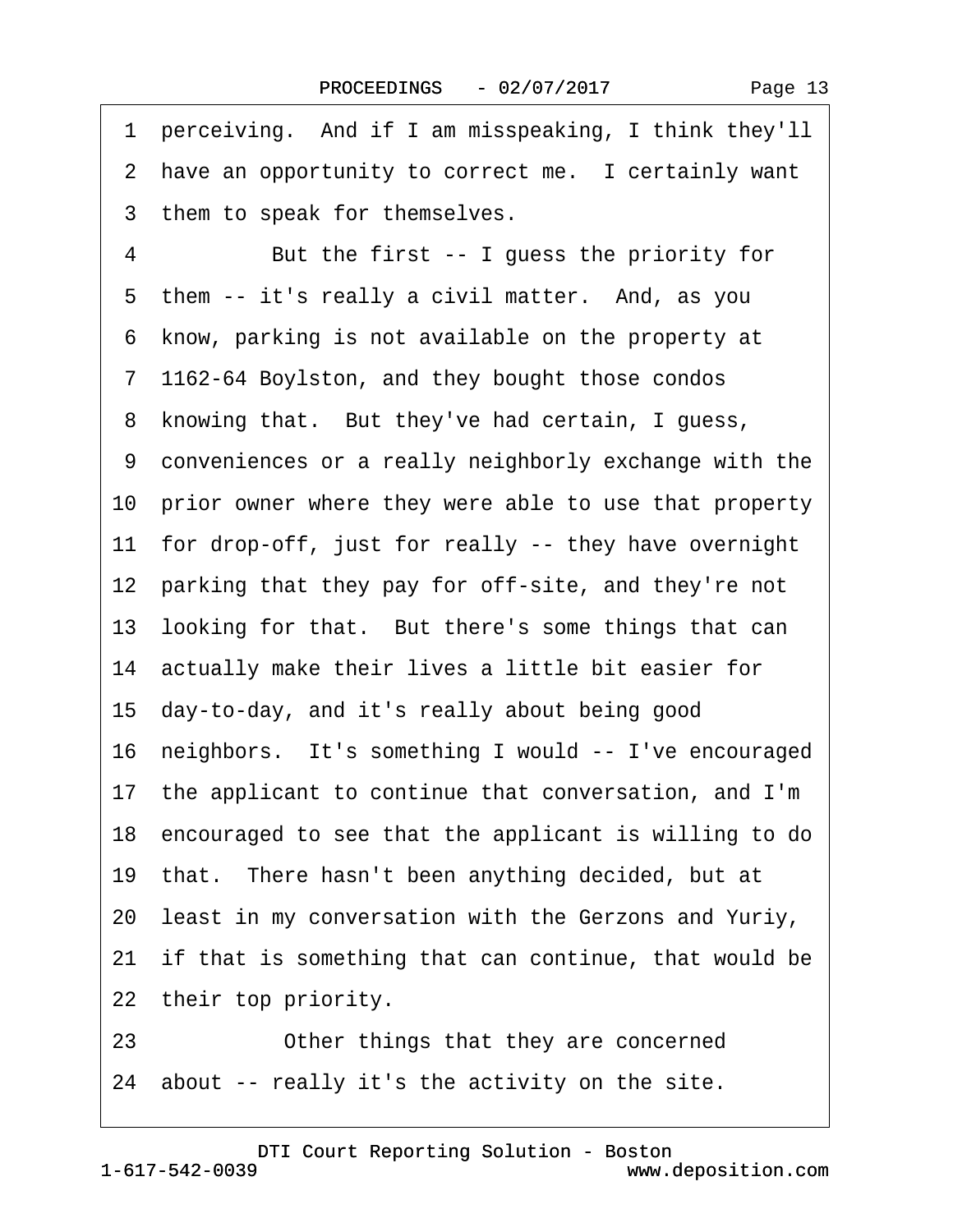1 perceiving. And if I am misspeaking, I think they'll
2 have an opportunity to correct me. I certainly want
3 them to speak for themselves.
4 But the first -- I guess the priority for
5 them -- it's really a civil matter. And, as you
6 know, parking is not available on the property at
7 1162-64 Boylston, and they bought those condos
8 knowing that. But they've had certain, I guess,
9 conveniences or a really neighborly exchange with the
10 prior owner where they were able to use that property
11 for drop-off, just for really -- they have overnight
12 parking that they pay for off-site, and they're not
13 looking for that. But there's some things that can
14 actually make their lives a little bit easier for
15 day-to-day, and it's really about being good
16 neighbors. It's something I would -- I've encouraged
17 the applicant to continue that conversation, and I'm
18 encouraged to see that the applicant is willing to do
19 that. There hasn't been anything decided, but at
20 least in my conversation with the Gerzons and Yuriy,
21 if that is something that can continue, that would be
22 their top priority.
23 Other things that they are concerned
24 about -- really it's the activity on the site.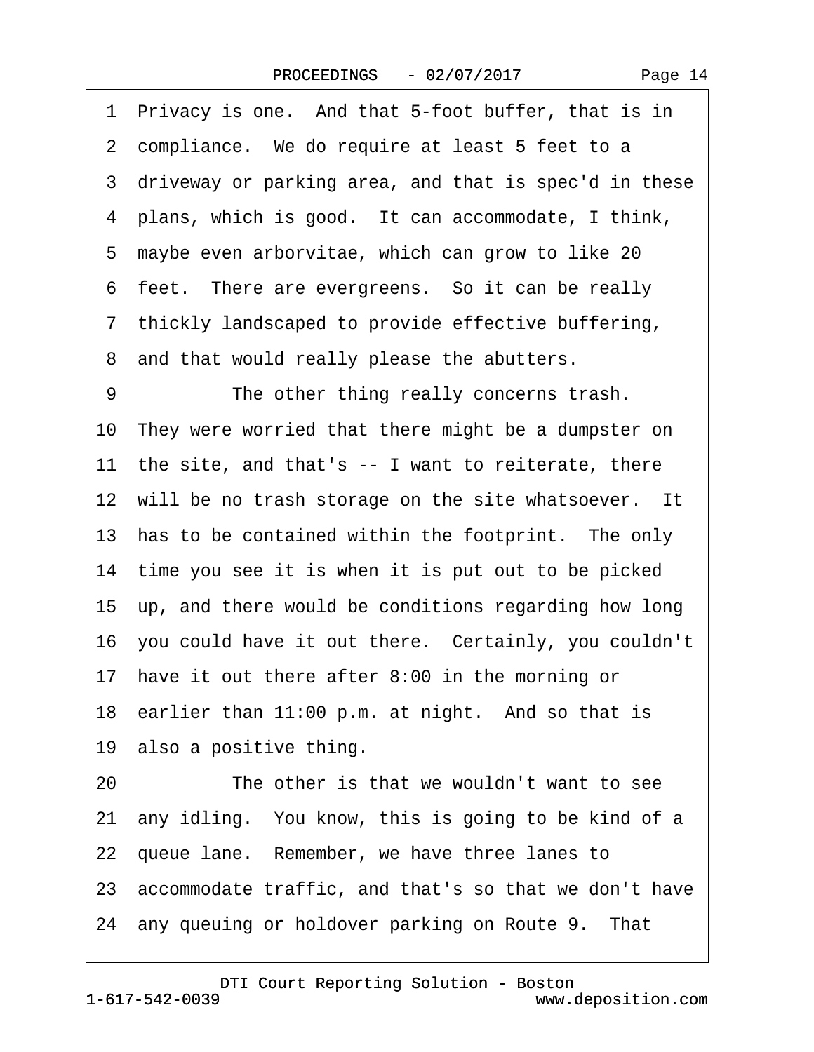Privacy is one. And that 5-foot buffer, that is in compliance. We do require at least 5 feet to a driveway or parking area, and that is spec'd in these plans, which is good. It can accommodate, I think, maybe even arborvitae, which can grow to like 20 feet. There are evergreens. So it can be really thickly landscaped to provide effective buffering, and that would really please the abutters.

The other thing really concerns trash. They were worried that there might be a dumpster on the site, and that's -- I want to reiterate, there will be no trash storage on the site whatsoever. It has to be contained within the footprint. The only time you see it is when it is put out to be picked up, and there would be conditions regarding how long you could have it out there. Certainly, you couldn't have it out there after 8:00 in the morning or earlier than 11:00 p.m. at night. And so that is also a positive thing.

The other is that we wouldn't want to see any idling. You know, this is going to be kind of a queue lane. Remember, we have three lanes to accommodate traffic, and that's so that we don't have any queuing or holdover parking on Route 9. That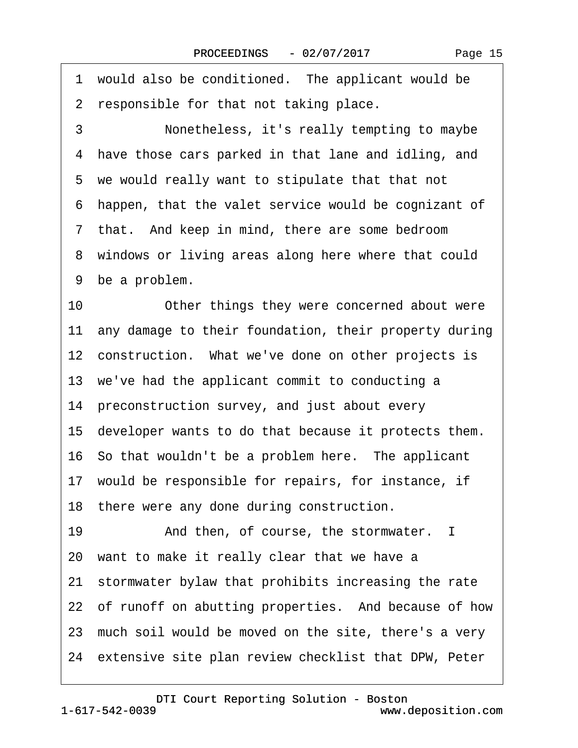1 would also be conditioned. The applicant would be
2 responsible for that not taking place.

3 Nonetheless, it's really tempting to maybe
4 have those cars parked in that lane and idling, and
5 we would really want to stipulate that that not
6 happen, that the valet service would be cognizant of
7 that. And keep in mind, there are some bedroom
8 windows or living areas along here where that could
9 be a problem.

10 Other things they were concerned about were
11 any damage to their foundation, their property during
12 construction. What we've done on other projects is
13 we've had the applicant commit to conducting a
14 preconstruction survey, and just about every
15 developer wants to do that because it protects them.
16 So that wouldn't be a problem here. The applicant
17 would be responsible for repairs, for instance, if
18 there were any done during construction.

19 And then, of course, the stormwater. I
20 want to make it really clear that we have a
21 stormwater bylaw that prohibits increasing the rate
22 of runoff on abutting properties. And because of how
23 much soil would be moved on the site, there's a very
24 extensive site plan review checklist that DPW, Peter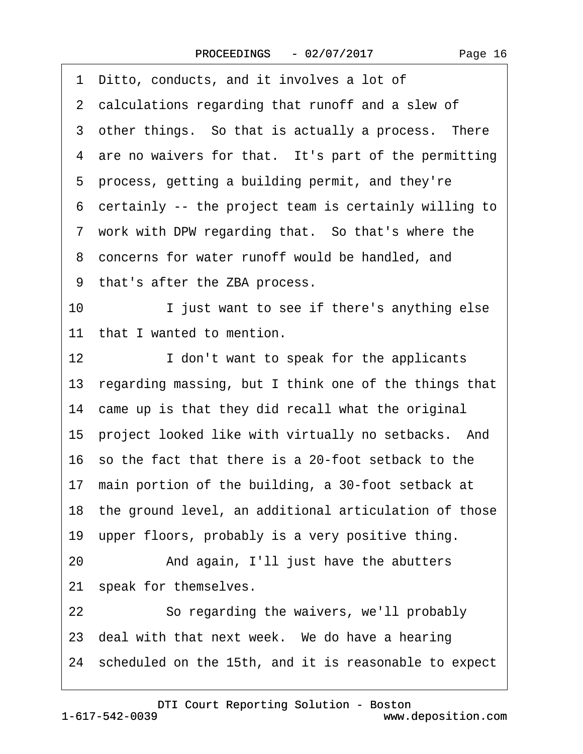1 Ditto, conducts, and it involves a lot of
2 calculations regarding that runoff and a slew of
3 other things. So that is actually a process. There
4 are no waivers for that. It's part of the permitting
5 process, getting a building permit, and they're
6 certainly -- the project team is certainly willing to
7 work with DPW regarding that. So that's where the
8 concerns for water runoff would be handled, and
9 that's after the ZBA process.
10 I just want to see if there's anything else
11 that I wanted to mention.
12 I don't want to speak for the applicants
13 regarding massing, but I think one of the things that
14 came up is that they did recall what the original
15 project looked like with virtually no setbacks. And
16 so the fact that there is a 20-foot setback to the
17 main portion of the building, a 30-foot setback at
18 the ground level, an additional articulation of those
19 upper floors, probably is a very positive thing.
20 And again, I'll just have the abutters
21 speak for themselves.
22 So regarding the waivers, we'll probably
23 deal with that next week. We do have a hearing
24 scheduled on the 15th, and it is reasonable to expect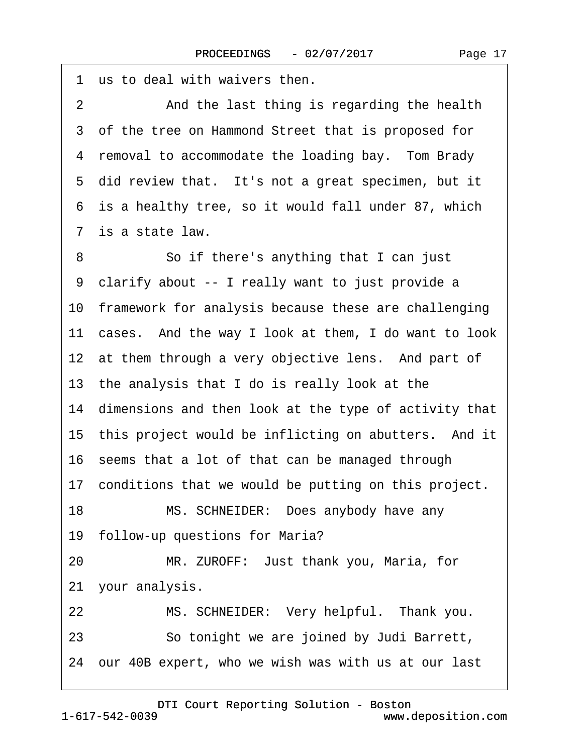1 us to deal with waivers then.

2 And the last thing is regarding the health

3 of the tree on Hammond Street that is proposed for

4 removal to accommodate the loading bay. Tom Brady

5 did review that. It's not a great specimen, but it

6 is a healthy tree, so it would fall under 87, which

7 is a state law.

8 So if there's anything that I can just

9 clarify about -- I really want to just provide a

10 framework for analysis because these are challenging

11 cases. And the way I look at them, I do want to look

12 at them through a very objective lens. And part of

13 the analysis that I do is really look at the

14 dimensions and then look at the type of activity that

15 this project would be inflicting on abutters. And it

16 seems that a lot of that can be managed through

17 conditions that we would be putting on this project.

18 MS. SCHNEIDER: Does anybody have any

19 follow-up questions for Maria?

20 MR. ZUROFF: Just thank you, Maria, for

21 your analysis.

22 MS. SCHNEIDER: Very helpful. Thank you.

23 So tonight we are joined by Judi Barrett,

24 our 40B expert, who we wish was with us at our last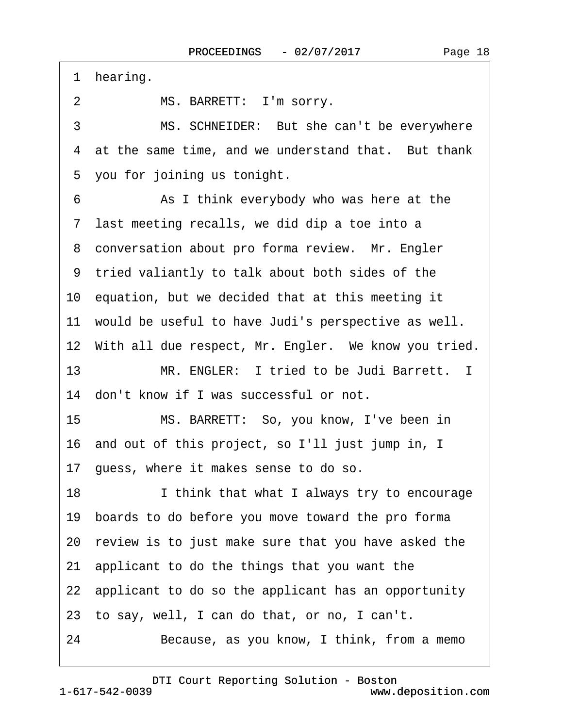1 hearing.

2 MS. BARRETT: I'm sorry.

3 MS. SCHNEIDER: But she can't be everywhere

4 at the same time, and we understand that. But thank

5 you for joining us tonight.

6 As I think everybody who was here at the

7 last meeting recalls, we did dip a toe into a

8 conversation about pro forma review. Mr. Engler

9 tried valiantly to talk about both sides of the

10 equation, but we decided that at this meeting it

11 would be useful to have Judi's perspective as well.

12 With all due respect, Mr. Engler. We know you tried.

13 MR. ENGLER: I tried to be Judi Barrett. I

14 don't know if I was successful or not.

15 MS. BARRETT: So, you know, I've been in

16 and out of this project, so I'll just jump in, I

17 guess, where it makes sense to do so.

18 I think that what I always try to encourage

19 boards to do before you move toward the pro forma

20 review is to just make sure that you have asked the

21 applicant to do the things that you want the

22 applicant to do so the applicant has an opportunity

23 to say, well, I can do that, or no, I can't.

24 Because, as you know, I think, from a memo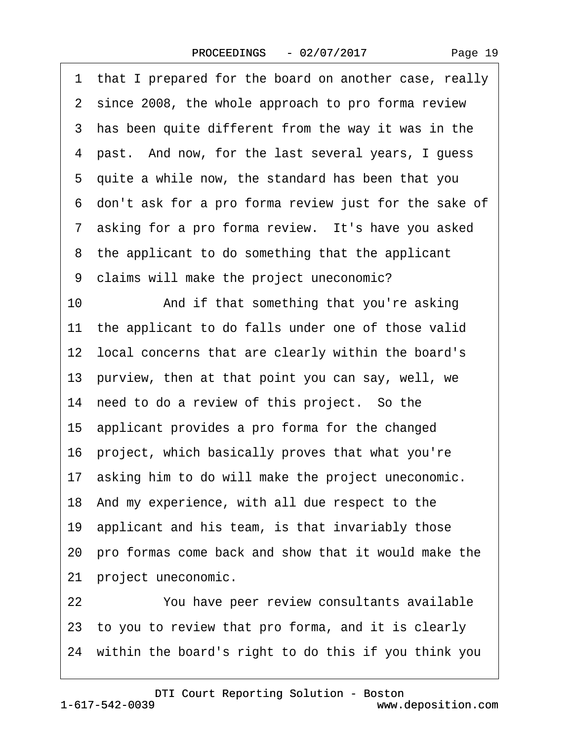1 that I prepared for the board on another case, really
2 since 2008, the whole approach to pro forma review
3 has been quite different from the way it was in the
4 past. And now, for the last several years, I guess
5 quite a while now, the standard has been that you
6 don't ask for a pro forma review just for the sake of
7 asking for a pro forma review. It's have you asked
8 the applicant to do something that the applicant
9 claims will make the project uneconomic?
10 And if that something that you're asking
11 the applicant to do falls under one of those valid
12 local concerns that are clearly within the board's
13 purview, then at that point you can say, well, we
14 need to do a review of this project. So the
15 applicant provides a pro forma for the changed
16 project, which basically proves that what you're
17 asking him to do will make the project uneconomic.
18 And my experience, with all due respect to the
19 applicant and his team, is that invariably those
20 pro formas come back and show that it would make the
21 project uneconomic.
22 You have peer review consultants available
23 to you to review that pro forma, and it is clearly
24 within the board's right to do this if you think you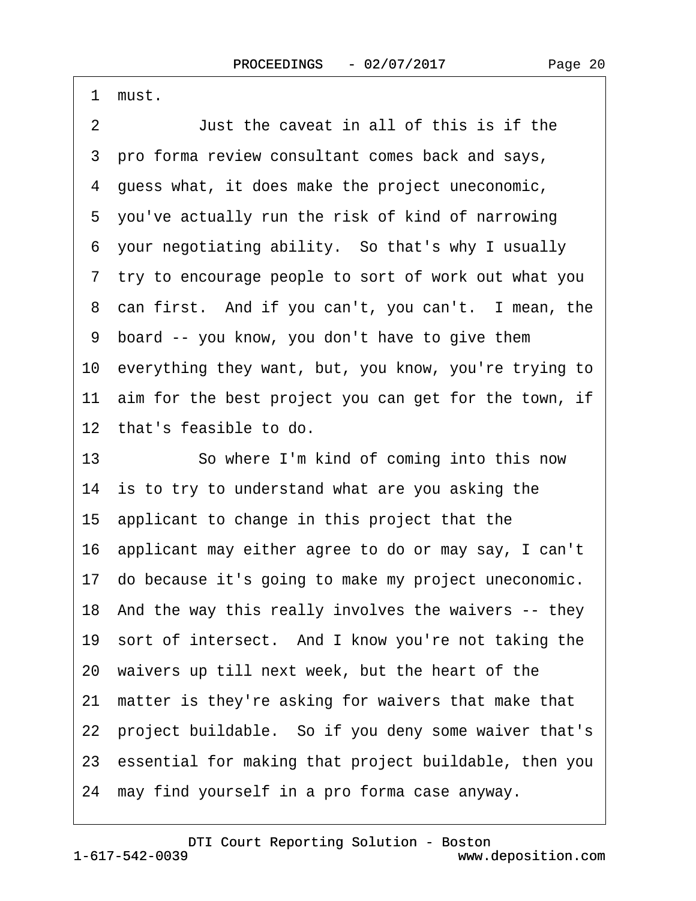1 must.

2 Just the caveat in all of this is if the

3 pro forma review consultant comes back and says,

4 guess what, it does make the project uneconomic,

5 you've actually run the risk of kind of narrowing

6 your negotiating ability. So that's why I usually

7 try to encourage people to sort of work out what you

8 can first. And if you can't, you can't. I mean, the

9 board -- you know, you don't have to give them

10 everything they want, but, you know, you're trying to

11 aim for the best project you can get for the town, if

12 that's feasible to do.

13 So where I'm kind of coming into this now

14 is to try to understand what are you asking the

15 applicant to change in this project that the

16 applicant may either agree to do or may say, I can't

17 do because it's going to make my project uneconomic.

18 And the way this really involves the waivers -- they

19 sort of intersect. And I know you're not taking the

20 waivers up till next week, but the heart of the

21 matter is they're asking for waivers that make that

22 project buildable. So if you deny some waiver that's

23 essential for making that project buildable, then you

24 may find yourself in a pro forma case anyway.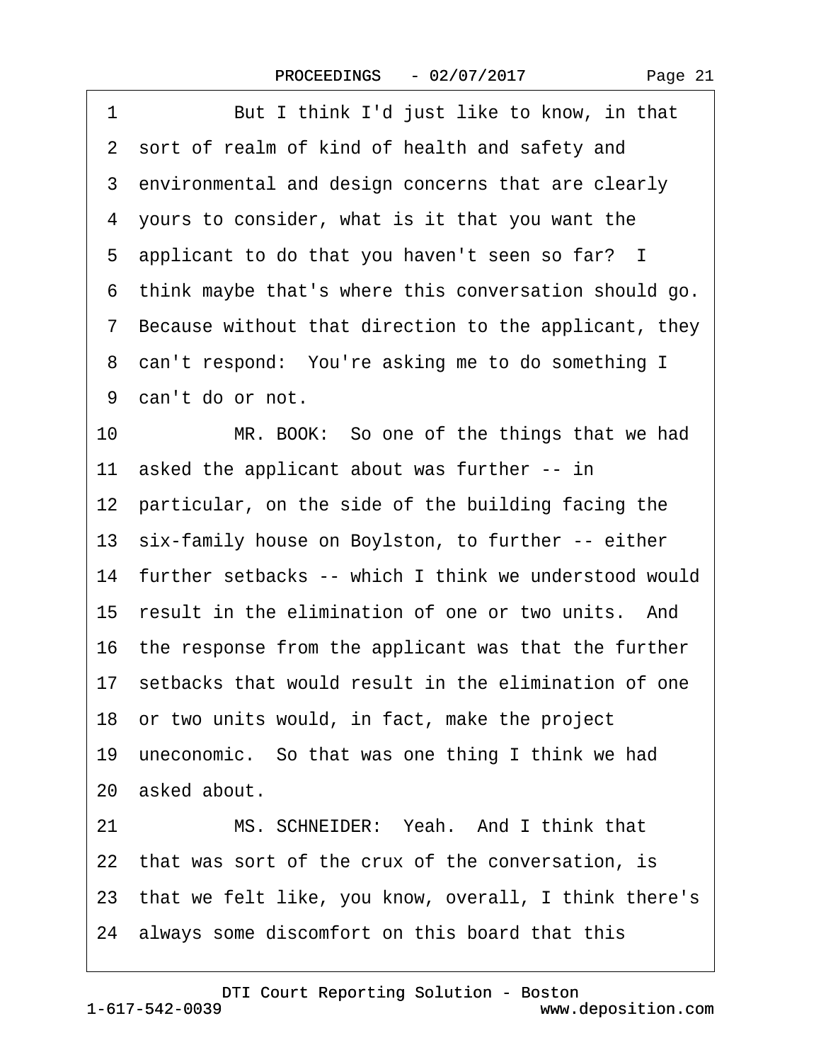1 But I think I'd just like to know, in that
2 sort of realm of kind of health and safety and
3 environmental and design concerns that are clearly
4 yours to consider, what is it that you want the
5 applicant to do that you haven't seen so far? I
6 think maybe that's where this conversation should go.
7 Because without that direction to the applicant, they
8 can't respond: You're asking me to do something I
9 can't do or not.
10 MR. BOOK: So one of the things that we had
11 asked the applicant about was further -- in
12 particular, on the side of the building facing the
13 six-family house on Boylston, to further -- either
14 further setbacks -- which I think we understood would
15 result in the elimination of one or two units. And
16 the response from the applicant was that the further
17 setbacks that would result in the elimination of one
18 or two units would, in fact, make the project
19 uneconomic. So that was one thing I think we had
20 asked about.
21 MS. SCHNEIDER: Yeah. And I think that
22 that was sort of the crux of the conversation, is
23 that we felt like, you know, overall, I think there's
24 always some discomfort on this board that this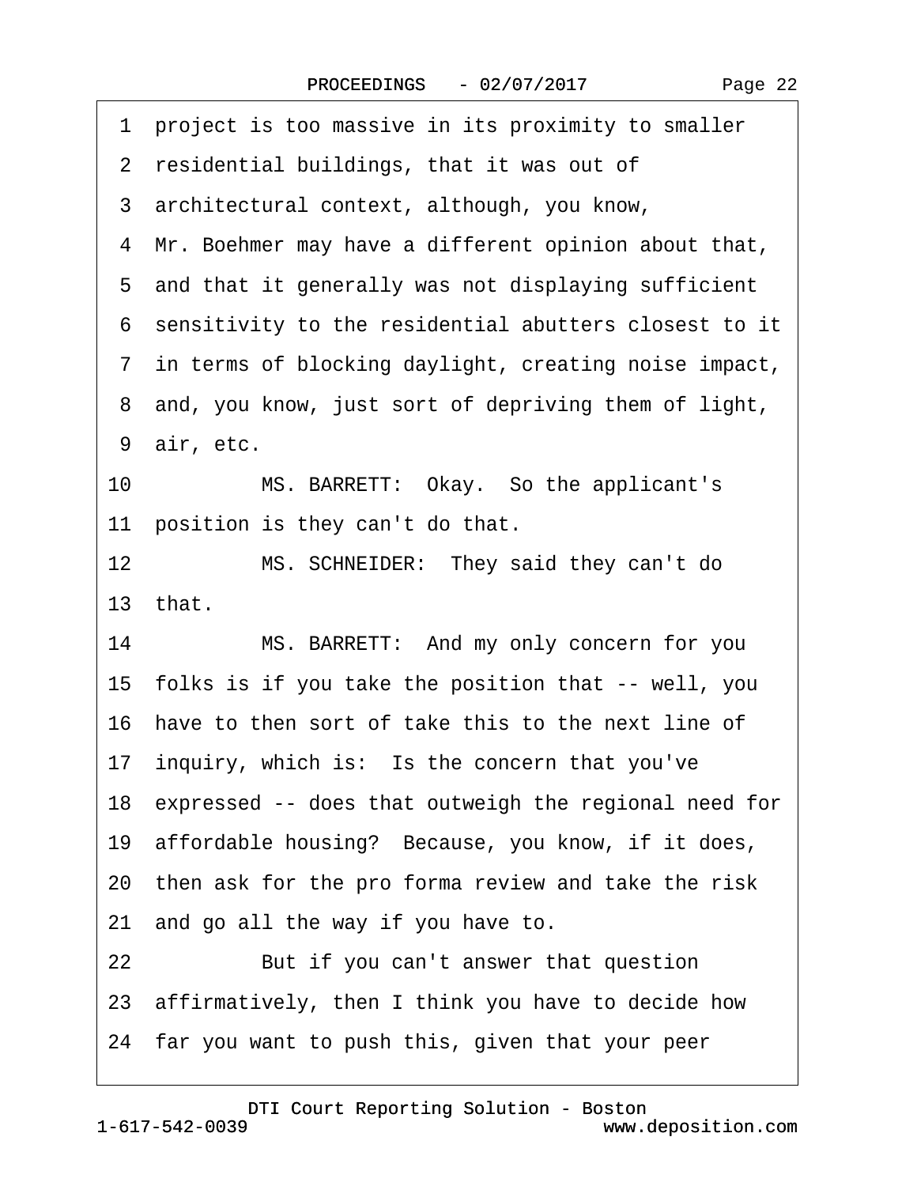1 project is too massive in its proximity to smaller
2 residential buildings, that it was out of
3 architectural context, although, you know,
4 Mr. Boehmer may have a different opinion about that,
5 and that it generally was not displaying sufficient
6 sensitivity to the residential abutters closest to it
7 in terms of blocking daylight, creating noise impact,
8 and, you know, just sort of depriving them of light,
9 air, etc.

10 MS. BARRETT: Okay. So the applicant's
11 position is they can't do that.

12 MS. SCHNEIDER: They said they can't do
13 that.

14 MS. BARRETT: And my only concern for you
15 folks is if you take the position that -- well, you
16 have to then sort of take this to the next line of
17 inquiry, which is: Is the concern that you've
18 expressed -- does that outweigh the regional need for
19 affordable housing? Because, you know, if it does,
20 then ask for the pro forma review and take the risk
21 and go all the way if you have to.

22 But if you can't answer that question
23 affirmatively, then I think you have to decide how
24 far you want to push this, given that your peer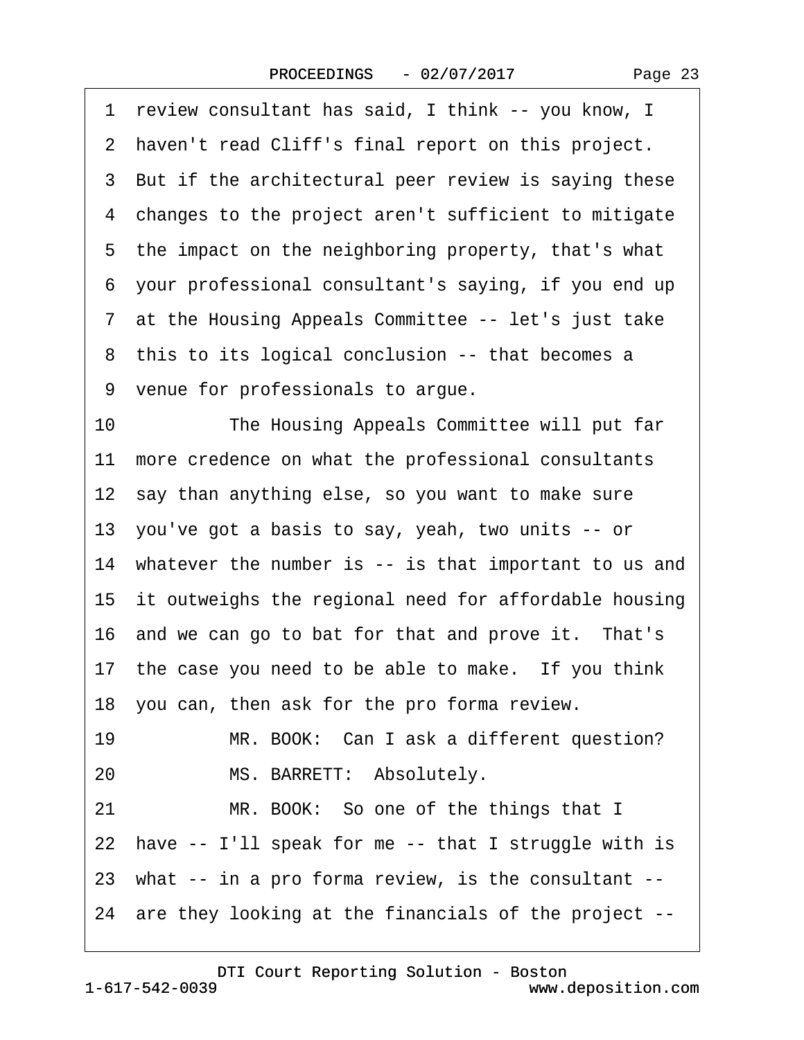1 review consultant has said, I think -- you know, I
2 haven't read Cliff's final report on this project.
3 But if the architectural peer review is saying these
4 changes to the project aren't sufficient to mitigate
5 the impact on the neighboring property, that's what
6 your professional consultant's saying, if you end up
7 at the Housing Appeals Committee -- let's just take
8 this to its logical conclusion -- that becomes a
9 venue for professionals to argue.
10 The Housing Appeals Committee will put far
11 more credence on what the professional consultants
12 say than anything else, so you want to make sure
13 you've got a basis to say, yeah, two units -- or
14 whatever the number is -- is that important to us and
15 it outweighs the regional need for affordable housing
16 and we can go to bat for that and prove it. That's
17 the case you need to be able to make. If you think
18 you can, then ask for the pro forma review.
19 MR. BOOK: Can I ask a different question?
20 MS. BARRETT: Absolutely.
21 MR. BOOK: So one of the things that I
22 have -- I'll speak for me -- that I struggle with is
23 what -- in a pro forma review, is the consultant --
24 are they looking at the financials of the project --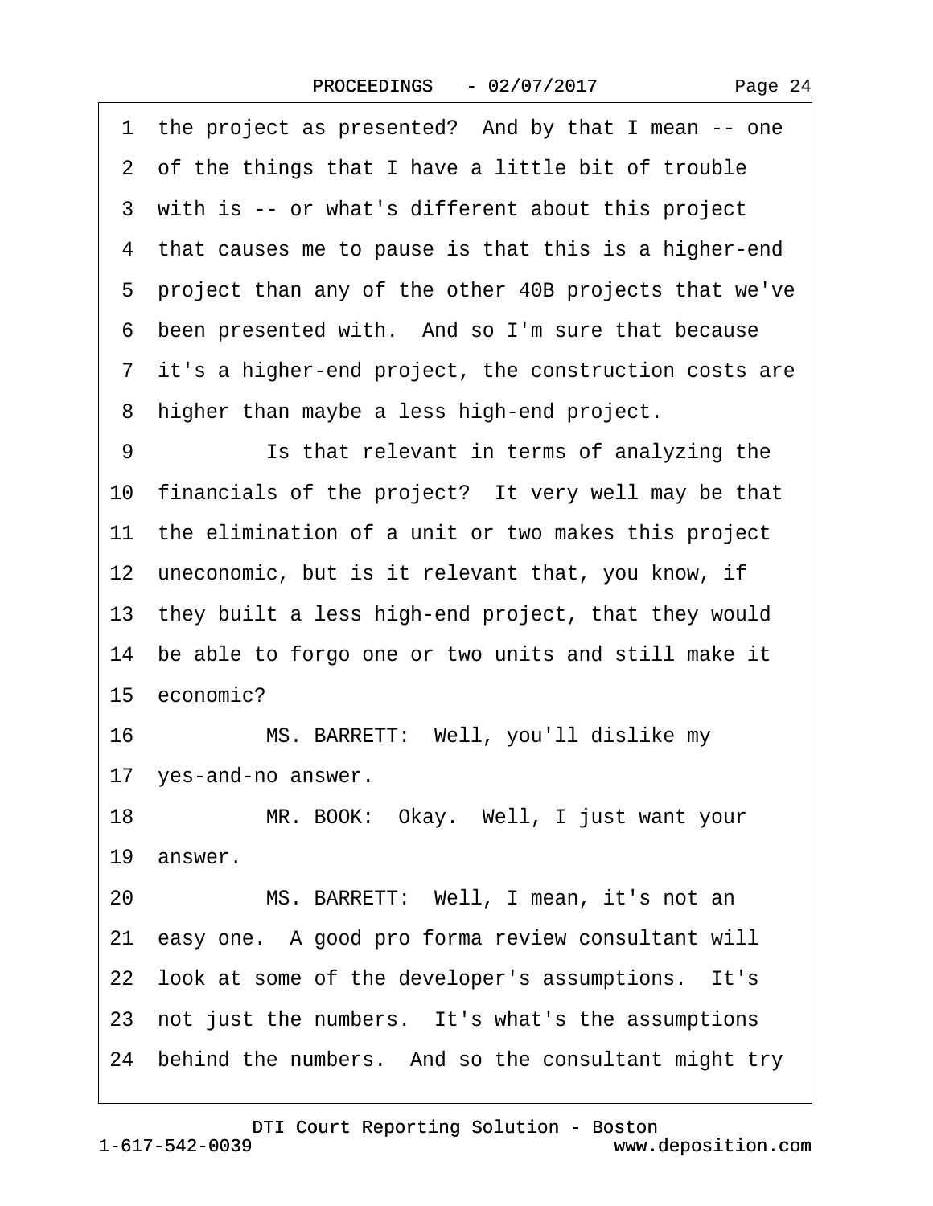1 the project as presented? And by that I mean -- one
2 of the things that I have a little bit of trouble
3 with is -- or what's different about this project
4 that causes me to pause is that this is a higher-end
5 project than any of the other 40B projects that we've
6 been presented with. And so I'm sure that because
7 it's a higher-end project, the construction costs are
8 higher than maybe a less high-end project.

9 Is that relevant in terms of analyzing the
10 financials of the project? It very well may be that
11 the elimination of a unit or two makes this project
12 uneconomic, but is it relevant that, you know, if
13 they built a less high-end project, that they would
14 be able to forgo one or two units and still make it
15 economic?

16 MS. BARRETT: Well, you'll dislike my
17 yes-and-no answer.

18 MR. BOOK: Okay. Well, I just want your
19 answer.

20 MS. BARRETT: Well, I mean, it's not an
21 easy one. A good pro forma review consultant will
22 look at some of the developer's assumptions. It's
23 not just the numbers. It's what's the assumptions
24 behind the numbers. And so the consultant might try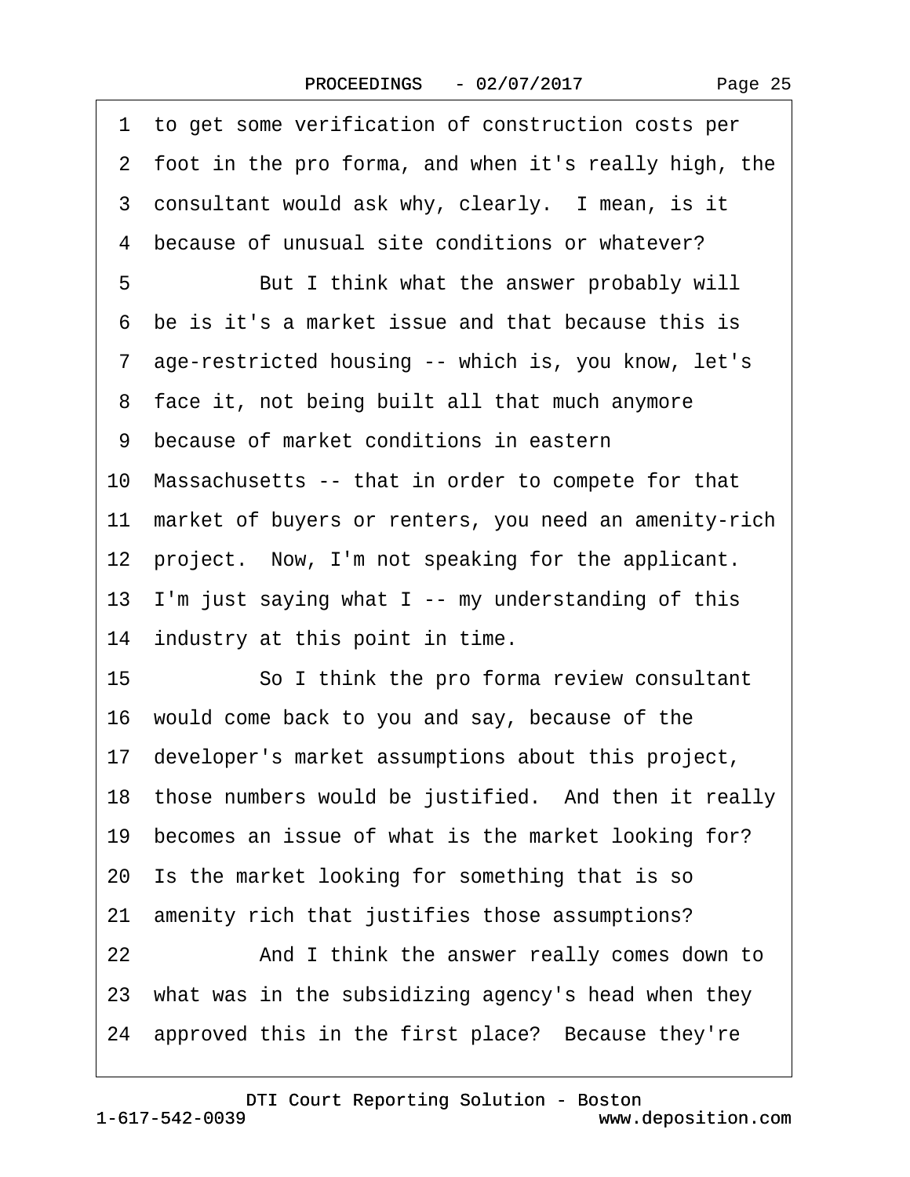1 to get some verification of construction costs per
2 foot in the pro forma, and when it's really high, the
3 consultant would ask why, clearly. I mean, is it
4 because of unusual site conditions or whatever?
5 But I think what the answer probably will
6 be is it's a market issue and that because this is
7 age-restricted housing -- which is, you know, let's
8 face it, not being built all that much anymore
9 because of market conditions in eastern
10 Massachusetts -- that in order to compete for that
11 market of buyers or renters, you need an amenity-rich
12 project. Now, I'm not speaking for the applicant.
13 I'm just saying what I -- my understanding of this
14 industry at this point in time.
15 So I think the pro forma review consultant
16 would come back to you and say, because of the
17 developer's market assumptions about this project,
18 those numbers would be justified. And then it really
19 becomes an issue of what is the market looking for?
20 Is the market looking for something that is so
21 amenity rich that justifies those assumptions?
22 And I think the answer really comes down to
23 what was in the subsidizing agency's head when they
24 approved this in the first place? Because they're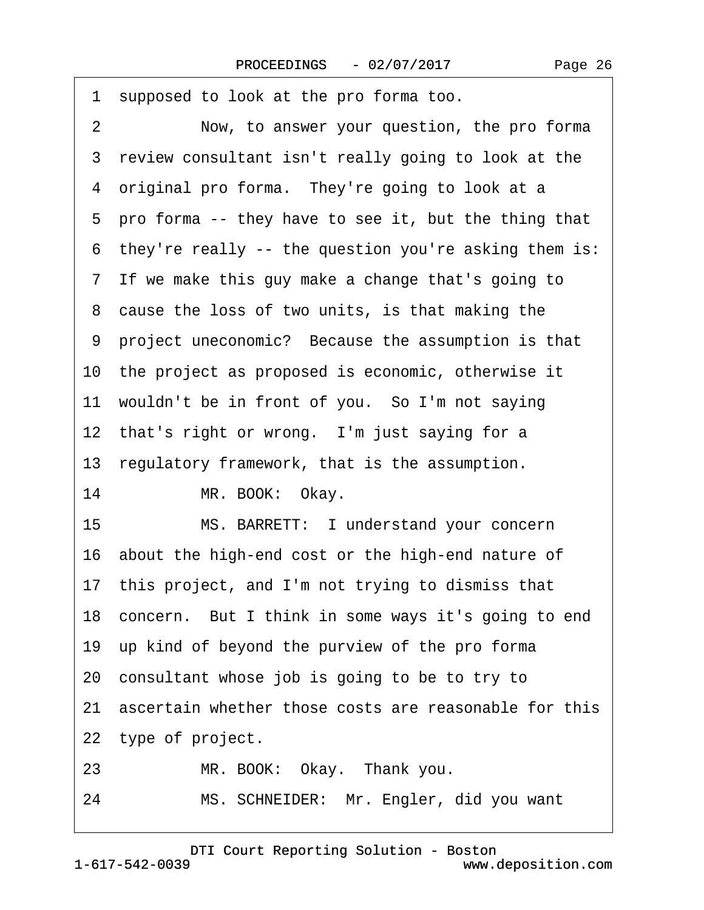1 supposed to look at the pro forma too.

2 Now, to answer your question, the pro forma

3 review consultant isn't really going to look at the

4 original pro forma. They're going to look at a

5 pro forma -- they have to see it, but the thing that

6 they're really -- the question you're asking them is:

7 If we make this guy make a change that's going to

8 cause the loss of two units, is that making the

9 project uneconomic? Because the assumption is that

10 the project as proposed is economic, otherwise it

11 wouldn't be in front of you. So I'm not saying

12 that's right or wrong. I'm just saying for a

13 regulatory framework, that is the assumption.

14 MR. BOOK: Okay.

15 MS. BARRETT: I understand your concern

16 about the high-end cost or the high-end nature of

17 this project, and I'm not trying to dismiss that

18 concern. But I think in some ways it's going to end

19 up kind of beyond the purview of the pro forma

20 consultant whose job is going to be to try to

21 ascertain whether those costs are reasonable for this

22 type of project.

23 MR. BOOK: Okay. Thank you.

24 MS. SCHNEIDER: Mr. Engler, did you want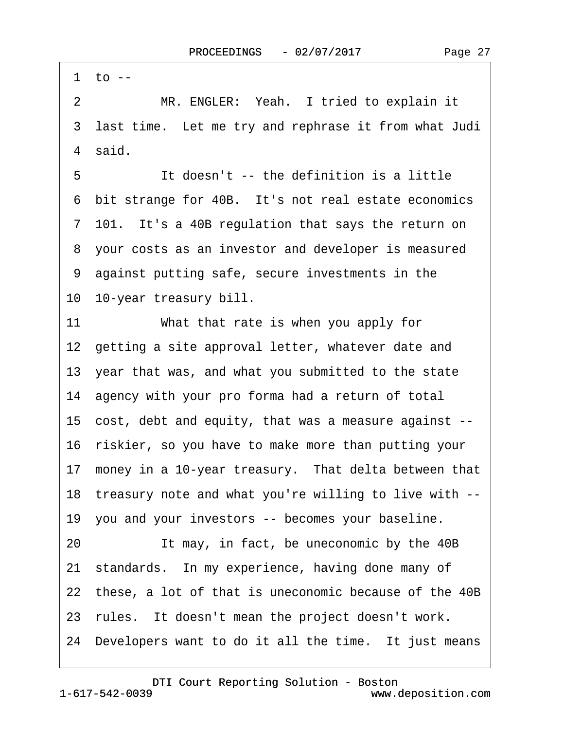1 to --

2 MR. ENGLER: Yeah. I tried to explain it

3 last time. Let me try and rephrase it from what Judi

4 said.

5 It doesn't -- the definition is a little

6 bit strange for 40B. It's not real estate economics

7 101. It's a 40B regulation that says the return on

8 your costs as an investor and developer is measured

9 against putting safe, secure investments in the

10 10-year treasury bill.

11 What that rate is when you apply for

12 getting a site approval letter, whatever date and

13 year that was, and what you submitted to the state

14 agency with your pro forma had a return of total

15 cost, debt and equity, that was a measure against --

16 riskier, so you have to make more than putting your

17 money in a 10-year treasury. That delta between that

18 treasury note and what you're willing to live with --

19 you and your investors -- becomes your baseline.

20 It may, in fact, be uneconomic by the 40B

21 standards. In my experience, having done many of

22 these, a lot of that is uneconomic because of the 40B

23 rules. It doesn't mean the project doesn't work.

24 Developers want to do it all the time. It just means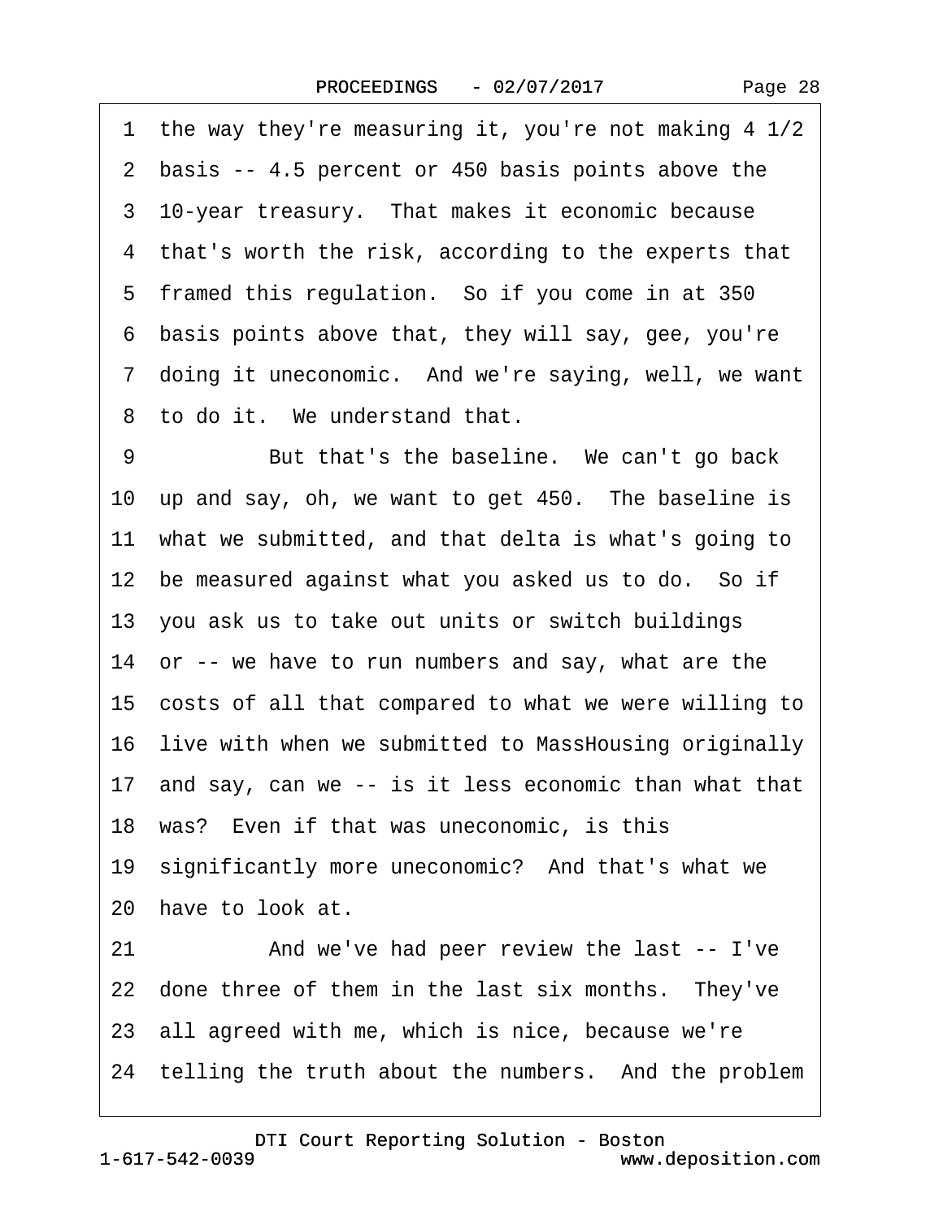1 the way they're measuring it, you're not making 4 1/2
2 basis -- 4.5 percent or 450 basis points above the
3 10-year treasury. That makes it economic because
4 that's worth the risk, according to the experts that
5 framed this regulation. So if you come in at 350
6 basis points above that, they will say, gee, you're
7 doing it uneconomic. And we're saying, well, we want
8 to do it. We understand that.

9 But that's the baseline. We can't go back
10 up and say, oh, we want to get 450. The baseline is
11 what we submitted, and that delta is what's going to
12 be measured against what you asked us to do. So if
13 you ask us to take out units or switch buildings
14 or -- we have to run numbers and say, what are the
15 costs of all that compared to what we were willing to
16 live with when we submitted to MassHousing originally
17 and say, can we -- is it less economic than what that
18 was? Even if that was uneconomic, is this
19 significantly more uneconomic? And that's what we
20 have to look at.

21 And we've had peer review the last -- I've
22 done three of them in the last six months. They've
23 all agreed with me, which is nice, because we're
24 telling the truth about the numbers. And the problem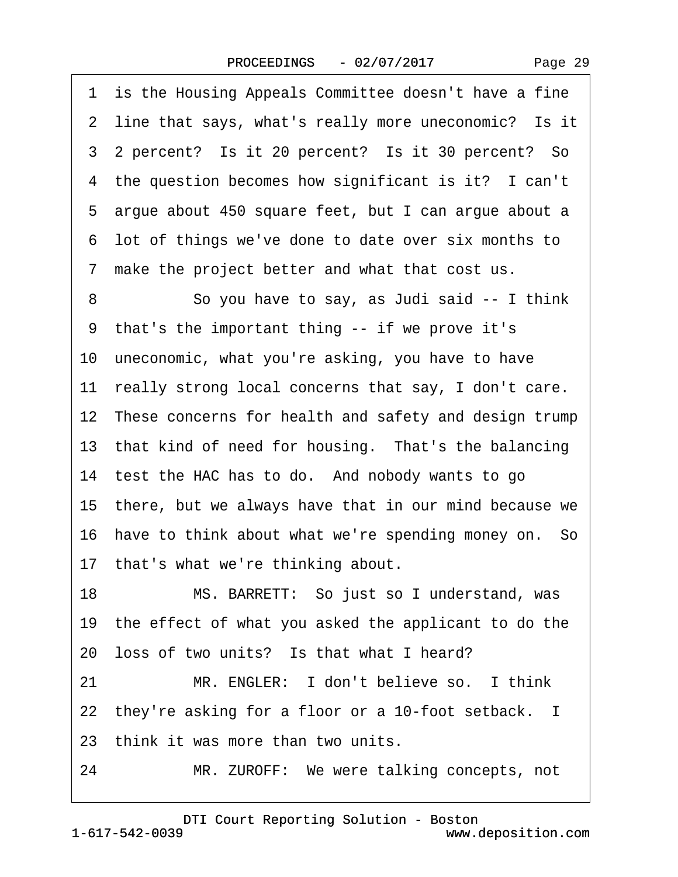1 is the Housing Appeals Committee doesn't have a fine
2 line that says, what's really more uneconomic? Is it
3 2 percent? Is it 20 percent? Is it 30 percent? So
4 the question becomes how significant is it? I can't
5 argue about 450 square feet, but I can argue about a
6 lot of things we've done to date over six months to
7 make the project better and what that cost us.
8 So you have to say, as Judi said -- I think
9 that's the important thing -- if we prove it's
10 uneconomic, what you're asking, you have to have
11 really strong local concerns that say, I don't care.
12 These concerns for health and safety and design trump
13 that kind of need for housing. That's the balancing
14 test the HAC has to do. And nobody wants to go
15 there, but we always have that in our mind because we
16 have to think about what we're spending money on. So
17 that's what we're thinking about.
18 MS. BARRETT: So just so I understand, was
19 the effect of what you asked the applicant to do the
20 loss of two units? Is that what I heard?
21 MR. ENGLER: I don't believe so. I think
22 they're asking for a floor or a 10-foot setback. I
23 think it was more than two units.
24 MR. ZUROFF: We were talking concepts, not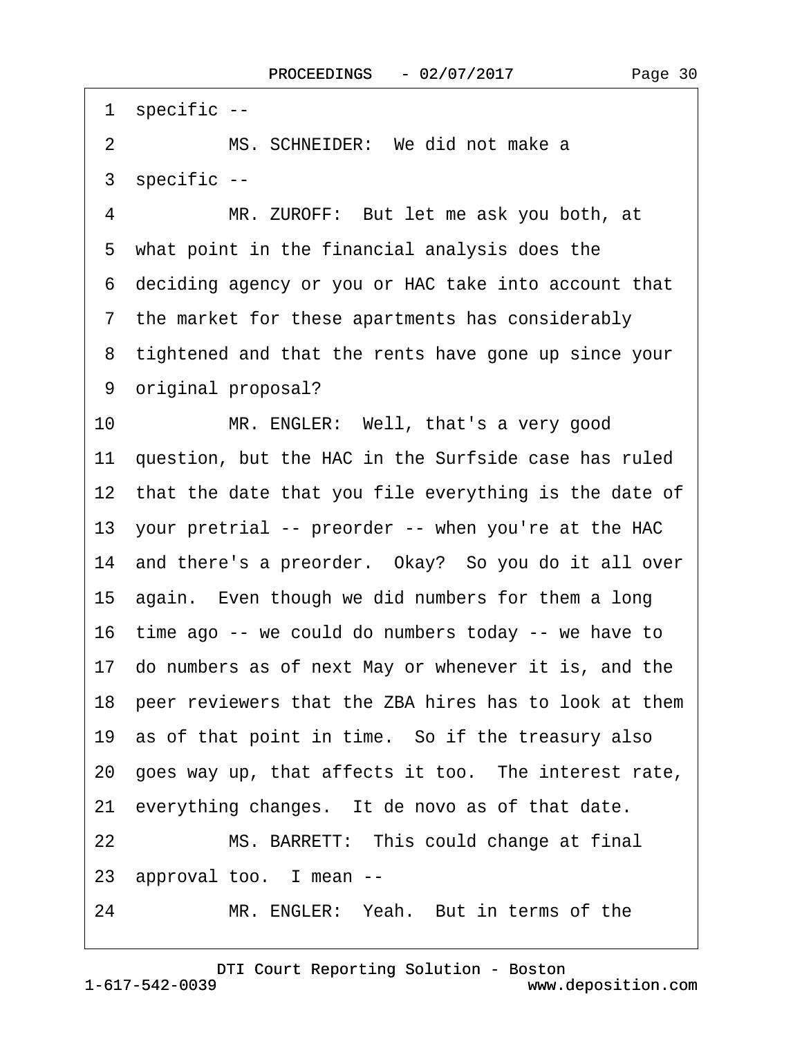1 specific --

2 MS. SCHNEIDER: We did not make a

3 specific --

4 MR. ZUROFF: But let me ask you both, at

5 what point in the financial analysis does the

6 deciding agency or you or HAC take into account that

7 the market for these apartments has considerably

8 tightened and that the rents have gone up since your

9 original proposal?

10 MR. ENGLER: Well, that's a very good

11 question, but the HAC in the Surfside case has ruled

12 that the date that you file everything is the date of

13 your pretrial -- preorder -- when you're at the HAC

14 and there's a preorder. Okay? So you do it all over

15 again. Even though we did numbers for them a long

16 time ago -- we could do numbers today -- we have to

17 do numbers as of next May or whenever it is, and the

18 peer reviewers that the ZBA hires has to look at them

19 as of that point in time. So if the treasury also

20 goes way up, that affects it too. The interest rate,

21 everything changes. It de novo as of that date.

22 MS. BARRETT: This could change at final

23 approval too. I mean --

24 MR. ENGLER: Yeah. But in terms of the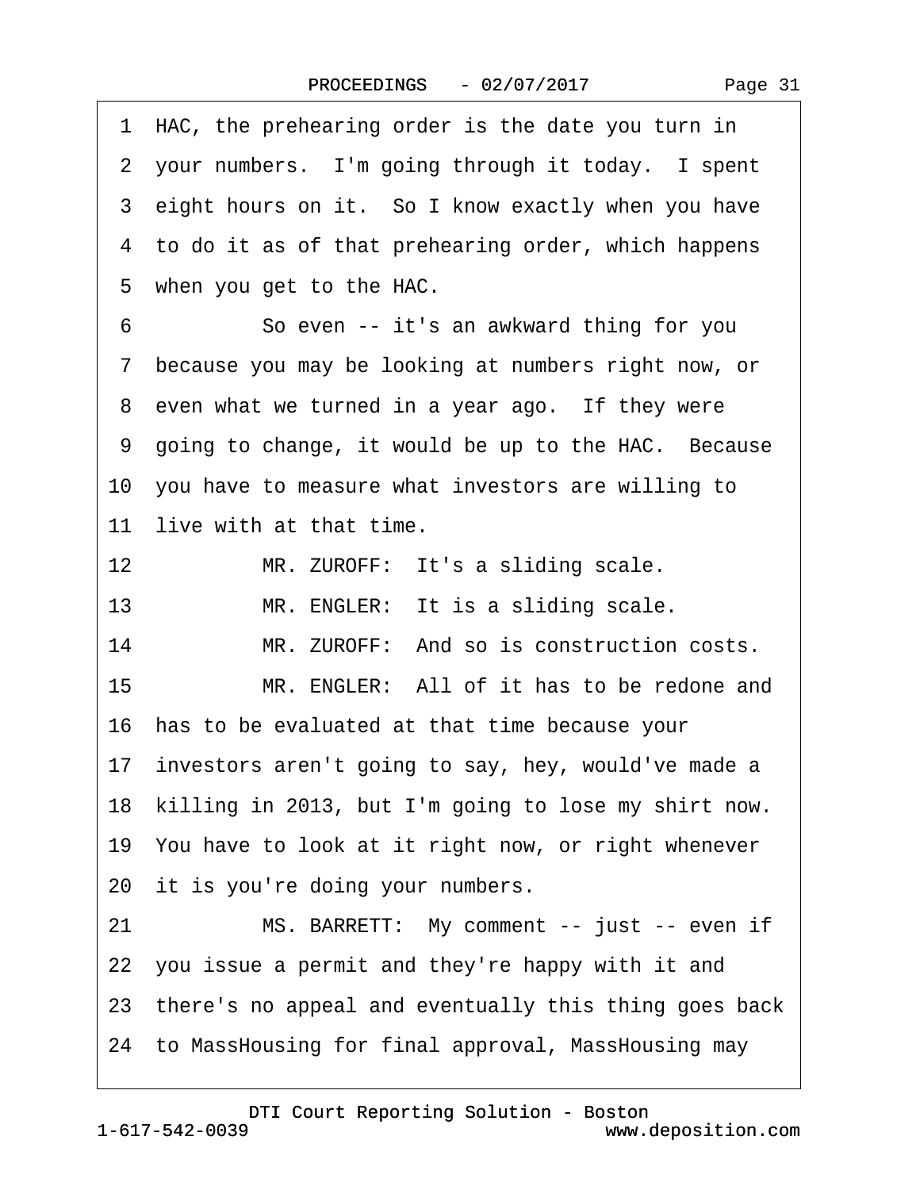1 HAC, the prehearing order is the date you turn in
2 your numbers. I'm going through it today. I spent
3 eight hours on it. So I know exactly when you have
4 to do it as of that prehearing order, which happens
5 when you get to the HAC.

6 So even -- it's an awkward thing for you
7 because you may be looking at numbers right now, or
8 even what we turned in a year ago. If they were
9 going to change, it would be up to the HAC. Because
10 you have to measure what investors are willing to
11 live with at that time.

12 MR. ZUROFF: It's a sliding scale.

13 MR. ENGLER: It is a sliding scale.

14 MR. ZUROFF: And so is construction costs.

15 MR. ENGLER: All of it has to be redone and
16 has to be evaluated at that time because your
17 investors aren't going to say, hey, would've made a
18 killing in 2013, but I'm going to lose my shirt now.
19 You have to look at it right now, or right whenever
20 it is you're doing your numbers.

21 MS. BARRETT: My comment -- just -- even if
22 you issue a permit and they're happy with it and
23 there's no appeal and eventually this thing goes back
24 to MassHousing for final approval, MassHousing may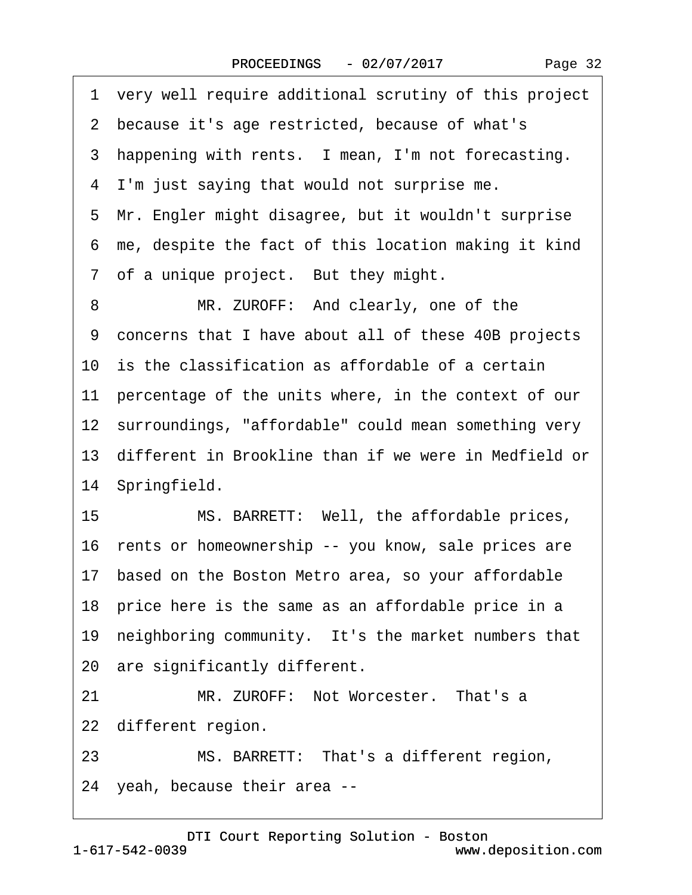1 very well require additional scrutiny of this project
2 because it's age restricted, because of what's
3 happening with rents. I mean, I'm not forecasting.
4 I'm just saying that would not surprise me.
5 Mr. Engler might disagree, but it wouldn't surprise
6 me, despite the fact of this location making it kind
7 of a unique project. But they might.
8 MR. ZUROFF: And clearly, one of the
9 concerns that I have about all of these 40B projects
10 is the classification as affordable of a certain
11 percentage of the units where, in the context of our
12 surroundings, "affordable" could mean something very
13 different in Brookline than if we were in Medfield or
14 Springfield.
15 MS. BARRETT: Well, the affordable prices,
16 rents or homeownership -- you know, sale prices are
17 based on the Boston Metro area, so your affordable
18 price here is the same as an affordable price in a
19 neighboring community. It's the market numbers that
20 are significantly different.
21 MR. ZUROFF: Not Worcester. That's a
22 different region.
23 MS. BARRETT: That's a different region,
24 yeah, because their area --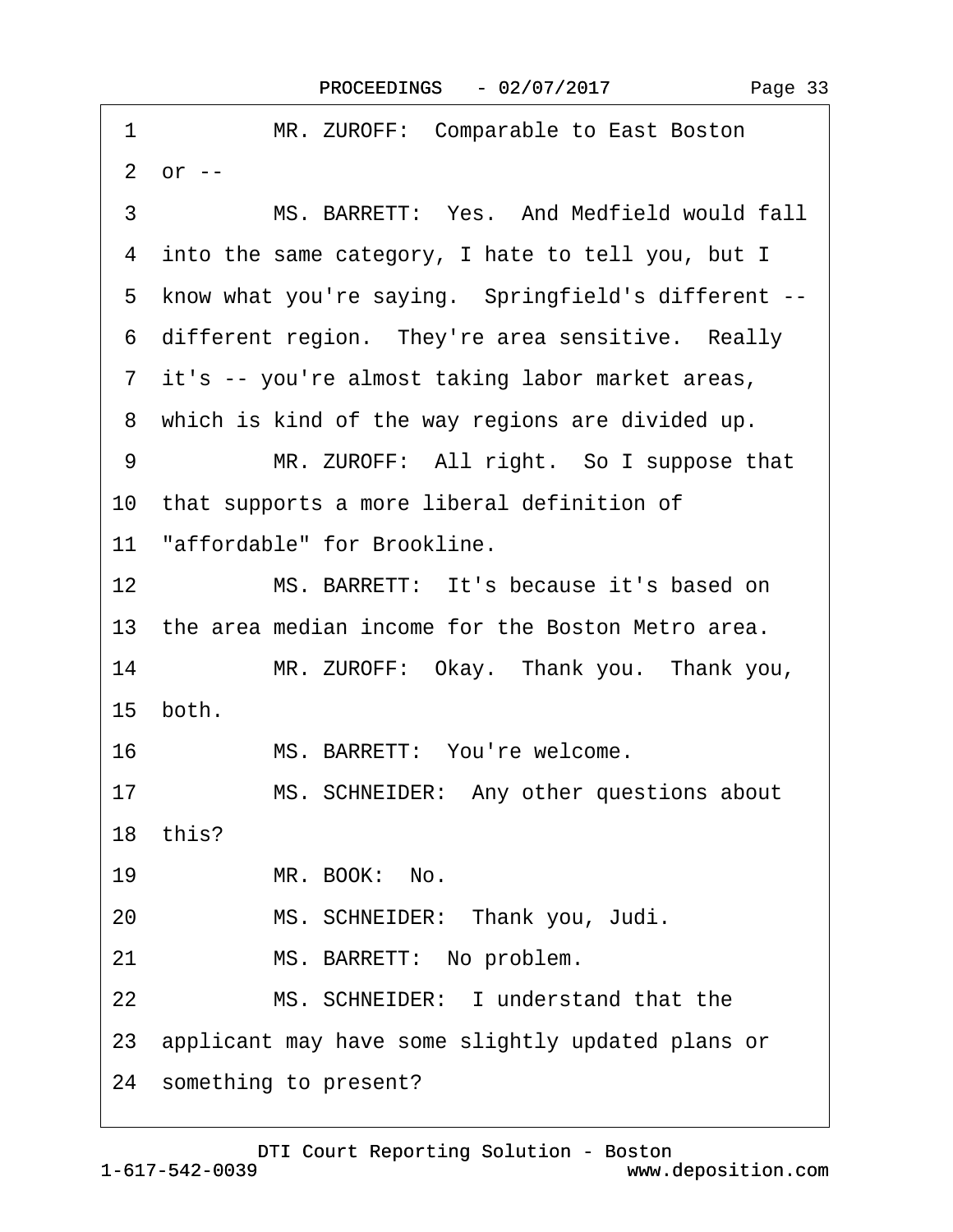1 MR. ZUROFF: Comparable to East Boston

2 or --

3 MS. BARRETT: Yes. And Medfield would fall

4 into the same category, I hate to tell you, but I

5 know what you're saying. Springfield's different --

6 different region. They're area sensitive. Really

7 it's -- you're almost taking labor market areas,

8 which is kind of the way regions are divided up.

9 MR. ZUROFF: All right. So I suppose that

10 that supports a more liberal definition of

11 "affordable" for Brookline.

12 MS. BARRETT: It's because it's based on

13 the area median income for the Boston Metro area.

14 MR. ZUROFF: Okay. Thank you. Thank you,

15 both.

16 MS. BARRETT: You're welcome.

17 MS. SCHNEIDER: Any other questions about

18 this?

19 MR. BOOK: No.

20 MS. SCHNEIDER: Thank you, Judi.

21 MS. BARRETT: No problem.

22 MS. SCHNEIDER: I understand that the

23 applicant may have some slightly updated plans or

24 something to present?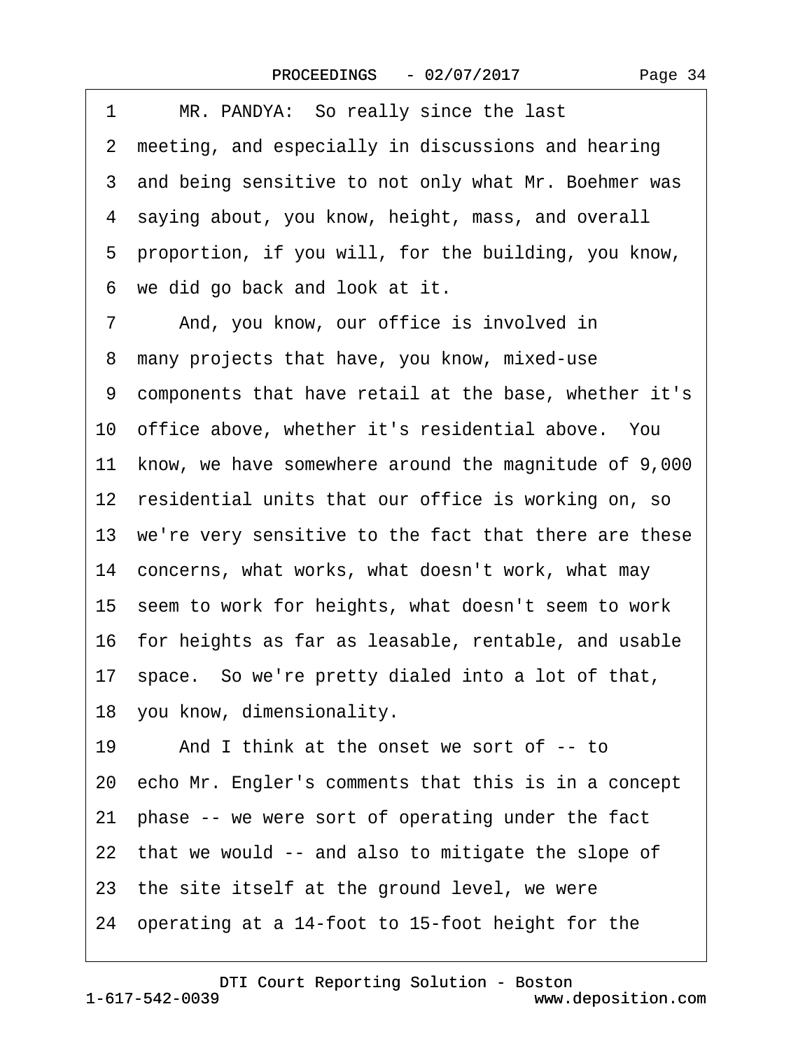1 MR. PANDYA: So really since the last
2 meeting, and especially in discussions and hearing
3 and being sensitive to not only what Mr. Boehmer was
4 saying about, you know, height, mass, and overall
5 proportion, if you will, for the building, you know,
6 we did go back and look at it.
7 And, you know, our office is involved in
8 many projects that have, you know, mixed-use
9 components that have retail at the base, whether it's
10 office above, whether it's residential above. You
11 know, we have somewhere around the magnitude of 9,000
12 residential units that our office is working on, so
13 we're very sensitive to the fact that there are these
14 concerns, what works, what doesn't work, what may
15 seem to work for heights, what doesn't seem to work
16 for heights as far as leasable, rentable, and usable
17 space. So we're pretty dialed into a lot of that,
18 you know, dimensionality.
19 And I think at the onset we sort of -- to
20 echo Mr. Engler's comments that this is in a concept
21 phase -- we were sort of operating under the fact
22 that we would -- and also to mitigate the slope of
23 the site itself at the ground level, we were
24 operating at a 14-foot to 15-foot height for the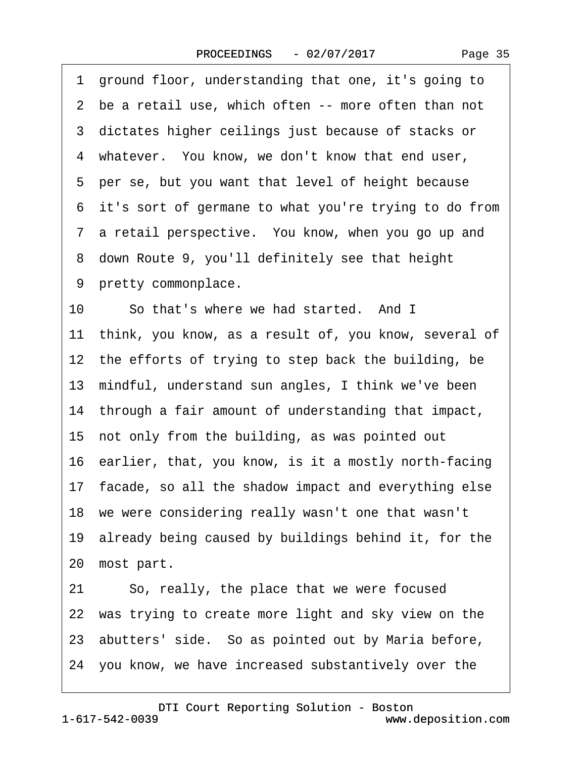1 ground floor, understanding that one, it's going to
2 be a retail use, which often -- more often than not
3 dictates higher ceilings just because of stacks or
4 whatever. You know, we don't know that end user,
5 per se, but you want that level of height because
6 it's sort of germane to what you're trying to do from
7 a retail perspective. You know, when you go up and
8 down Route 9, you'll definitely see that height
9 pretty commonplace.
10 So that's where we had started. And I
11 think, you know, as a result of, you know, several of
12 the efforts of trying to step back the building, be
13 mindful, understand sun angles, I think we've been
14 through a fair amount of understanding that impact,
15 not only from the building, as was pointed out
16 earlier, that, you know, is it a mostly north-facing
17 facade, so all the shadow impact and everything else
18 we were considering really wasn't one that wasn't
19 already being caused by buildings behind it, for the
20 most part.
21 So, really, the place that we were focused
22 was trying to create more light and sky view on the
23 abutters' side. So as pointed out by Maria before,
24 you know, we have increased substantively over the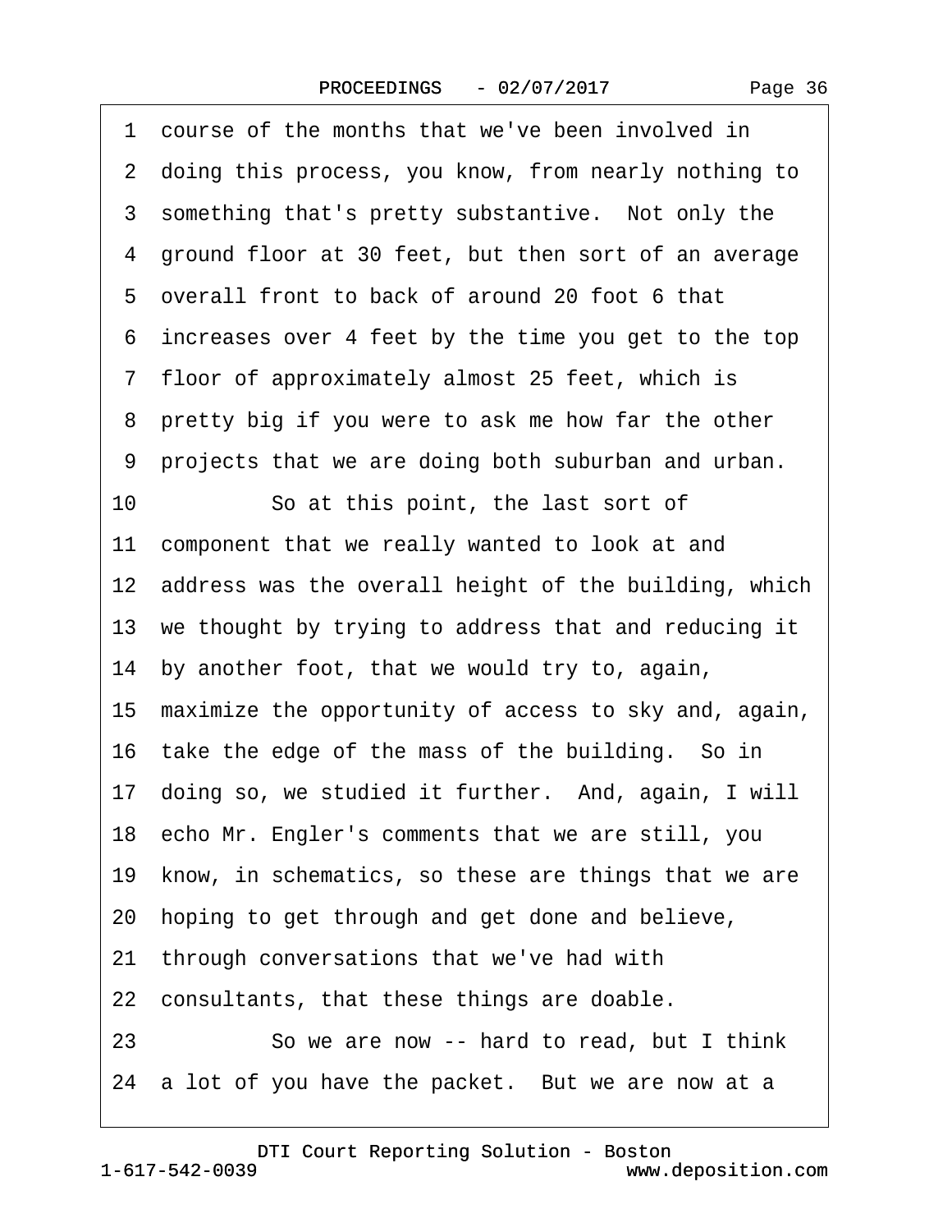1 course of the months that we've been involved in
2 doing this process, you know, from nearly nothing to
3 something that's pretty substantive. Not only the
4 ground floor at 30 feet, but then sort of an average
5 overall front to back of around 20 foot 6 that
6 increases over 4 feet by the time you get to the top
7 floor of approximately almost 25 feet, which is
8 pretty big if you were to ask me how far the other
9 projects that we are doing both suburban and urban.
10 So at this point, the last sort of
11 component that we really wanted to look at and
12 address was the overall height of the building, which
13 we thought by trying to address that and reducing it
14 by another foot, that we would try to, again,
15 maximize the opportunity of access to sky and, again,
16 take the edge of the mass of the building. So in
17 doing so, we studied it further. And, again, I will
18 echo Mr. Engler's comments that we are still, you
19 know, in schematics, so these are things that we are
20 hoping to get through and get done and believe,
21 through conversations that we've had with
22 consultants, that these things are doable.
23 So we are now -- hard to read, but I think
24 a lot of you have the packet. But we are now at a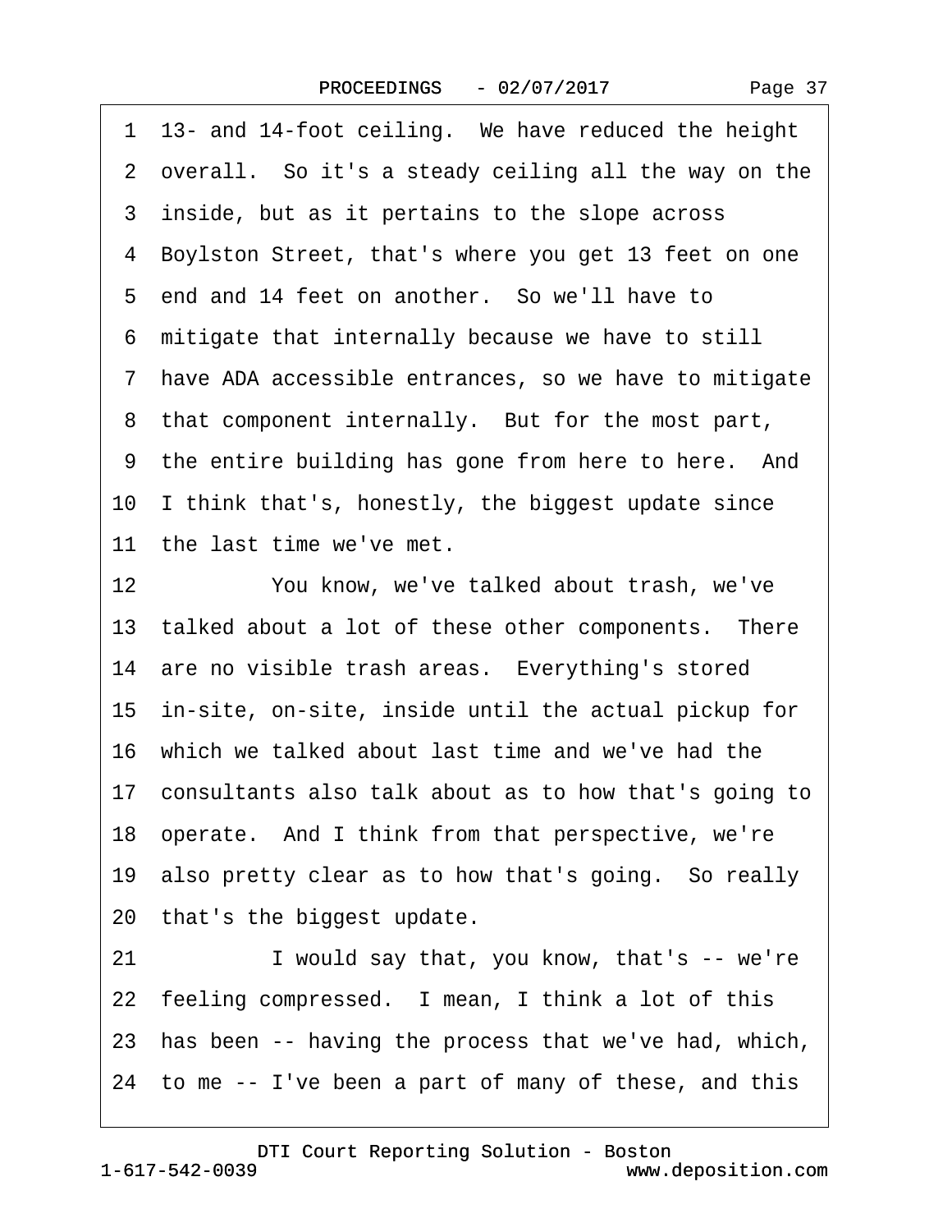1 13- and 14-foot ceiling. We have reduced the height
2 overall. So it's a steady ceiling all the way on the
3 inside, but as it pertains to the slope across
4 Boylston Street, that's where you get 13 feet on one
5 end and 14 feet on another. So we'll have to
6 mitigate that internally because we have to still
7 have ADA accessible entrances, so we have to mitigate
8 that component internally. But for the most part,
9 the entire building has gone from here to here. And
10 I think that's, honestly, the biggest update since
11 the last time we've met.
12 You know, we've talked about trash, we've
13 talked about a lot of these other components. There
14 are no visible trash areas. Everything's stored
15 in-site, on-site, inside until the actual pickup for
16 which we talked about last time and we've had the
17 consultants also talk about as to how that's going to
18 operate. And I think from that perspective, we're
19 also pretty clear as to how that's going. So really
20 that's the biggest update.
21 I would say that, you know, that's -- we're
22 feeling compressed. I mean, I think a lot of this
23 has been -- having the process that we've had, which,
24 to me -- I've been a part of many of these, and this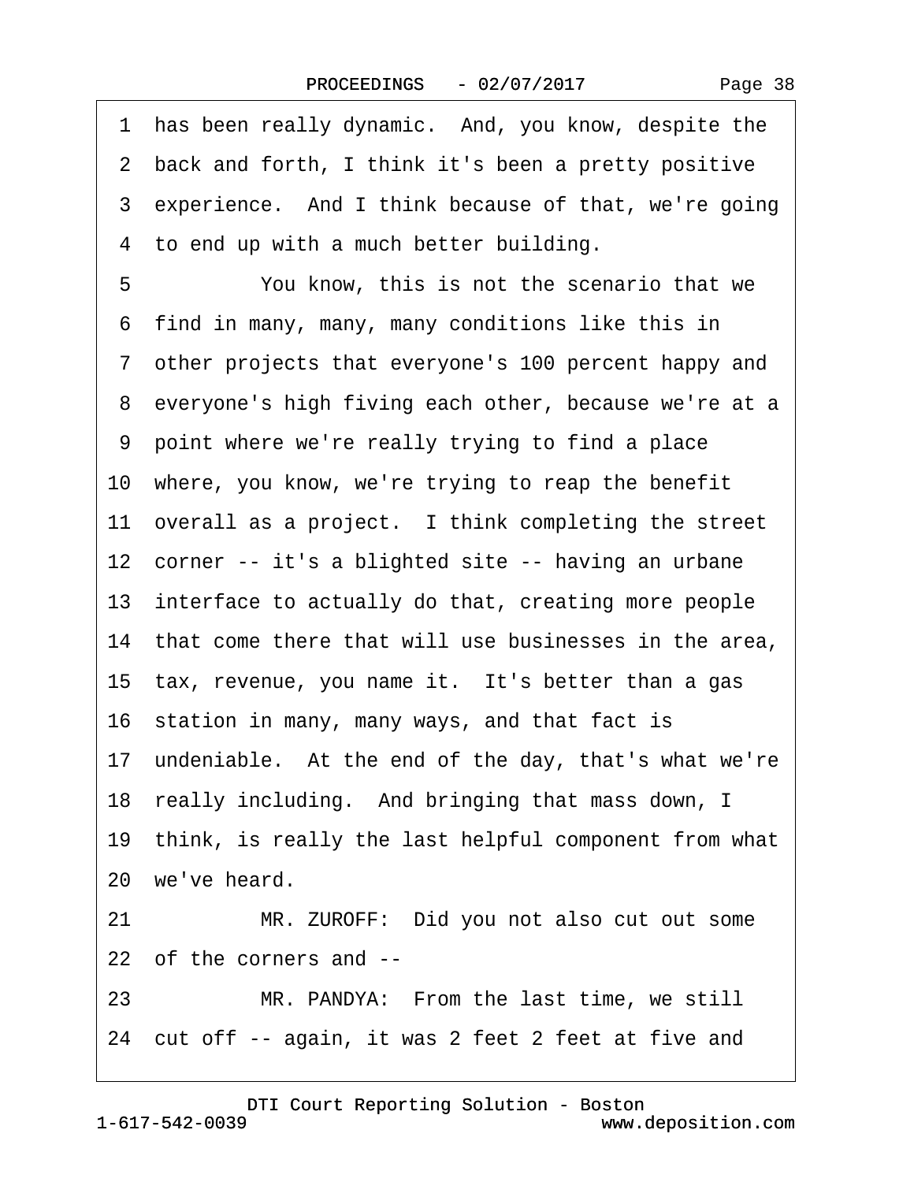1 has been really dynamic. And, you know, despite the
2 back and forth, I think it's been a pretty positive
3 experience. And I think because of that, we're going
4 to end up with a much better building.

5 You know, this is not the scenario that we
6 find in many, many, many conditions like this in
7 other projects that everyone's 100 percent happy and
8 everyone's high fiving each other, because we're at a
9 point where we're really trying to find a place
10 where, you know, we're trying to reap the benefit
11 overall as a project. I think completing the street
12 corner -- it's a blighted site -- having an urbane
13 interface to actually do that, creating more people
14 that come there that will use businesses in the area,
15 tax, revenue, you name it. It's better than a gas
16 station in many, many ways, and that fact is
17 undeniable. At the end of the day, that's what we're
18 really including. And bringing that mass down, I
19 think, is really the last helpful component from what
20 we've heard.

21 MR. ZUROFF: Did you not also cut out some
22 of the corners and --

23 MR. PANDYA: From the last time, we still
24 cut off -- again, it was 2 feet 2 feet at five and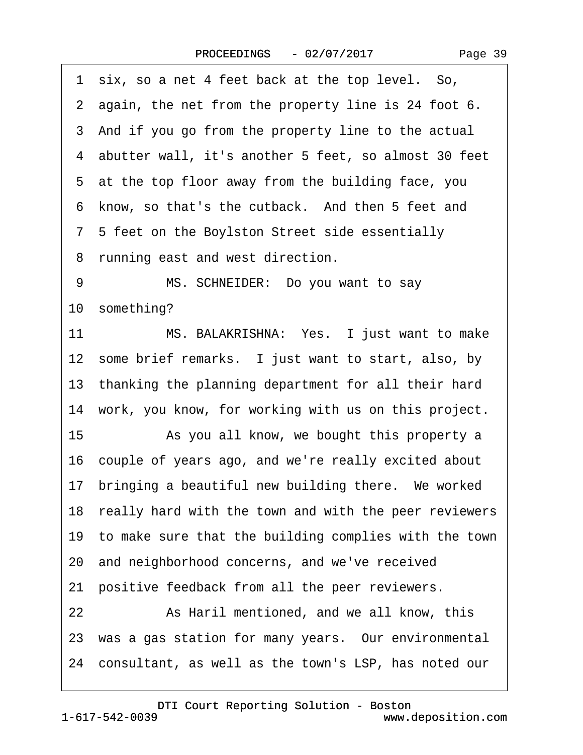1 six, so a net 4 feet back at the top level. So,
2 again, the net from the property line is 24 foot 6.
3 And if you go from the property line to the actual
4 abutter wall, it's another 5 feet, so almost 30 feet
5 at the top floor away from the building face, you
6 know, so that's the cutback. And then 5 feet and
7 5 feet on the Boylston Street side essentially
8 running east and west direction.
9 MS. SCHNEIDER: Do you want to say
10 something?
11 MS. BALAKRISHNA: Yes. I just want to make
12 some brief remarks. I just want to start, also, by
13 thanking the planning department for all their hard
14 work, you know, for working with us on this project.
15 As you all know, we bought this property a
16 couple of years ago, and we're really excited about
17 bringing a beautiful new building there. We worked
18 really hard with the town and with the peer reviewers
19 to make sure that the building complies with the town
20 and neighborhood concerns, and we've received
21 positive feedback from all the peer reviewers.
22 As Haril mentioned, and we all know, this
23 was a gas station for many years. Our environmental
24 consultant, as well as the town's LSP, has noted our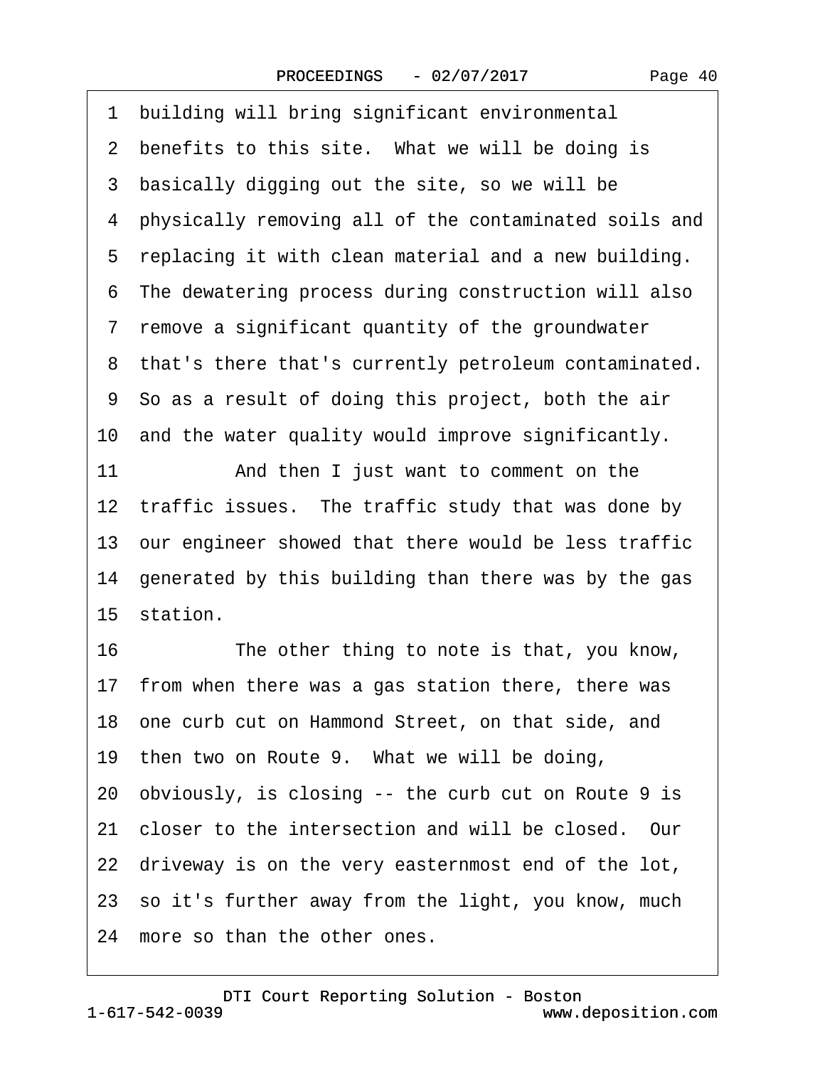1 building will bring significant environmental
2 benefits to this site. What we will be doing is
3 basically digging out the site, so we will be
4 physically removing all of the contaminated soils and
5 replacing it with clean material and a new building.
6 The dewatering process during construction will also
7 remove a significant quantity of the groundwater
8 that's there that's currently petroleum contaminated.
9 So as a result of doing this project, both the air
10 and the water quality would improve significantly.
11 And then I just want to comment on the
12 traffic issues. The traffic study that was done by
13 our engineer showed that there would be less traffic
14 generated by this building than there was by the gas
15 station.
16 The other thing to note is that, you know,
17 from when there was a gas station there, there was
18 one curb cut on Hammond Street, on that side, and
19 then two on Route 9. What we will be doing,
20 obviously, is closing -- the curb cut on Route 9 is
21 closer to the intersection and will be closed. Our
22 driveway is on the very easternmost end of the lot,
23 so it's further away from the light, you know, much
24 more so than the other ones.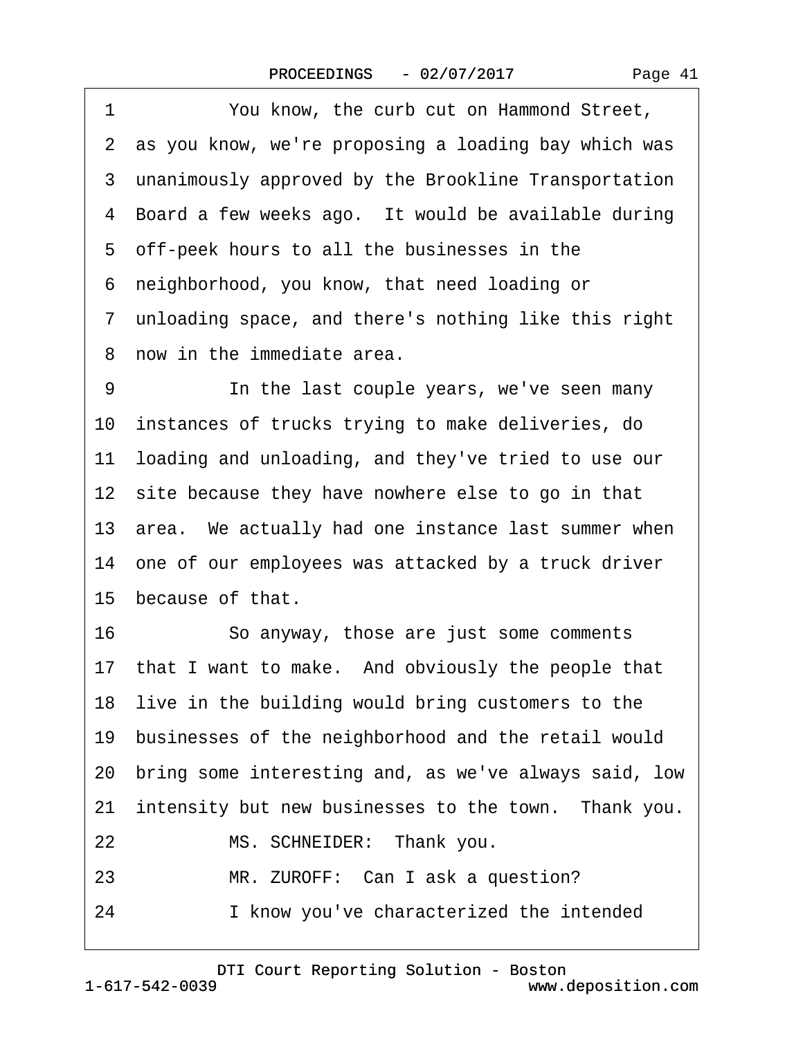1 You know, the curb cut on Hammond Street,
2 as you know, we're proposing a loading bay which was
3 unanimously approved by the Brookline Transportation
4 Board a few weeks ago. It would be available during
5 off-peek hours to all the businesses in the
6 neighborhood, you know, that need loading or
7 unloading space, and there's nothing like this right
8 now in the immediate area.
9 In the last couple years, we've seen many
10 instances of trucks trying to make deliveries, do
11 loading and unloading, and they've tried to use our
12 site because they have nowhere else to go in that
13 area. We actually had one instance last summer when
14 one of our employees was attacked by a truck driver
15 because of that.
16 So anyway, those are just some comments
17 that I want to make. And obviously the people that
18 live in the building would bring customers to the
19 businesses of the neighborhood and the retail would
20 bring some interesting and, as we've always said, low
21 intensity but new businesses to the town. Thank you.
22 MS. SCHNEIDER: Thank you.
23 MR. ZUROFF: Can I ask a question?
24 I know you've characterized the intended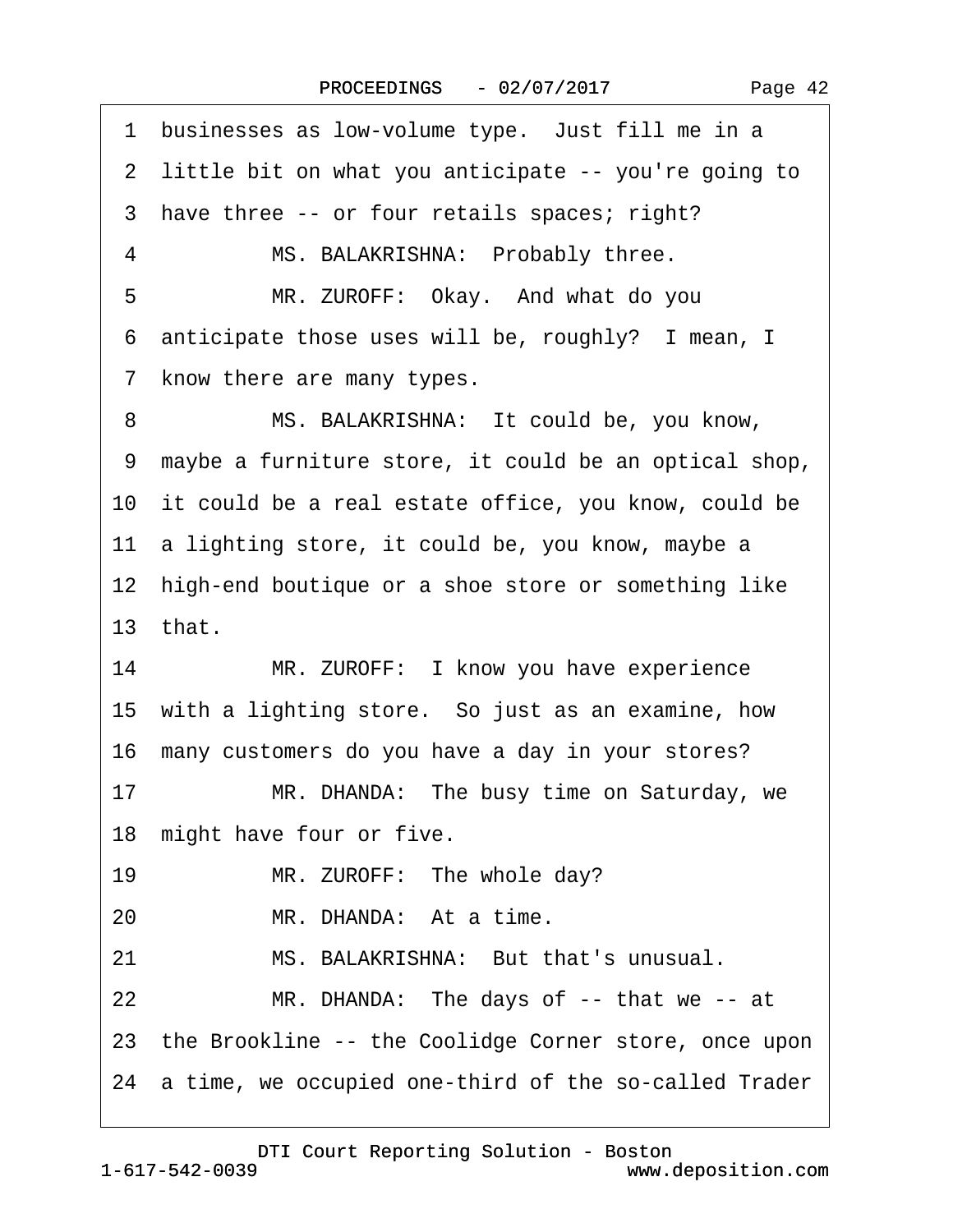1 businesses as low-volume type. Just fill me in a
2 little bit on what you anticipate -- you're going to
3 have three -- or four retails spaces; right?
4 MS. BALAKRISHNA: Probably three.
5 MR. ZUROFF: Okay. And what do you
6 anticipate those uses will be, roughly? I mean, I
7 know there are many types.
8 MS. BALAKRISHNA: It could be, you know,
9 maybe a furniture store, it could be an optical shop,
10 it could be a real estate office, you know, could be
11 a lighting store, it could be, you know, maybe a
12 high-end boutique or a shoe store or something like
13 that.
14 MR. ZUROFF: I know you have experience
15 with a lighting store. So just as an examine, how
16 many customers do you have a day in your stores?
17 MR. DHANDA: The busy time on Saturday, we
18 might have four or five.
19 MR. ZUROFF: The whole day?
20 MR. DHANDA: At a time.
21 MS. BALAKRISHNA: But that's unusual.
22 MR. DHANDA: The days of -- that we -- at
23 the Brookline -- the Coolidge Corner store, once upon
24 a time, we occupied one-third of the so-called Trader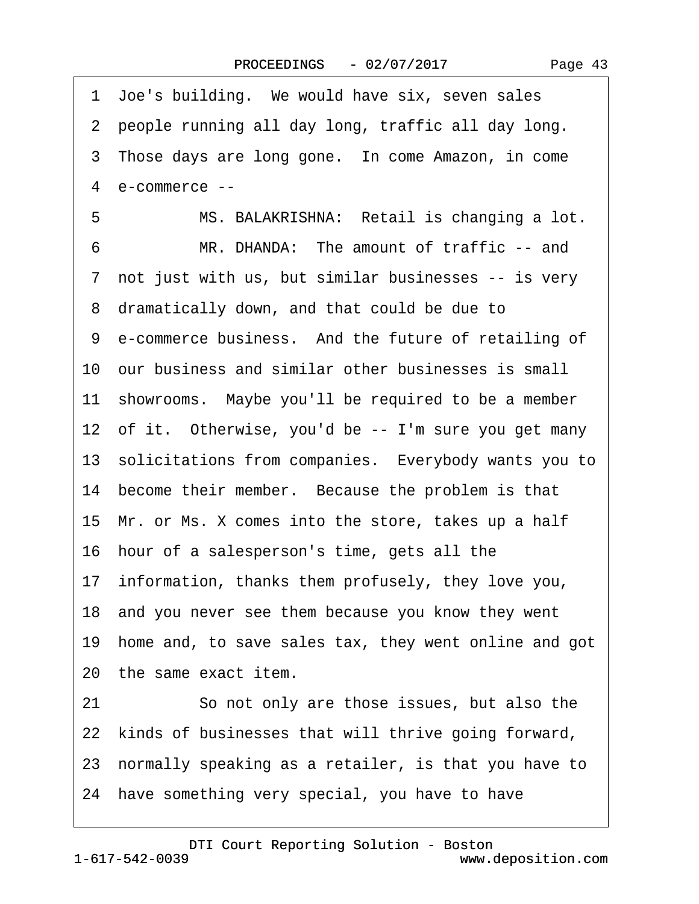1 Joe's building. We would have six, seven sales
2 people running all day long, traffic all day long.
3 Those days are long gone. In come Amazon, in come
4 e-commerce --
5 MS. BALAKRISHNA: Retail is changing a lot.
6 MR. DHANDA: The amount of traffic -- and
7 not just with us, but similar businesses -- is very
8 dramatically down, and that could be due to
9 e-commerce business. And the future of retailing of
10 our business and similar other businesses is small
11 showrooms. Maybe you'll be required to be a member
12 of it. Otherwise, you'd be -- I'm sure you get many
13 solicitations from companies. Everybody wants you to
14 become their member. Because the problem is that
15 Mr. or Ms. X comes into the store, takes up a half
16 hour of a salesperson's time, gets all the
17 information, thanks them profusely, they love you,
18 and you never see them because you know they went
19 home and, to save sales tax, they went online and got
20 the same exact item.
21 So not only are those issues, but also the
22 kinds of businesses that will thrive going forward,
23 normally speaking as a retailer, is that you have to
24 have something very special, you have to have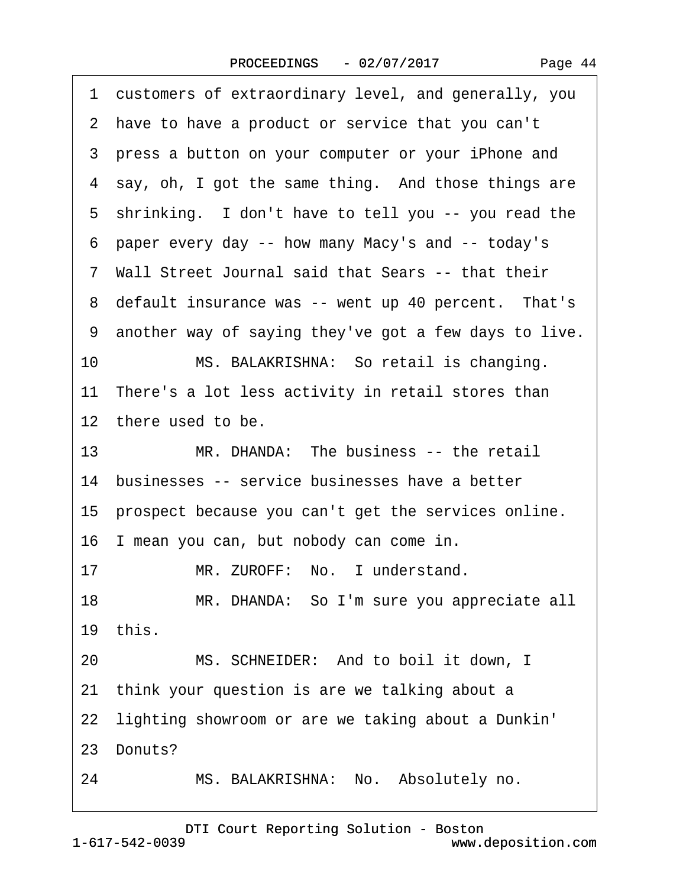1 customers of extraordinary level, and generally, you
2 have to have a product or service that you can't
3 press a button on your computer or your iPhone and
4 say, oh, I got the same thing. And those things are
5 shrinking. I don't have to tell you -- you read the
6 paper every day -- how many Macy's and -- today's
7 Wall Street Journal said that Sears -- that their
8 default insurance was -- went up 40 percent. That's
9 another way of saying they've got a few days to live.
10 MS. BALAKRISHNA: So retail is changing.
11 There's a lot less activity in retail stores than
12 there used to be.
13 MR. DHANDA: The business -- the retail
14 businesses -- service businesses have a better
15 prospect because you can't get the services online.
16 I mean you can, but nobody can come in.
17 MR. ZUROFF: No. I understand.
18 MR. DHANDA: So I'm sure you appreciate all
19 this.
20 MS. SCHNEIDER: And to boil it down, I
21 think your question is are we talking about a
22 lighting showroom or are we taking about a Dunkin'
23 Donuts?
24 MS. BALAKRISHNA: No. Absolutely no.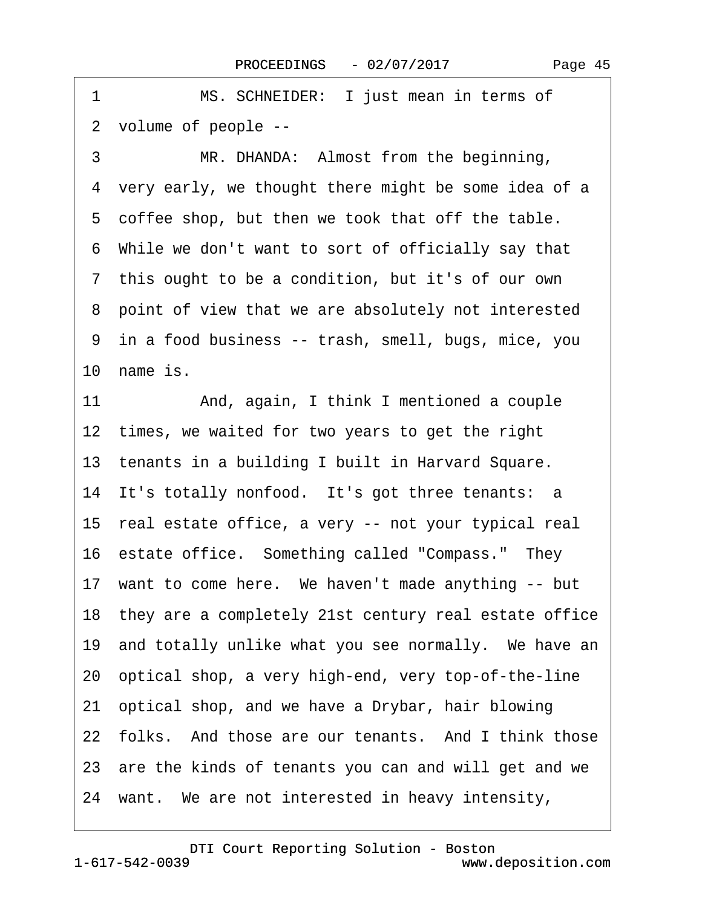1 MS. SCHNEIDER: I just mean in terms of

2 volume of people --

3 MR. DHANDA: Almost from the beginning,

4 very early, we thought there might be some idea of a

5 coffee shop, but then we took that off the table.

6 While we don't want to sort of officially say that

7 this ought to be a condition, but it's of our own

8 point of view that we are absolutely not interested

9 in a food business -- trash, smell, bugs, mice, you

10 name is.

11 And, again, I think I mentioned a couple

12 times, we waited for two years to get the right

13 tenants in a building I built in Harvard Square.

14 It's totally nonfood. It's got three tenants: a

15 real estate office, a very -- not your typical real

16 estate office. Something called "Compass." They

17 want to come here. We haven't made anything -- but

18 they are a completely 21st century real estate office

19 and totally unlike what you see normally. We have an

20 optical shop, a very high-end, very top-of-the-line

21 optical shop, and we have a Drybar, hair blowing

22 folks. And those are our tenants. And I think those

23 are the kinds of tenants you can and will get and we

24 want. We are not interested in heavy intensity,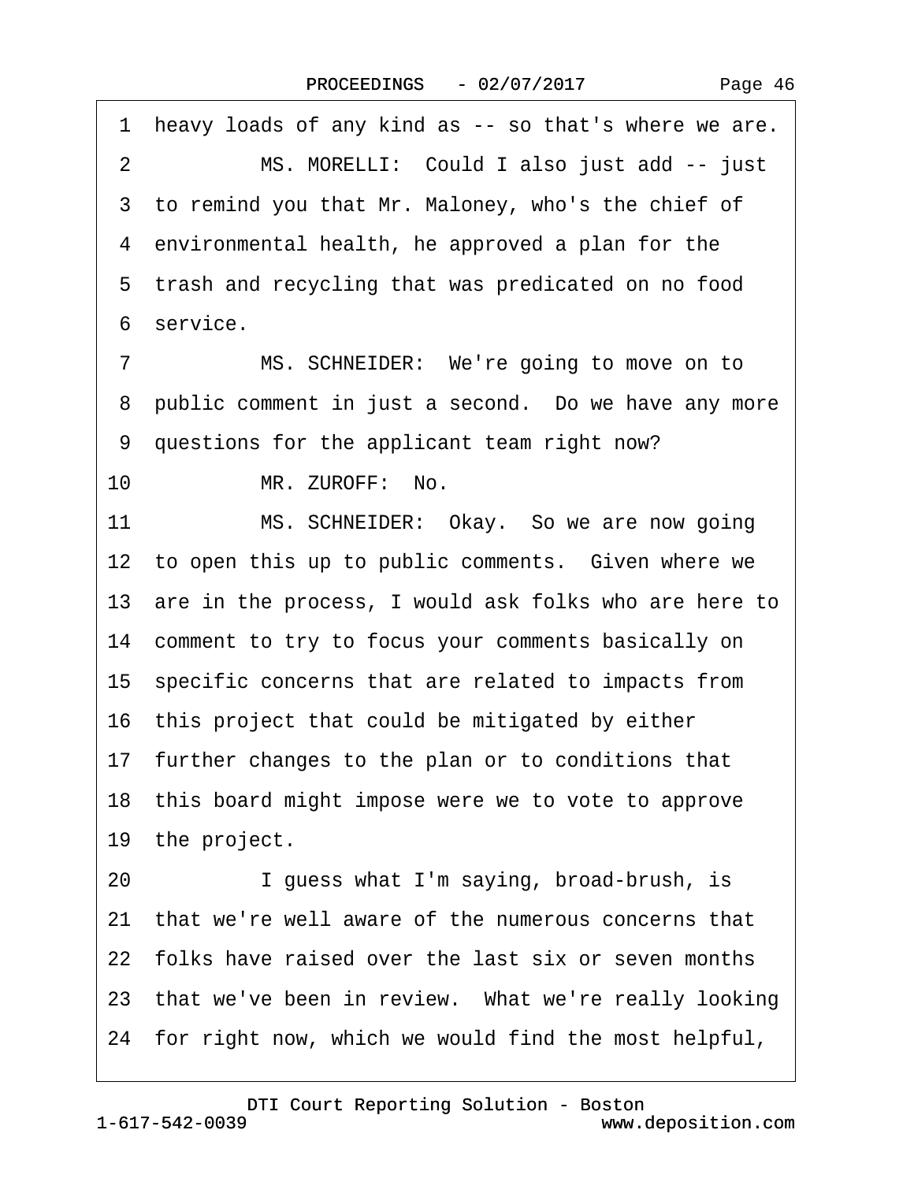1 heavy loads of any kind as -- so that's where we are.

2 MS. MORELLI: Could I also just add -- just

3 to remind you that Mr. Maloney, who's the chief of

4 environmental health, he approved a plan for the

5 trash and recycling that was predicated on no food

6 service.

7 MS. SCHNEIDER: We're going to move on to

8 public comment in just a second. Do we have any more

9 questions for the applicant team right now?

10 MR. ZUROFF: No.

11 MS. SCHNEIDER: Okay. So we are now going

12 to open this up to public comments. Given where we

13 are in the process, I would ask folks who are here to

14 comment to try to focus your comments basically on

15 specific concerns that are related to impacts from

16 this project that could be mitigated by either

17 further changes to the plan or to conditions that

18 this board might impose were we to vote to approve

19 the project.

20 I guess what I'm saying, broad-brush, is

21 that we're well aware of the numerous concerns that

22 folks have raised over the last six or seven months

23 that we've been in review. What we're really looking

24 for right now, which we would find the most helpful,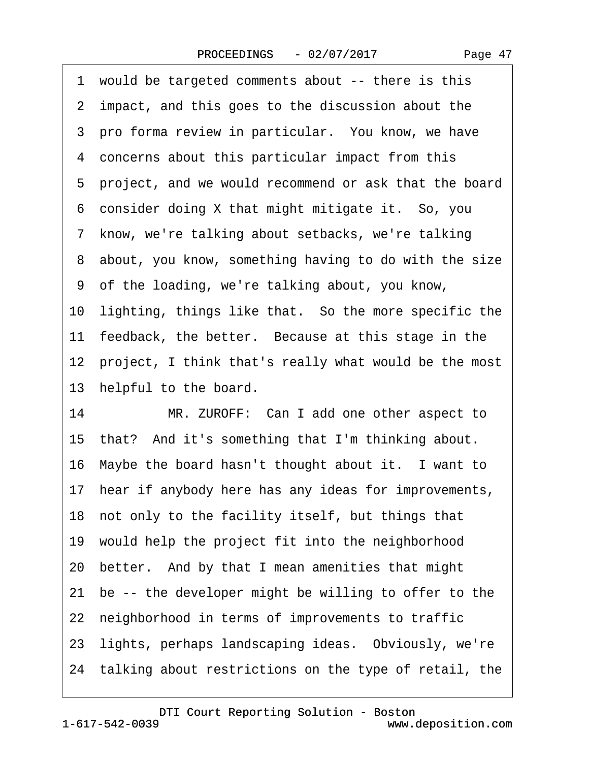1 would be targeted comments about -- there is this
2 impact, and this goes to the discussion about the
3 pro forma review in particular. You know, we have
4 concerns about this particular impact from this
5 project, and we would recommend or ask that the board
6 consider doing X that might mitigate it. So, you
7 know, we're talking about setbacks, we're talking
8 about, you know, something having to do with the size
9 of the loading, we're talking about, you know,
10 lighting, things like that. So the more specific the
11 feedback, the better. Because at this stage in the
12 project, I think that's really what would be the most
13 helpful to the board.
14 MR. ZUROFF: Can I add one other aspect to
15 that? And it's something that I'm thinking about.
16 Maybe the board hasn't thought about it. I want to
17 hear if anybody here has any ideas for improvements,
18 not only to the facility itself, but things that
19 would help the project fit into the neighborhood
20 better. And by that I mean amenities that might
21 be -- the developer might be willing to offer to the
22 neighborhood in terms of improvements to traffic
23 lights, perhaps landscaping ideas. Obviously, we're
24 talking about restrictions on the type of retail, the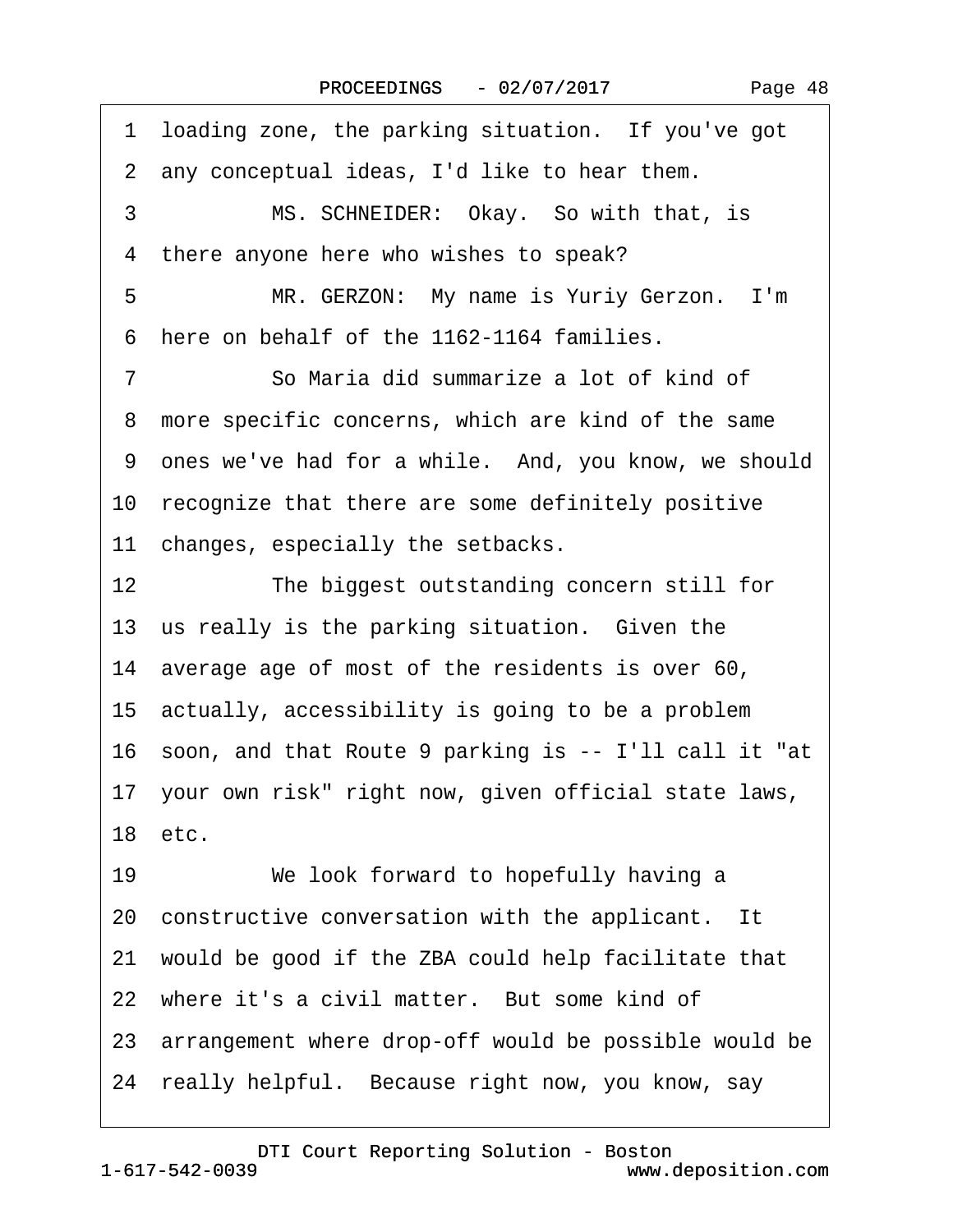1 loading zone, the parking situation. If you've got
2 any conceptual ideas, I'd like to hear them.
3 MS. SCHNEIDER: Okay. So with that, is
4 there anyone here who wishes to speak?
5 MR. GERZON: My name is Yuriy Gerzon. I'm
6 here on behalf of the 1162-1164 families.
7 So Maria did summarize a lot of kind of
8 more specific concerns, which are kind of the same
9 ones we've had for a while. And, you know, we should
10 recognize that there are some definitely positive
11 changes, especially the setbacks.
12 The biggest outstanding concern still for
13 us really is the parking situation. Given the
14 average age of most of the residents is over 60,
15 actually, accessibility is going to be a problem
16 soon, and that Route 9 parking is -- I'll call it "at
17 your own risk" right now, given official state laws,
18 etc.
19 We look forward to hopefully having a
20 constructive conversation with the applicant. It
21 would be good if the ZBA could help facilitate that
22 where it's a civil matter. But some kind of
23 arrangement where drop-off would be possible would be
24 really helpful. Because right now, you know, say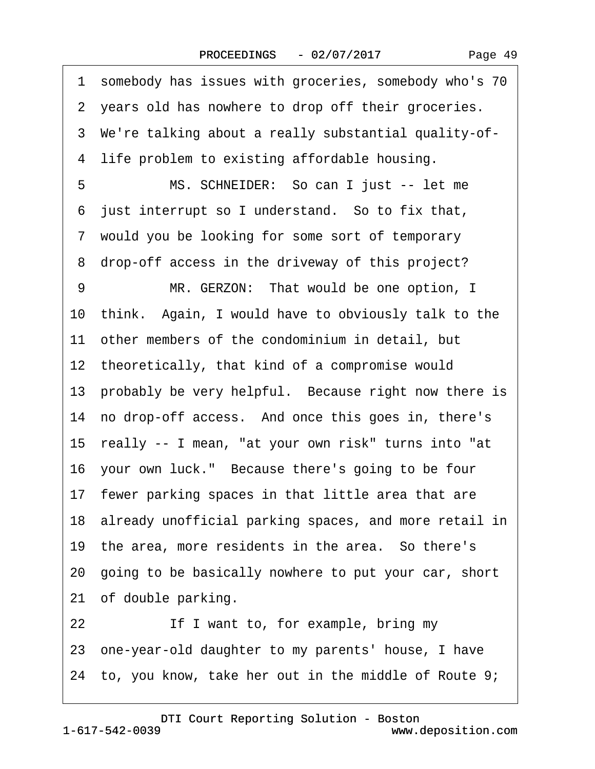1 somebody has issues with groceries, somebody who's 70
2 years old has nowhere to drop off their groceries.
3 We're talking about a really substantial quality-of-
4 life problem to existing affordable housing.
5 MS. SCHNEIDER: So can I just -- let me
6 just interrupt so I understand. So to fix that,
7 would you be looking for some sort of temporary
8 drop-off access in the driveway of this project?
9 MR. GERZON: That would be one option, I
10 think. Again, I would have to obviously talk to the
11 other members of the condominium in detail, but
12 theoretically, that kind of a compromise would
13 probably be very helpful. Because right now there is
14 no drop-off access. And once this goes in, there's
15 really -- I mean, "at your own risk" turns into "at
16 your own luck." Because there's going to be four
17 fewer parking spaces in that little area that are
18 already unofficial parking spaces, and more retail in
19 the area, more residents in the area. So there's
20 going to be basically nowhere to put your car, short
21 of double parking.
22 If I want to, for example, bring my
23 one-year-old daughter to my parents' house, I have
24 to, you know, take her out in the middle of Route 9;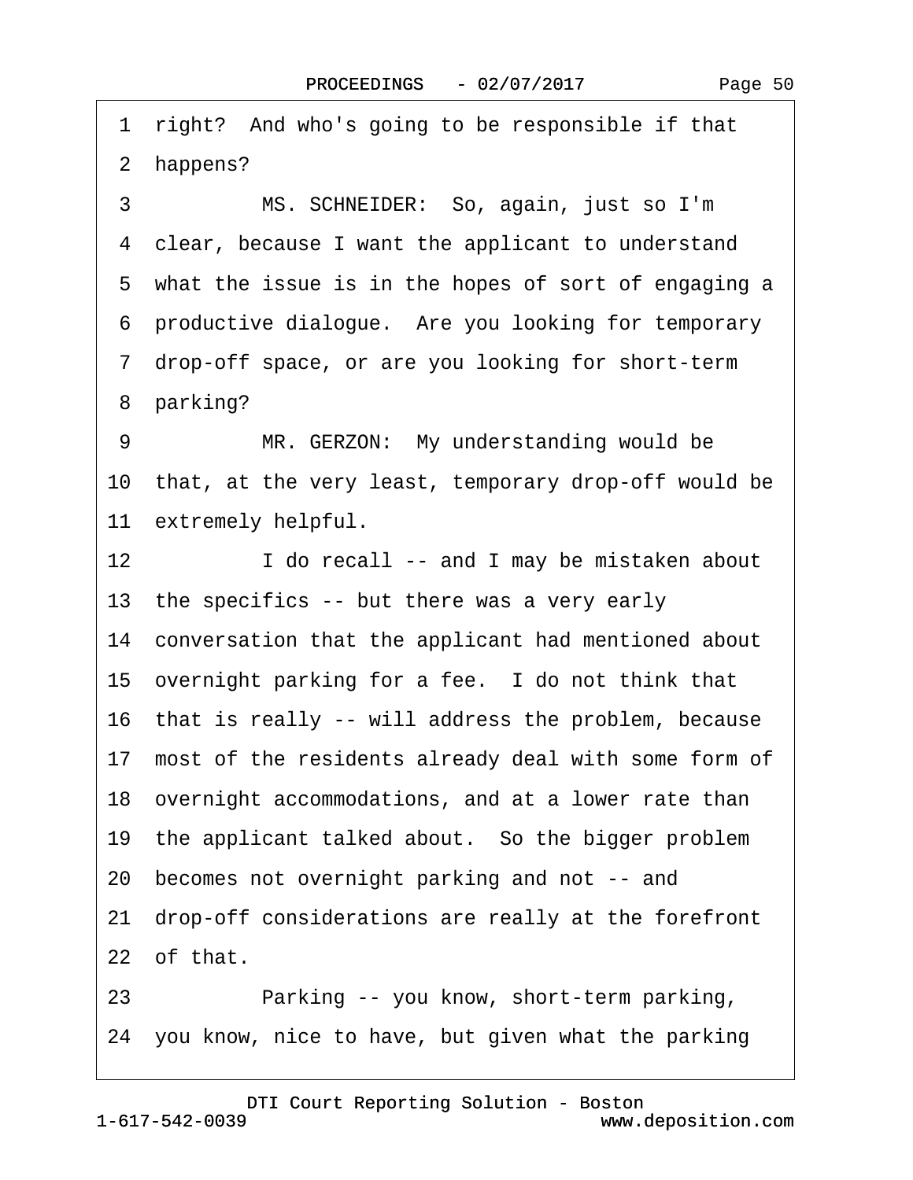1 right? And who's going to be responsible if that

2 happens?

3 MS. SCHNEIDER: So, again, just so I'm

4 clear, because I want the applicant to understand

5 what the issue is in the hopes of sort of engaging a

6 productive dialogue. Are you looking for temporary

7 drop-off space, or are you looking for short-term

8 parking?

9 MR. GERZON: My understanding would be

10 that, at the very least, temporary drop-off would be

11 extremely helpful.

12 I do recall -- and I may be mistaken about

13 the specifics -- but there was a very early

14 conversation that the applicant had mentioned about

15 overnight parking for a fee. I do not think that

16 that is really -- will address the problem, because

17 most of the residents already deal with some form of

18 overnight accommodations, and at a lower rate than

19 the applicant talked about. So the bigger problem

20 becomes not overnight parking and not -- and

21 drop-off considerations are really at the forefront

22 of that.

23 Parking -- you know, short-term parking,

24 you know, nice to have, but given what the parking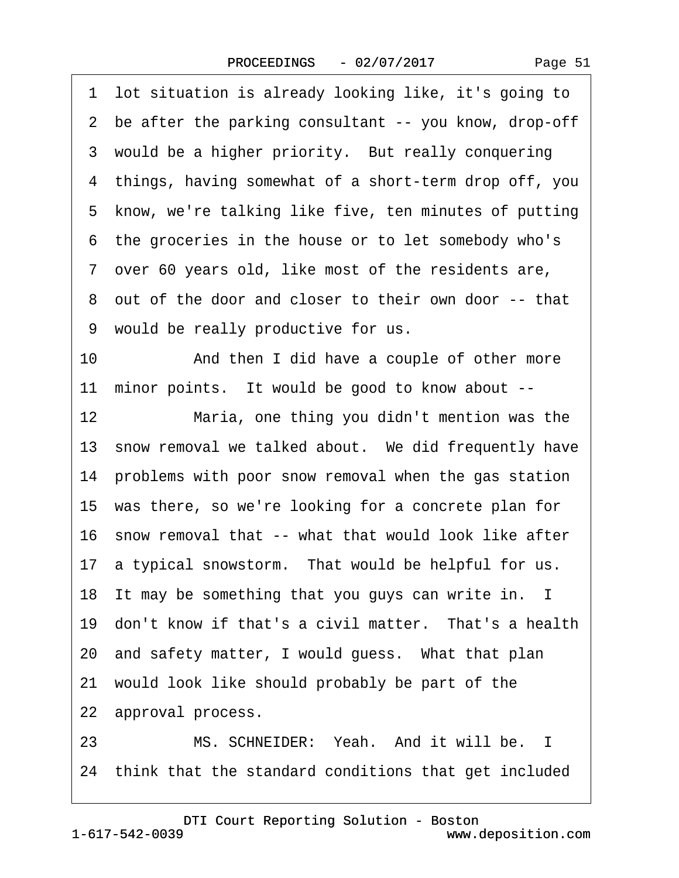1 lot situation is already looking like, it's going to
2 be after the parking consultant -- you know, drop-off
3 would be a higher priority. But really conquering
4 things, having somewhat of a short-term drop off, you
5 know, we're talking like five, ten minutes of putting
6 the groceries in the house or to let somebody who's
7 over 60 years old, like most of the residents are,
8 out of the door and closer to their own door -- that
9 would be really productive for us.
10 And then I did have a couple of other more
11 minor points. It would be good to know about --
12 Maria, one thing you didn't mention was the
13 snow removal we talked about. We did frequently have
14 problems with poor snow removal when the gas station
15 was there, so we're looking for a concrete plan for
16 snow removal that -- what that would look like after
17 a typical snowstorm. That would be helpful for us.
18 It may be something that you guys can write in. I
19 don't know if that's a civil matter. That's a health
20 and safety matter, I would guess. What that plan
21 would look like should probably be part of the
22 approval process.
23 MS. SCHNEIDER: Yeah. And it will be. I
24 think that the standard conditions that get included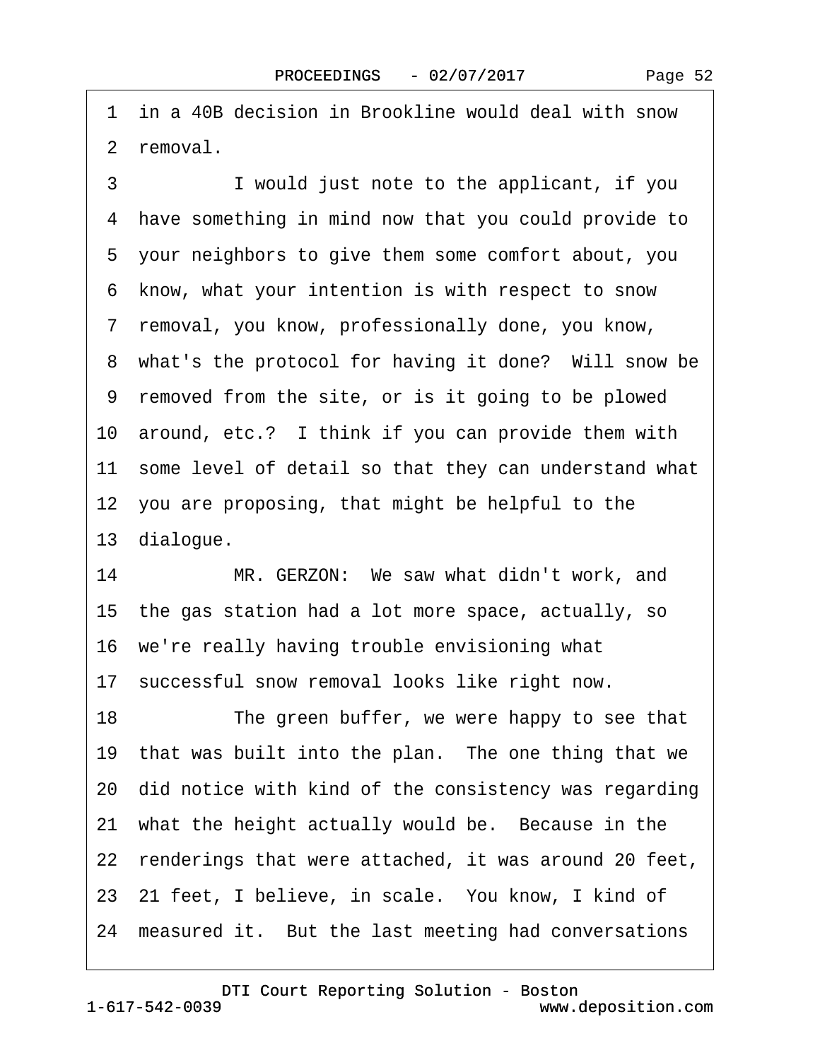1 in a 40B decision in Brookline would deal with snow

2 removal.

3 I would just note to the applicant, if you

4 have something in mind now that you could provide to

5 your neighbors to give them some comfort about, you

6 know, what your intention is with respect to snow

7 removal, you know, professionally done, you know,

8 what's the protocol for having it done? Will snow be

9 removed from the site, or is it going to be plowed

10 around, etc.? I think if you can provide them with

11 some level of detail so that they can understand what

12 you are proposing, that might be helpful to the

13 dialogue.

14 MR. GERZON: We saw what didn't work, and

15 the gas station had a lot more space, actually, so

16 we're really having trouble envisioning what

17 successful snow removal looks like right now.

18 The green buffer, we were happy to see that

19 that was built into the plan. The one thing that we

20 did notice with kind of the consistency was regarding

21 what the height actually would be. Because in the

22 renderings that were attached, it was around 20 feet,

23 21 feet, I believe, in scale. You know, I kind of

24 measured it. But the last meeting had conversations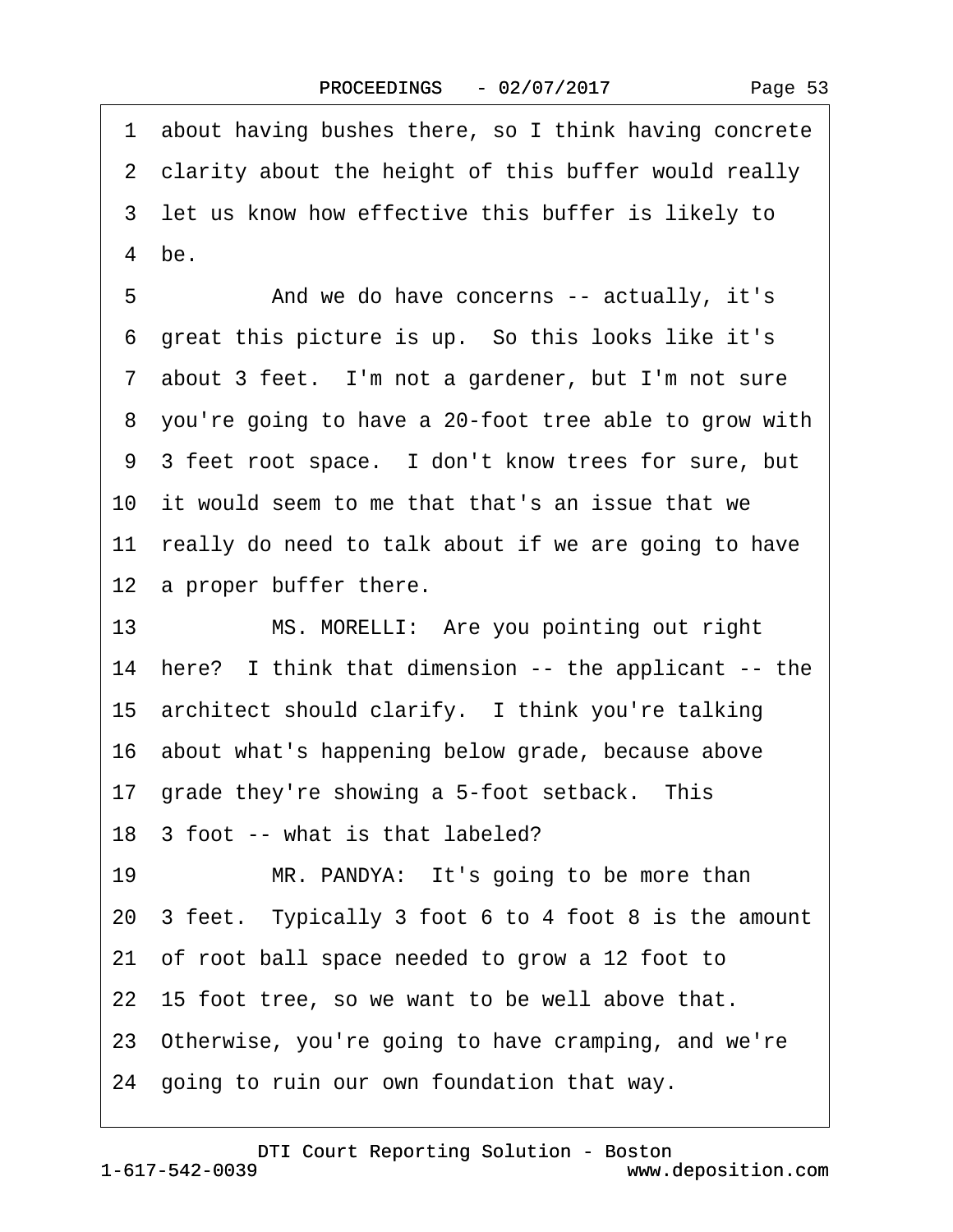1 about having bushes there, so I think having concrete
2 clarity about the height of this buffer would really
3 let us know how effective this buffer is likely to
4 be.

5 And we do have concerns -- actually, it's
6 great this picture is up. So this looks like it's
7 about 3 feet. I'm not a gardener, but I'm not sure
8 you're going to have a 20-foot tree able to grow with
9 3 feet root space. I don't know trees for sure, but
10 it would seem to me that that's an issue that we
11 really do need to talk about if we are going to have
12 a proper buffer there.

13 MS. MORELLI: Are you pointing out right
14 here? I think that dimension -- the applicant -- the
15 architect should clarify. I think you're talking
16 about what's happening below grade, because above
17 grade they're showing a 5-foot setback. This
18 3 foot -- what is that labeled?

19 MR. PANDYA: It's going to be more than
20 3 feet. Typically 3 foot 6 to 4 foot 8 is the amount
21 of root ball space needed to grow a 12 foot to
22 15 foot tree, so we want to be well above that.
23 Otherwise, you're going to have cramping, and we're
24 going to ruin our own foundation that way.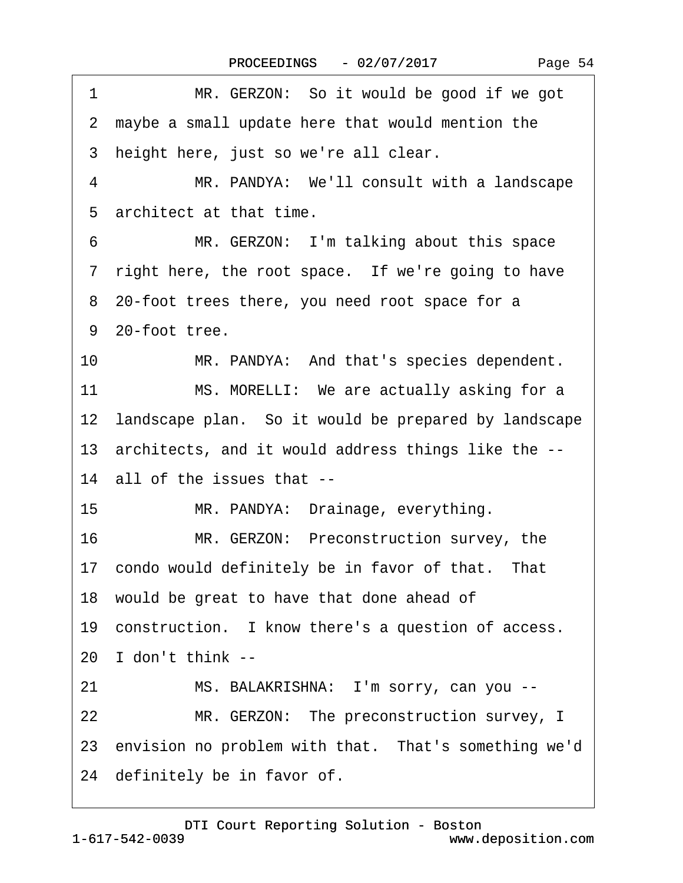1 MR. GERZON: So it would be good if we got
2 maybe a small update here that would mention the
3 height here, just so we're all clear.
4 MR. PANDYA: We'll consult with a landscape
5 architect at that time.
6 MR. GERZON: I'm talking about this space
7 right here, the root space. If we're going to have
8 20-foot trees there, you need root space for a
9 20-foot tree.
10 MR. PANDYA: And that's species dependent.
11 MS. MORELLI: We are actually asking for a
12 landscape plan. So it would be prepared by landscape
13 architects, and it would address things like the --
14 all of the issues that --
15 MR. PANDYA: Drainage, everything.
16 MR. GERZON: Preconstruction survey, the
17 condo would definitely be in favor of that. That
18 would be great to have that done ahead of
19 construction. I know there's a question of access.
20 I don't think --
21 MS. BALAKRISHNA: I'm sorry, can you --
22 MR. GERZON: The preconstruction survey, I
23 envision no problem with that. That's something we'd
24 definitely be in favor of.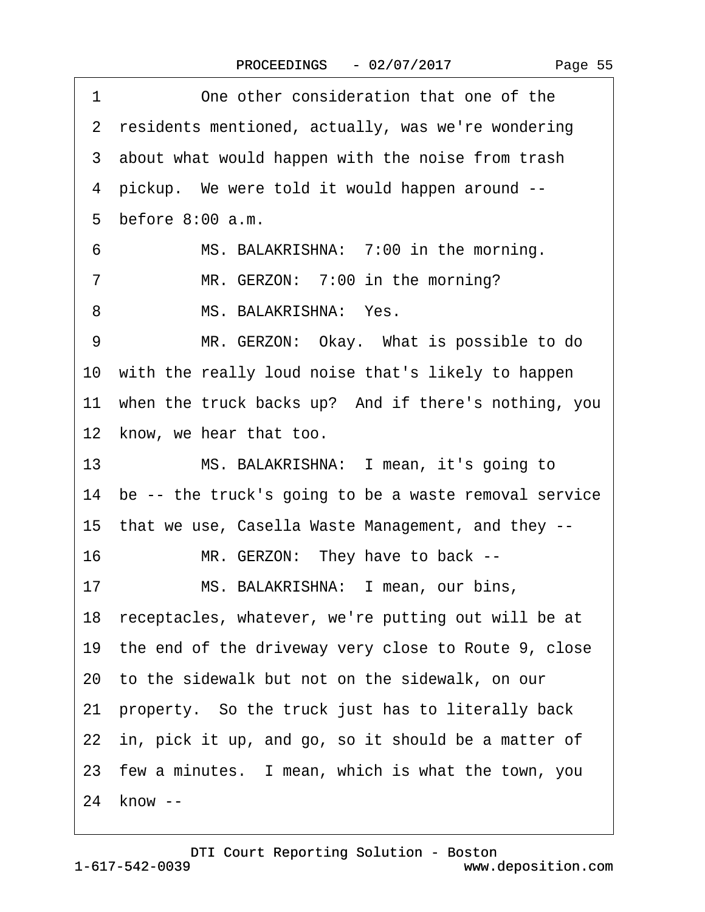1 One other consideration that one of the
2 residents mentioned, actually, was we're wondering
3 about what would happen with the noise from trash
4 pickup. We were told it would happen around --
5 before 8:00 a.m.
6 MS. BALAKRISHNA: 7:00 in the morning.
7 MR. GERZON: 7:00 in the morning?
8 MS. BALAKRISHNA: Yes.
9 MR. GERZON: Okay. What is possible to do
10 with the really loud noise that's likely to happen
11 when the truck backs up? And if there's nothing, you
12 know, we hear that too.
13 MS. BALAKRISHNA: I mean, it's going to
14 be -- the truck's going to be a waste removal service
15 that we use, Casella Waste Management, and they --
16 MR. GERZON: They have to back --
17 MS. BALAKRISHNA: I mean, our bins,
18 receptacles, whatever, we're putting out will be at
19 the end of the driveway very close to Route 9, close
20 to the sidewalk but not on the sidewalk, on our
21 property. So the truck just has to literally back
22 in, pick it up, and go, so it should be a matter of
23 few a minutes. I mean, which is what the town, you
24 know --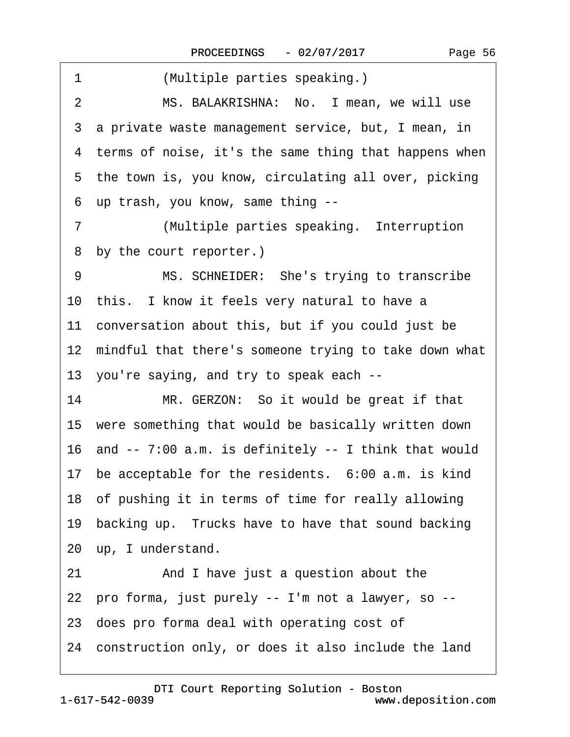1 (Multiple parties speaking.)

2 MS. BALAKRISHNA: No. I mean, we will use

3 a private waste management service, but, I mean, in

4 terms of noise, it's the same thing that happens when

5 the town is, you know, circulating all over, picking

6 up trash, you know, same thing --

7 (Multiple parties speaking. Interruption

8 by the court reporter.)

9 MS. SCHNEIDER: She's trying to transcribe

10 this. I know it feels very natural to have a

11 conversation about this, but if you could just be

12 mindful that there's someone trying to take down what

13 you're saying, and try to speak each --

14 MR. GERZON: So it would be great if that

15 were something that would be basically written down

16 and -- 7:00 a.m. is definitely -- I think that would

17 be acceptable for the residents. 6:00 a.m. is kind

18 of pushing it in terms of time for really allowing

19 backing up. Trucks have to have that sound backing

20 up, I understand.

21 And I have just a question about the

22 pro forma, just purely -- I'm not a lawyer, so --

23 does pro forma deal with operating cost of

24 construction only, or does it also include the land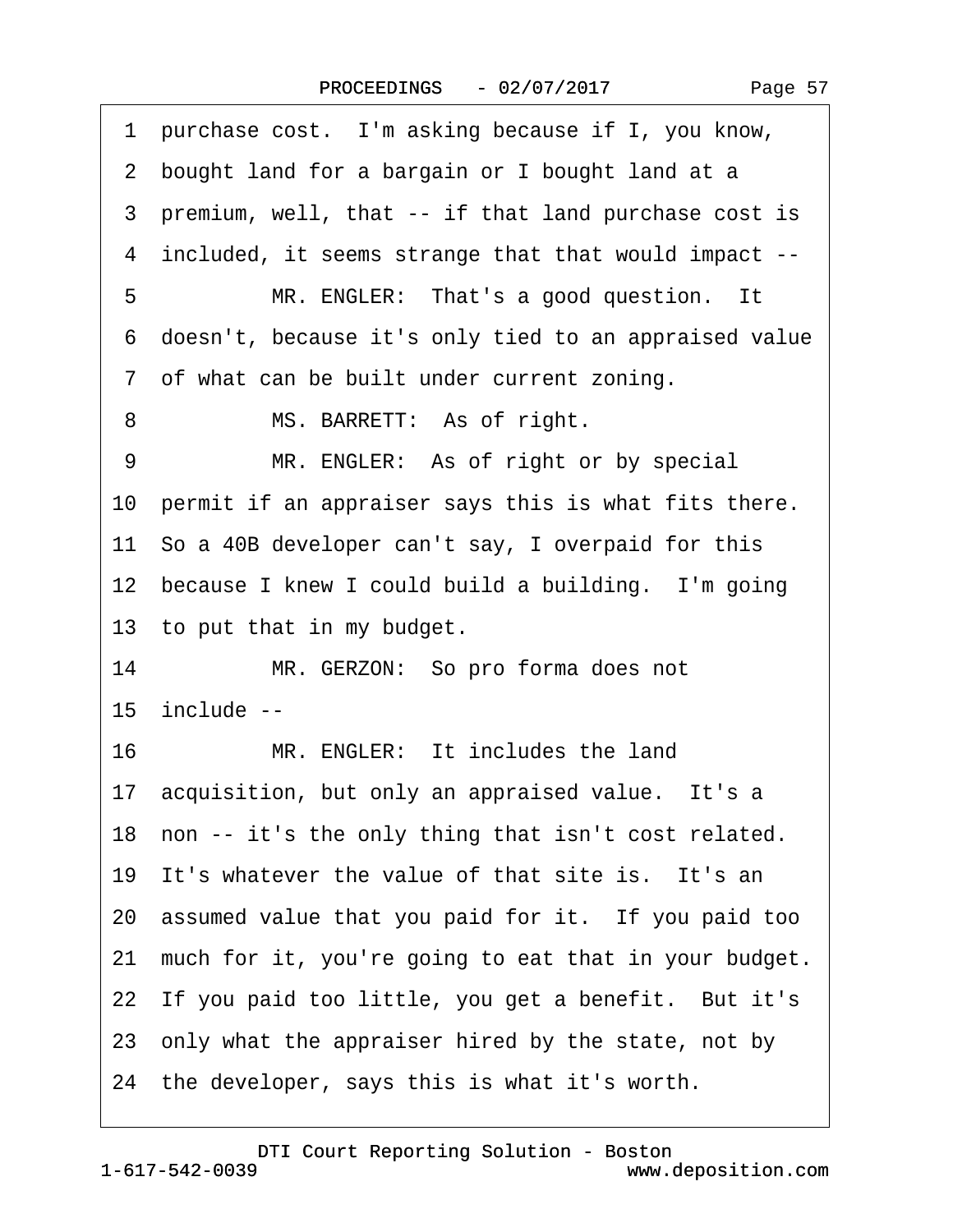1 purchase cost. I'm asking because if I, you know,

2 bought land for a bargain or I bought land at a

3 premium, well, that -- if that land purchase cost is

4 included, it seems strange that that would impact --

5 MR. ENGLER: That's a good question. It

6 doesn't, because it's only tied to an appraised value

7 of what can be built under current zoning.

8 MS. BARRETT: As of right.

9 MR. ENGLER: As of right or by special

10 permit if an appraiser says this is what fits there.

11 So a 40B developer can't say, I overpaid for this

12 because I knew I could build a building. I'm going

13 to put that in my budget.

14 MR. GERZON: So pro forma does not

15 include --

16 MR. ENGLER: It includes the land

17 acquisition, but only an appraised value. It's a

18 non -- it's the only thing that isn't cost related.

19 It's whatever the value of that site is. It's an

20 assumed value that you paid for it. If you paid too

21 much for it, you're going to eat that in your budget.

22 If you paid too little, you get a benefit. But it's

23 only what the appraiser hired by the state, not by

24 the developer, says this is what it's worth.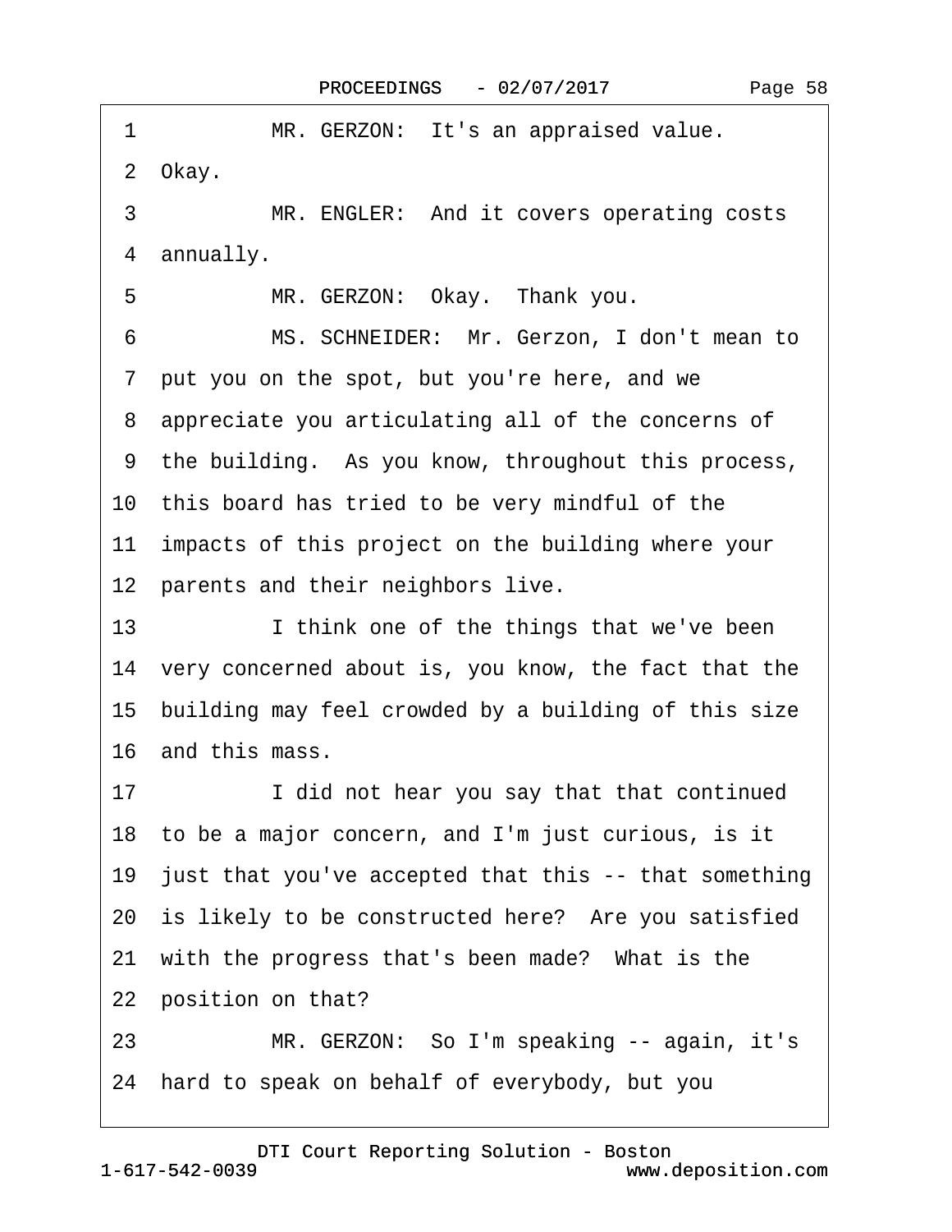1 MR. GERZON: It's an appraised value.

2 Okay.

3 MR. ENGLER: And it covers operating costs

4 annually.

5 MR. GERZON: Okay. Thank you.

6 MS. SCHNEIDER: Mr. Gerzon, I don't mean to

7 put you on the spot, but you're here, and we

8 appreciate you articulating all of the concerns of

9 the building. As you know, throughout this process,

10 this board has tried to be very mindful of the

11 impacts of this project on the building where your

12 parents and their neighbors live.

13 I think one of the things that we've been

14 very concerned about is, you know, the fact that the

15 building may feel crowded by a building of this size

16 and this mass.

17 I did not hear you say that that continued

18 to be a major concern, and I'm just curious, is it

19 just that you've accepted that this -- that something

20 is likely to be constructed here? Are you satisfied

21 with the progress that's been made? What is the

22 position on that?

23 MR. GERZON: So I'm speaking -- again, it's

24 hard to speak on behalf of everybody, but you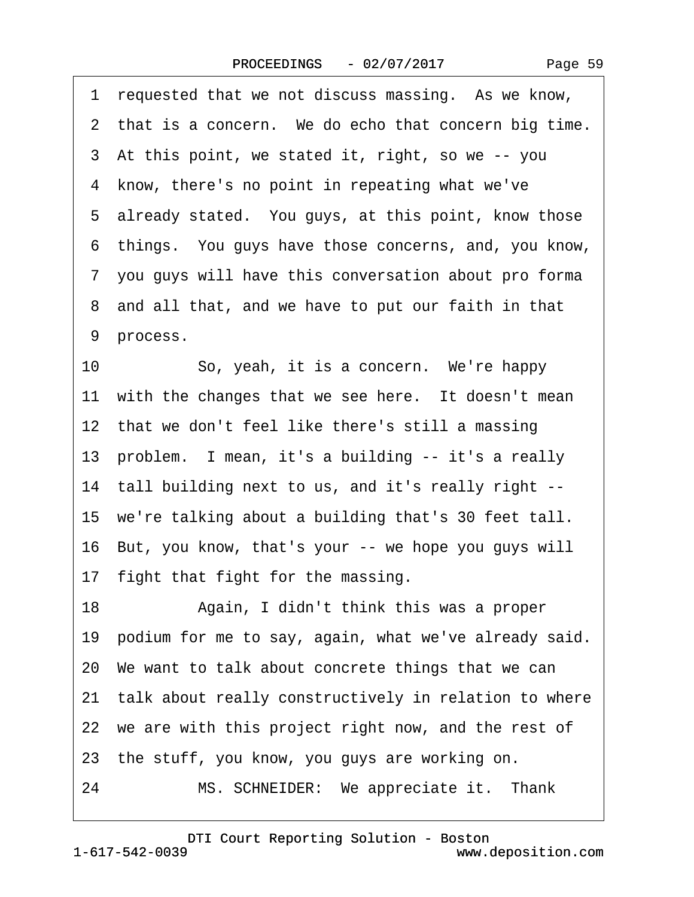1 requested that we not discuss massing. As we know,
2 that is a concern. We do echo that concern big time.
3 At this point, we stated it, right, so we -- you
4 know, there's no point in repeating what we've
5 already stated. You guys, at this point, know those
6 things. You guys have those concerns, and, you know,
7 you guys will have this conversation about pro forma
8 and all that, and we have to put our faith in that
9 process.

10 So, yeah, it is a concern. We're happy
11 with the changes that we see here. It doesn't mean
12 that we don't feel like there's still a massing
13 problem. I mean, it's a building -- it's a really
14 tall building next to us, and it's really right --
15 we're talking about a building that's 30 feet tall.
16 But, you know, that's your -- we hope you guys will
17 fight that fight for the massing.

18 Again, I didn't think this was a proper
19 podium for me to say, again, what we've already said.
20 We want to talk about concrete things that we can
21 talk about really constructively in relation to where
22 we are with this project right now, and the rest of
23 the stuff, you know, you guys are working on.

24 MS. SCHNEIDER: We appreciate it. Thank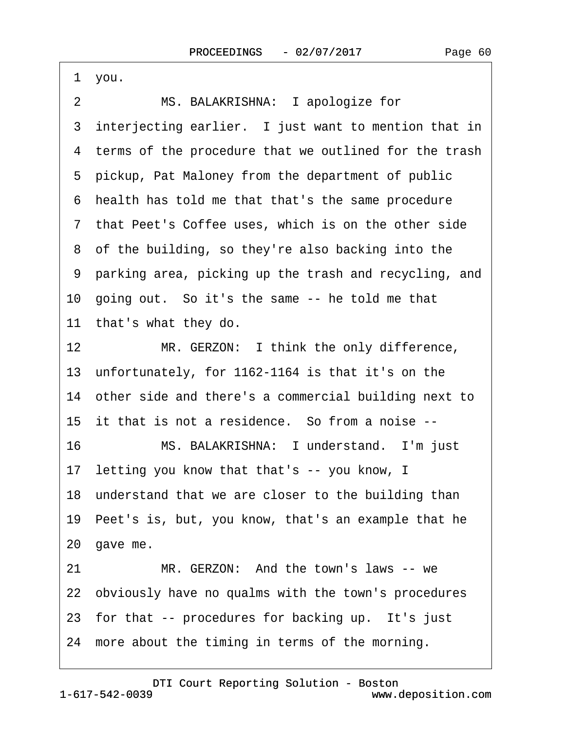1 you.

2 MS. BALAKRISHNA: I apologize for

3 interjecting earlier. I just want to mention that in

4 terms of the procedure that we outlined for the trash

5 pickup, Pat Maloney from the department of public

6 health has told me that that's the same procedure

7 that Peet's Coffee uses, which is on the other side

8 of the building, so they're also backing into the

9 parking area, picking up the trash and recycling, and

10 going out. So it's the same -- he told me that

11 that's what they do.

12 MR. GERZON: I think the only difference,

13 unfortunately, for 1162-1164 is that it's on the

14 other side and there's a commercial building next to

15 it that is not a residence. So from a noise --

16 MS. BALAKRISHNA: I understand. I'm just

17 letting you know that that's -- you know, I

18 understand that we are closer to the building than

19 Peet's is, but, you know, that's an example that he

20 gave me.

21 MR. GERZON: And the town's laws -- we

22 obviously have no qualms with the town's procedures

23 for that -- procedures for backing up. It's just

24 more about the timing in terms of the morning.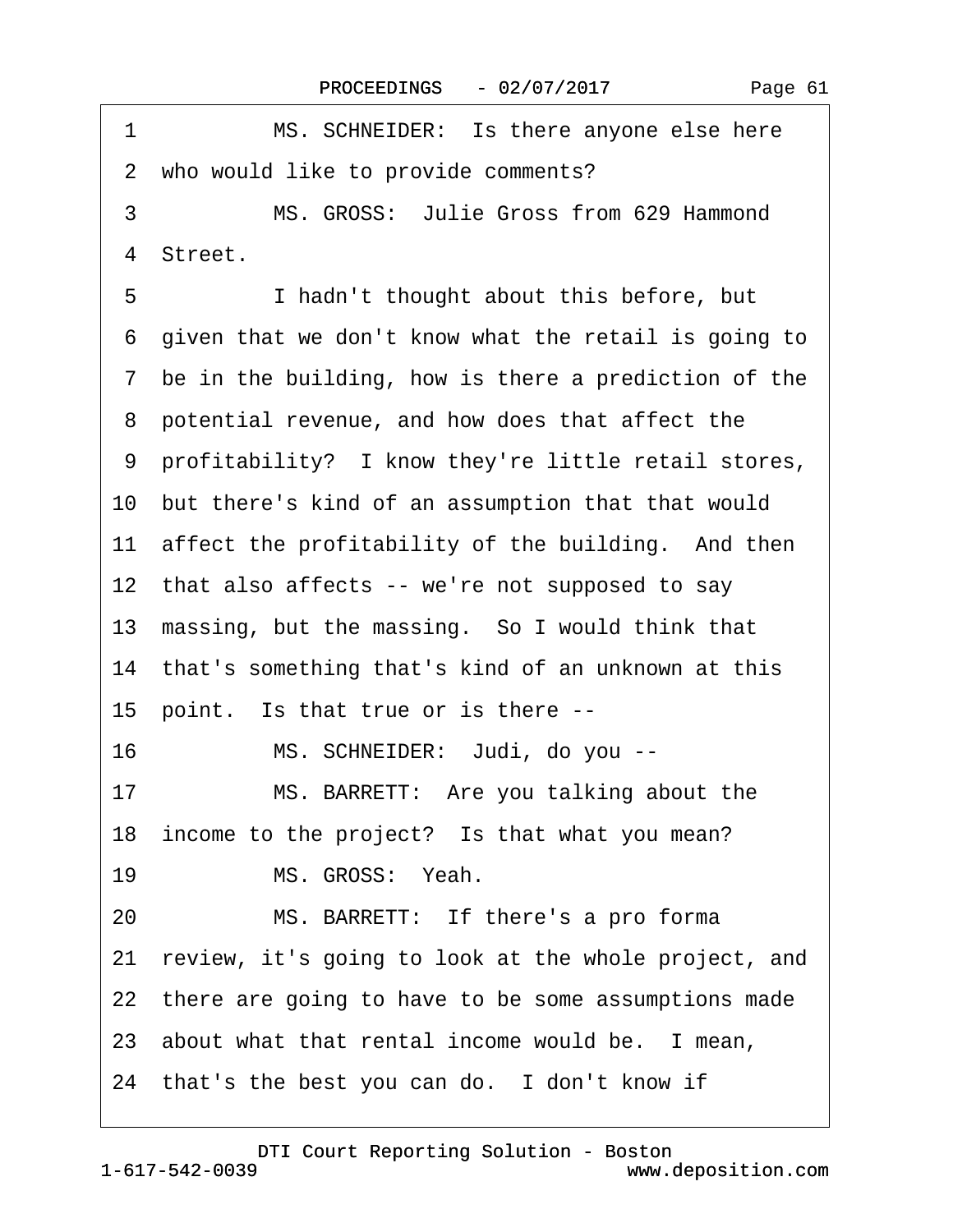1 MS. SCHNEIDER: Is there anyone else here
2 who would like to provide comments?
3 MS. GROSS: Julie Gross from 629 Hammond
4 Street.
5 I hadn't thought about this before, but
6 given that we don't know what the retail is going to
7 be in the building, how is there a prediction of the
8 potential revenue, and how does that affect the
9 profitability? I know they're little retail stores,
10 but there's kind of an assumption that that would
11 affect the profitability of the building. And then
12 that also affects -- we're not supposed to say
13 massing, but the massing. So I would think that
14 that's something that's kind of an unknown at this
15 point. Is that true or is there --
16 MS. SCHNEIDER: Judi, do you --
17 MS. BARRETT: Are you talking about the
18 income to the project? Is that what you mean?
19 MS. GROSS: Yeah.
20 MS. BARRETT: If there's a pro forma
21 review, it's going to look at the whole project, and
22 there are going to have to be some assumptions made
23 about what that rental income would be. I mean,
24 that's the best you can do. I don't know if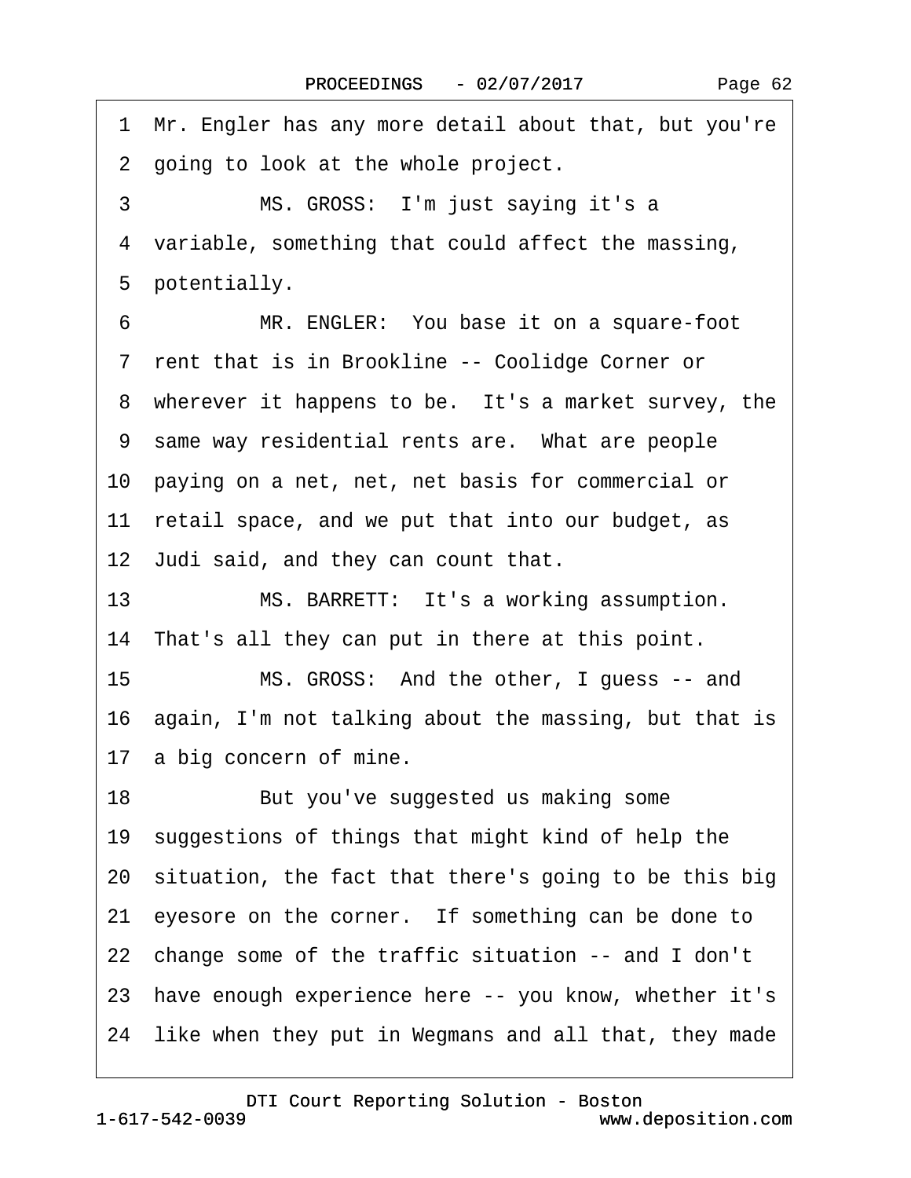1 Mr. Engler has any more detail about that, but you're
2 going to look at the whole project.
3 MS. GROSS: I'm just saying it's a
4 variable, something that could affect the massing,
5 potentially.
6 MR. ENGLER: You base it on a square-foot
7 rent that is in Brookline -- Coolidge Corner or
8 wherever it happens to be. It's a market survey, the
9 same way residential rents are. What are people
10 paying on a net, net, net basis for commercial or
11 retail space, and we put that into our budget, as
12 Judi said, and they can count that.
13 MS. BARRETT: It's a working assumption.
14 That's all they can put in there at this point.
15 MS. GROSS: And the other, I guess -- and
16 again, I'm not talking about the massing, but that is
17 a big concern of mine.
18 But you've suggested us making some
19 suggestions of things that might kind of help the
20 situation, the fact that there's going to be this big
21 eyesore on the corner. If something can be done to
22 change some of the traffic situation -- and I don't
23 have enough experience here -- you know, whether it's
24 like when they put in Wegmans and all that, they made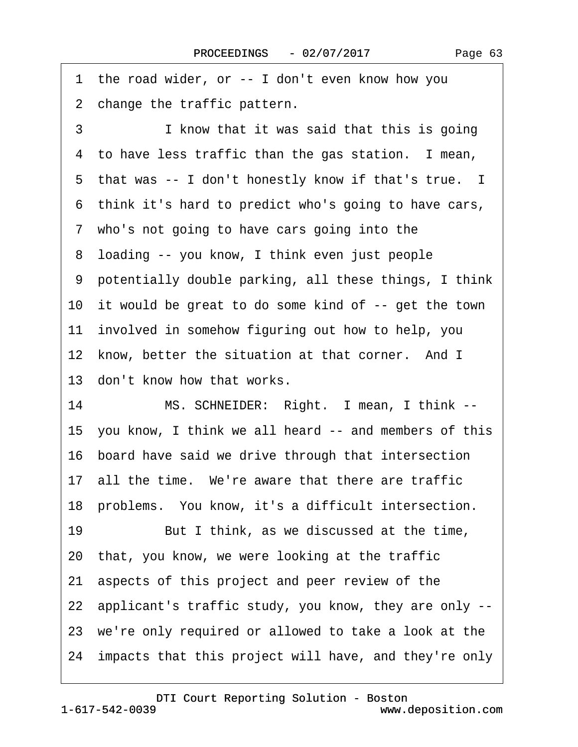1 the road wider, or -- I don't even know how you
2 change the traffic pattern.
3 I know that it was said that this is going
4 to have less traffic than the gas station. I mean,
5 that was -- I don't honestly know if that's true. I
6 think it's hard to predict who's going to have cars,
7 who's not going to have cars going into the
8 loading -- you know, I think even just people
9 potentially double parking, all these things, I think
10 it would be great to do some kind of -- get the town
11 involved in somehow figuring out how to help, you
12 know, better the situation at that corner. And I
13 don't know how that works.
14 MS. SCHNEIDER: Right. I mean, I think --
15 you know, I think we all heard -- and members of this
16 board have said we drive through that intersection
17 all the time. We're aware that there are traffic
18 problems. You know, it's a difficult intersection.
19 But I think, as we discussed at the time,
20 that, you know, we were looking at the traffic
21 aspects of this project and peer review of the
22 applicant's traffic study, you know, they are only --
23 we're only required or allowed to take a look at the
24 impacts that this project will have, and they're only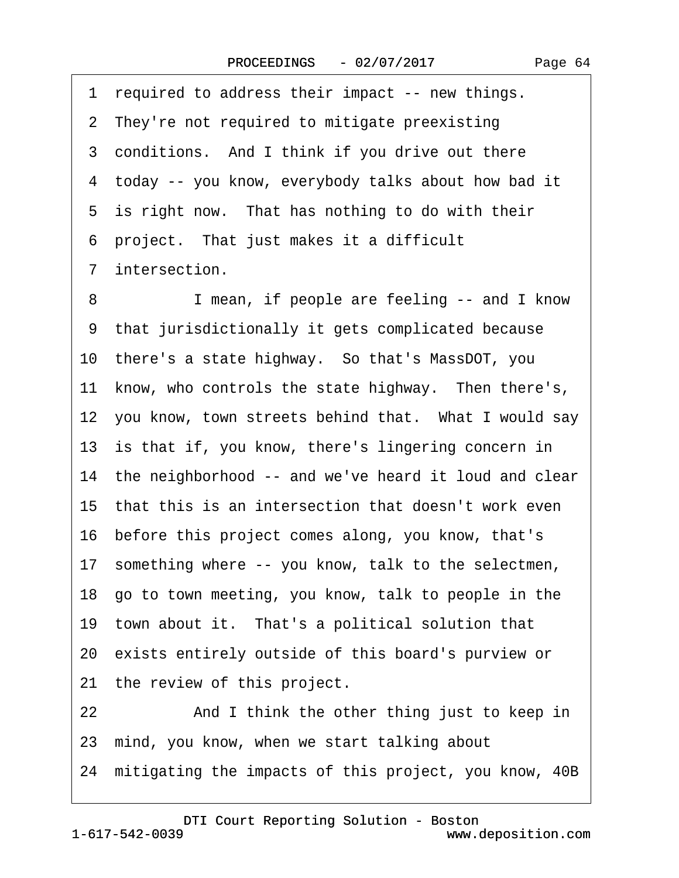1 required to address their impact -- new things.
2 They're not required to mitigate preexisting
3 conditions. And I think if you drive out there
4 today -- you know, everybody talks about how bad it
5 is right now. That has nothing to do with their
6 project. That just makes it a difficult
7 intersection.
8 I mean, if people are feeling -- and I know
9 that jurisdictionally it gets complicated because
10 there's a state highway. So that's MassDOT, you
11 know, who controls the state highway. Then there's,
12 you know, town streets behind that. What I would say
13 is that if, you know, there's lingering concern in
14 the neighborhood -- and we've heard it loud and clear
15 that this is an intersection that doesn't work even
16 before this project comes along, you know, that's
17 something where -- you know, talk to the selectmen,
18 go to town meeting, you know, talk to people in the
19 town about it. That's a political solution that
20 exists entirely outside of this board's purview or
21 the review of this project.
22 And I think the other thing just to keep in
23 mind, you know, when we start talking about
24 mitigating the impacts of this project, you know, 40B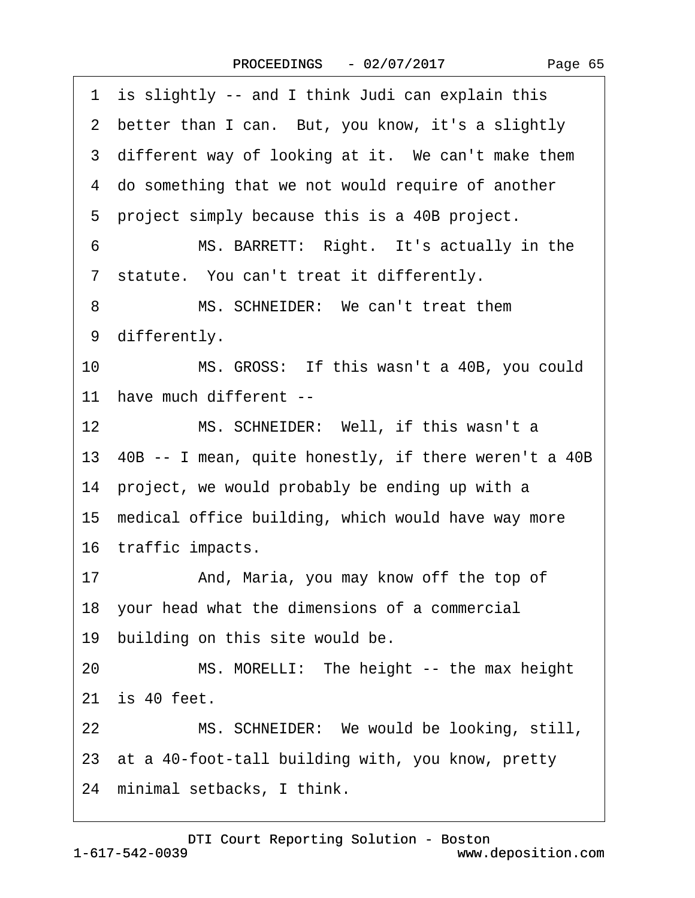1 is slightly -- and I think Judi can explain this
2 better than I can. But, you know, it's a slightly
3 different way of looking at it. We can't make them
4 do something that we not would require of another
5 project simply because this is a 40B project.
6 MS. BARRETT: Right. It's actually in the
7 statute. You can't treat it differently.
8 MS. SCHNEIDER: We can't treat them
9 differently.
10 MS. GROSS: If this wasn't a 40B, you could
11 have much different --
12 MS. SCHNEIDER: Well, if this wasn't a
13 40B -- I mean, quite honestly, if there weren't a 40B
14 project, we would probably be ending up with a
15 medical office building, which would have way more
16 traffic impacts.
17 And, Maria, you may know off the top of
18 your head what the dimensions of a commercial
19 building on this site would be.
20 MS. MORELLI: The height -- the max height
21 is 40 feet.
22 MS. SCHNEIDER: We would be looking, still,
23 at a 40-foot-tall building with, you know, pretty
24 minimal setbacks, I think.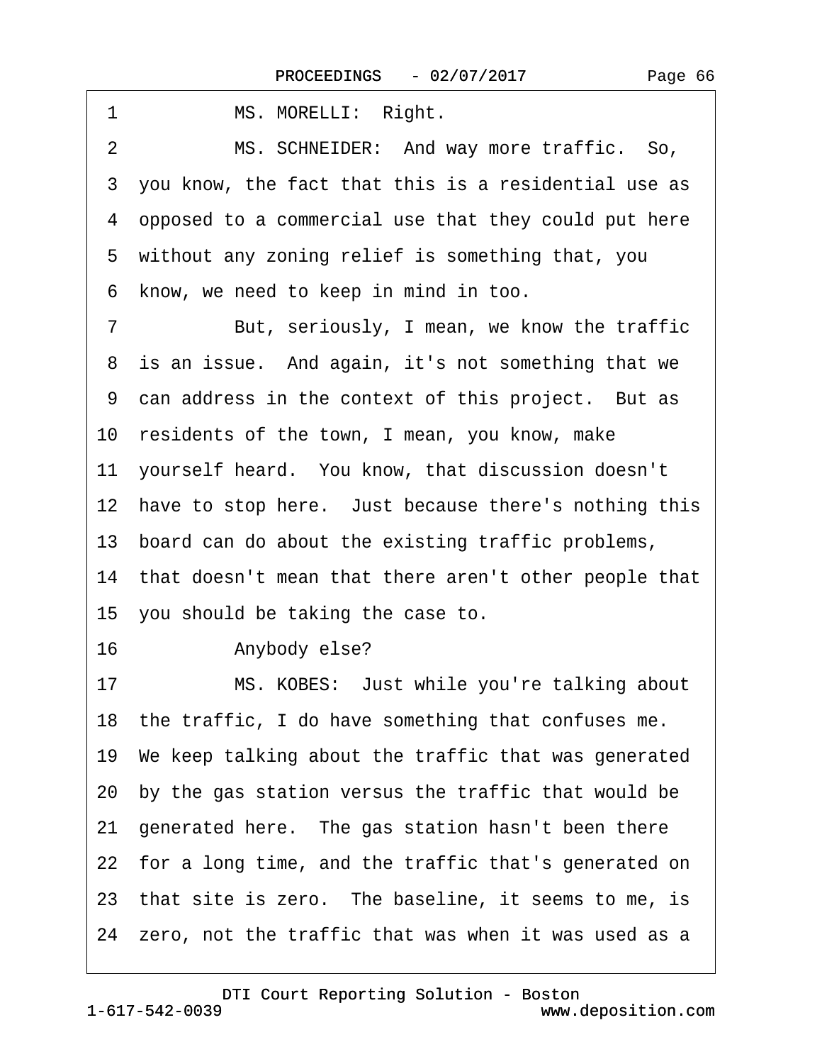1 MS. MORELLI: Right.

2 MS. SCHNEIDER: And way more traffic. So,

3 you know, the fact that this is a residential use as

4 opposed to a commercial use that they could put here

5 without any zoning relief is something that, you

6 know, we need to keep in mind in too.

7 But, seriously, I mean, we know the traffic

8 is an issue. And again, it's not something that we

9 can address in the context of this project. But as

10 residents of the town, I mean, you know, make

11 yourself heard. You know, that discussion doesn't

12 have to stop here. Just because there's nothing this

13 board can do about the existing traffic problems,

14 that doesn't mean that there aren't other people that

15 you should be taking the case to.

16 Anybody else?

17 MS. KOBES: Just while you're talking about

18 the traffic, I do have something that confuses me.

19 We keep talking about the traffic that was generated

20 by the gas station versus the traffic that would be

21 generated here. The gas station hasn't been there

22 for a long time, and the traffic that's generated on

23 that site is zero. The baseline, it seems to me, is

24 zero, not the traffic that was when it was used as a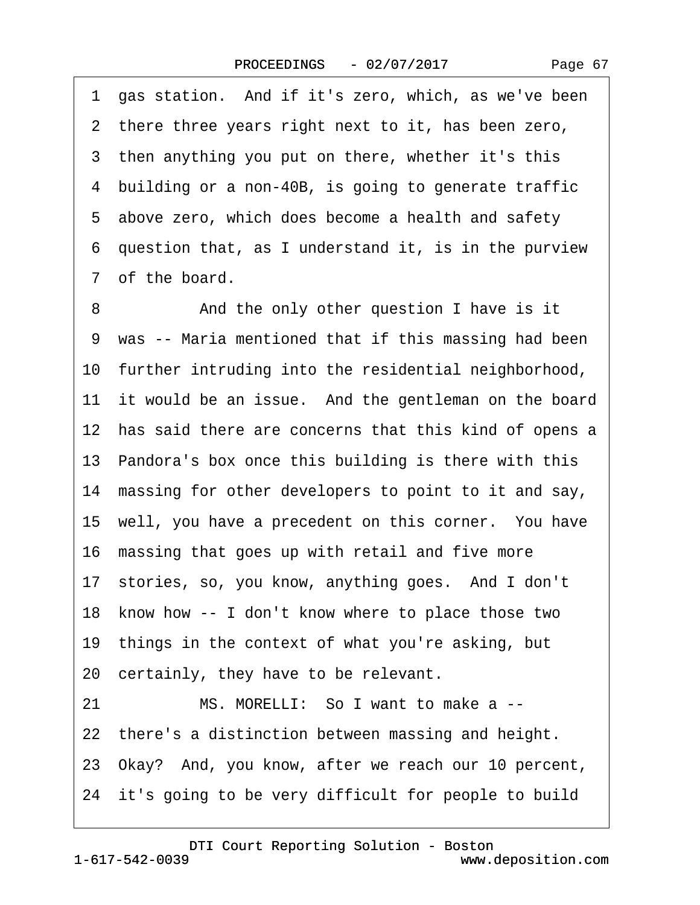1 gas station. And if it's zero, which, as we've been
2 there three years right next to it, has been zero,
3 then anything you put on there, whether it's this
4 building or a non-40B, is going to generate traffic
5 above zero, which does become a health and safety
6 question that, as I understand it, is in the purview
7 of the board.

8 And the only other question I have is it
9 was -- Maria mentioned that if this massing had been
10 further intruding into the residential neighborhood,
11 it would be an issue. And the gentleman on the board
12 has said there are concerns that this kind of opens a
13 Pandora's box once this building is there with this
14 massing for other developers to point to it and say,
15 well, you have a precedent on this corner. You have
16 massing that goes up with retail and five more
17 stories, so, you know, anything goes. And I don't
18 know how -- I don't know where to place those two
19 things in the context of what you're asking, but
20 certainly, they have to be relevant.

21 MS. MORELLI: So I want to make a --
22 there's a distinction between massing and height.
23 Okay? And, you know, after we reach our 10 percent,
24 it's going to be very difficult for people to build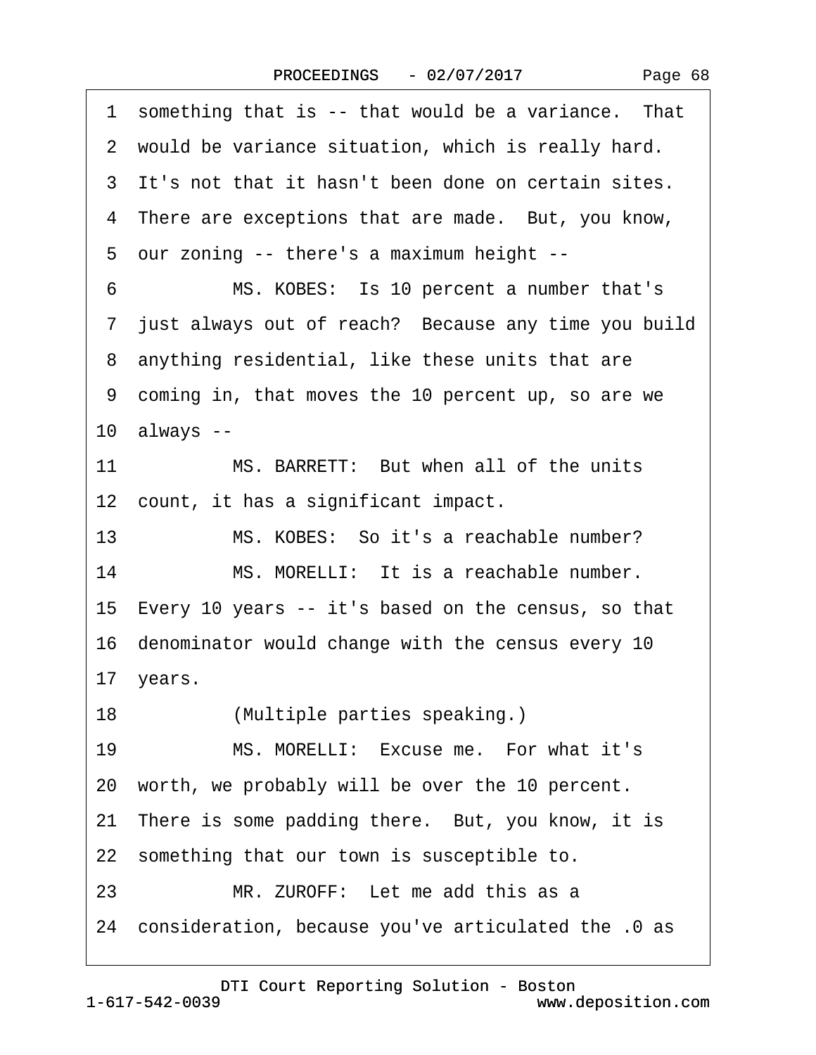1 something that is -- that would be a variance. That
2 would be variance situation, which is really hard.
3 It's not that it hasn't been done on certain sites.
4 There are exceptions that are made. But, you know,
5 our zoning -- there's a maximum height --
6 MS. KOBES: Is 10 percent a number that's
7 just always out of reach? Because any time you build
8 anything residential, like these units that are
9 coming in, that moves the 10 percent up, so are we
10 always --
11 MS. BARRETT: But when all of the units
12 count, it has a significant impact.
13 MS. KOBES: So it's a reachable number?
14 MS. MORELLI: It is a reachable number.
15 Every 10 years -- it's based on the census, so that
16 denominator would change with the census every 10
17 years.
18 (Multiple parties speaking.)
19 MS. MORELLI: Excuse me. For what it's
20 worth, we probably will be over the 10 percent.
21 There is some padding there. But, you know, it is
22 something that our town is susceptible to.
23 MR. ZUROFF: Let me add this as a
24 consideration, because you've articulated the .0 as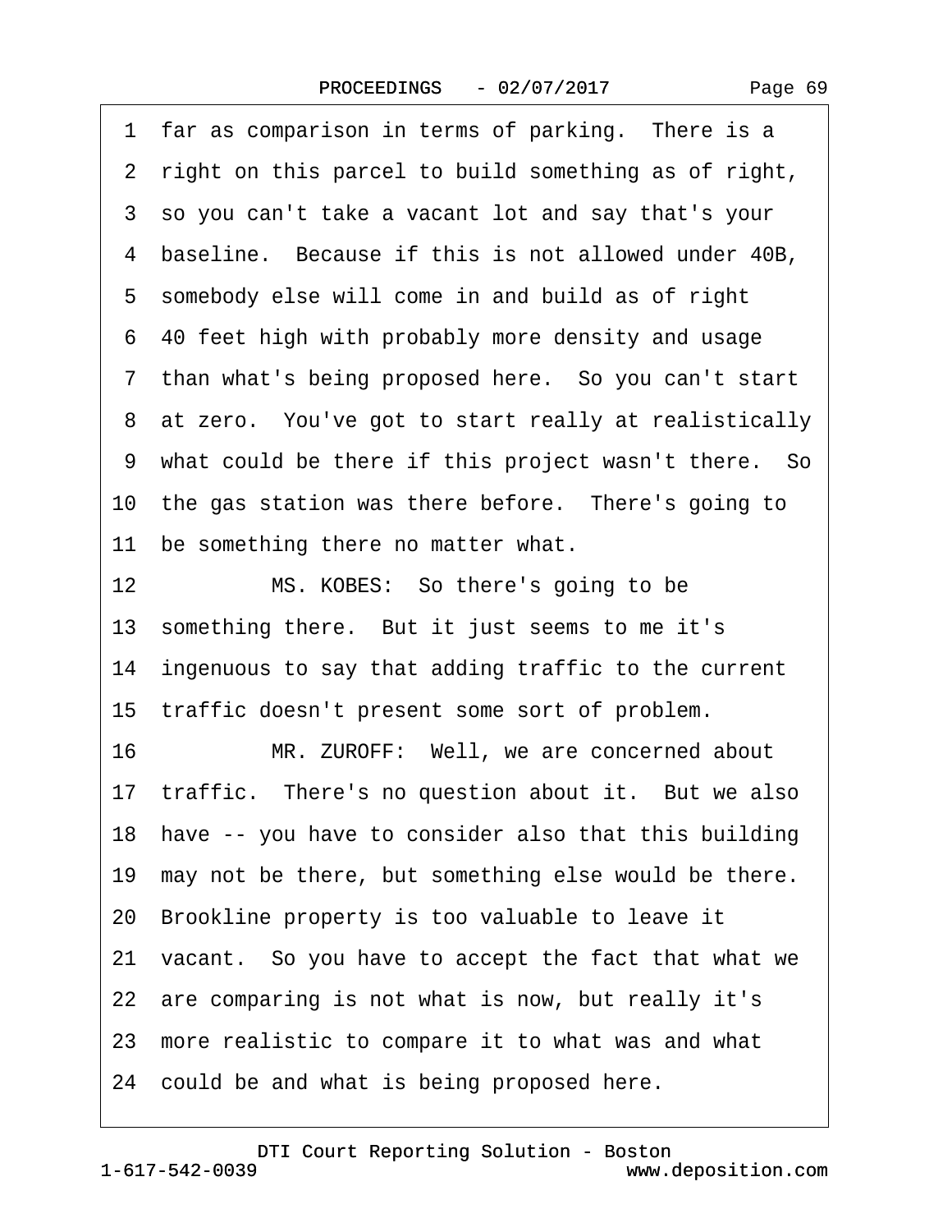1 far as comparison in terms of parking. There is a
2 right on this parcel to build something as of right,
3 so you can't take a vacant lot and say that's your
4 baseline. Because if this is not allowed under 40B,
5 somebody else will come in and build as of right
6 40 feet high with probably more density and usage
7 than what's being proposed here. So you can't start
8 at zero. You've got to start really at realistically
9 what could be there if this project wasn't there. So
10 the gas station was there before. There's going to
11 be something there no matter what.
12 MS. KOBES: So there's going to be
13 something there. But it just seems to me it's
14 ingenuous to say that adding traffic to the current
15 traffic doesn't present some sort of problem.
16 MR. ZUROFF: Well, we are concerned about
17 traffic. There's no question about it. But we also
18 have -- you have to consider also that this building
19 may not be there, but something else would be there.
20 Brookline property is too valuable to leave it
21 vacant. So you have to accept the fact that what we
22 are comparing is not what is now, but really it's
23 more realistic to compare it to what was and what
24 could be and what is being proposed here.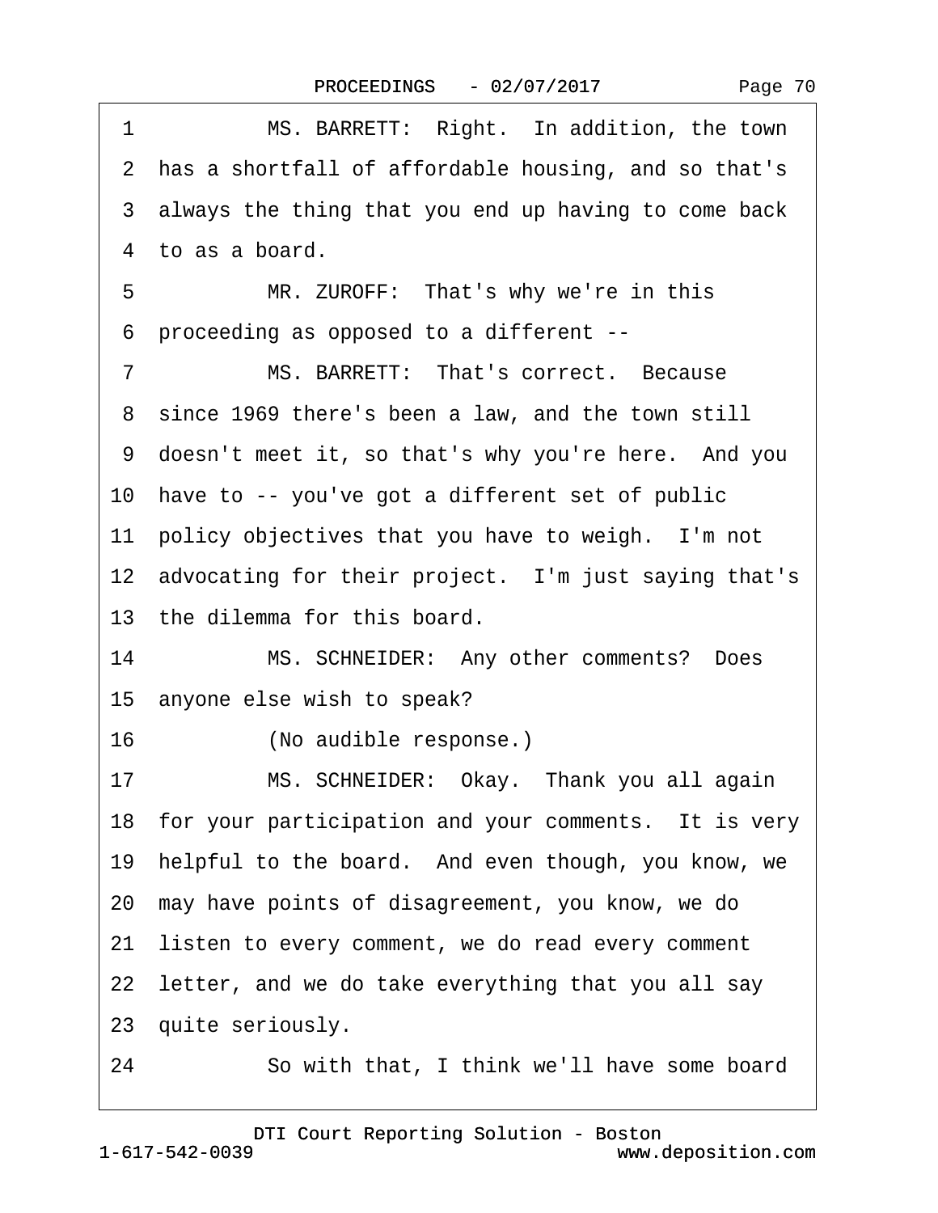1 MS. BARRETT: Right. In addition, the town
2 has a shortfall of affordable housing, and so that's
3 always the thing that you end up having to come back
4 to as a board.
5 MR. ZUROFF: That's why we're in this
6 proceeding as opposed to a different --
7 MS. BARRETT: That's correct. Because
8 since 1969 there's been a law, and the town still
9 doesn't meet it, so that's why you're here. And you
10 have to -- you've got a different set of public
11 policy objectives that you have to weigh. I'm not
12 advocating for their project. I'm just saying that's
13 the dilemma for this board.
14 MS. SCHNEIDER: Any other comments? Does
15 anyone else wish to speak?
16 (No audible response.)
17 MS. SCHNEIDER: Okay. Thank you all again
18 for your participation and your comments. It is very
19 helpful to the board. And even though, you know, we
20 may have points of disagreement, you know, we do
21 listen to every comment, we do read every comment
22 letter, and we do take everything that you all say
23 quite seriously.
24 So with that, I think we'll have some board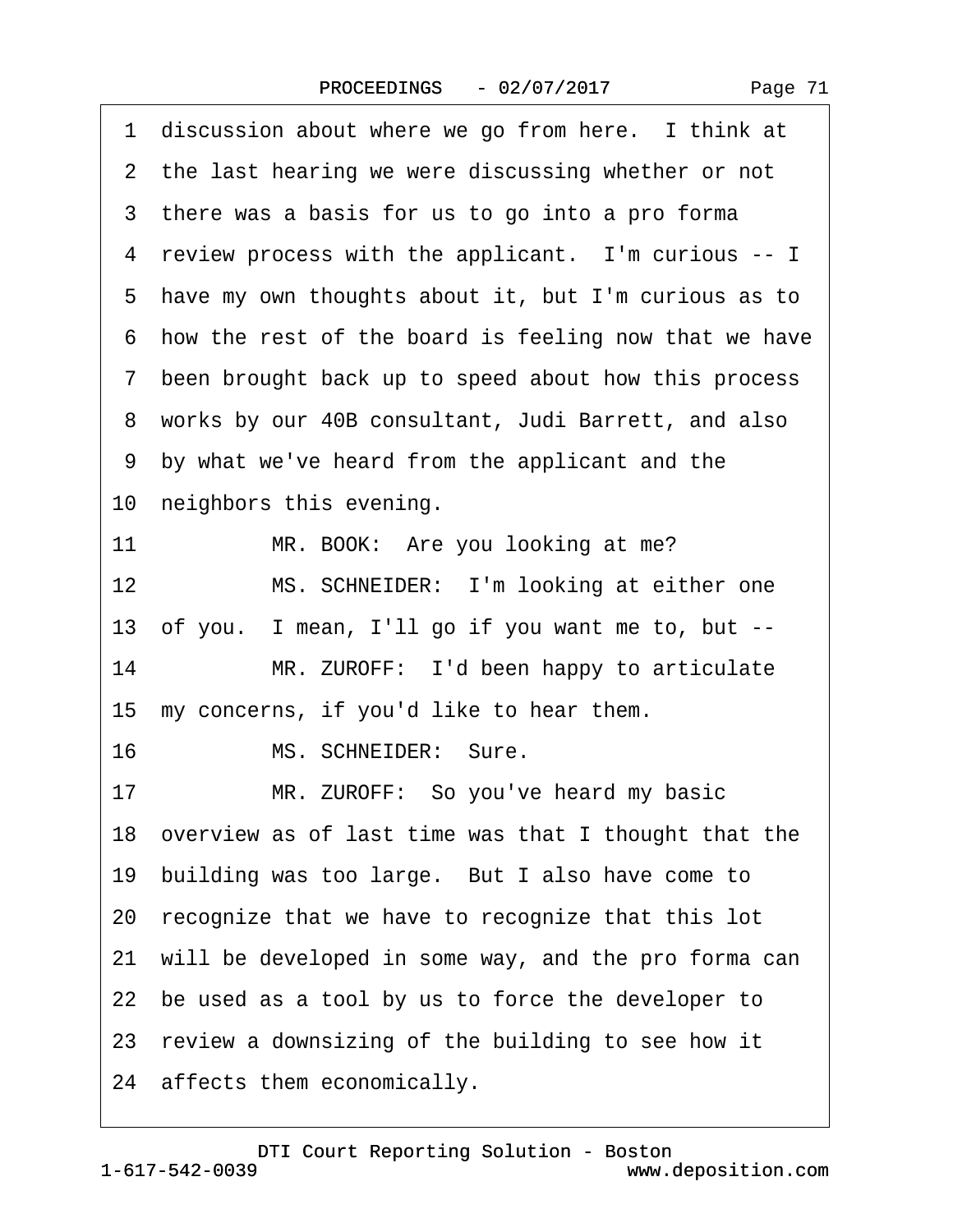1 discussion about where we go from here. I think at

2 the last hearing we were discussing whether or not

3 there was a basis for us to go into a pro forma

4 review process with the applicant. I'm curious -- I

5 have my own thoughts about it, but I'm curious as to

6 how the rest of the board is feeling now that we have

7 been brought back up to speed about how this process

8 works by our 40B consultant, Judi Barrett, and also

9 by what we've heard from the applicant and the

10 neighbors this evening.

11 MR. BOOK: Are you looking at me?

12 MS. SCHNEIDER: I'm looking at either one

13 of you. I mean, I'll go if you want me to, but --

14 MR. ZUROFF: I'd been happy to articulate

15 my concerns, if you'd like to hear them.

16 MS. SCHNEIDER: Sure.

17 MR. ZUROFF: So you've heard my basic

18 overview as of last time was that I thought that the

19 building was too large. But I also have come to

20 recognize that we have to recognize that this lot

21 will be developed in some way, and the pro forma can

22 be used as a tool by us to force the developer to

23 review a downsizing of the building to see how it

24 affects them economically.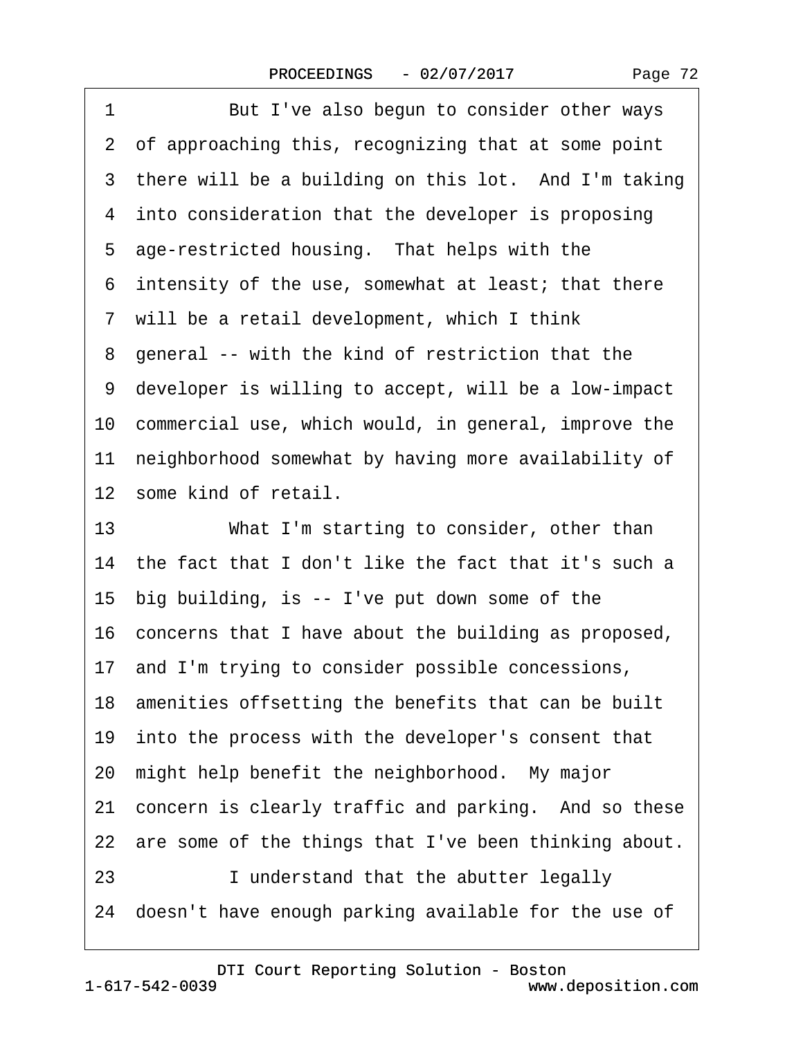1 But I've also begun to consider other ways
2 of approaching this, recognizing that at some point
3 there will be a building on this lot. And I'm taking
4 into consideration that the developer is proposing
5 age-restricted housing. That helps with the
6 intensity of the use, somewhat at least; that there
7 will be a retail development, which I think
8 general -- with the kind of restriction that the
9 developer is willing to accept, will be a low-impact
10 commercial use, which would, in general, improve the
11 neighborhood somewhat by having more availability of
12 some kind of retail.
13 What I'm starting to consider, other than
14 the fact that I don't like the fact that it's such a
15 big building, is -- I've put down some of the
16 concerns that I have about the building as proposed,
17 and I'm trying to consider possible concessions,
18 amenities offsetting the benefits that can be built
19 into the process with the developer's consent that
20 might help benefit the neighborhood. My major
21 concern is clearly traffic and parking. And so these
22 are some of the things that I've been thinking about.
23 I understand that the abutter legally
24 doesn't have enough parking available for the use of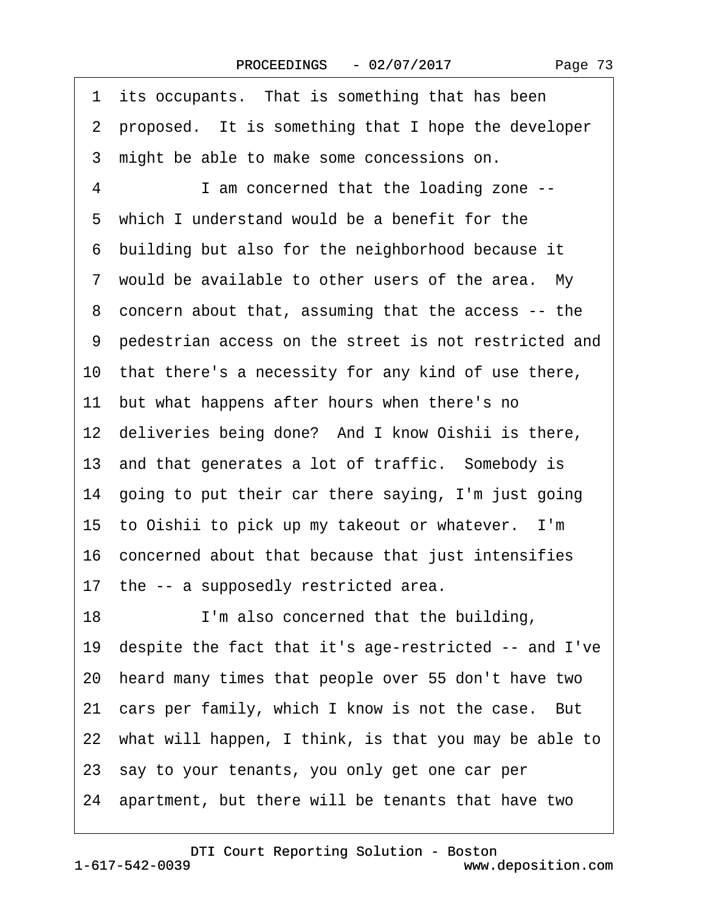its occupants. That is something that has been proposed. It is something that I hope the developer might be able to make some concessions on.

I am concerned that the loading zone -- which I understand would be a benefit for the building but also for the neighborhood because it would be available to other users of the area. My concern about that, assuming that the access -- the pedestrian access on the street is not restricted and that there's a necessity for any kind of use there, but what happens after hours when there's no deliveries being done? And I know Oishii is there, and that generates a lot of traffic. Somebody is going to put their car there saying, I'm just going to Oishii to pick up my takeout or whatever. I'm concerned about that because that just intensifies the -- a supposedly restricted area.

I'm also concerned that the building, despite the fact that it's age-restricted -- and I've heard many times that people over 55 don't have two cars per family, which I know is not the case. But what will happen, I think, is that you may be able to say to your tenants, you only get one car per apartment, but there will be tenants that have two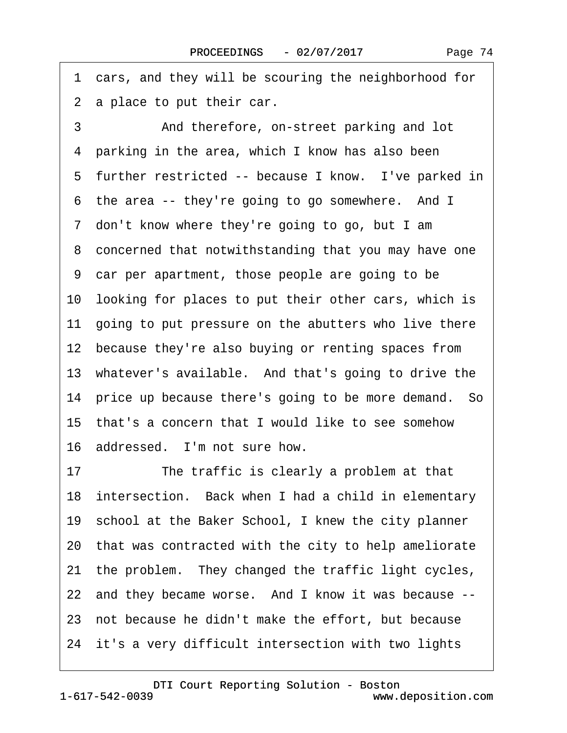1 cars, and they will be scouring the neighborhood for
2 a place to put their car.

3 And therefore, on-street parking and lot
4 parking in the area, which I know has also been
5 further restricted -- because I know. I've parked in
6 the area -- they're going to go somewhere. And I
7 don't know where they're going to go, but I am
8 concerned that notwithstanding that you may have one
9 car per apartment, those people are going to be
10 looking for places to put their other cars, which is
11 going to put pressure on the abutters who live there
12 because they're also buying or renting spaces from
13 whatever's available. And that's going to drive the
14 price up because there's going to be more demand. So
15 that's a concern that I would like to see somehow
16 addressed. I'm not sure how.

17 The traffic is clearly a problem at that
18 intersection. Back when I had a child in elementary
19 school at the Baker School, I knew the city planner
20 that was contracted with the city to help ameliorate
21 the problem. They changed the traffic light cycles,
22 and they became worse. And I know it was because --
23 not because he didn't make the effort, but because
24 it's a very difficult intersection with two lights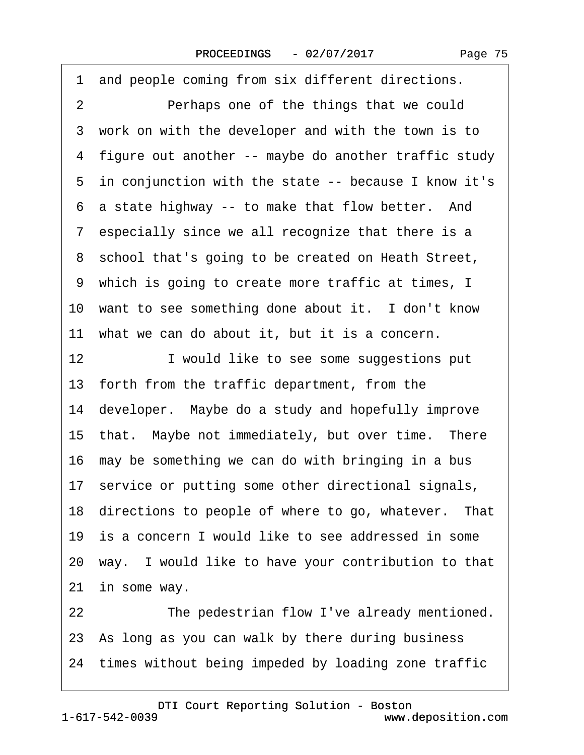1 and people coming from six different directions.

2 Perhaps one of the things that we could

3 work on with the developer and with the town is to

4 figure out another -- maybe do another traffic study

5 in conjunction with the state -- because I know it's

6 a state highway -- to make that flow better. And

7 especially since we all recognize that there is a

8 school that's going to be created on Heath Street,

9 which is going to create more traffic at times, I

10 want to see something done about it. I don't know

11 what we can do about it, but it is a concern.

12 I would like to see some suggestions put

13 forth from the traffic department, from the

14 developer. Maybe do a study and hopefully improve

15 that. Maybe not immediately, but over time. There

16 may be something we can do with bringing in a bus

17 service or putting some other directional signals,

18 directions to people of where to go, whatever. That

19 is a concern I would like to see addressed in some

20 way. I would like to have your contribution to that

21 in some way.

22 The pedestrian flow I've already mentioned.

23 As long as you can walk by there during business

24 times without being impeded by loading zone traffic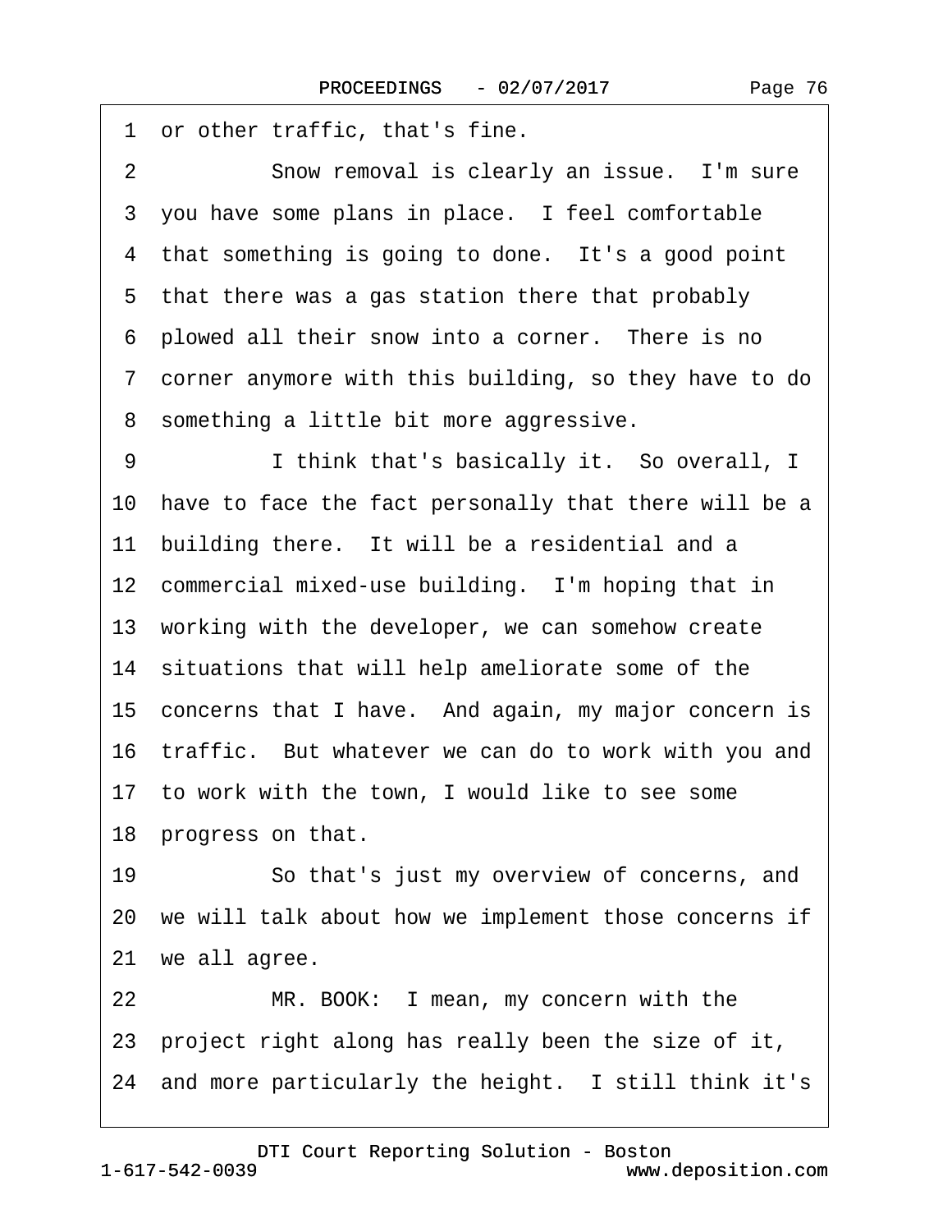1 or other traffic, that's fine.

2 Snow removal is clearly an issue. I'm sure

3 you have some plans in place. I feel comfortable

4 that something is going to done. It's a good point

5 that there was a gas station there that probably

6 plowed all their snow into a corner. There is no

7 corner anymore with this building, so they have to do

8 something a little bit more aggressive.

9 I think that's basically it. So overall, I

10 have to face the fact personally that there will be a

11 building there. It will be a residential and a

12 commercial mixed-use building. I'm hoping that in

13 working with the developer, we can somehow create

14 situations that will help ameliorate some of the

15 concerns that I have. And again, my major concern is

16 traffic. But whatever we can do to work with you and

17 to work with the town, I would like to see some

18 progress on that.

19 So that's just my overview of concerns, and

20 we will talk about how we implement those concerns if

21 we all agree.

22 MR. BOOK: I mean, my concern with the

23 project right along has really been the size of it,

24 and more particularly the height. I still think it's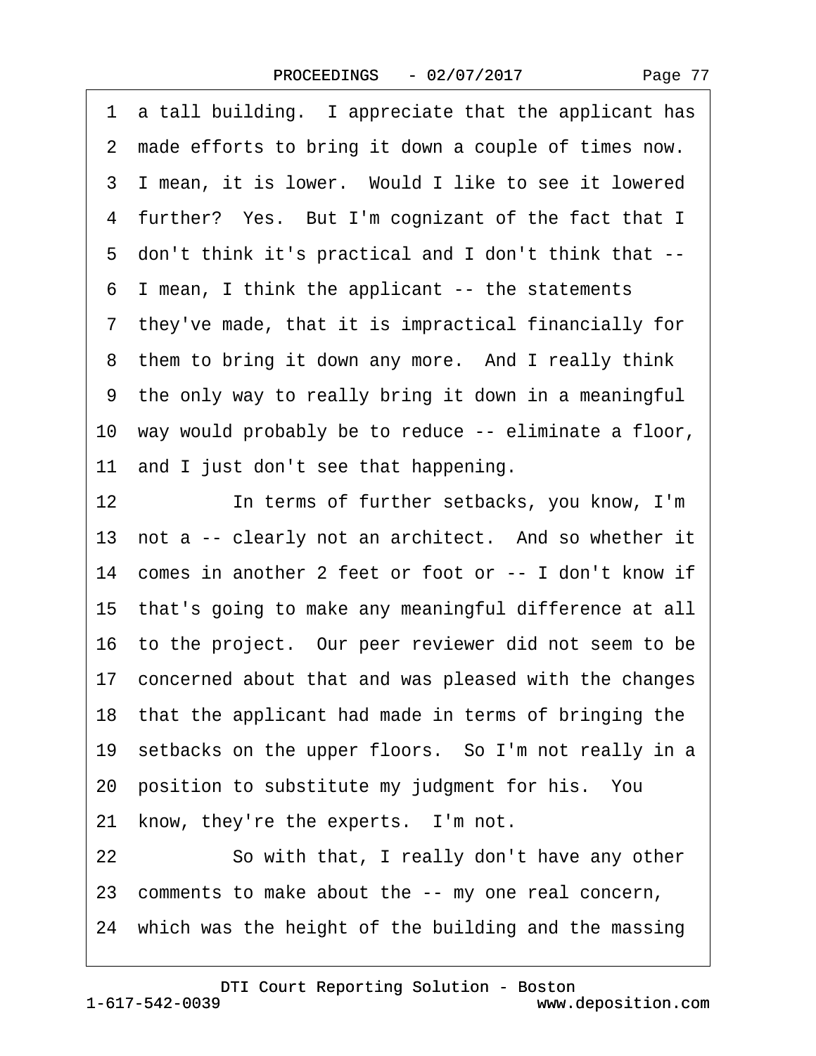1 a tall building. I appreciate that the applicant has
2 made efforts to bring it down a couple of times now.
3 I mean, it is lower. Would I like to see it lowered
4 further? Yes. But I'm cognizant of the fact that I
5 don't think it's practical and I don't think that --
6 I mean, I think the applicant -- the statements
7 they've made, that it is impractical financially for
8 them to bring it down any more. And I really think
9 the only way to really bring it down in a meaningful
10 way would probably be to reduce -- eliminate a floor,
11 and I just don't see that happening.
12 In terms of further setbacks, you know, I'm
13 not a -- clearly not an architect. And so whether it
14 comes in another 2 feet or foot or -- I don't know if
15 that's going to make any meaningful difference at all
16 to the project. Our peer reviewer did not seem to be
17 concerned about that and was pleased with the changes
18 that the applicant had made in terms of bringing the
19 setbacks on the upper floors. So I'm not really in a
20 position to substitute my judgment for his. You
21 know, they're the experts. I'm not.
22 So with that, I really don't have any other
23 comments to make about the -- my one real concern,
24 which was the height of the building and the massing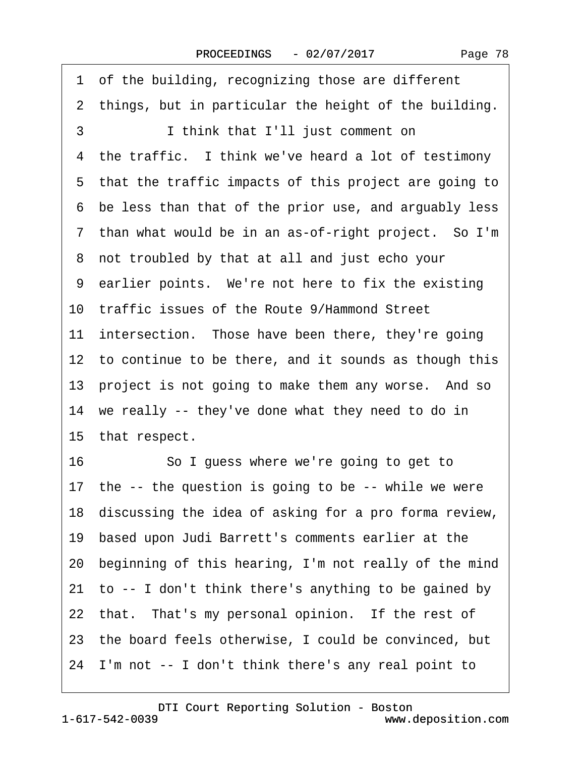1 of the building, recognizing those are different
2 things, but in particular the height of the building.
3 I think that I'll just comment on
4 the traffic. I think we've heard a lot of testimony
5 that the traffic impacts of this project are going to
6 be less than that of the prior use, and arguably less
7 than what would be in an as-of-right project. So I'm
8 not troubled by that at all and just echo your
9 earlier points. We're not here to fix the existing
10 traffic issues of the Route 9/Hammond Street
11 intersection. Those have been there, they're going
12 to continue to be there, and it sounds as though this
13 project is not going to make them any worse. And so
14 we really -- they've done what they need to do in
15 that respect.
16 So I guess where we're going to get to
17 the -- the question is going to be -- while we were
18 discussing the idea of asking for a pro forma review,
19 based upon Judi Barrett's comments earlier at the
20 beginning of this hearing, I'm not really of the mind
21 to -- I don't think there's anything to be gained by
22 that. That's my personal opinion. If the rest of
23 the board feels otherwise, I could be convinced, but
24 I'm not -- I don't think there's any real point to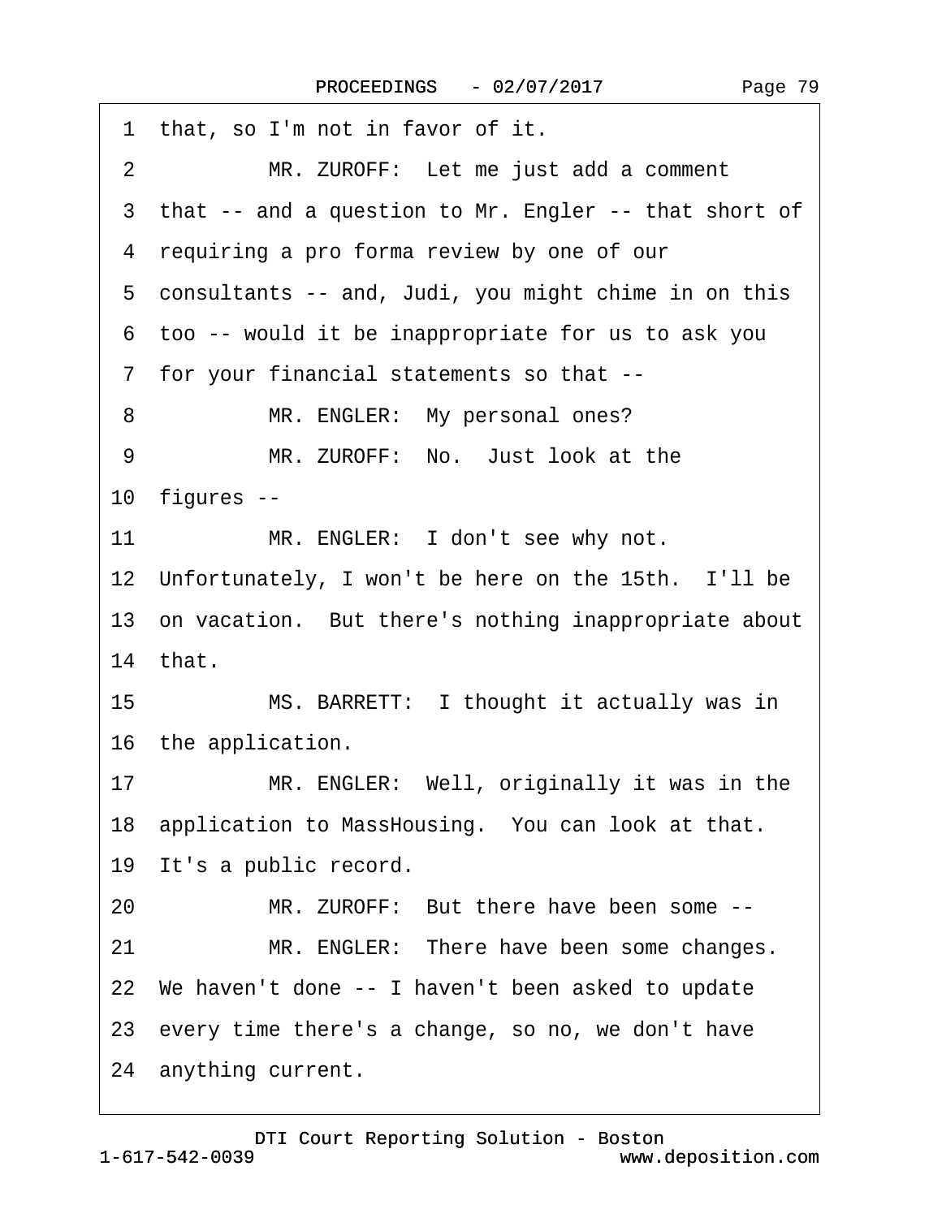1 that, so I'm not in favor of it.

2 MR. ZUROFF: Let me just add a comment

3 that -- and a question to Mr. Engler -- that short of

4 requiring a pro forma review by one of our

5 consultants -- and, Judi, you might chime in on this

6 too -- would it be inappropriate for us to ask you

7 for your financial statements so that --

8 MR. ENGLER: My personal ones?

9 MR. ZUROFF: No. Just look at the

10 figures --

11 MR. ENGLER: I don't see why not.

12 Unfortunately, I won't be here on the 15th. I'll be

13 on vacation. But there's nothing inappropriate about

14 that.

15 MS. BARRETT: I thought it actually was in

16 the application.

17 MR. ENGLER: Well, originally it was in the

18 application to MassHousing. You can look at that.

19 It's a public record.

20 MR. ZUROFF: But there have been some --

21 MR. ENGLER: There have been some changes.

22 We haven't done -- I haven't been asked to update

23 every time there's a change, so no, we don't have

24 anything current.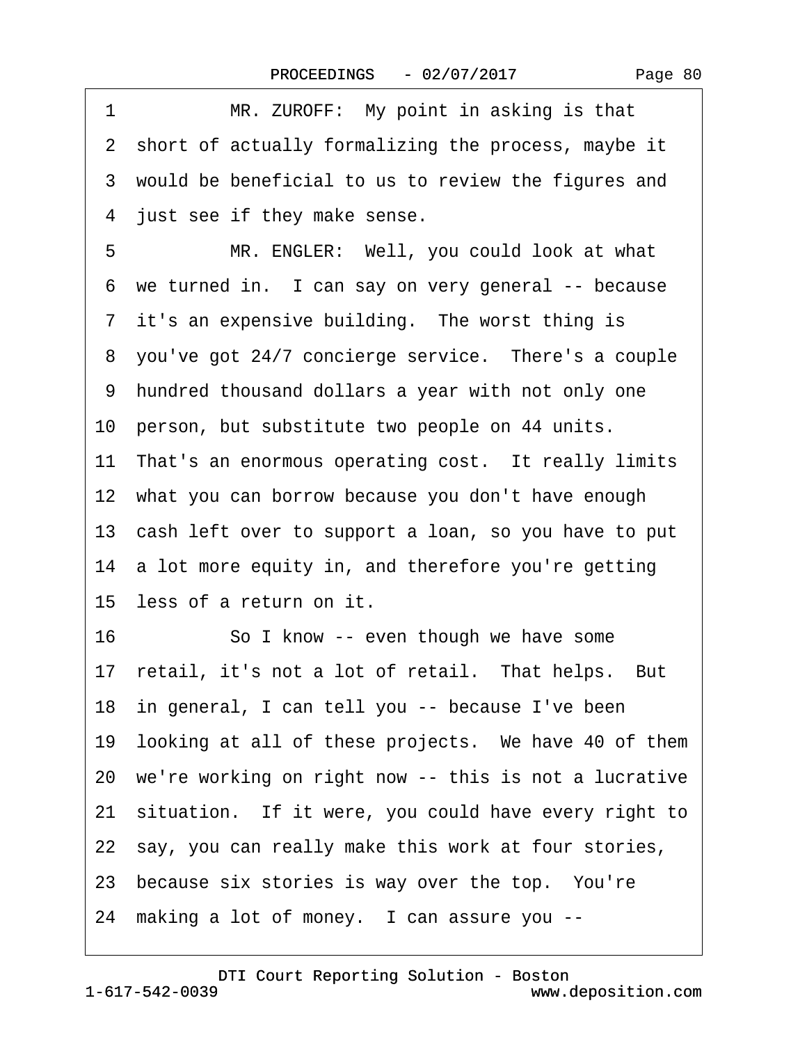1 MR. ZUROFF: My point in asking is that
2 short of actually formalizing the process, maybe it
3 would be beneficial to us to review the figures and
4 just see if they make sense.
5 MR. ENGLER: Well, you could look at what
6 we turned in. I can say on very general -- because
7 it's an expensive building. The worst thing is
8 you've got 24/7 concierge service. There's a couple
9 hundred thousand dollars a year with not only one
10 person, but substitute two people on 44 units.
11 That's an enormous operating cost. It really limits
12 what you can borrow because you don't have enough
13 cash left over to support a loan, so you have to put
14 a lot more equity in, and therefore you're getting
15 less of a return on it.
16 So I know -- even though we have some
17 retail, it's not a lot of retail. That helps. But
18 in general, I can tell you -- because I've been
19 looking at all of these projects. We have 40 of them
20 we're working on right now -- this is not a lucrative
21 situation. If it were, you could have every right to
22 say, you can really make this work at four stories,
23 because six stories is way over the top. You're
24 making a lot of money. I can assure you --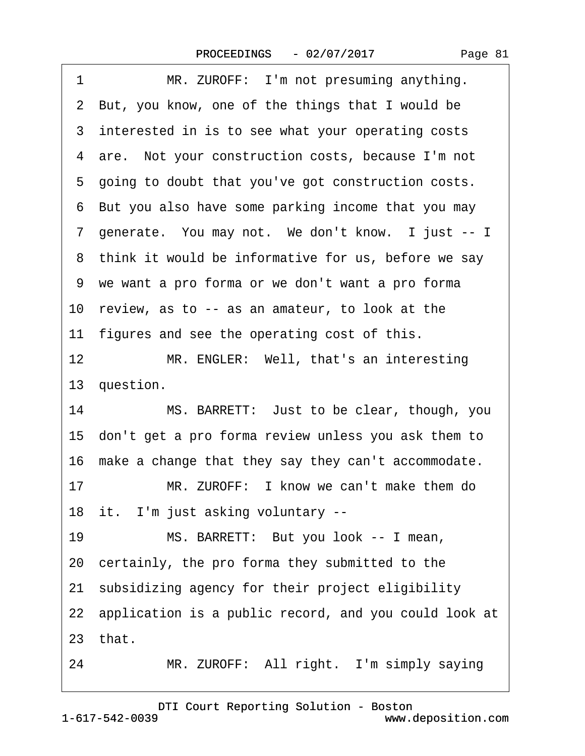1 MR. ZUROFF: I'm not presuming anything.
2 But, you know, one of the things that I would be
3 interested in is to see what your operating costs
4 are. Not your construction costs, because I'm not
5 going to doubt that you've got construction costs.
6 But you also have some parking income that you may
7 generate. You may not. We don't know. I just -- I
8 think it would be informative for us, before we say
9 we want a pro forma or we don't want a pro forma
10 review, as to -- as an amateur, to look at the
11 figures and see the operating cost of this.
12 MR. ENGLER: Well, that's an interesting
13 question.
14 MS. BARRETT: Just to be clear, though, you
15 don't get a pro forma review unless you ask them to
16 make a change that they say they can't accommodate.
17 MR. ZUROFF: I know we can't make them do
18 it. I'm just asking voluntary --
19 MS. BARRETT: But you look -- I mean,
20 certainly, the pro forma they submitted to the
21 subsidizing agency for their project eligibility
22 application is a public record, and you could look at
23 that.
24 MR. ZUROFF: All right. I'm simply saying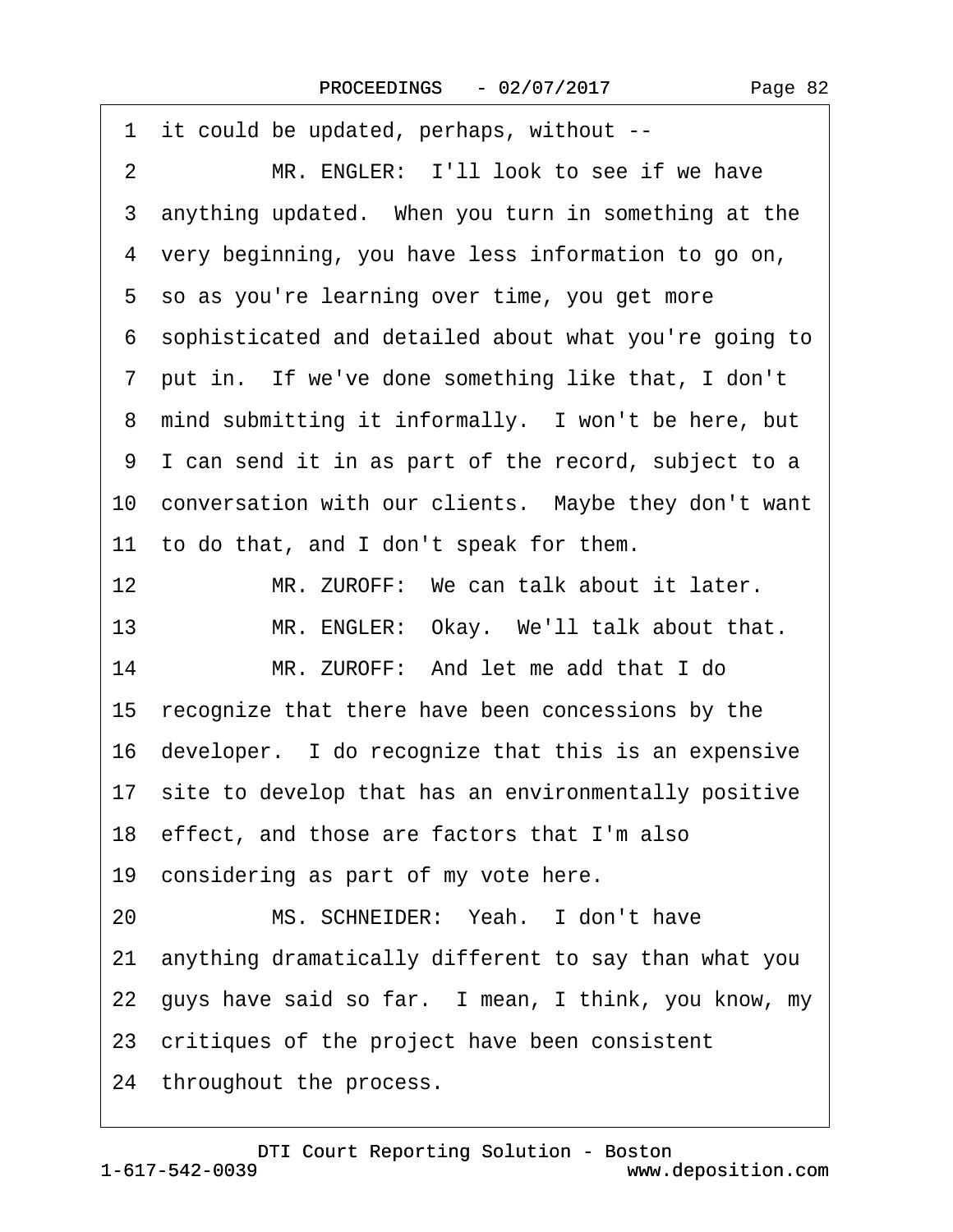1 it could be updated, perhaps, without --

2 MR. ENGLER: I'll look to see if we have

3 anything updated. When you turn in something at the

4 very beginning, you have less information to go on,

5 so as you're learning over time, you get more

6 sophisticated and detailed about what you're going to

7 put in. If we've done something like that, I don't

8 mind submitting it informally. I won't be here, but

9 I can send it in as part of the record, subject to a

10 conversation with our clients. Maybe they don't want

11 to do that, and I don't speak for them.

12 MR. ZUROFF: We can talk about it later.

13 MR. ENGLER: Okay. We'll talk about that.

14 MR. ZUROFF: And let me add that I do

15 recognize that there have been concessions by the

16 developer. I do recognize that this is an expensive

17 site to develop that has an environmentally positive

18 effect, and those are factors that I'm also

19 considering as part of my vote here.

20 MS. SCHNEIDER: Yeah. I don't have

21 anything dramatically different to say than what you

22 guys have said so far. I mean, I think, you know, my

23 critiques of the project have been consistent

24 throughout the process.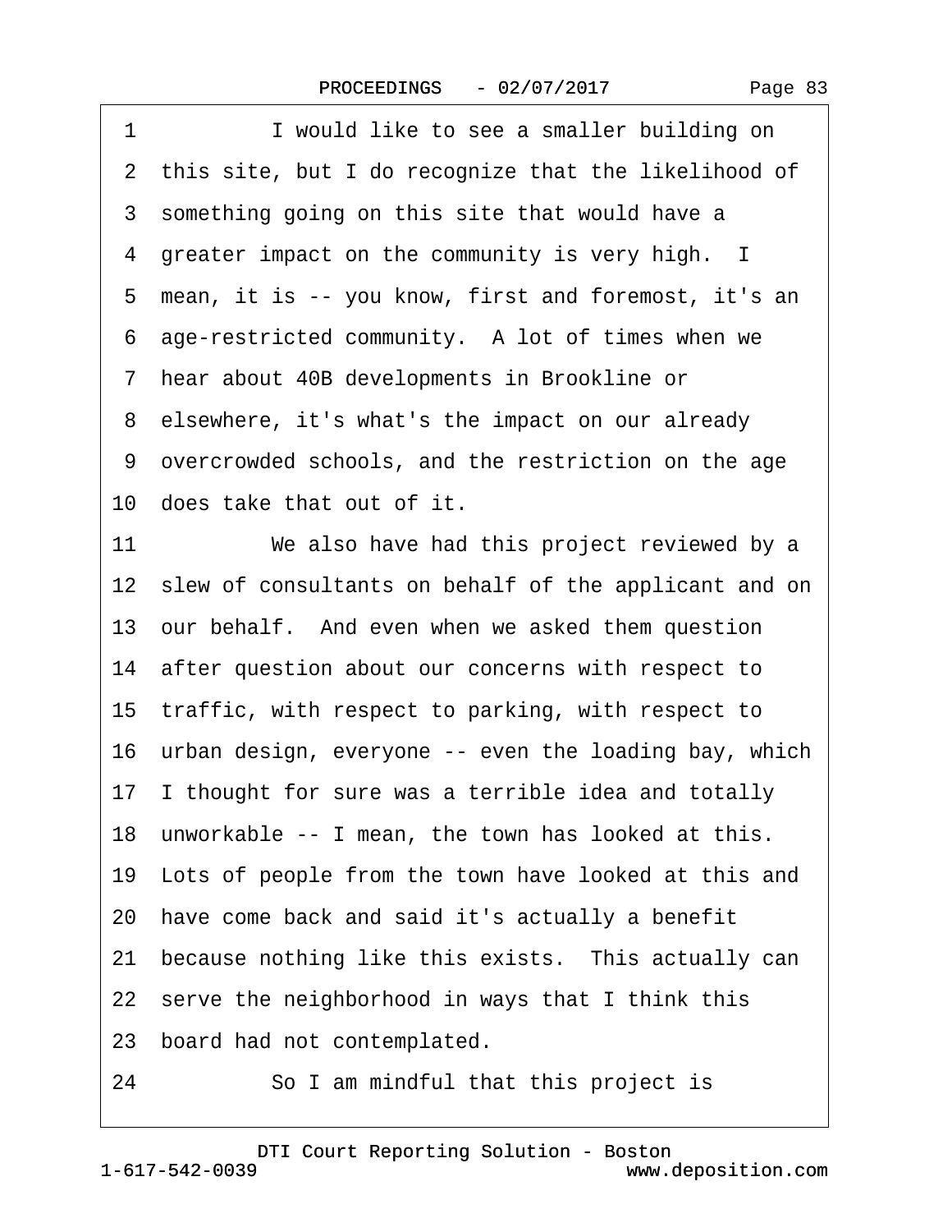1 I would like to see a smaller building on
2 this site, but I do recognize that the likelihood of
3 something going on this site that would have a
4 greater impact on the community is very high. I
5 mean, it is -- you know, first and foremost, it's an
6 age-restricted community. A lot of times when we
7 hear about 40B developments in Brookline or
8 elsewhere, it's what's the impact on our already
9 overcrowded schools, and the restriction on the age
10 does take that out of it.
11 We also have had this project reviewed by a
12 slew of consultants on behalf of the applicant and on
13 our behalf. And even when we asked them question
14 after question about our concerns with respect to
15 traffic, with respect to parking, with respect to
16 urban design, everyone -- even the loading bay, which
17 I thought for sure was a terrible idea and totally
18 unworkable -- I mean, the town has looked at this.
19 Lots of people from the town have looked at this and
20 have come back and said it's actually a benefit
21 because nothing like this exists. This actually can
22 serve the neighborhood in ways that I think this
23 board had not contemplated.
24 So I am mindful that this project is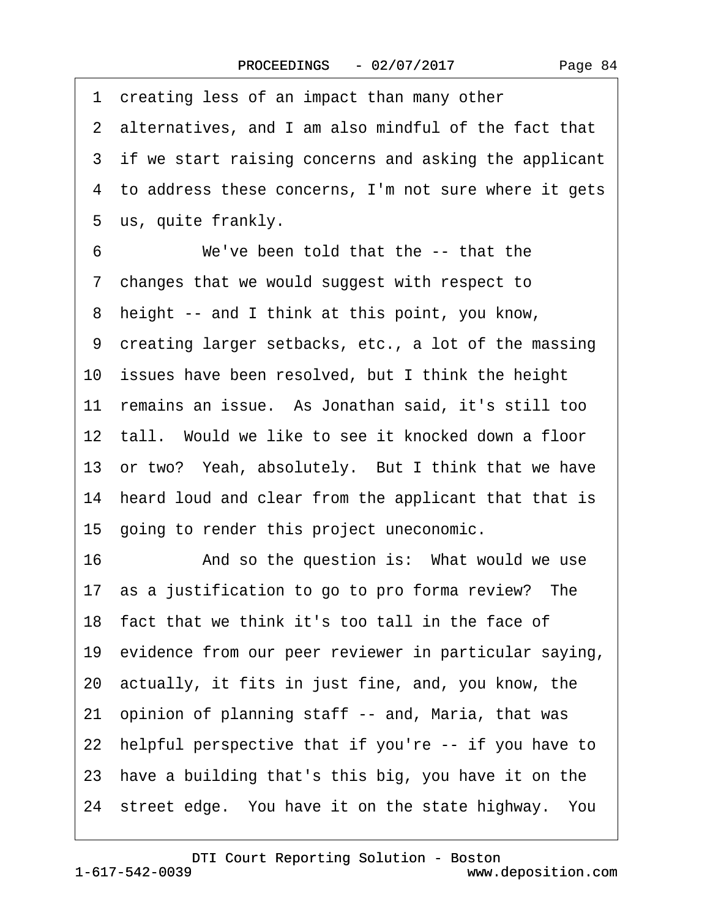1 creating less of an impact than many other
2 alternatives, and I am also mindful of the fact that
3 if we start raising concerns and asking the applicant
4 to address these concerns, I'm not sure where it gets
5 us, quite frankly.
6 We've been told that the -- that the
7 changes that we would suggest with respect to
8 height -- and I think at this point, you know,
9 creating larger setbacks, etc., a lot of the massing
10 issues have been resolved, but I think the height
11 remains an issue. As Jonathan said, it's still too
12 tall. Would we like to see it knocked down a floor
13 or two? Yeah, absolutely. But I think that we have
14 heard loud and clear from the applicant that that is
15 going to render this project uneconomic.
16 And so the question is: What would we use
17 as a justification to go to pro forma review? The
18 fact that we think it's too tall in the face of
19 evidence from our peer reviewer in particular saying,
20 actually, it fits in just fine, and, you know, the
21 opinion of planning staff -- and, Maria, that was
22 helpful perspective that if you're -- if you have to
23 have a building that's this big, you have it on the
24 street edge. You have it on the state highway. You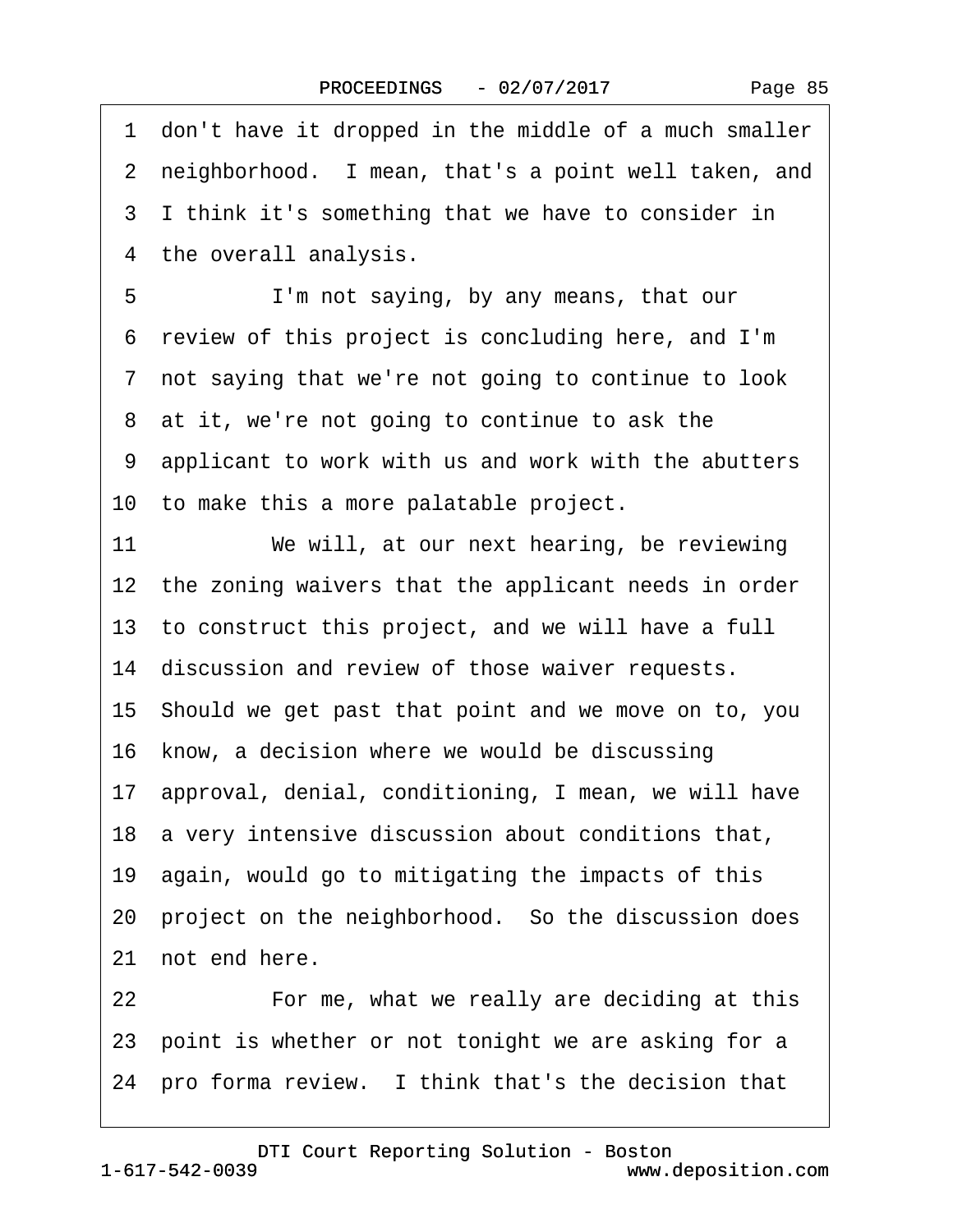1 don't have it dropped in the middle of a much smaller
2 neighborhood. I mean, that's a point well taken, and
3 I think it's something that we have to consider in
4 the overall analysis.

5 I'm not saying, by any means, that our
6 review of this project is concluding here, and I'm
7 not saying that we're not going to continue to look
8 at it, we're not going to continue to ask the
9 applicant to work with us and work with the abutters
10 to make this a more palatable project.

11 We will, at our next hearing, be reviewing
12 the zoning waivers that the applicant needs in order
13 to construct this project, and we will have a full
14 discussion and review of those waiver requests.
15 Should we get past that point and we move on to, you
16 know, a decision where we would be discussing
17 approval, denial, conditioning, I mean, we will have
18 a very intensive discussion about conditions that,
19 again, would go to mitigating the impacts of this
20 project on the neighborhood. So the discussion does
21 not end here.

22 For me, what we really are deciding at this
23 point is whether or not tonight we are asking for a
24 pro forma review. I think that's the decision that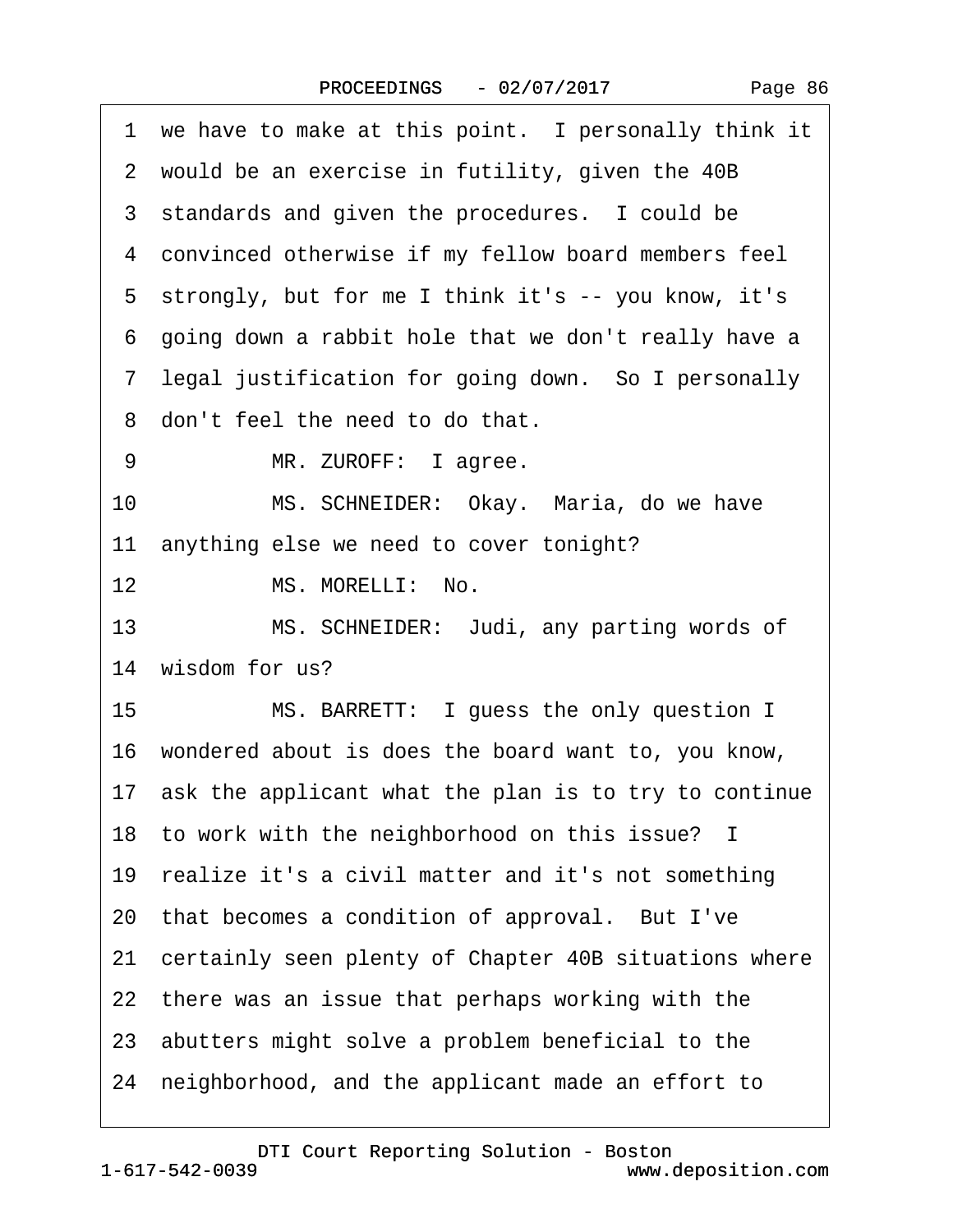1 we have to make at this point. I personally think it
2 would be an exercise in futility, given the 40B
3 standards and given the procedures. I could be
4 convinced otherwise if my fellow board members feel
5 strongly, but for me I think it's -- you know, it's
6 going down a rabbit hole that we don't really have a
7 legal justification for going down. So I personally
8 don't feel the need to do that.
9 MR. ZUROFF: I agree.
10 MS. SCHNEIDER: Okay. Maria, do we have
11 anything else we need to cover tonight?
12 MS. MORELLI: No.
13 MS. SCHNEIDER: Judi, any parting words of
14 wisdom for us?
15 MS. BARRETT: I guess the only question I
16 wondered about is does the board want to, you know,
17 ask the applicant what the plan is to try to continue
18 to work with the neighborhood on this issue? I
19 realize it's a civil matter and it's not something
20 that becomes a condition of approval. But I've
21 certainly seen plenty of Chapter 40B situations where
22 there was an issue that perhaps working with the
23 abutters might solve a problem beneficial to the
24 neighborhood, and the applicant made an effort to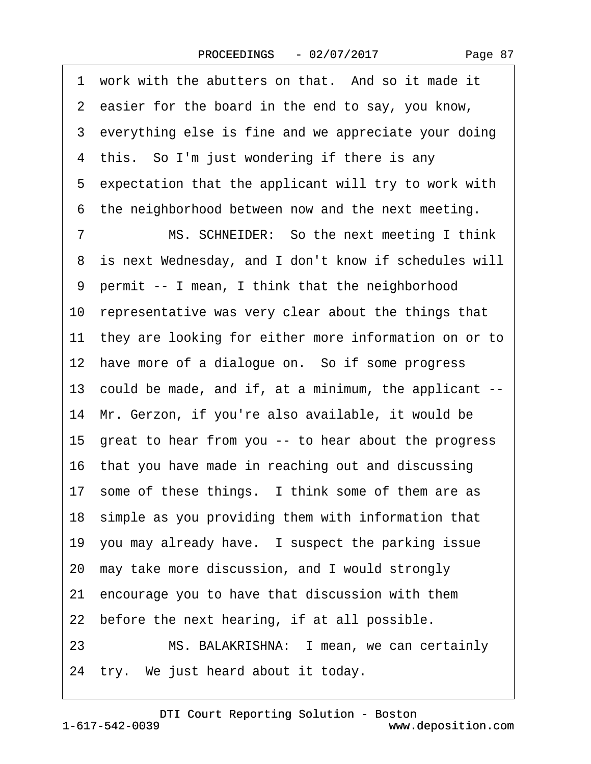1 work with the abutters on that. And so it made it
2 easier for the board in the end to say, you know,
3 everything else is fine and we appreciate your doing
4 this. So I'm just wondering if there is any
5 expectation that the applicant will try to work with
6 the neighborhood between now and the next meeting.
7 MS. SCHNEIDER: So the next meeting I think
8 is next Wednesday, and I don't know if schedules will
9 permit -- I mean, I think that the neighborhood
10 representative was very clear about the things that
11 they are looking for either more information on or to
12 have more of a dialogue on. So if some progress
13 could be made, and if, at a minimum, the applicant --
14 Mr. Gerzon, if you're also available, it would be
15 great to hear from you -- to hear about the progress
16 that you have made in reaching out and discussing
17 some of these things. I think some of them are as
18 simple as you providing them with information that
19 you may already have. I suspect the parking issue
20 may take more discussion, and I would strongly
21 encourage you to have that discussion with them
22 before the next hearing, if at all possible.
23 MS. BALAKRISHNA: I mean, we can certainly
24 try. We just heard about it today.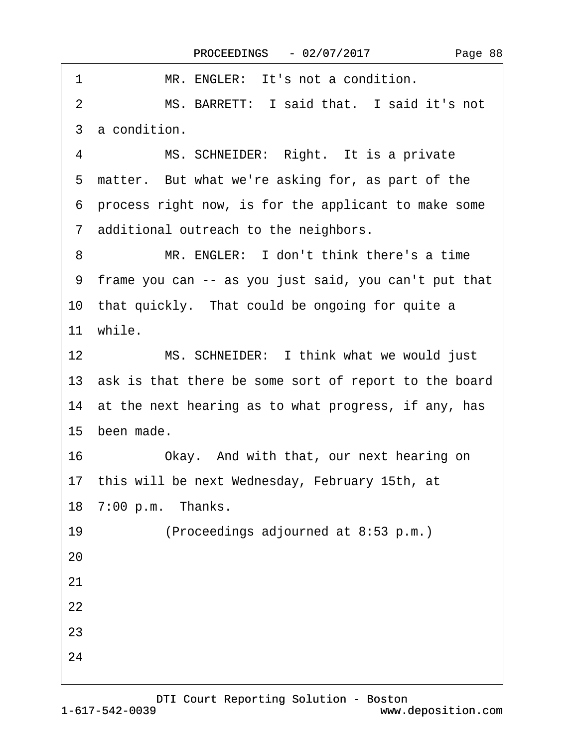1 MR. ENGLER: It's not a condition.

2 MS. BARRETT: I said that. I said it's not

3 a condition.

4 MS. SCHNEIDER: Right. It is a private

5 matter. But what we're asking for, as part of the

6 process right now, is for the applicant to make some

7 additional outreach to the neighbors.

8 MR. ENGLER: I don't think there's a time

9 frame you can -- as you just said, you can't put that

10 that quickly. That could be ongoing for quite a

11 while.

12 MS. SCHNEIDER: I think what we would just

13 ask is that there be some sort of report to the board

14 at the next hearing as to what progress, if any, has

15 been made.

16 Okay. And with that, our next hearing on

17 this will be next Wednesday, February 15th, at

18 7:00 p.m. Thanks.

19 (Proceedings adjourned at 8:53 p.m.)

20

21

22

23

24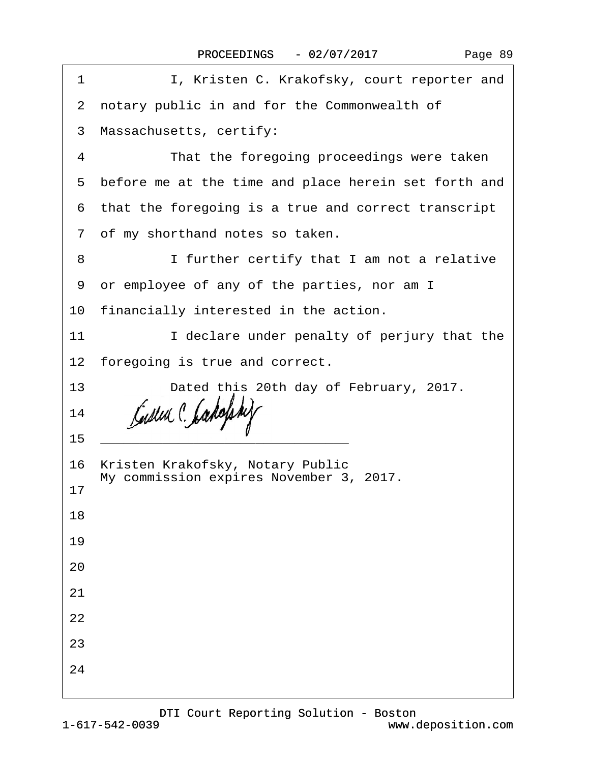I, Kristen C. Krakofsky, court reporter and notary public in and for the Commonwealth of Massachusetts, certify:

That the foregoing proceedings were taken before me at the time and place herein set forth and that the foregoing is a true and correct transcript of my shorthand notes so taken.

I further certify that I am not a relative or employee of any of the parties, nor am I financially interested in the action.

I declare under penalty of perjury that the foregoing is true and correct.

Dated this 20th day of February, 2017.

_______________________________

Kristen Krakofsky, Notary Public
My commission expires November 3, 2017.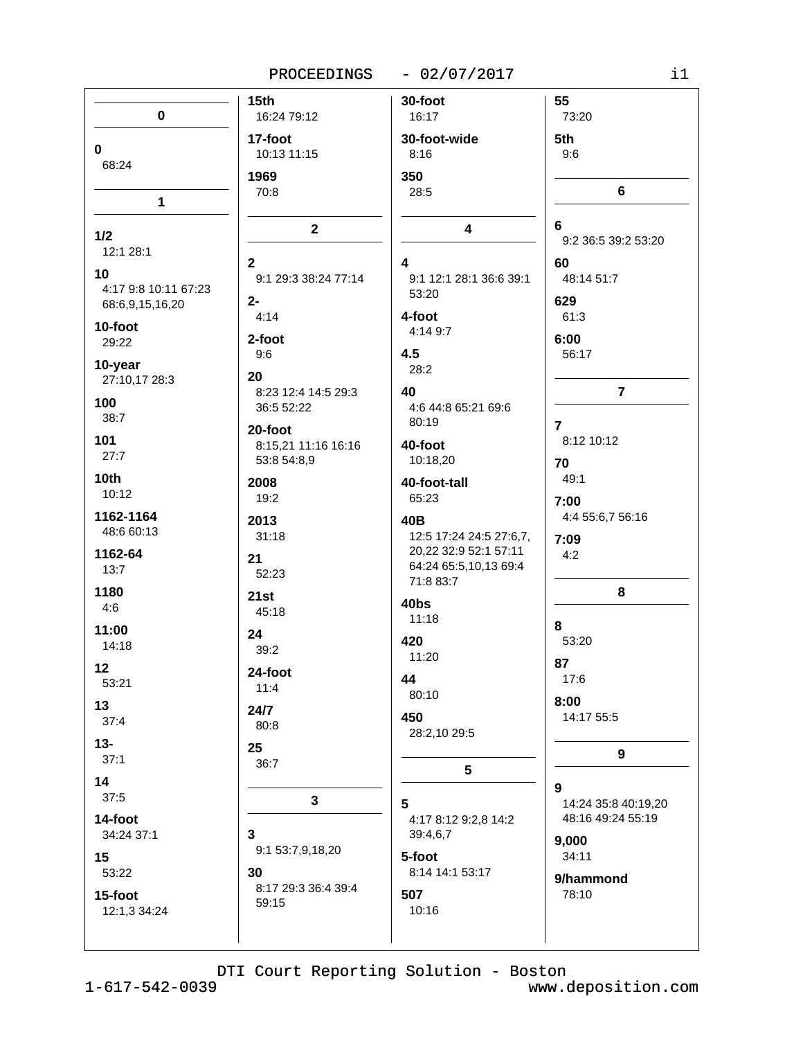## 0

**0**
68:24

## 1

**1/2**
12:1 28:1

**10**
4:17 9:8 10:11 67:23 68:6,9,15,16,20

**10-foot**
29:22

**10-year**
27:10,17 28:3

**100**
38:7

**101**
27:7

**10th**
10:12

**1162-1164**
48:6 60:13

**1162-64**
13:7

**1180**
4:6

**11:00**
14:18

**12**
53:21

**13**
37:4

**13-**
37:1

**14**
37:5

**14-foot**
34:24 37:1

**15**
53:22

**15-foot**
12:1,3 34:24

**15th**
16:24 79:12

**17-foot**
10:13 11:15

**1969**
70:8

## 2

**2**
9:1 29:3 38:24 77:14

**2-**
4:14

**2-foot**
9:6

**20**
8:23 12:4 14:5 29:3 36:5 52:22

**20-foot**
8:15,21 11:16 16:16 53:8 54:8,9

**2008**
19:2

**2013**
31:18

**21**
52:23

**21st**
45:18

**24**
39:2

**24-foot**
11:4

**24/7**
80:8

**25**
36:7

## 3

**3**
9:1 53:7,9,18,20

**30**
8:17 29:3 36:4 39:4 59:15

**30-foot**
16:17

**30-foot-wide**
8:16

**350**
28:5

## 4

**4**
9:1 12:1 28:1 36:6 39:1 53:20

**4-foot**
4:14 9:7

**4.5**
28:2

**40**
4:6 44:8 65:21 69:6 80:19

**40-foot**
10:18,20

**40-foot-tall**
65:23

**40B**
12:5 17:24 24:5 27:6,7,20,22 32:9 52:1 57:11 64:24 65:5,10,13 69:4 71:8 83:7

**40bs**
11:18

**420**
11:20

**44**
80:10

**450**
28:2,10 29:5

## 5

**5**
4:17 8:12 9:2,8 14:2 39:4,6,7

**5-foot**
8:14 14:1 53:17

**507**
10:16

**55**
73:20

**5th**
9:6

## 6

**6**
9:2 36:5 39:2 53:20

**60**
48:14 51:7

**629**
61:3

**6:00**
56:17

## 7

**7**
8:12 10:12

**70**
49:1

**7:00**
4:4 55:6,7 56:16

**7:09**
4:2

## 8

**8**
53:20

**87**
17:6

**8:00**
14:17 55:5

## 9

**9**
14:24 35:8 40:19,20 48:16 49:24 55:19

**9,000**
34:11

**9/hammond**
78:10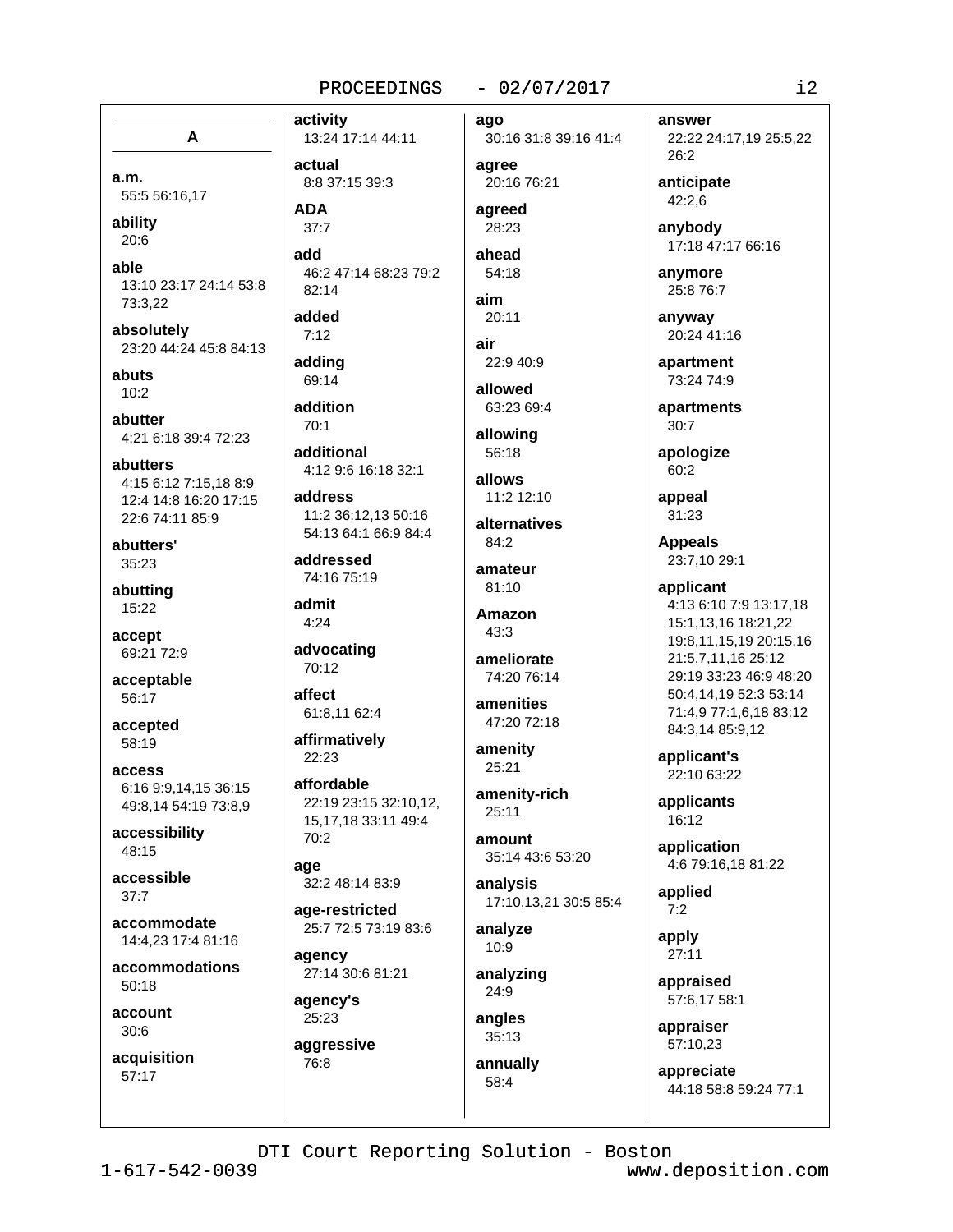## A

**a.m.**
55:5 56:16,17

**ability**
20:6

**able**
13:10 23:17 24:14 53:8 73:3,22

**absolutely**
23:20 44:24 45:8 84:13

**abuts**
10:2

**abutter**
4:21 6:18 39:4 72:23

**abutters**
4:15 6:12 7:15,18 8:9 12:4 14:8 16:20 17:15 22:6 74:11 85:9

**abutters'**
35:23

**abutting**
15:22

**accept**
69:21 72:9

**acceptable**
56:17

**accepted**
58:19

**access**
6:16 9:9,14,15 36:15 49:8,14 54:19 73:8,9

**accessibility**
48:15

**accessible**
37:7

**accommodate**
14:4,23 17:4 81:16

**accommodations**
50:18

**account**
30:6

**acquisition**
57:17

**activity**
13:24 17:14 44:11

**actual**
8:8 37:15 39:3

**ADA**
37:7

**add**
46:2 47:14 68:23 79:2 82:14

**added**
7:12

**adding**
69:14

**addition**
70:1

**additional**
4:12 9:6 16:18 32:1

**address**
11:2 36:12,13 50:16 54:13 64:1 66:9 84:4

**addressed**
74:16 75:19

**admit**
4:24

**advocating**
70:12

**affect**
61:8,11 62:4

**affirmatively**
22:23

**affordable**
22:19 23:15 32:10,12, 15,17,18 33:11 49:4 70:2

**age**
32:2 48:14 83:9

**age-restricted**
25:7 72:5 73:19 83:6

**agency**
27:14 30:6 81:21

**agency's**
25:23

**aggressive**
76:8

**ago**
30:16 31:8 39:16 41:4

**agree**
20:16 76:21

**agreed**
28:23

**ahead**
54:18

**aim**
20:11

**air**
22:9 40:9

**allowed**
63:23 69:4

**allowing**
56:18

**allows**
11:2 12:10

**alternatives**
84:2

**amateur**
81:10

**Amazon**
43:3

**ameliorate**
74:20 76:14

**amenities**
47:20 72:18

**amenity**
25:21

**amenity-rich**
25:11

**amount**
35:14 43:6 53:20

**analysis**
17:10,13,21 30:5 85:4

**analyze**
10:9

**analyzing**
24:9

**angles**
35:13

**annually**
58:4

**answer**
22:22 24:17,19 25:5,22 26:2

**anticipate**
42:2,6

**anybody**
17:18 47:17 66:16

**anymore**
25:8 76:7

**anyway**
20:24 41:16

**apartment**
73:24 74:9

**apartments**
30:7

**apologize**
60:2

**appeal**
31:23

**Appeals**
23:7,10 29:1

**applicant**
4:13 6:10 7:9 13:17,18 15:1,13,16 18:21,22 19:8,11,15,19 20:15,16 21:5,7,11,16 25:12 29:19 33:23 46:9 48:20 50:4,14,19 52:3 53:14 71:4,9 77:1,6,18 83:12 84:3,14 85:9,12

**applicant's**
22:10 63:22

**applicants**
16:12

**application**
4:6 79:16,18 81:22

**applied**
7:2

**apply**
27:11

**appraised**
57:6,17 58:1

**appraiser**
57:10,23

**appreciate**
44:18 58:8 59:24 77:1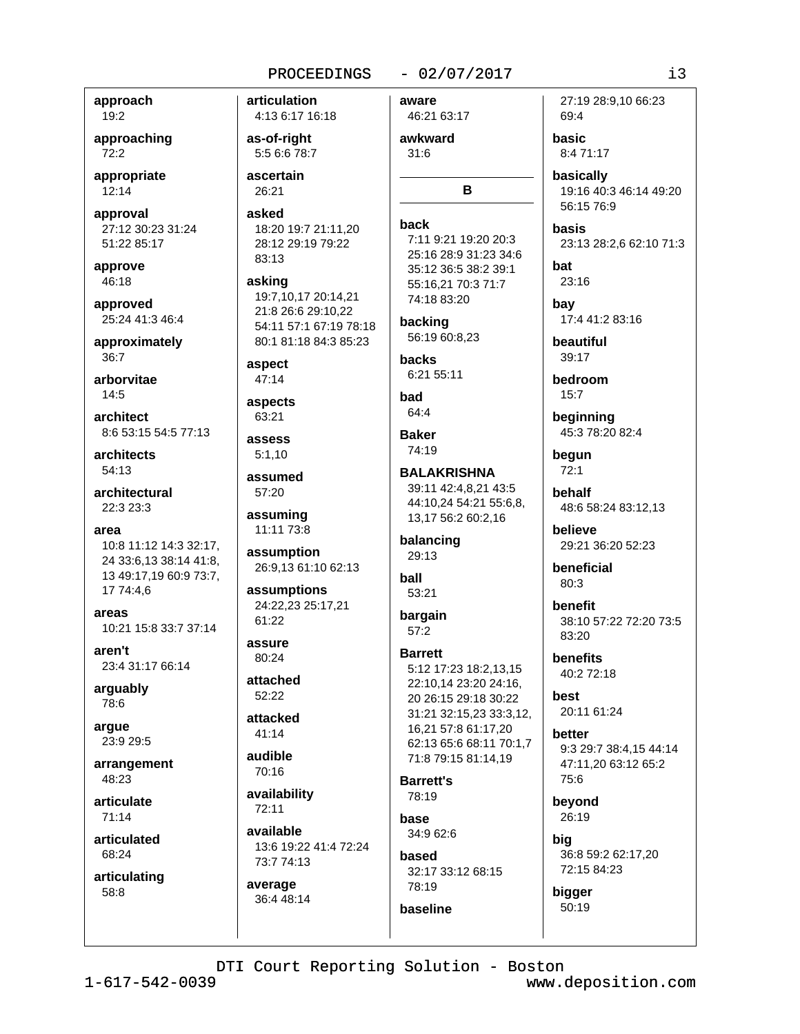**approach**
19:2

**approaching**
72:2

**appropriate**
12:14

**approval**
27:12 30:23 31:24 51:22 85:17

**approve**
46:18

**approved**
25:24 41:3 46:4

**approximately**
36:7

**arborvitae**
14:5

**architect**
8:6 53:15 54:5 77:13

**architects**
54:13

**architectural**
22:3 23:3

**area**
10:8 11:12 14:3 32:17, 24 33:6,13 38:14 41:8, 13 49:17,19 60:9 73:7, 17 74:4,6

**areas**
10:21 15:8 33:7 37:14

**aren't**
23:4 31:17 66:14

**arguably**
78:6

**argue**
23:9 29:5

**arrangement**
48:23

**articulate**
71:14

**articulated**
68:24

**articulating**
58:8

**articulation**
4:13 6:17 16:18

**as-of-right**
5:5 6:6 78:7

**ascertain**
26:21

**asked**
18:20 19:7 21:11,20 28:12 29:19 79:22 83:13

**asking**
19:7,10,17 20:14,21 21:8 26:6 29:10,22 54:11 57:1 67:19 78:18 80:1 81:18 84:3 85:23

**aspect**
47:14

**aspects**
63:21

**assess**
5:1,10

**assumed**
57:20

**assuming**
11:11 73:8

**assumption**
26:9,13 61:10 62:13

**assumptions**
24:22,23 25:17,21 61:22

**assure**
80:24

**attached**
52:22

**attacked**
41:14

**audible**
70:16

**availability**
72:11

**available**
13:6 19:22 41:4 72:24 73:7 74:13

**average**
36:4 48:14

**aware**
46:21 63:17

**awkward**
31:6

## B

**back**
7:11 9:21 19:20 20:3 25:16 28:9 31:23 34:6 35:12 36:5 38:2 39:1 55:16,21 70:3 71:7 74:18 83:20

**backing**
56:19 60:8,23

**backs**
6:21 55:11

**bad**
64:4

**Baker**
74:19

**BALAKRISHNA**
39:11 42:4,8,21 43:5 44:10,24 54:21 55:6,8, 13,17 56:2 60:2,16

**balancing**
29:13

**ball**
53:21

**bargain**
57:2

**Barrett**
5:12 17:23 18:2,13,15 22:10,14 23:20 24:16, 20 26:15 29:18 30:22 31:21 32:15,23 33:3,12, 16,21 57:8 61:17,20 62:13 65:6 68:11 70:1,7 71:8 79:15 81:14,19

**Barrett's**
78:19

**base**
34:9 62:6

**based**
32:17 33:12 68:15 78:19

**baseline**
27:19 28:9,10 66:23 69:4

**basic**
8:4 71:17

**basically**
19:16 40:3 46:14 49:20 56:15 76:9

**basis**
23:13 28:2,6 62:10 71:3

**bat**
23:16

**bay**
17:4 41:2 83:16

**beautiful**
39:17

**bedroom**
15:7

**beginning**
45:3 78:20 82:4

**begun**
72:1

**behalf**
48:6 58:24 83:12,13

**believe**
29:21 36:20 52:23

**beneficial**
80:3

**benefit**
38:10 57:22 72:20 73:5 83:20

**benefits**
40:2 72:18

**best**
20:11 61:24

**better**
9:3 29:7 38:4,15 44:14 47:11,20 63:12 65:2 75:6

**beyond**
26:19

**big**
36:8 59:2 62:17,20 72:15 84:23

**bigger**
50:19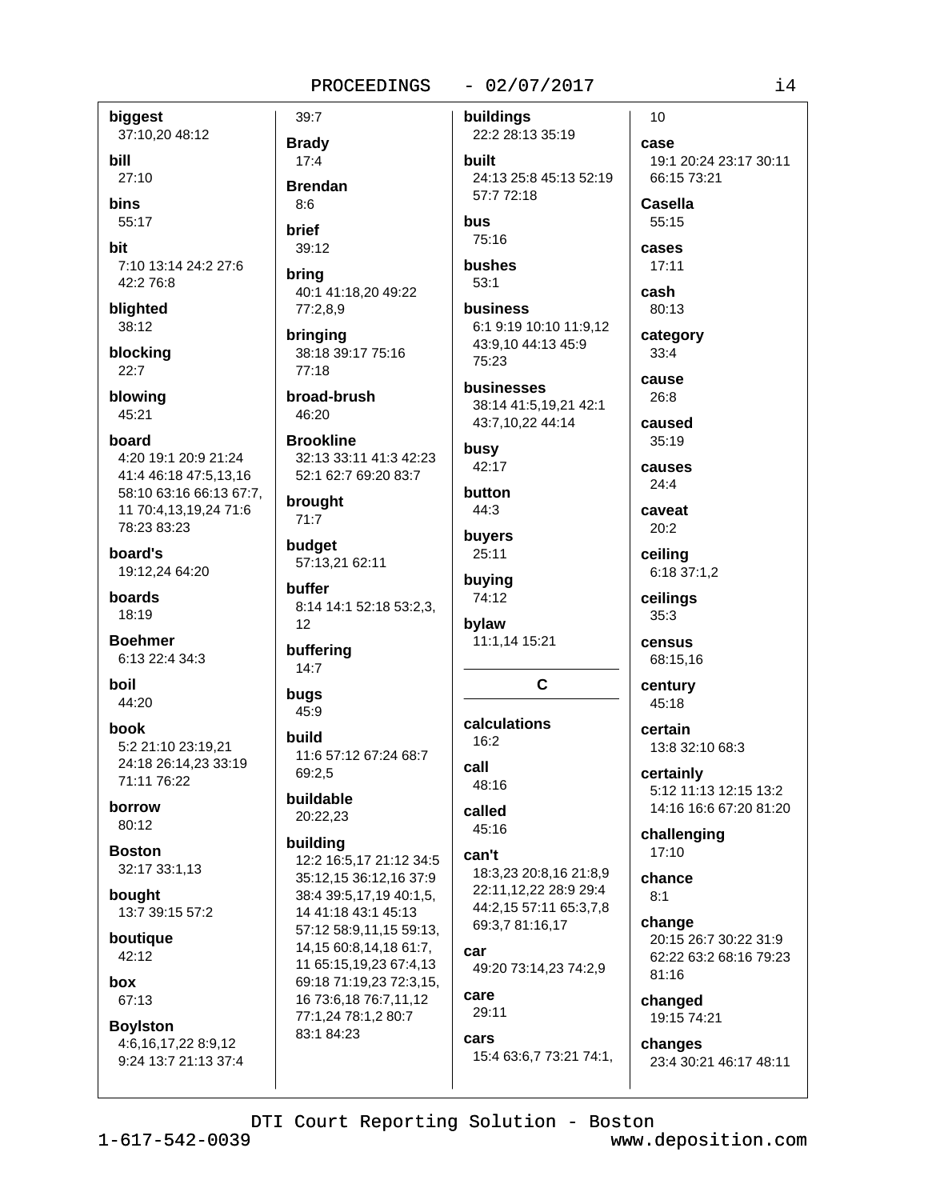**biggest**
37:10,20 48:12

**bill**
27:10

**bins**
55:17

**bit**
7:10 13:14 24:2 27:6 42:2 76:8

**blighted**
38:12

**blocking**
22:7

**blowing**
45:21

**board**
4:20 19:1 20:9 21:24 41:4 46:18 47:5,13,16 58:10 63:16 66:13 67:7, 11 70:4,13,19,24 71:6 78:23 83:23

**board's**
19:12,24 64:20

**boards**
18:19

**Boehmer**
6:13 22:4 34:3

**boil**
44:20

**book**
5:2 21:10 23:19,21 24:18 26:14,23 33:19 71:11 76:22

**borrow**
80:12

**Boston**
32:17 33:1,13

**bought**
13:7 39:15 57:2

**boutique**
42:12

**box**
67:13

**Boylston**
4:6,16,17,22 8:9,12 9:24 13:7 21:13 37:4 39:7

**Brady**
17:4

**Brendan**
8:6

**brief**
39:12

**bring**
40:1 41:18,20 49:22 77:2,8,9

**bringing**
38:18 39:17 75:16 77:18

**broad-brush**
46:20

**Brookline**
32:13 33:11 41:3 42:23 52:1 62:7 69:20 83:7

**brought**
71:7

**budget**
57:13,21 62:11

**buffer**
8:14 14:1 52:18 53:2,3, 12

**buffering**
14:7

**bugs**
45:9

**build**
11:6 57:12 67:24 68:7 69:2,5

**buildable**
20:22,23

**building**
12:2 16:5,17 21:12 34:5 35:12,15 36:12,16 37:9 38:4 39:5,17,19 40:1,5, 14 41:18 43:1 45:13 57:12 58:9,11,15 59:13, 14,15 60:8,14,18 61:7, 11 65:15,19,23 67:4,13 69:18 71:19,23 72:3,15, 16 73:6,18 76:7,11,12 77:1,24 78:1,2 80:7 83:1 84:23

**buildings**
22:2 28:13 35:19

**built**
24:13 25:8 45:13 52:19 57:7 72:18

**bus**
75:16

**bushes**
53:1

**business**
6:1 9:19 10:10 11:9,12 43:9,10 44:13 45:9 75:23

**businesses**
38:14 41:5,19,21 42:1 43:7,10,22 44:14

**busy**
42:17

**button**
44:3

**buyers**
25:11

**buying**
74:12

**bylaw**
11:1,14 15:21

## C

**calculations**
16:2

**call**
48:16

**called**
45:16

**can't**
18:3,23 20:8,16 21:8,9 22:11,12,22 28:9 29:4 44:2,15 57:11 65:3,7,8 69:3,7 81:16,17

**car**
49:20 73:14,23 74:2,9

**care**
29:11

**cars**
15:4 63:6,7 73:21 74:1, 10

**case**
19:1 20:24 23:17 30:11 66:15 73:21

**Casella**
55:15

**cases**
17:11

**cash**
80:13

**category**
33:4

**cause**
26:8

**caused**
35:19

**causes**
24:4

**caveat**
20:2

**ceiling**
6:18 37:1,2

**ceilings**
35:3

**census**
68:15,16

**century**
45:18

**certain**
13:8 32:10 68:3

**certainly**
5:12 11:13 12:15 13:2 14:16 16:6 67:20 81:20

**challenging**
17:10

**chance**
8:1

**change**
20:15 26:7 30:22 31:9 62:22 63:2 68:16 79:23 81:16

**changed**
19:15 74:21

**changes**
23:4 30:21 46:17 48:11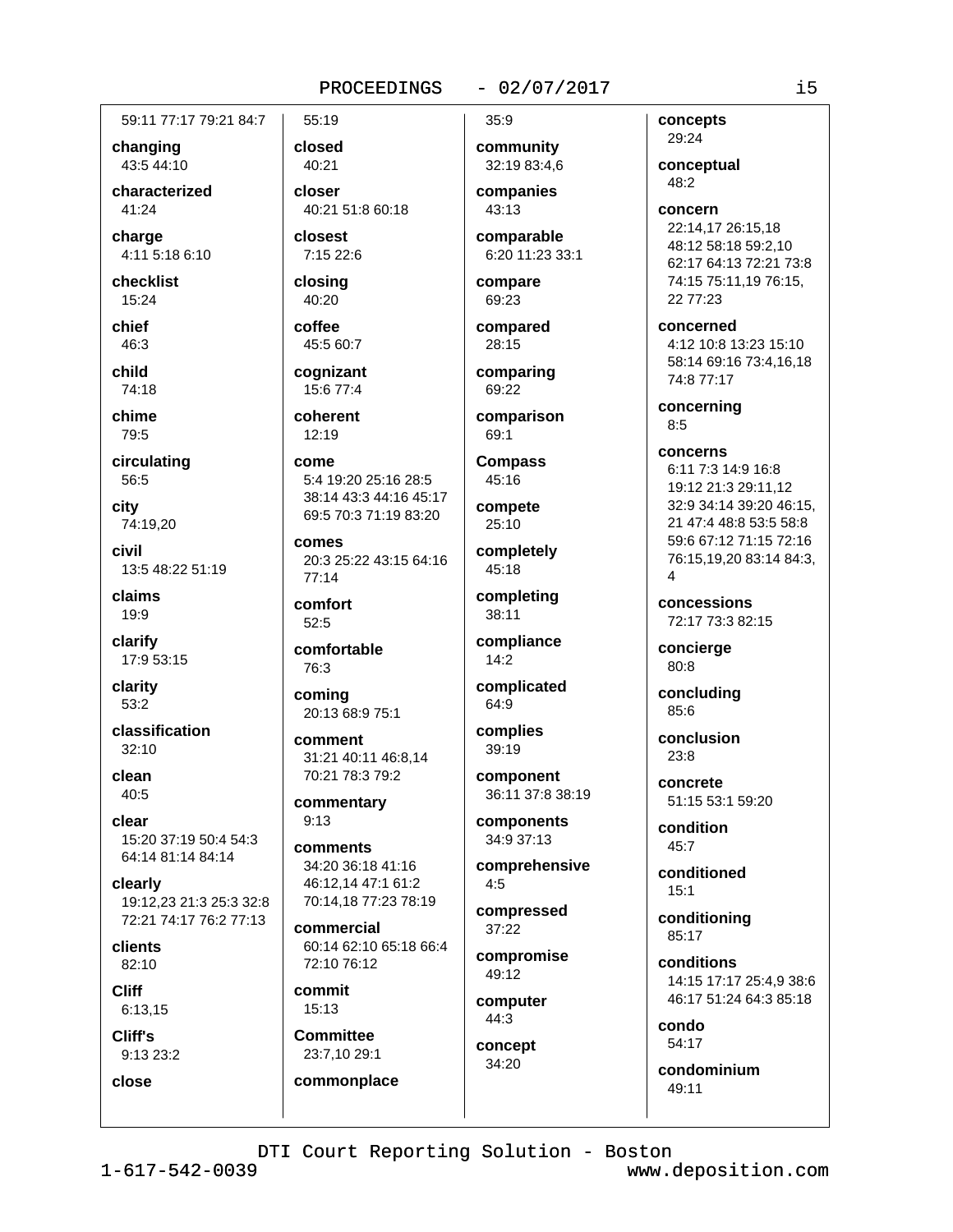59:11 77:17 79:21 84:7

**changing**
43:5 44:10

**characterized**
41:24

**charge**
4:11 5:18 6:10

**checklist**
15:24

**chief**
46:3

**child**
74:18

**chime**
79:5

**circulating**
56:5

**city**
74:19,20

**civil**
13:5 48:22 51:19

**claims**
19:9

**clarify**
17:9 53:15

**clarity**
53:2

**classification**
32:10

**clean**
40:5

**clear**
15:20 37:19 50:4 54:3 64:14 81:14 84:14

**clearly**
19:12,23 21:3 25:3 32:8 72:21 74:17 76:2 77:13

**clients**
82:10

**Cliff**
6:13,15

**Cliff's**
9:13 23:2

**close**
55:19

**closed**
40:21

**closer**
40:21 51:8 60:18

**closest**
7:15 22:6

**closing**
40:20

**coffee**
45:5 60:7

**cognizant**
15:6 77:4

**coherent**
12:19

**come**
5:4 19:20 25:16 28:5 38:14 43:3 44:16 45:17 69:5 70:3 71:19 83:20

**comes**
20:3 25:22 43:15 64:16 77:14

**comfort**
52:5

**comfortable**
76:3

**coming**
20:13 68:9 75:1

**comment**
31:21 40:11 46:8,14 70:21 78:3 79:2

**commentary**
9:13

**comments**
34:20 36:18 41:16 46:12,14 47:1 61:2 70:14,18 77:23 78:19

**commercial**
60:14 62:10 65:18 66:4 72:10 76:12

**commit**
15:13

**Committee**
23:7,10 29:1

**commonplace**
35:9

**community**
32:19 83:4,6

**companies**
43:13

**comparable**
6:20 11:23 33:1

**compare**
69:23

**compared**
28:15

**comparing**
69:22

**comparison**
69:1

**Compass**
45:16

**compete**
25:10

**completely**
45:18

**completing**
38:11

**compliance**
14:2

**complicated**
64:9

**complies**
39:19

**component**
36:11 37:8 38:19

**components**
34:9 37:13

**comprehensive**
4:5

**compressed**
37:22

**compromise**
49:12

**computer**
44:3

**concept**
34:20

**concepts**
29:24

**conceptual**
48:2

**concern**
22:14,17 26:15,18 48:12 58:18 59:2,10 62:17 64:13 72:21 73:8 74:15 75:11,19 76:15, 22 77:23

**concerned**
4:12 10:8 13:23 15:10 58:14 69:16 73:4,16,18 74:8 77:17

**concerning**
8:5

**concerns**
6:11 7:3 14:9 16:8 19:12 21:3 29:11,12 32:9 34:14 39:20 46:15, 21 47:4 48:8 53:5 58:8 59:6 67:12 71:15 72:16 76:15,19,20 83:14 84:3, 4

**concessions**
72:17 73:3 82:15

**concierge**
80:8

**concluding**
85:6

**conclusion**
23:8

**concrete**
51:15 53:1 59:20

**condition**
45:7

**conditioned**
15:1

**conditioning**
85:17

**conditions**
14:15 17:17 25:4,9 38:6 46:17 51:24 64:3 85:18

**condo**
54:17

**condominium**
49:11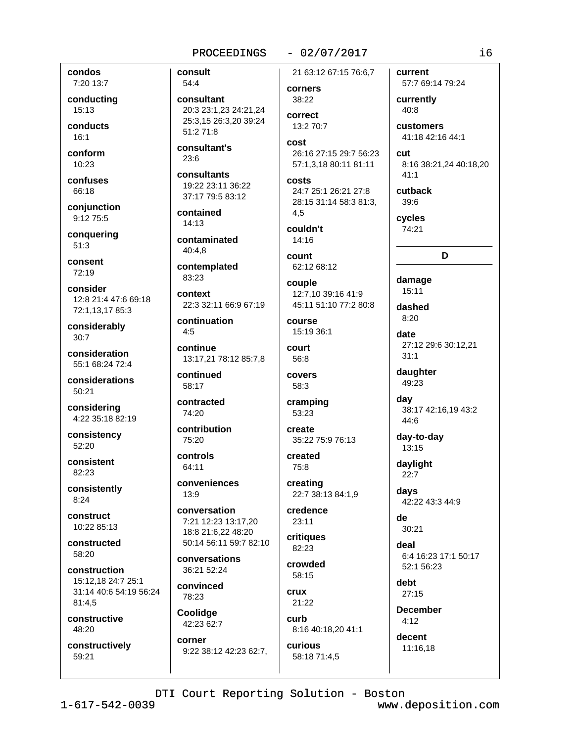**condos**
7:20 13:7

**conducting**
15:13

**conducts**
16:1

**conform**
10:23

**confuses**
66:18

**conjunction**
9:12 75:5

**conquering**
51:3

**consent**
72:19

**consider**
12:8 21:4 47:6 69:18 72:1,13,17 85:3

**considerably**
30:7

**consideration**
55:1 68:24 72:4

**considerations**
50:21

**considering**
4:22 35:18 82:19

**consistency**
52:20

**consistent**
82:23

**consistently**
8:24

**construct**
10:22 85:13

**constructed**
58:20

**construction**
15:12,18 24:7 25:1 31:14 40:6 54:19 56:24 81:4,5

**constructive**
48:20

**constructively**
59:21

**consult**
54:4

**consultant**
20:3 23:1,23 24:21,24 25:3,15 26:3,20 39:24 51:2 71:8

**consultant's**
23:6

**consultants**
19:22 23:11 36:22 37:17 79:5 83:12

**contained**
14:13

**contaminated**
40:4,8

**contemplated**
83:23

**context**
22:3 32:11 66:9 67:19

**continuation**
4:5

**continue**
13:17,21 78:12 85:7,8

**continued**
58:17

**contracted**
74:20

**contribution**
75:20

**controls**
64:11

**conveniences**
13:9

**conversation**
7:21 12:23 13:17,20 18:8 21:6,22 48:20 50:14 56:11 59:7 82:10

**conversations**
36:21 52:24

**convinced**
78:23

**Coolidge**
42:23 62:7

**corner**
9:22 38:12 42:23 62:7, 21 63:12 67:15 76:6,7

**corners**
38:22

**correct**
13:2 70:7

**cost**
26:16 27:15 29:7 56:23 57:1,3,18 80:11 81:11

**costs**
24:7 25:1 26:21 27:8 28:15 31:14 58:3 81:3, 4,5

**couldn't**
14:16

**count**
62:12 68:12

**couple**
12:7,10 39:16 41:9 45:11 51:10 77:2 80:8

**course**
15:19 36:1

**court**
56:8

**covers**
58:3

**cramping**
53:23

**create**
35:22 75:9 76:13

**created**
75:8

**creating**
22:7 38:13 84:1,9

**credence**
23:11

**critiques**
82:23

**crowded**
58:15

**crux**
21:22

**curb**
8:16 40:18,20 41:1

**curious**
58:18 71:4,5

**current**
57:7 69:14 79:24

**currently**
40:8

**customers**
41:18 42:16 44:1

**cut**
8:16 38:21,24 40:18,20 41:1

**cutback**
39:6

**cycles**
74:21

## D

**damage**
15:11

**dashed**
8:20

**date**
27:12 29:6 30:12,21 31:1

**daughter**
49:23

**day**
38:17 42:16,19 43:2 44:6

**day-to-day**
13:15

**daylight**
22:7

**days**
42:22 43:3 44:9

**de**
30:21

**deal**
6:4 16:23 17:1 50:17 52:1 56:23

**debt**
27:15

**December**
4:12

**decent**
11:16,18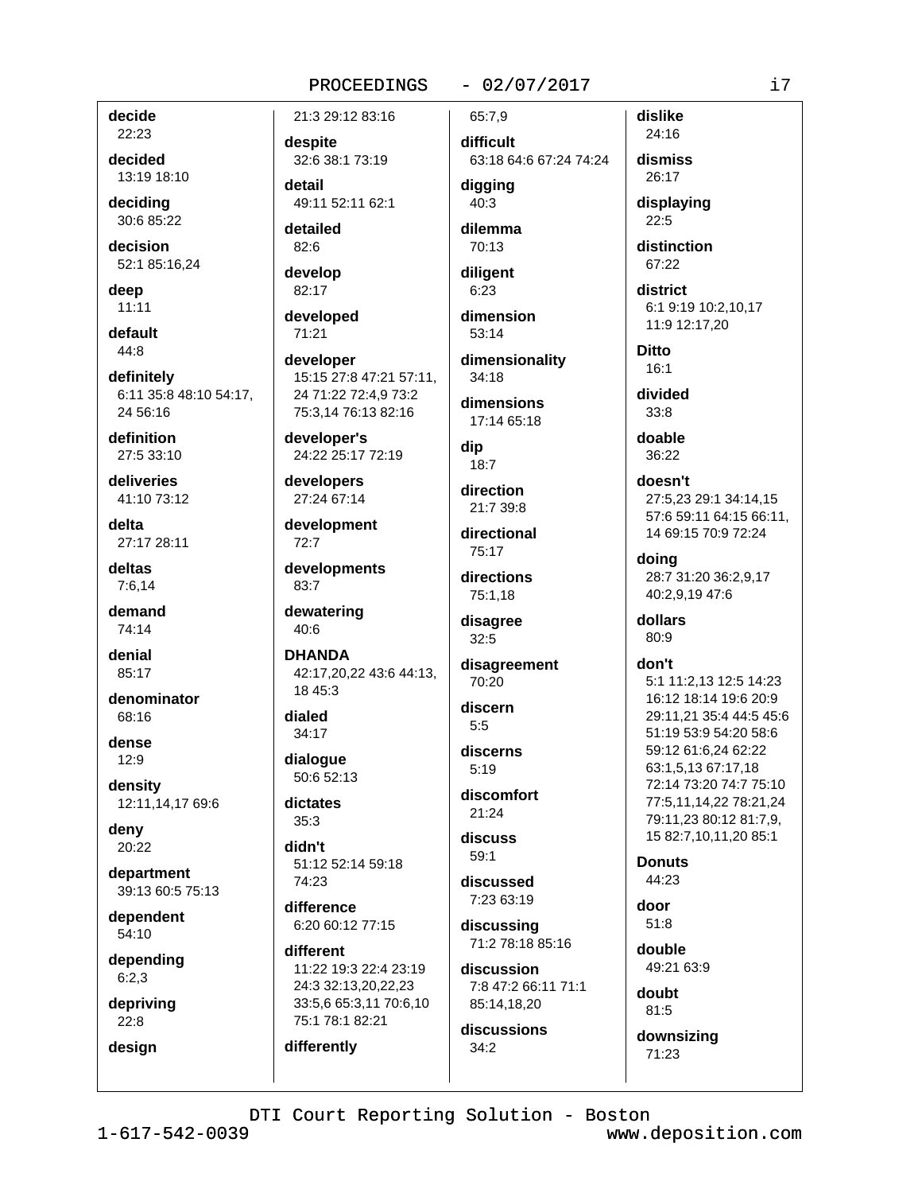**decide**
22:23

**decided**
13:19 18:10

**deciding**
30:6 85:22

**decision**
52:1 85:16,24

**deep**
11:11

**default**
44:8

**definitely**
6:11 35:8 48:10 54:17, 24 56:16

**definition**
27:5 33:10

**deliveries**
41:10 73:12

**delta**
27:17 28:11

**deltas**
7:6,14

**demand**
74:14

**denial**
85:17

**denominator**
68:16

**dense**
12:9

**density**
12:11,14,17 69:6

**deny**
20:22

**department**
39:13 60:5 75:13

**dependent**
54:10

**depending**
6:2,3

**depriving**
22:8

**design**
21:3 29:12 83:16

**despite**
32:6 38:1 73:19

**detail**
49:11 52:11 62:1

**detailed**
82:6

**develop**
82:17

**developed**
71:21

**developer**
15:15 27:8 47:21 57:11, 24 71:22 72:4,9 73:2 75:3,14 76:13 82:16

**developer's**
24:22 25:17 72:19

**developers**
27:24 67:14

**development**
72:7

**developments**
83:7

**dewatering**
40:6

**DHANDA**
42:17,20,22 43:6 44:13, 18 45:3

**dialed**
34:17

**dialogue**
50:6 52:13

**dictates**
35:3

**didn't**
51:12 52:14 59:18 74:23

**difference**
6:20 60:12 77:15

**different**
11:22 19:3 22:4 23:19 24:3 32:13,20,22,23 33:5,6 65:3,11 70:6,10 75:1 78:1 82:21

**differently**
65:7,9

**difficult**
63:18 64:6 67:24 74:24

**digging**
40:3

**dilemma**
70:13

**diligent**
6:23

**dimension**
53:14

**dimensionality**
34:18

**dimensions**
17:14 65:18

**dip**
18:7

**direction**
21:7 39:8

**directional**
75:17

**directions**
75:1,18

**disagree**
32:5

**disagreement**
70:20

**discern**
5:5

**discerns**
5:19

**discomfort**
21:24

**discuss**
59:1

**discussed**
7:23 63:19

**discussing**
71:2 78:18 85:16

**discussion**
7:8 47:2 66:11 71:1 85:14,18,20

**discussions**
34:2

**dislike**
24:16

**dismiss**
26:17

**displaying**
22:5

**distinction**
67:22

**district**
6:1 9:19 10:2,10,17 11:9 12:17,20

**Ditto**
16:1

**divided**
33:8

**doable**
36:22

**doesn't**
27:5,23 29:1 34:14,15 57:6 59:11 64:15 66:11, 14 69:15 70:9 72:24

**doing**
28:7 31:20 36:2,9,17 40:2,9,19 47:6

**dollars**
80:9

**don't**
5:1 11:2,13 12:5 14:23 16:12 18:14 19:6 20:9 29:11,21 35:4 44:5 45:6 51:19 53:9 54:20 58:6 59:12 61:6,24 62:22 63:1,5,13 67:17,18 72:14 73:20 74:7 75:10 77:5,11,14,22 78:21,24 79:11,23 80:12 81:7,9, 15 82:7,10,11,20 85:1

**Donuts**
44:23

**door**
51:8

**double**
49:21 63:9

**doubt**
81:5

**downsizing**
71:23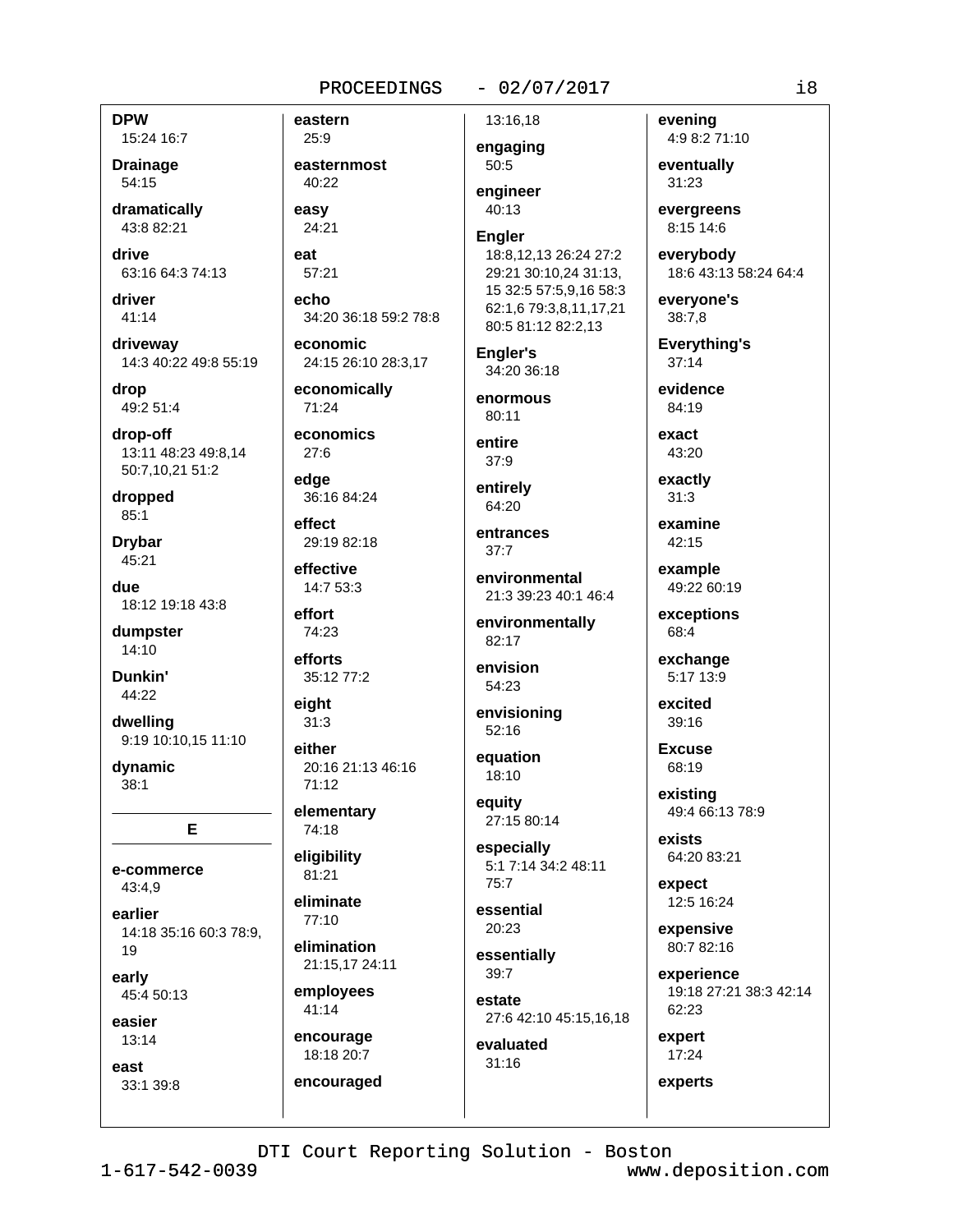**DPW**
15:24 16:7

**Drainage**
54:15

**dramatically**
43:8 82:21

**drive**
63:16 64:3 74:13

**driver**
41:14

**driveway**
14:3 40:22 49:8 55:19

**drop**
49:2 51:4

**drop-off**
13:11 48:23 49:8,14 50:7,10,21 51:2

**dropped**
85:1

**Drybar**
45:21

**due**
18:12 19:18 43:8

**dumpster**
14:10

**Dunkin'**
44:22

**dwelling**
9:19 10:10,15 11:10

**dynamic**
38:1

## E

**e-commerce**
43:4,9

**earlier**
14:18 35:16 60:3 78:9, 19

**early**
45:4 50:13

**easier**
13:14

**east**
33:1 39:8

**eastern**
25:9

**easternmost**
40:22

**easy**
24:21

**eat**
57:21

**echo**
34:20 36:18 59:2 78:8

**economic**
24:15 26:10 28:3,17

**economically**
71:24

**economics**
27:6

**edge**
36:16 84:24

**effect**
29:19 82:18

**effective**
14:7 53:3

**effort**
74:23

**efforts**
35:12 77:2

**eight**
31:3

**either**
20:16 21:13 46:16 71:12

**elementary**
74:18

**eligibility**
81:21

**eliminate**
77:10

**elimination**
21:15,17 24:11

**employees**
41:14

**encourage**
18:18 20:7

**encouraged**
13:16,18

**engaging**
50:5

**engineer**
40:13

**Engler**
18:8,12,13 26:24 27:2 29:21 30:10,24 31:13, 15 32:5 57:5,9,16 58:3 62:1,6 79:3,8,11,17,21 80:5 81:12 82:2,13

**Engler's**
34:20 36:18

**enormous**
80:11

**entire**
37:9

**entirely**
64:20

**entrances**
37:7

**environmental**
21:3 39:23 40:1 46:4

**environmentally**
82:17

**envision**
54:23

**envisioning**
52:16

**equation**
18:10

**equity**
27:15 80:14

**especially**
5:1 7:14 34:2 48:11 75:7

**essential**
20:23

**essentially**
39:7

**estate**
27:6 42:10 45:15,16,18

**evaluated**
31:16

**evening**
4:9 8:2 71:10

**eventually**
31:23

**evergreens**
8:15 14:6

**everybody**
18:6 43:13 58:24 64:4

**everyone's**
38:7,8

**Everything's**
37:14

**evidence**
84:19

**exact**
43:20

**exactly**
31:3

**examine**
42:15

**example**
49:22 60:19

**exceptions**
68:4

**exchange**
5:17 13:9

**excited**
39:16

**Excuse**
68:19

**existing**
49:4 66:13 78:9

**exists**
64:20 83:21

**expect**
12:5 16:24

**expensive**
80:7 82:16

**experience**
19:18 27:21 38:3 42:14 62:23

**expert**
17:24

**experts**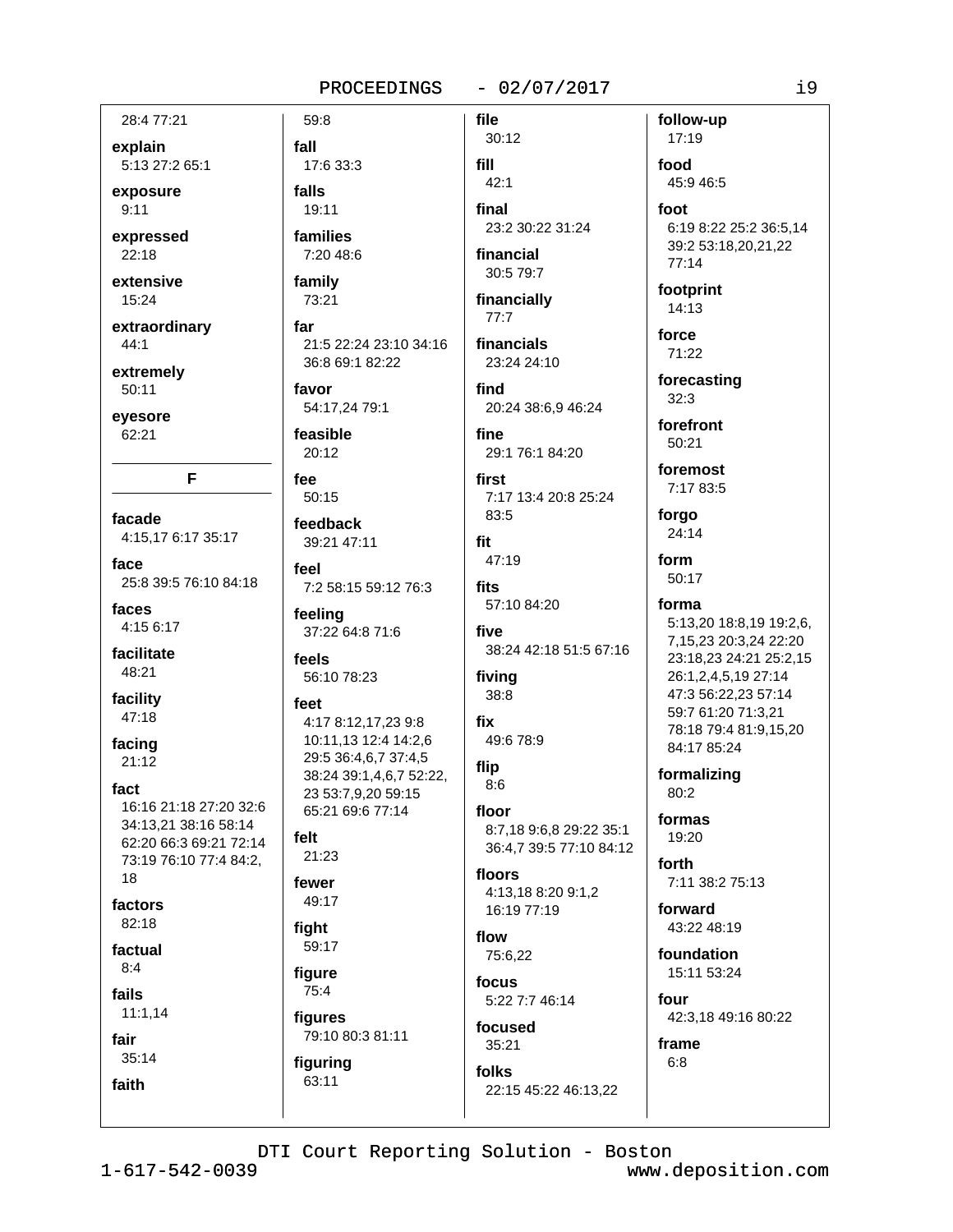28:4 77:21

**explain**
5:13 27:2 65:1

**exposure**
9:11

**expressed**
22:18

**extensive**
15:24

**extraordinary**
44:1

**extremely**
50:11

**eyesore**
62:21

## F

**facade**
4:15,17 6:17 35:17

**face**
25:8 39:5 76:10 84:18

**faces**
4:15 6:17

**facilitate**
48:21

**facility**
47:18

**facing**
21:12

**fact**
16:16 21:18 27:20 32:6 34:13,21 38:16 58:14 62:20 66:3 69:21 72:14 73:19 76:10 77:4 84:2, 18

**factors**
82:18

**factual**
8:4

**fails**
11:1,14

**fair**
35:14

**faith**
59:8

**fall**
17:6 33:3

**falls**
19:11

**families**
7:20 48:6

**family**
73:21

**far**
21:5 22:24 23:10 34:16 36:8 69:1 82:22

**favor**
54:17,24 79:1

**feasible**
20:12

**fee**
50:15

**feedback**
39:21 47:11

**feel**
7:2 58:15 59:12 76:3

**feeling**
37:22 64:8 71:6

**feels**
56:10 78:23

**feet**
4:17 8:12,17,23 9:8 10:11,13 12:4 14:2,6 29:5 36:4,6,7 37:4,5 38:24 39:1,4,6,7 52:22, 23 53:7,9,20 59:15 65:21 69:6 77:14

**felt**
21:23

**fewer**
49:17

**fight**
59:17

**figure**
75:4

**figures**
79:10 80:3 81:11

**figuring**
63:11

**file**
30:12

**fill**
42:1

**final**
23:2 30:22 31:24

**financial**
30:5 79:7

**financially**
77:7

**financials**
23:24 24:10

**find**
20:24 38:6,9 46:24

**fine**
29:1 76:1 84:20

**first**
7:17 13:4 20:8 25:24 83:5

**fit**
47:19

**fits**
57:10 84:20

**five**
38:24 42:18 51:5 67:16

**fiving**
38:8

**fix**
49:6 78:9

**flip**
8:6

**floor**
8:7,18 9:6,8 29:22 35:1 36:4,7 39:5 77:10 84:12

**floors**
4:13,18 8:20 9:1,2 16:19 77:19

**flow**
75:6,22

**focus**
5:22 7:7 46:14

**focused**
35:21

**folks**
22:15 45:22 46:13,22

**follow-up**
17:19

**food**
45:9 46:5

**foot**
6:19 8:22 25:2 36:5,14 39:2 53:18,20,21,22 77:14

**footprint**
14:13

**force**
71:22

**forecasting**
32:3

**forefront**
50:21

**foremost**
7:17 83:5

**forgo**
24:14

**form**
50:17

**forma**
5:13,20 18:8,19 19:2,6, 7,15,23 20:3,24 22:20 23:18,23 24:21 25:2,15 26:1,2,4,5,19 27:14 47:3 56:22,23 57:14 59:7 61:20 71:3,21 78:18 79:4 81:9,15,20 84:17 85:24

**formalizing**
80:2

**formas**
19:20

**forth**
7:11 38:2 75:13

**forward**
43:22 48:19

**foundation**
15:11 53:24

**four**
42:3,18 49:16 80:22

**frame**
6:8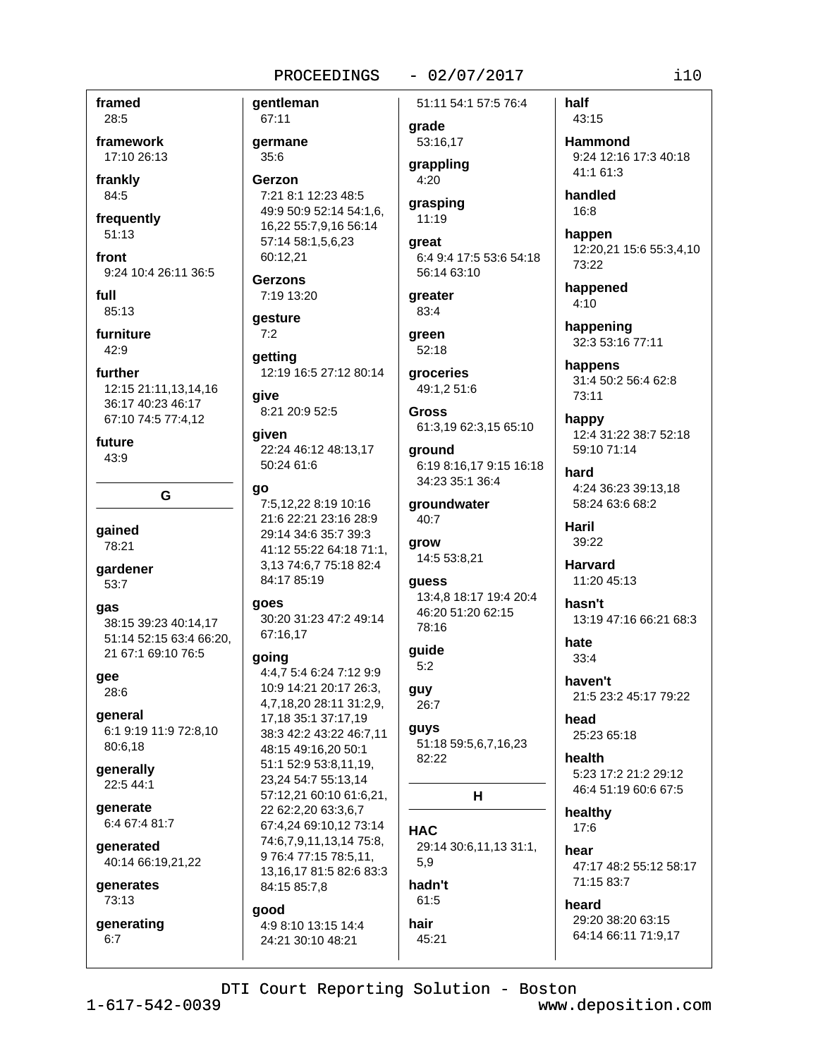**framed**
28:5

**framework**
17:10 26:13

**frankly**
84:5

**frequently**
51:13

**front**
9:24 10:4 26:11 36:5

**full**
85:13

**furniture**
42:9

**further**
12:15 21:11,13,14,16 36:17 40:23 46:17 67:10 74:5 77:4,12

**future**
43:9

## G

**gained**
78:21

**gardener**
53:7

**gas**
38:15 39:23 40:14,17 51:14 52:15 63:4 66:20, 21 67:1 69:10 76:5

**gee**
28:6

**general**
6:1 9:19 11:9 72:8,10 80:6,18

**generally**
22:5 44:1

**generate**
6:4 67:4 81:7

**generated**
40:14 66:19,21,22

**generates**
73:13

**generating**
6:7

**gentleman**
67:11

**germane**
35:6

**Gerzon**
7:21 8:1 12:23 48:5 49:9 50:9 52:14 54:1,6, 16,22 55:7,9,16 56:14 57:14 58:1,5,6,23 60:12,21

**Gerzons**
7:19 13:20

**gesture**
7:2

**getting**
12:19 16:5 27:12 80:14

**give**
8:21 20:9 52:5

**given**
22:24 46:12 48:13,17 50:24 61:6

**go**
7:5,12,22 8:19 10:16 21:6 22:21 23:16 28:9 29:14 34:6 35:7 39:3 41:12 55:22 64:18 71:1, 3,13 74:6,7 75:18 82:4 84:17 85:19

**goes**
30:20 31:23 47:2 49:14 67:16,17

**going**
4:4,7 5:4 6:24 7:12 9:9 10:9 14:21 20:17 26:3, 4,7,18,20 28:11 31:2,9, 17,18 35:1 37:17,19 38:3 42:2 43:22 46:7,11 48:15 49:16,20 50:1 51:1 52:9 53:8,11,19, 23,24 54:7 55:13,14 57:12,21 60:10 61:6,21, 22 62:2,20 63:3,6,7 67:4,24 69:10,12 73:14 74:6,7,9,11,13,14 75:8, 9 76:4 77:15 78:5,11, 13,16,17 81:5 82:6 83:3 84:15 85:7,8

**good**
4:9 8:10 13:15 14:4 24:21 30:10 48:21 51:11 54:1 57:5 76:4

**grade**
53:16,17

**grappling**
4:20

**grasping**
11:19

**great**
6:4 9:4 17:5 53:6 54:18 56:14 63:10

**greater**
83:4

**green**
52:18

**groceries**
49:1,2 51:6

**Gross**
61:3,19 62:3,15 65:10

**ground**
6:19 8:16,17 9:15 16:18 34:23 35:1 36:4

**groundwater**
40:7

**grow**
14:5 53:8,21

**guess**
13:4,8 18:17 19:4 20:4 46:20 51:20 62:15 78:16

**guide**
5:2

**guy**
26:7

**guys**
51:18 59:5,6,7,16,23 82:22

## H

**HAC**
29:14 30:6,11,13 31:1, 5,9

**hadn't**
61:5

**hair**
45:21

**half**
43:15

**Hammond**
9:24 12:16 17:3 40:18 41:1 61:3

**handled**
16:8

**happen**
12:20,21 15:6 55:3,4,10 73:22

**happened**
4:10

**happening**
32:3 53:16 77:11

**happens**
31:4 50:2 56:4 62:8 73:11

**happy**
12:4 31:22 38:7 52:18 59:10 71:14

**hard**
4:24 36:23 39:13,18 58:24 63:6 68:2

**Haril**
39:22

**Harvard**
11:20 45:13

**hasn't**
13:19 47:16 66:21 68:3

**hate**
33:4

**haven't**
21:5 23:2 45:17 79:22

**head**
25:23 65:18

**health**
5:23 17:2 21:2 29:12 46:4 51:19 60:6 67:5

**healthy**
17:6

**hear**
47:17 48:2 55:12 58:17 71:15 83:7

**heard**
29:20 38:20 63:15 64:14 66:11 71:9,17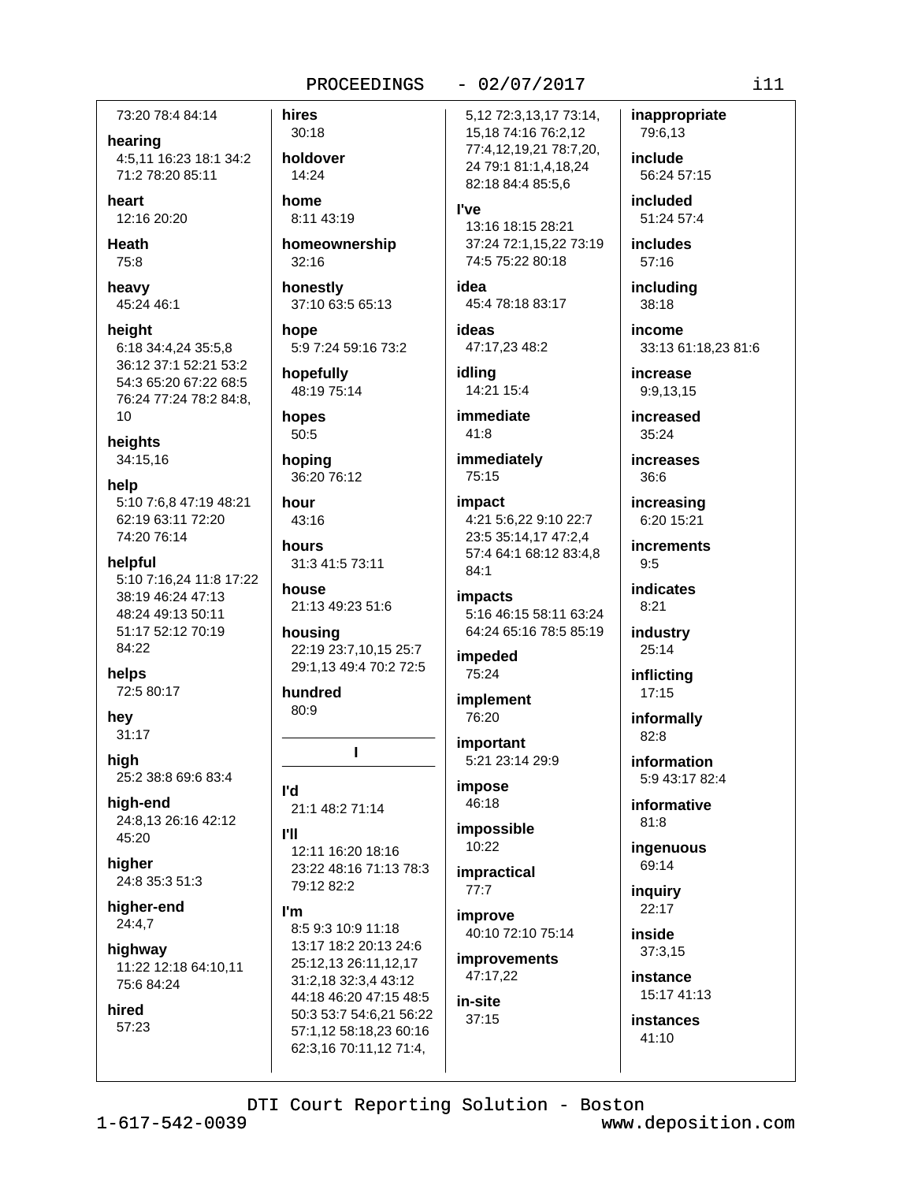73:20 78:4 84:14

**hearing**
4:5,11 16:23 18:1 34:2 71:2 78:20 85:11

**heart**
12:16 20:20

**Heath**
75:8

**heavy**
45:24 46:1

**height**
6:18 34:4,24 35:5,8 36:12 37:1 52:21 53:2 54:3 65:20 67:22 68:5 76:24 77:24 78:2 84:8, 10

**heights**
34:15,16

**help**
5:10 7:6,8 47:19 48:21 62:19 63:11 72:20 74:20 76:14

**helpful**
5:10 7:16,24 11:8 17:22 38:19 46:24 47:13 48:24 49:13 50:11 51:17 52:12 70:19 84:22

**helps**
72:5 80:17

**hey**
31:17

**high**
25:2 38:8 69:6 83:4

**high-end**
24:8,13 26:16 42:12 45:20

**higher**
24:8 35:3 51:3

**higher-end**
24:4,7

**highway**
11:22 12:18 64:10,11 75:6 84:24

**hired**
57:23

**hires**
30:18

**holdover**
14:24

**home**
8:11 43:19

**homeownership**
32:16

**honestly**
37:10 63:5 65:13

**hope**
5:9 7:24 59:16 73:2

**hopefully**
48:19 75:14

**hopes**
50:5

**hoping**
36:20 76:12

**hour**
43:16

**hours**
31:3 41:5 73:11

**house**
21:13 49:23 51:6

**housing**
22:19 23:7,10,15 25:7 29:1,13 49:4 70:2 72:5

**hundred**
80:9

## I

**I'd**
21:1 48:2 71:14

**I'll**
12:11 16:20 18:16 23:22 48:16 71:13 78:3 79:12 82:2

**I'm**
8:5 9:3 10:9 11:18 13:17 18:2 20:13 24:6 25:12,13 26:11,12,17 31:2,18 32:3,4 43:12 44:18 46:20 47:15 48:5 50:3 53:7 54:6,21 56:22 57:1,12 58:18,23 60:16 62:3,16 70:11,12 71:4, 5,12 72:3,13,17 73:14, 15,18 74:16 76:2,12 77:4,12,19,21 78:7,20, 24 79:1 81:1,4,18,24 82:18 84:4 85:5,6

**I've**
13:16 18:15 28:21 37:24 72:1,15,22 73:19 74:5 75:22 80:18

**idea**
45:4 78:18 83:17

**ideas**
47:17,23 48:2

**idling**
14:21 15:4

**immediate**
41:8

**immediately**
75:15

**impact**
4:21 5:6,22 9:10 22:7 23:5 35:14,17 47:2,4 57:4 64:1 68:12 83:4,8 84:1

**impacts**
5:16 46:15 58:11 63:24 64:24 65:16 78:5 85:19

**impeded**
75:24

**implement**
76:20

**important**
5:21 23:14 29:9

**impose**
46:18

**impossible**
10:22

**impractical**
77:7

**improve**
40:10 72:10 75:14

**improvements**
47:17,22

**in-site**
37:15

**inappropriate**
79:6,13

**include**
56:24 57:15

**included**
51:24 57:4

**includes**
57:16

**including**
38:18

**income**
33:13 61:18,23 81:6

**increase**
9:9,13,15

**increased**
35:24

**increases**
36:6

**increasing**
6:20 15:21

**increments**
9:5

**indicates**
8:21

**industry**
25:14

**inflicting**
17:15

**informally**
82:8

**information**
5:9 43:17 82:4

**informative**
81:8

**ingenuous**
69:14

**inquiry**
22:17

**inside**
37:3,15

**instance**
15:17 41:13

**instances**
41:10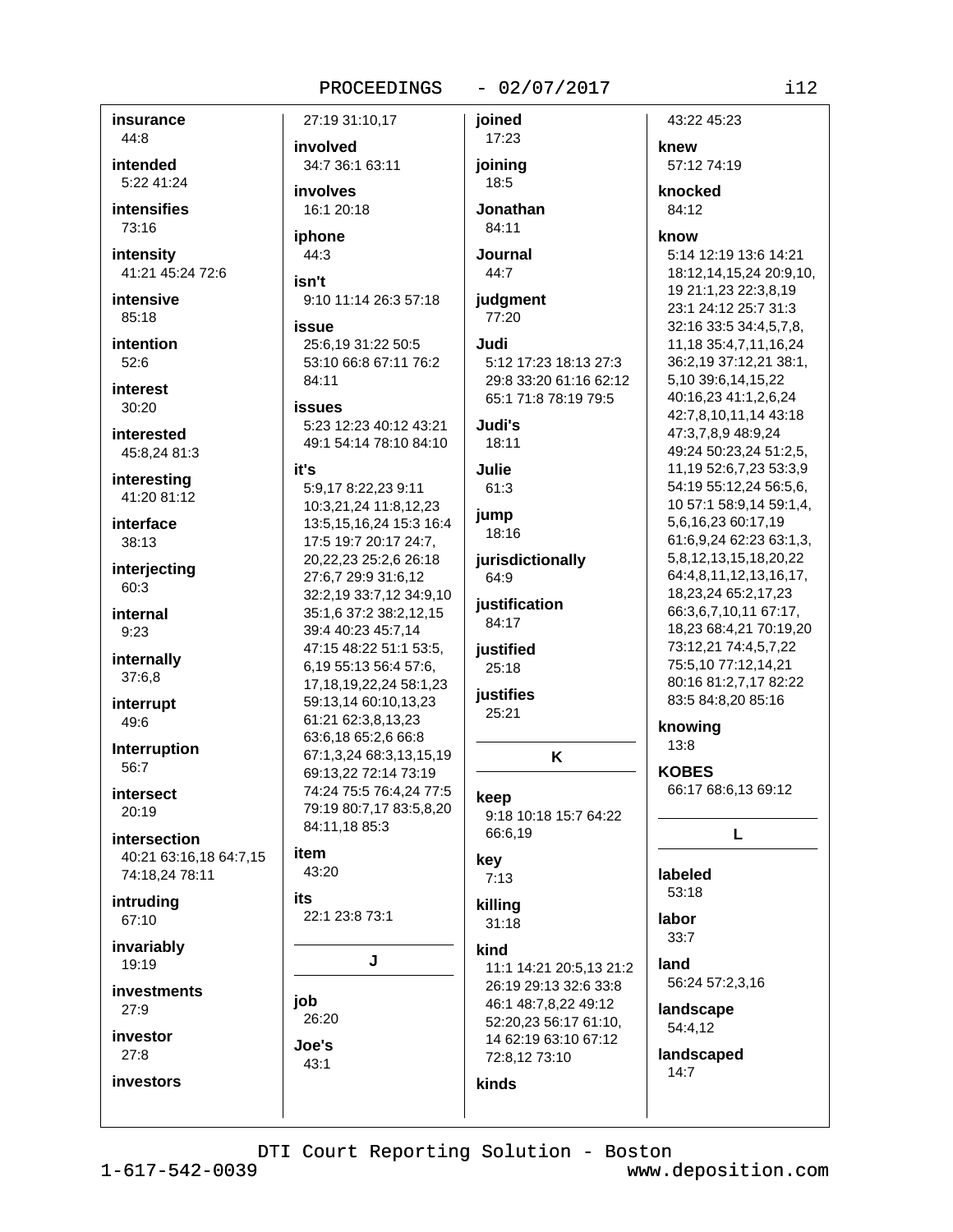**insurance**
44:8

**intended**
5:22 41:24

**intensifies**
73:16

**intensity**
41:21 45:24 72:6

**intensive**
85:18

**intention**
52:6

**interest**
30:20

**interested**
45:8,24 81:3

**interesting**
41:20 81:12

**interface**
38:13

**interjecting**
60:3

**internal**
9:23

**internally**
37:6,8

**interrupt**
49:6

**Interruption**
56:7

**intersect**
20:19

**intersection**
40:21 63:16,18 64:7,15 74:18,24 78:11

**intruding**
67:10

**invariably**
19:19

**investments**
27:9

**investor**
27:8

**investors**
27:19 31:10,17

**involved**
34:7 36:1 63:11

**involves**
16:1 20:18

**iphone**
44:3

**isn't**
9:10 11:14 26:3 57:18

**issue**
25:6,19 31:22 50:5 53:10 66:8 67:11 76:2 84:11

**issues**
5:23 12:23 40:12 43:21 49:1 54:14 78:10 84:10

**it's**
5:9,17 8:22,23 9:11 10:3,21,24 11:8,12,23 13:5,15,16,24 15:3 16:4 17:5 19:7 20:17 24:7, 20,22,23 25:2,6 26:18 27:6,7 29:9 31:6,12 32:2,19 33:7,12 34:9,10 35:1,6 37:2 38:2,12,15 39:4 40:23 45:7,14 47:15 48:22 51:1 53:5, 6,19 55:13 56:4 57:6, 17,18,19,22,24 58:1,23 59:13,14 60:10,13,23 61:21 62:3,8,13,23 63:6,18 65:2,6 66:8 67:1,3,24 68:3,13,15,19 69:13,22 72:14 73:19 74:24 75:5 76:4,24 77:5 79:19 80:7,17 83:5,8,20 84:11,18 85:3

**item**
43:20

**its**
22:1 23:8 73:1

## J

**job**
26:20

**Joe's**
43:1

**joined**
17:23

**joining**
18:5

**Jonathan**
84:11

**Journal**
44:7

**judgment**
77:20

**Judi**
5:12 17:23 18:13 27:3 29:8 33:20 61:16 62:12 65:1 71:8 78:19 79:5

**Judi's**
18:11

**Julie**
61:3

**jump**
18:16

**jurisdictionally**
64:9

**justification**
84:17

**justified**
25:18

**justifies**
25:21

## K

**keep**
9:18 10:18 15:7 64:22 66:6,19

**key**
7:13

**killing**
31:18

**kind**
11:1 14:21 20:5,13 21:2 26:19 29:13 32:6 33:8 46:1 48:7,8,22 49:12 52:20,23 56:17 61:10, 14 62:19 63:10 67:12 72:8,12 73:10

**kinds**
43:22 45:23

**knew**
57:12 74:19

**knocked**
84:12

**know**
5:14 12:19 13:6 14:21 18:12,14,15,24 20:9,10, 19 21:1,23 22:3,8,19 23:1 24:12 25:7 31:3 32:16 33:5 34:4,5,7,8, 11,18 35:4,7,11,16,24 36:2,19 37:12,21 38:1, 5,10 39:6,14,15,22 40:16,23 41:1,2,6,24 42:7,8,10,11,14 43:18 47:3,7,8,9 48:9,24 49:24 50:23,24 51:2,5, 11,19 52:6,7,23 53:3,9 54:19 55:12,24 56:5,6, 10 57:1 58:9,14 59:1,4, 5,6,16,23 60:17,19 61:6,9,24 62:23 63:1,3, 5,8,12,13,15,18,20,22 64:4,8,11,12,13,16,17, 18,23,24 65:2,17,23 66:3,6,7,10,11 67:17, 18,23 68:4,21 70:19,20 73:12,21 74:4,5,7,22 75:5,10 77:12,14,21 80:16 81:2,7,17 82:22 83:5 84:8,20 85:16

**knowing**
13:8

**KOBES**
66:17 68:6,13 69:12

## L

**labeled**
53:18

**labor**
33:7

**land**
56:24 57:2,3,16

**landscape**
54:4,12

**landscaped**
14:7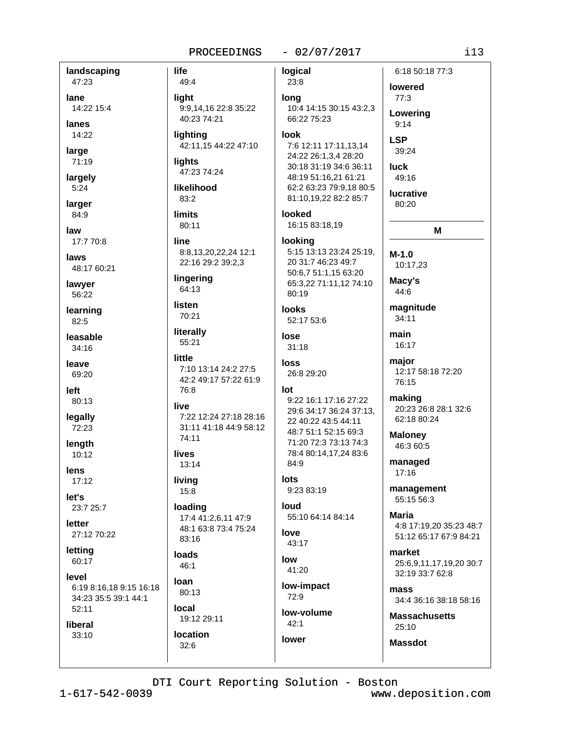**landscaping**
47:23

**lane**
14:22 15:4

**lanes**
14:22

**large**
71:19

**largely**
5:24

**larger**
84:9

**law**
17:7 70:8

**laws**
48:17 60:21

**lawyer**
56:22

**learning**
82:5

**leasable**
34:16

**leave**
69:20

**left**
80:13

**legally**
72:23

**length**
10:12

**lens**
17:12

**let's**
23:7 25:7

**letter**
27:12 70:22

**letting**
60:17

**level**
6:19 8:16,18 9:15 16:18 34:23 35:5 39:1 44:1 52:11

**liberal**
33:10

**life**
49:4

**light**
9:9,14,16 22:8 35:22 40:23 74:21

**lighting**
42:11,15 44:22 47:10

**lights**
47:23 74:24

**likelihood**
83:2

**limits**
80:11

**line**
8:8,13,20,22,24 12:1 22:16 29:2 39:2,3

**lingering**
64:13

**listen**
70:21

**literally**
55:21

**little**
7:10 13:14 24:2 27:5 42:2 49:17 57:22 61:9 76:8

**live**
7:22 12:24 27:18 28:16 31:11 41:18 44:9 58:12 74:11

**lives**
13:14

**living**
15:8

**loading**
17:4 41:2,6,11 47:9 48:1 63:8 73:4 75:24 83:16

**loads**
46:1

**loan**
80:13

**local**
19:12 29:11

**location**
32:6

**logical**
23:8

**long**
10:4 14:15 30:15 43:2,3 66:22 75:23

**look**
7:6 12:11 17:11,13,14 24:22 26:1,3,4 28:20 30:18 31:19 34:6 36:11 48:19 51:16,21 61:21 62:2 63:23 79:9,18 80:5 81:10,19,22 82:2 85:7

**looked**
16:15 83:18,19

**looking**
5:15 13:13 23:24 25:19, 20 31:7 46:23 49:7 50:6,7 51:1,15 63:20 65:3,22 71:11,12 74:10 80:19

**looks**
52:17 53:6

**lose**
31:18

**loss**
26:8 29:20

**lot**
9:22 16:1 17:16 27:22 29:6 34:17 36:24 37:13, 22 40:22 43:5 44:11 48:7 51:1 52:15 69:3 71:20 72:3 73:13 74:3 78:4 80:14,17,24 83:6 84:9

**lots**
9:23 83:19

**loud**
55:10 64:14 84:14

**love**
43:17

**low**
41:20

**low-impact**
72:9

**low-volume**
42:1

**lower**
6:18 50:18 77:3

**lowered**
77:3

**Lowering**
9:14

**LSP**
39:24

**luck**
49:16

**lucrative**
80:20

## M

**M-1.0**
10:17,23

**Macy's**
44:6

**magnitude**
34:11

**main**
16:17

**major**
12:17 58:18 72:20 76:15

**making**
20:23 26:8 28:1 32:6 62:18 80:24

**Maloney**
46:3 60:5

**managed**
17:16

**management**
55:15 56:3

**Maria**
4:8 17:19,20 35:23 48:7 51:12 65:17 67:9 84:21

**market**
25:6,9,11,17,19,20 30:7 32:19 33:7 62:8

**mass**
34:4 36:16 38:18 58:16

**Massachusetts**
25:10

**Massdot**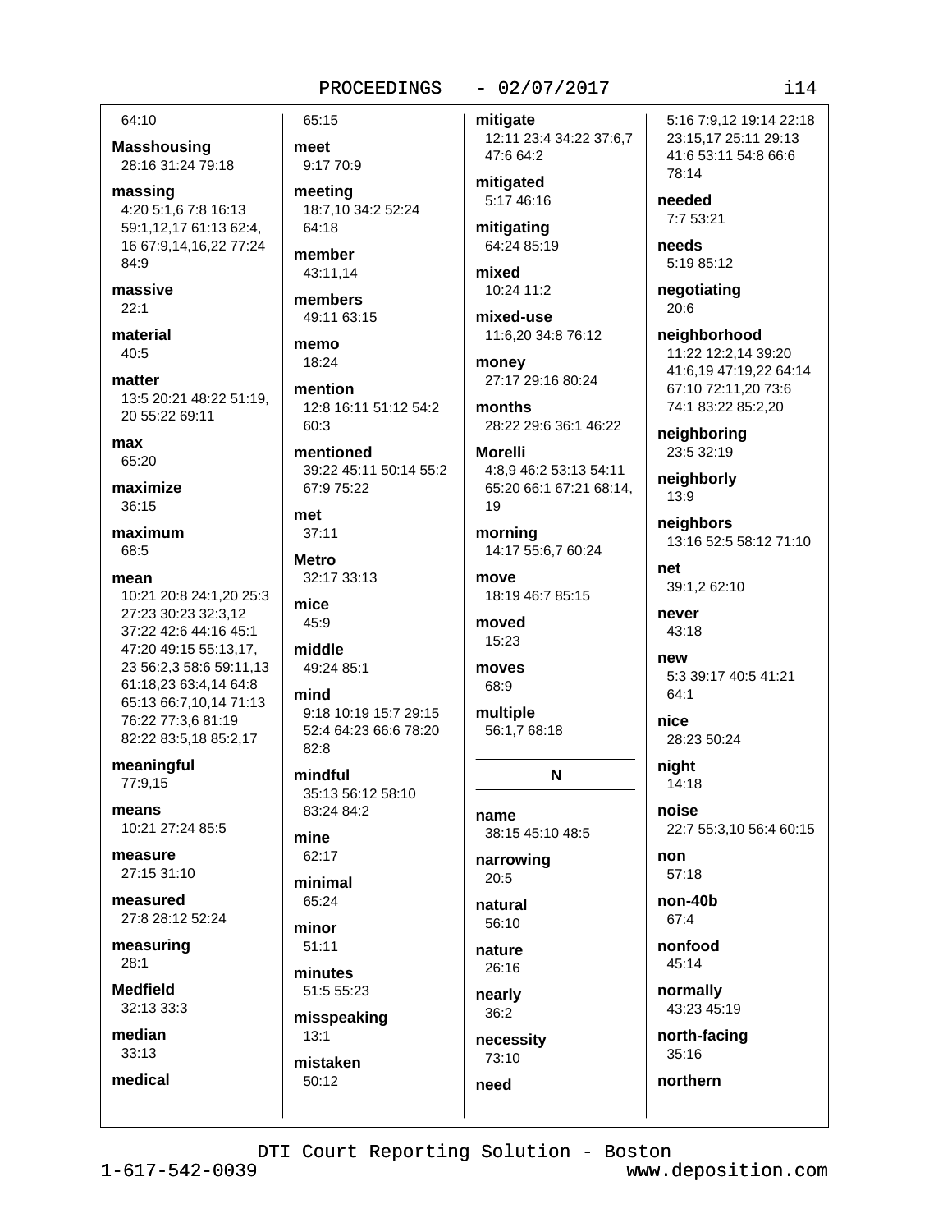64:10

**Masshousing**
28:16 31:24 79:18

**massing**
4:20 5:1,6 7:8 16:13 59:1,12,17 61:13 62:4, 16 67:9,14,16,22 77:24 84:9

**massive**
22:1

**material**
40:5

**matter**
13:5 20:21 48:22 51:19, 20 55:22 69:11

**max**
65:20

**maximize**
36:15

**maximum**
68:5

**mean**
10:21 20:8 24:1,20 25:3 27:23 30:23 32:3,12 37:22 42:6 44:16 45:1 47:20 49:15 55:13,17, 23 56:2,3 58:6 59:11,13 61:18,23 63:4,14 64:8 65:13 66:7,10,14 71:13 76:22 77:3,6 81:19 82:22 83:5,18 85:2,17

**meaningful**
77:9,15

**means**
10:21 27:24 85:5

**measure**
27:15 31:10

**measured**
27:8 28:12 52:24

**measuring**
28:1

**Medfield**
32:13 33:3

**median**
33:13

**medical**
65:15

**meet**
9:17 70:9

**meeting**
18:7,10 34:2 52:24 64:18

**member**
43:11,14

**members**
49:11 63:15

**memo**
18:24

**mention**
12:8 16:11 51:12 54:2 60:3

**mentioned**
39:22 45:11 50:14 55:2 67:9 75:22

**met**
37:11

**Metro**
32:17 33:13

**mice**
45:9

**middle**
49:24 85:1

**mind**
9:18 10:19 15:7 29:15 52:4 64:23 66:6 78:20 82:8

**mindful**
35:13 56:12 58:10 83:24 84:2

**mine**
62:17

**minimal**
65:24

**minor**
51:11

**minutes**
51:5 55:23

**misspeaking**
13:1

**mistaken**
50:12

**mitigate**
12:11 23:4 34:22 37:6,7 47:6 64:2

**mitigated**
5:17 46:16

**mitigating**
64:24 85:19

**mixed**
10:24 11:2

**mixed-use**
11:6,20 34:8 76:12

**money**
27:17 29:16 80:24

**months**
28:22 29:6 36:1 46:22

**Morelli**
4:8,9 46:2 53:13 54:11 65:20 66:1 67:21 68:14, 19

**morning**
14:17 55:6,7 60:24

**move**
18:19 46:7 85:15

**moved**
15:23

**moves**
68:9

**multiple**
56:1,7 68:18

## N

**name**
38:15 45:10 48:5

**narrowing**
20:5

**natural**
56:10

**nature**
26:16

**nearly**
36:2

**necessity**
73:10

**need**
5:16 7:9,12 19:14 22:18 23:15,17 25:11 29:13 41:6 53:11 54:8 66:6 78:14

**needed**
7:7 53:21

**needs**
5:19 85:12

**negotiating**
20:6

**neighborhood**
11:22 12:2,14 39:20 41:6,19 47:19,22 64:14 67:10 72:11,20 73:6 74:1 83:22 85:2,20

**neighboring**
23:5 32:19

**neighborly**
13:9

**neighbors**
13:16 52:5 58:12 71:10

**net**
39:1,2 62:10

**never**
43:18

**new**
5:3 39:17 40:5 41:21 64:1

**nice**
28:23 50:24

**night**
14:18

**noise**
22:7 55:3,10 56:4 60:15

**non**
57:18

**non-40b**
67:4

**nonfood**
45:14

**normally**
43:23 45:19

**north-facing**
35:16

**northern**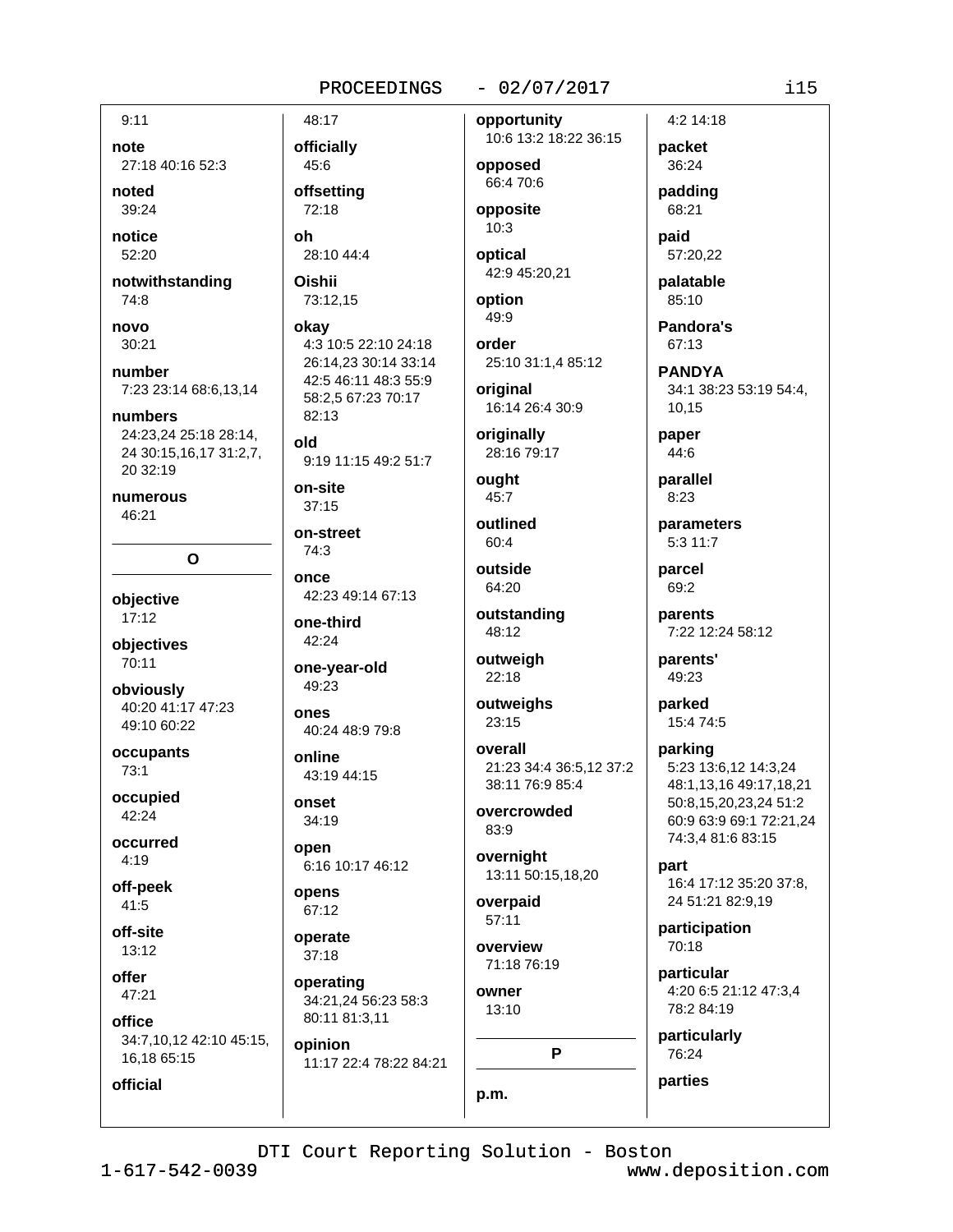9:11

**note**
27:18 40:16 52:3

**noted**
39:24

**notice**
52:20

**notwithstanding**
74:8

**novo**
30:21

**number**
7:23 23:14 68:6,13,14

**numbers**
24:23,24 25:18 28:14, 24 30:15,16,17 31:2,7, 20 32:19

**numerous**
46:21

## O

**objective**
17:12

**objectives**
70:11

**obviously**
40:20 41:17 47:23 49:10 60:22

**occupants**
73:1

**occupied**
42:24

**occurred**
4:19

**off-peek**
41:5

**off-site**
13:12

**offer**
47:21

**office**
34:7,10,12 42:10 45:15, 16,18 65:15

**official**
48:17

**officially**
45:6

**offsetting**
72:18

**oh**
28:10 44:4

**Oishii**
73:12,15

**okay**
4:3 10:5 22:10 24:18 26:14,23 30:14 33:14 42:5 46:11 48:3 55:9 58:2,5 67:23 70:17 82:13

**old**
9:19 11:15 49:2 51:7

**on-site**
37:15

**on-street**
74:3

**once**
42:23 49:14 67:13

**one-third**
42:24

**one-year-old**
49:23

**ones**
40:24 48:9 79:8

**online**
43:19 44:15

**onset**
34:19

**open**
6:16 10:17 46:12

**opens**
67:12

**operate**
37:18

**operating**
34:21,24 56:23 58:3 80:11 81:3,11

**opinion**
11:17 22:4 78:22 84:21

**opportunity**
10:6 13:2 18:22 36:15

**opposed**
66:4 70:6

**opposite**
10:3

**optical**
42:9 45:20,21

**option**
49:9

**order**
25:10 31:1,4 85:12

**original**
16:14 26:4 30:9

**originally**
28:16 79:17

**ought**
45:7

**outlined**
60:4

**outside**
64:20

**outstanding**
48:12

**outweigh**
22:18

**outweighs**
23:15

**overall**
21:23 34:4 36:5,12 37:2 38:11 76:9 85:4

**overcrowded**
83:9

**overnight**
13:11 50:15,18,20

**overpaid**
57:11

**overview**
71:18 76:19

**owner**
13:10

## P

**p.m.**
4:2 14:18

**packet**
36:24

**padding**
68:21

**paid**
57:20,22

**palatable**
85:10

**Pandora's**
67:13

**PANDYA**
34:1 38:23 53:19 54:4, 10,15

**paper**
44:6

**parallel**
8:23

**parameters**
5:3 11:7

**parcel**
69:2

**parents**
7:22 12:24 58:12

**parents'**
49:23

**parked**
15:4 74:5

**parking**
5:23 13:6,12 14:3,24 48:1,13,16 49:17,18,21 50:8,15,20,23,24 51:2 60:9 63:9 69:1 72:21,24 74:3,4 81:6 83:15

**part**
16:4 17:12 35:20 37:8, 24 51:21 82:9,19

**participation**
70:18

**particular**
4:20 6:5 21:12 47:3,4 78:2 84:19

**particularly**
76:24

**parties**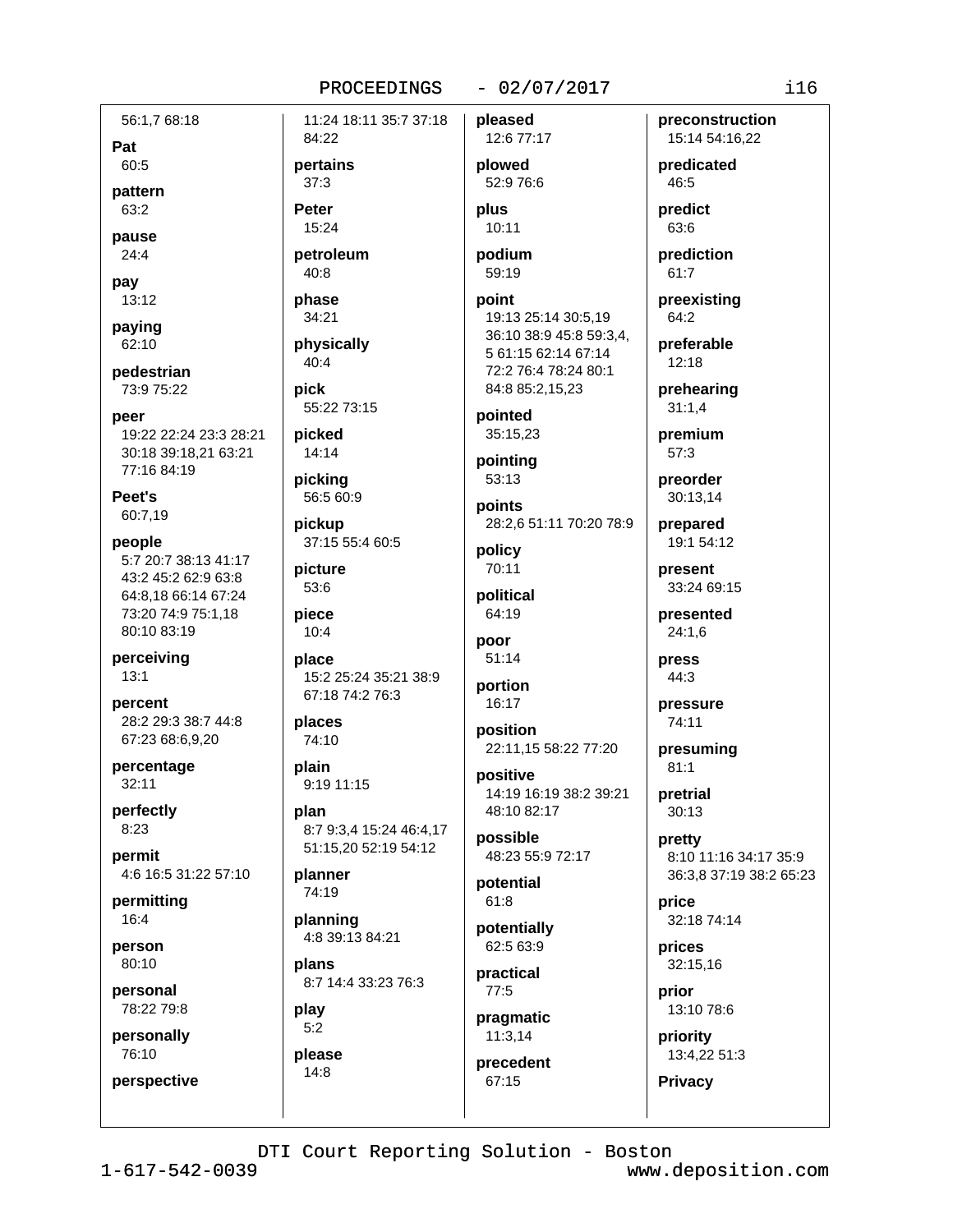56:1,7 68:18

**Pat**
60:5

**pattern**
63:2

**pause**
24:4

**pay**
13:12

**paying**
62:10

**pedestrian**
73:9 75:22

**peer**
19:22 22:24 23:3 28:21 30:18 39:18,21 63:21 77:16 84:19

**Peet's**
60:7,19

**people**
5:7 20:7 38:13 41:17 43:2 45:2 62:9 63:8 64:8,18 66:14 67:24 73:20 74:9 75:1,18 80:10 83:19

**perceiving**
13:1

**percent**
28:2 29:3 38:7 44:8 67:23 68:6,9,20

**percentage**
32:11

**perfectly**
8:23

**permit**
4:6 16:5 31:22 57:10

**permitting**
16:4

**person**
80:10

**personal**
78:22 79:8

**personally**
76:10

**perspective**
11:24 18:11 35:7 37:18 84:22

**pertains**
37:3

**Peter**
15:24

**petroleum**
40:8

**phase**
34:21

**physically**
40:4

**pick**
55:22 73:15

**picked**
14:14

**picking**
56:5 60:9

**pickup**
37:15 55:4 60:5

**picture**
53:6

**piece**
10:4

**place**
15:2 25:24 35:21 38:9 67:18 74:2 76:3

**places**
74:10

**plain**
9:19 11:15

**plan**
8:7 9:3,4 15:24 46:4,17 51:15,20 52:19 54:12

**planner**
74:19

**planning**
4:8 39:13 84:21

**plans**
8:7 14:4 33:23 76:3

**play**
5:2

**please**
14:8

**pleased**
12:6 77:17

**plowed**
52:9 76:6

**plus**
10:11

**podium**
59:19

**point**
19:13 25:14 30:5,19 36:10 38:9 45:8 59:3,4,5 61:15 62:14 67:14 72:2 76:4 78:24 80:1 84:8 85:2,15,23

**pointed**
35:15,23

**pointing**
53:13

**points**
28:2,6 51:11 70:20 78:9

**policy**
70:11

**political**
64:19

**poor**
51:14

**portion**
16:17

**position**
22:11,15 58:22 77:20

**positive**
14:19 16:19 38:2 39:21 48:10 82:17

**possible**
48:23 55:9 72:17

**potential**
61:8

**potentially**
62:5 63:9

**practical**
77:5

**pragmatic**
11:3,14

**precedent**
67:15

**preconstruction**
15:14 54:16,22

**predicated**
46:5

**predict**
63:6

**prediction**
61:7

**preexisting**
64:2

**preferable**
12:18

**prehearing**
31:1,4

**premium**
57:3

**preorder**
30:13,14

**prepared**
19:1 54:12

**present**
33:24 69:15

**presented**
24:1,6

**press**
44:3

**pressure**
74:11

**presuming**
81:1

**pretrial**
30:13

**pretty**
8:10 11:16 34:17 35:9 36:3,8 37:19 38:2 65:23

**price**
32:18 74:14

**prices**
32:15,16

**prior**
13:10 78:6

**priority**
13:4,22 51:3

**Privacy**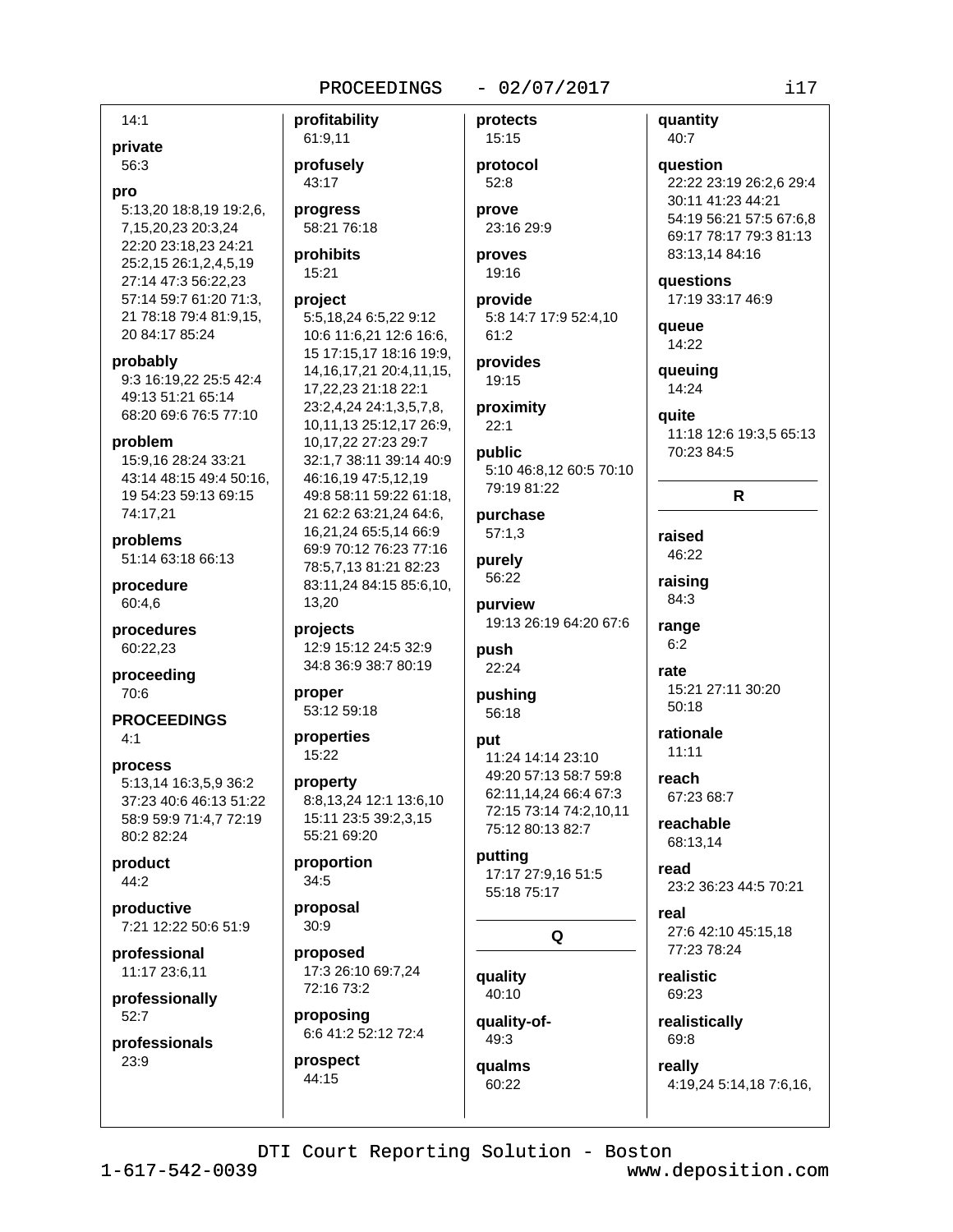14:1

**private**
56:3

**pro**
5:13,20 18:8,19 19:2,6, 7,15,20,23 20:3,24 22:20 23:18,23 24:21 25:2,15 26:1,2,4,5,19 27:14 47:3 56:22,23 57:14 59:7 61:20 71:3, 21 78:18 79:4 81:9,15, 20 84:17 85:24

**probably**
9:3 16:19,22 25:5 42:4 49:13 51:21 65:14 68:20 69:6 76:5 77:10

**problem**
15:9,16 28:24 33:21 43:14 48:15 49:4 50:16, 19 54:23 59:13 69:15 74:17,21

**problems**
51:14 63:18 66:13

**procedure**
60:4,6

**procedures**
60:22,23

**proceeding**
70:6

**PROCEEDINGS**
4:1

**process**
5:13,14 16:3,5,9 36:2 37:23 40:6 46:13 51:22 58:9 59:9 71:4,7 72:19 80:2 82:24

**product**
44:2

**productive**
7:21 12:22 50:6 51:9

**professional**
11:17 23:6,11

**professionally**
52:7

**professionals**
23:9

**profitability**
61:9,11

**profusely**
43:17

**progress**
58:21 76:18

**prohibits**
15:21

**project**
5:5,18,24 6:5,22 9:12 10:6 11:6,21 12:6 16:6, 15 17:15,17 18:16 19:9, 14,16,17,21 20:4,11,15, 17,22,23 21:18 22:1 23:2,4,24 24:1,3,5,7,8, 10,11,13 25:12,17 26:9, 10,17,22 27:23 29:7 32:1,7 38:11 39:14 40:9 46:16,19 47:5,12,19 49:8 58:11 59:22 61:18, 21 62:2 63:21,24 64:6, 16,21,24 65:5,14 66:9 69:9 70:12 76:23 77:16 78:5,7,13 81:21 82:23 83:11,24 84:15 85:6,10, 13,20

**projects**
12:9 15:12 24:5 32:9 34:8 36:9 38:7 80:19

**proper**
53:12 59:18

**properties**
15:22

**property**
8:8,13,24 12:1 13:6,10 15:11 23:5 39:2,3,15 55:21 69:20

**proportion**
34:5

**proposal**
30:9

**proposed**
17:3 26:10 69:7,24 72:16 73:2

**proposing**
6:6 41:2 52:12 72:4

**prospect**
44:15

**protects**
15:15

**protocol**
52:8

**prove**
23:16 29:9

**proves**
19:16

**provide**
5:8 14:7 17:9 52:4,10 61:2

**provides**
19:15

**proximity**
22:1

**public**
5:10 46:8,12 60:5 70:10 79:19 81:22

**purchase**
57:1,3

**purely**
56:22

**purview**
19:13 26:19 64:20 67:6

**push**
22:24

**pushing**
56:18

**put**
11:24 14:14 23:10 49:20 57:13 58:7 59:8 62:11,14,24 66:4 67:3 72:15 73:14 74:2,10,11 75:12 80:13 82:7

**putting**
17:17 27:9,16 51:5 55:18 75:17

## Q

**quality**
40:10

**quality-of-**
49:3

**qualms**
60:22

**quantity**
40:7

**question**
22:22 23:19 26:2,6 29:4 30:11 41:23 44:21 54:19 56:21 57:5 67:6,8 69:17 78:17 79:3 81:13 83:13,14 84:16

**questions**
17:19 33:17 46:9

**queue**
14:22

**queuing**
14:24

**quite**
11:18 12:6 19:3,5 65:13 70:23 84:5

## R

**raised**
46:22

**raising**
84:3

**range**
6:2

**rate**
15:21 27:11 30:20 50:18

**rationale**
11:11

**reach**
67:23 68:7

**reachable**
68:13,14

**read**
23:2 36:23 44:5 70:21

**real**
27:6 42:10 45:15,18 77:23 78:24

**realistic**
69:23

**realistically**
69:8

**really**
4:19,24 5:14,18 7:6,16,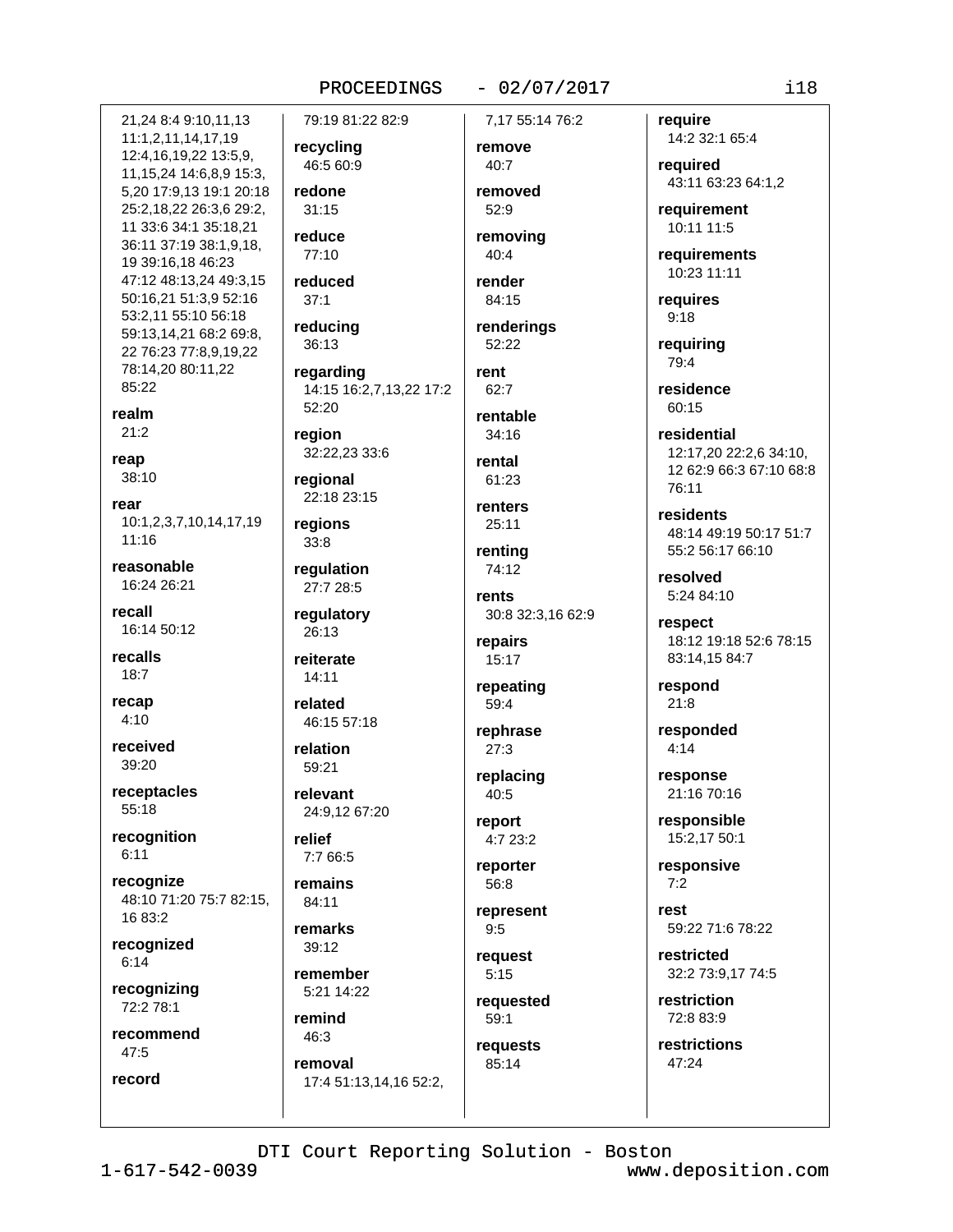21,24 8:4 9:10,11,13 11:1,2,11,14,17,19 12:4,16,19,22 13:5,9, 11,15,24 14:6,8,9 15:3, 5,20 17:9,13 19:1 20:18 25:2,18,22 26:3,6 29:2, 11 33:6 34:1 35:18,21 36:11 37:19 38:1,9,18, 19 39:16,18 46:23 47:12 48:13,24 49:3,15 50:16,21 51:3,9 52:16 53:2,11 55:10 56:18 59:13,14,21 68:2 69:8, 22 76:23 77:8,9,19,22 78:14,20 80:11,22 85:22

**realm**
21:2

**reap**
38:10

**rear**
10:1,2,3,7,10,14,17,19 11:16

**reasonable**
16:24 26:21

**recall**
16:14 50:12

**recalls**
18:7

**recap**
4:10

**received**
39:20

**receptacles**
55:18

**recognition**
6:11

**recognize**
48:10 71:20 75:7 82:15, 16 83:2

**recognized**
6:14

**recognizing**
72:2 78:1

**recommend**
47:5

**record**
79:19 81:22 82:9

**recycling**
46:5 60:9

**redone**
31:15

**reduce**
77:10

**reduced**
37:1

**reducing**
36:13

**regarding**
14:15 16:2,7,13,22 17:2 52:20

**region**
32:22,23 33:6

**regional**
22:18 23:15

**regions**
33:8

**regulation**
27:7 28:5

**regulatory**
26:13

**reiterate**
14:11

**related**
46:15 57:18

**relation**
59:21

**relevant**
24:9,12 67:20

**relief**
7:7 66:5

**remains**
84:11

**remarks**
39:12

**remember**
5:21 14:22

**remind**
46:3

**removal**
17:4 51:13,14,16 52:2, 7,17 55:14 76:2

**remove**
40:7

**removed**
52:9

**removing**
40:4

**render**
84:15

**renderings**
52:22

**rent**
62:7

**rentable**
34:16

**rental**
61:23

**renters**
25:11

**renting**
74:12

**rents**
30:8 32:3,16 62:9

**repairs**
15:17

**repeating**
59:4

**rephrase**
27:3

**replacing**
40:5

**report**
4:7 23:2

**reporter**
56:8

**represent**
9:5

**request**
5:15

**requested**
59:1

**requests**
85:14

**require**
14:2 32:1 65:4

**required**
43:11 63:23 64:1,2

**requirement**
10:11 11:5

**requirements**
10:23 11:11

**requires**
9:18

**requiring**
79:4

**residence**
60:15

**residential**
12:17,20 22:2,6 34:10, 12 62:9 66:3 67:10 68:8 76:11

**residents**
48:14 49:19 50:17 51:7 55:2 56:17 66:10

**resolved**
5:24 84:10

**respect**
18:12 19:18 52:6 78:15 83:14,15 84:7

**respond**
21:8

**responded**
4:14

**response**
21:16 70:16

**responsible**
15:2,17 50:1

**responsive**
7:2

**rest**
59:22 71:6 78:22

**restricted**
32:2 73:9,17 74:5

**restriction**
72:8 83:9

**restrictions**
47:24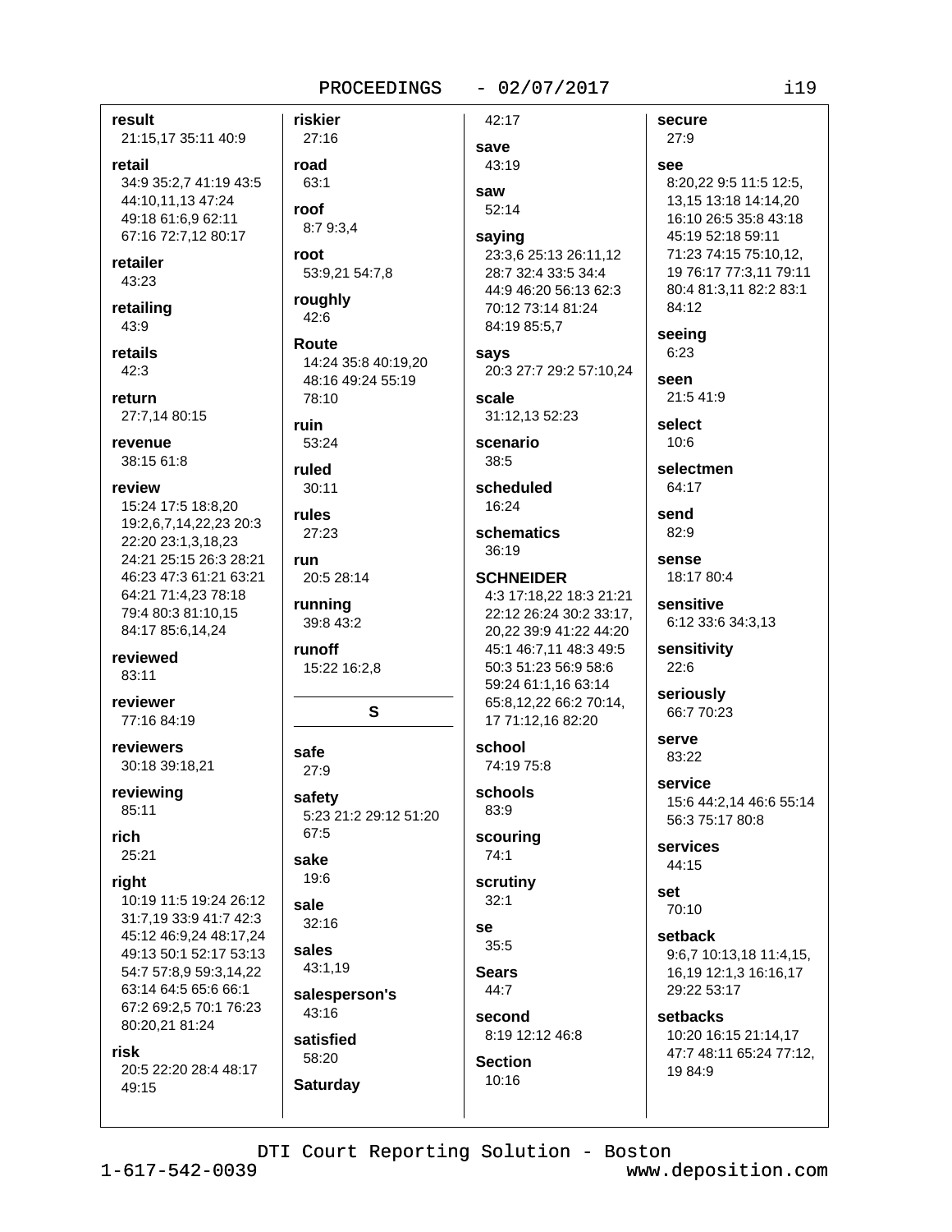**result**
21:15,17 35:11 40:9

**retail**
34:9 35:2,7 41:19 43:5 44:10,11,13 47:24 49:18 61:6,9 62:11 67:16 72:7,12 80:17

**retailer**
43:23

**retailing**
43:9

**retails**
42:3

**return**
27:7,14 80:15

**revenue**
38:15 61:8

**review**
15:24 17:5 18:8,20 19:2,6,7,14,22,23 20:3 22:20 23:1,3,18,23 24:21 25:15 26:3 28:21 46:23 47:3 61:21 63:21 64:21 71:4,23 78:18 79:4 80:3 81:10,15 84:17 85:6,14,24

**reviewed**
83:11

**reviewer**
77:16 84:19

**reviewers**
30:18 39:18,21

**reviewing**
85:11

**rich**
25:21

**right**
10:19 11:5 19:24 26:12 31:7,19 33:9 41:7 42:3 45:12 46:9,24 48:17,24 49:13 50:1 52:17 53:13 54:7 57:8,9 59:3,14,22 63:14 64:5 65:6 66:1 67:2 69:2,5 70:1 76:23 80:20,21 81:24

**risk**
20:5 22:20 28:4 48:17 49:15

**riskier**
27:16

**road**
63:1

**roof**
8:7 9:3,4

**root**
53:9,21 54:7,8

**roughly**
42:6

**Route**
14:24 35:8 40:19,20 48:16 49:24 55:19 78:10

**ruin**
53:24

**ruled**
30:11

**rules**
27:23

**run**
20:5 28:14

**running**
39:8 43:2

**runoff**
15:22 16:2,8

## S

**safe**
27:9

**safety**
5:23 21:2 29:12 51:20 67:5

**sake**
19:6

**sale**
32:16

**sales**
43:1,19

**salesperson's**
43:16

**satisfied**
58:20

**Saturday**
42:17

**save**
43:19

**saw**
52:14

**saying**
23:3,6 25:13 26:11,12 28:7 32:4 33:5 34:4 44:9 46:20 56:13 62:3 70:12 73:14 81:24 84:19 85:5,7

**says**
20:3 27:7 29:2 57:10,24

**scale**
31:12,13 52:23

**scenario**
38:5

**scheduled**
16:24

**schematics**
36:19

**SCHNEIDER**
4:3 17:18,22 18:3 21:21 22:12 26:24 30:2 33:17, 20,22 39:9 41:22 44:20 45:1 46:7,11 48:3 49:5 50:3 51:23 56:9 58:6 59:24 61:1,16 63:14 65:8,12,22 66:2 70:14, 17 71:12,16 82:20

**school**
74:19 75:8

**schools**
83:9

**scouring**
74:1

**scrutiny**
32:1

**se**
35:5

**Sears**
44:7

**second**
8:19 12:12 46:8

**Section**
10:16

**secure**
27:9

**see**
8:20,22 9:5 11:5 12:5, 13,15 13:18 14:14,20 16:10 26:5 35:8 43:18 45:19 52:18 59:11 71:23 74:15 75:10,12, 19 76:17 77:3,11 79:11 80:4 81:3,11 82:2 83:1 84:12

**seeing**
6:23

**seen**
21:5 41:9

**select**
10:6

**selectmen**
64:17

**send**
82:9

**sense**
18:17 80:4

**sensitive**
6:12 33:6 34:3,13

**sensitivity**
22:6

**seriously**
66:7 70:23

**serve**
83:22

**service**
15:6 44:2,14 46:6 55:14 56:3 75:17 80:8

**services**
44:15

**set**
70:10

**setback**
9:6,7 10:13,18 11:4,15, 16,19 12:1,3 16:16,17 29:22 53:17

**setbacks**
10:20 16:15 21:14,17 47:7 48:11 65:24 77:12, 19 84:9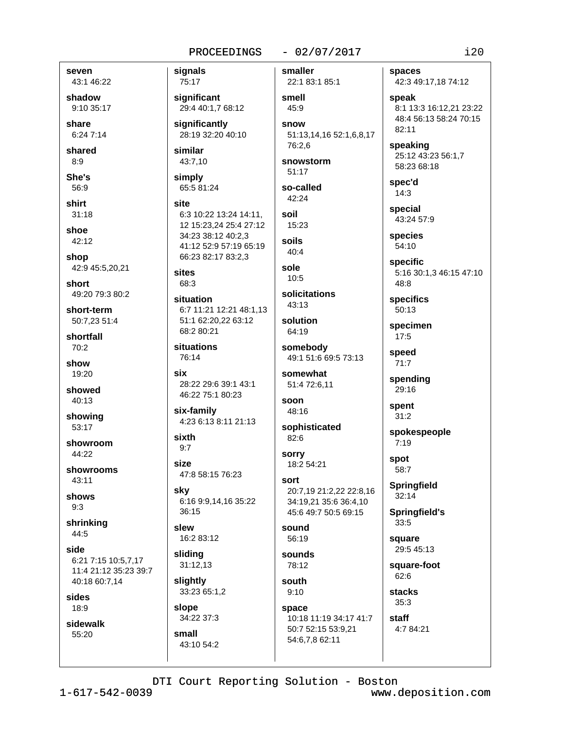**seven**
43:1 46:22

**shadow**
9:10 35:17

**share**
6:24 7:14

**shared**
8:9

**She's**
56:9

**shirt**
31:18

**shoe**
42:12

**shop**
42:9 45:5,20,21

**short**
49:20 79:3 80:2

**short-term**
50:7,23 51:4

**shortfall**
70:2

**show**
19:20

**showed**
40:13

**showing**
53:17

**showroom**
44:22

**showrooms**
43:11

**shows**
9:3

**shrinking**
44:5

**side**
6:21 7:15 10:5,7,17 11:4 21:12 35:23 39:7 40:18 60:7,14

**sides**
18:9

**sidewalk**
55:20

**signals**
75:17

**significant**
29:4 40:1,7 68:12

**significantly**
28:19 32:20 40:10

**similar**
43:7,10

**simply**
65:5 81:24

**site**
6:3 10:22 13:24 14:11, 12 15:23,24 25:4 27:12 34:23 38:12 40:2,3 41:12 52:9 57:19 65:19 66:23 82:17 83:2,3

**sites**
68:3

**situation**
6:7 11:21 12:21 48:1,13 51:1 62:20,22 63:12 68:2 80:21

**situations**
76:14

**six**
28:22 29:6 39:1 43:1 46:22 75:1 80:23

**six-family**
4:23 6:13 8:11 21:13

**sixth**
9:7

**size**
47:8 58:15 76:23

**sky**
6:16 9:9,14,16 35:22 36:15

**slew**
16:2 83:12

**sliding**
31:12,13

**slightly**
33:23 65:1,2

**slope**
34:22 37:3

**small**
43:10 54:2

**smaller**
22:1 83:1 85:1

**smell**
45:9

**snow**
51:13,14,16 52:1,6,8,17 76:2,6

**snowstorm**
51:17

**so-called**
42:24

**soil**
15:23

**soils**
40:4

**sole**
10:5

**solicitations**
43:13

**solution**
64:19

**somebody**
49:1 51:6 69:5 73:13

**somewhat**
51:4 72:6,11

**soon**
48:16

**sophisticated**
82:6

**sorry**
18:2 54:21

**sort**
20:7,19 21:2,22 22:8,16 34:19,21 35:6 36:4,10 45:6 49:7 50:5 69:15

**sound**
56:19

**sounds**
78:12

**south**
9:10

**space**
10:18 11:19 34:17 41:7 50:7 52:15 53:9,21 54:6,7,8 62:11

**spaces**
42:3 49:17,18 74:12

**speak**
8:1 13:3 16:12,21 23:22 48:4 56:13 58:24 70:15 82:11

**speaking**
25:12 43:23 56:1,7 58:23 68:18

**spec'd**
14:3

**special**
43:24 57:9

**species**
54:10

**specific**
5:16 30:1,3 46:15 47:10 48:8

**specifics**
50:13

**specimen**
17:5

**speed**
71:7

**spending**
29:16

**spent**
31:2

**spokespeople**
7:19

**spot**
58:7

**Springfield**
32:14

**Springfield's**
33:5

**square**
29:5 45:13

**square-foot**
62:6

**stacks**
35:3

**staff**
4:7 84:21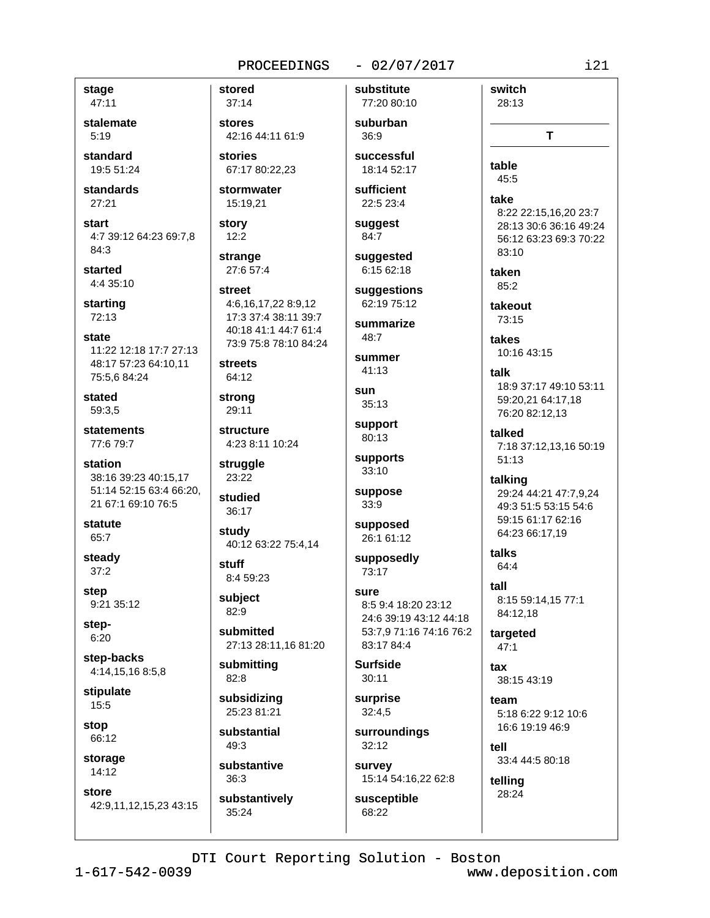**stage**
47:11

**stalemate**
5:19

**standard**
19:5 51:24

**standards**
27:21

**start**
4:7 39:12 64:23 69:7,8 84:3

**started**
4:4 35:10

**starting**
72:13

**state**
11:22 12:18 17:7 27:13 48:17 57:23 64:10,11 75:5,6 84:24

**stated**
59:3,5

**statements**
77:6 79:7

**station**
38:16 39:23 40:15,17 51:14 52:15 63:4 66:20, 21 67:1 69:10 76:5

**statute**
65:7

**steady**
37:2

**step**
9:21 35:12

**step-**
6:20

**step-backs**
4:14,15,16 8:5,8

**stipulate**
15:5

**stop**
66:12

**storage**
14:12

**store**
42:9,11,12,15,23 43:15

**stored**
37:14

**stores**
42:16 44:11 61:9

**stories**
67:17 80:22,23

**stormwater**
15:19,21

**story**
12:2

**strange**
27:6 57:4

**street**
4:6,16,17,22 8:9,12 17:3 37:4 38:11 39:7 40:18 41:1 44:7 61:4 73:9 75:8 78:10 84:24

**streets**
64:12

**strong**
29:11

**structure**
4:23 8:11 10:24

**struggle**
23:22

**studied**
36:17

**study**
40:12 63:22 75:4,14

**stuff**
8:4 59:23

**subject**
82:9

**submitted**
27:13 28:11,16 81:20

**submitting**
82:8

**subsidizing**
25:23 81:21

**substantial**
49:3

**substantive**
36:3

**substantively**
35:24

**substitute**
77:20 80:10

**suburban**
36:9

**successful**
18:14 52:17

**sufficient**
22:5 23:4

**suggest**
84:7

**suggested**
6:15 62:18

**suggestions**
62:19 75:12

**summarize**
48:7

**summer**
41:13

**sun**
35:13

**support**
80:13

**supports**
33:10

**suppose**
33:9

**supposed**
26:1 61:12

**supposedly**
73:17

**sure**
8:5 9:4 18:20 23:12 24:6 39:19 43:12 44:18 53:7,9 71:16 74:16 76:2 83:17 84:4

**Surfside**
30:11

**surprise**
32:4,5

**surroundings**
32:12

**survey**
15:14 54:16,22 62:8

**susceptible**
68:22

**switch**
28:13

## T

**table**
45:5

**take**
8:22 22:15,16,20 23:7 28:13 30:6 36:16 49:24 56:12 63:23 69:3 70:22 83:10

**taken**
85:2

**takeout**
73:15

**takes**
10:16 43:15

**talk**
18:9 37:17 49:10 53:11 59:20,21 64:17,18 76:20 82:12,13

**talked**
7:18 37:12,13,16 50:19 51:13

**talking**
29:24 44:21 47:7,9,24 49:3 51:5 53:15 54:6 59:15 61:17 62:16 64:23 66:17,19

**talks**
64:4

**tall**
8:15 59:14,15 77:1 84:12,18

**targeted**
47:1

**tax**
38:15 43:19

**team**
5:18 6:22 9:12 10:6 16:6 19:19 46:9

**tell**
33:4 44:5 80:18

**telling**
28:24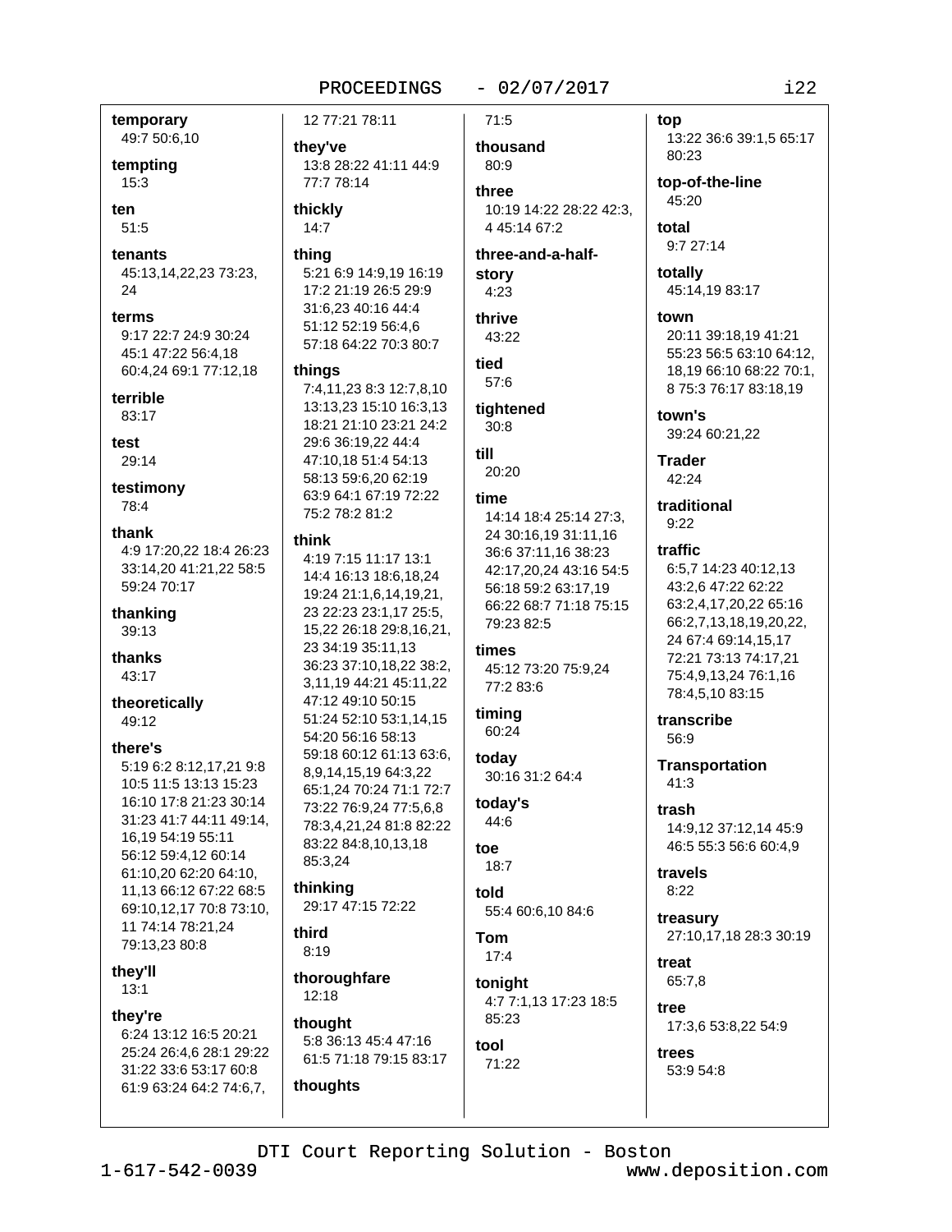**temporary**
49:7 50:6,10

**tempting**
15:3

**ten**
51:5

**tenants**
45:13,14,22,23 73:23, 24

**terms**
9:17 22:7 24:9 30:24 45:1 47:22 56:4,18 60:4,24 69:1 77:12,18

**terrible**
83:17

**test**
29:14

**testimony**
78:4

**thank**
4:9 17:20,22 18:4 26:23 33:14,20 41:21,22 58:5 59:24 70:17

**thanking**
39:13

**thanks**
43:17

**theoretically**
49:12

**there's**
5:19 6:2 8:12,17,21 9:8 10:5 11:5 13:13 15:23 16:10 17:8 21:23 30:14 31:23 41:7 44:11 49:14, 16,19 54:19 55:11 56:12 59:4,12 60:14 61:10,20 62:20 64:10, 11,13 66:12 67:22 68:5 69:10,12,17 70:8 73:10, 11 74:14 78:21,24 79:13,23 80:8

**they'll**
13:1

**they're**
6:24 13:12 16:5 20:21 25:24 26:4,6 28:1 29:22 31:22 33:6 53:17 60:8 61:9 63:24 64:2 74:6,7, 12 77:21 78:11

**they've**
13:8 28:22 41:11 44:9 77:7 78:14

**thickly**
14:7

**thing**
5:21 6:9 14:9,19 16:19 17:2 21:19 26:5 29:9 31:6,23 40:16 44:4 51:12 52:19 56:4,6 57:18 64:22 70:3 80:7

**things**
7:4,11,23 8:3 12:7,8,10 13:13,23 15:10 16:3,13 18:21 21:10 23:21 24:2 29:6 36:19,22 44:4 47:10,18 51:4 54:13 58:13 59:6,20 62:19 63:9 64:1 67:19 72:22 75:2 78:2 81:2

**think**
4:19 7:15 11:17 13:1 14:4 16:13 18:6,18,24 19:24 21:1,6,14,19,21, 23 22:23 23:1,17 25:5, 15,22 26:18 29:8,16,21, 23 34:19 35:11,13 36:23 37:10,18,22 38:2, 3,11,19 44:21 45:11,22 47:12 49:10 50:15 51:24 52:10 53:1,14,15 54:20 56:16 58:13 59:18 60:12 61:13 63:6, 8,9,14,15,19 64:3,22 65:1,24 70:24 71:1 72:7 73:22 76:9,24 77:5,6,8 78:3,4,21,24 81:8 82:22 83:22 84:8,10,13,18 85:3,24

**thinking**
29:17 47:15 72:22

**third**
8:19

**thoroughfare**
12:18

**thought**
5:8 36:13 45:4 47:16 61:5 71:18 79:15 83:17

**thoughts**
71:5

**thousand**
80:9

**three**
10:19 14:22 28:22 42:3, 4 45:14 67:2

**three-and-a-half-story**
4:23

**thrive**
43:22

**tied**
57:6

**tightened**
30:8

**till**
20:20

**time**
14:14 18:4 25:14 27:3, 24 30:16,19 31:11,16 36:6 37:11,16 38:23 42:17,20,24 43:16 54:5 56:18 59:2 63:17,19 66:22 68:7 71:18 75:15 79:23 82:5

**times**
45:12 73:20 75:9,24 77:2 83:6

**timing**
60:24

**today**
30:16 31:2 64:4

**today's**
44:6

**toe**
18:7

**told**
55:4 60:6,10 84:6

**Tom**
17:4

**tonight**
4:7 7:1,13 17:23 18:5 85:23

**tool**
71:22

**top**
13:22 36:6 39:1,5 65:17 80:23

**top-of-the-line**
45:20

**total**
9:7 27:14

**totally**
45:14,19 83:17

**town**
20:11 39:18,19 41:21 55:23 56:5 63:10 64:12, 18,19 66:10 68:22 70:1, 8 75:3 76:17 83:18,19

**town's**
39:24 60:21,22

**Trader**
42:24

**traditional**
9:22

**traffic**
6:5,7 14:23 40:12,13 43:2,6 47:22 62:22 63:2,4,17,20,22 65:16 66:2,7,13,18,19,20,22, 24 67:4 69:14,15,17 72:21 73:13 74:17,21 75:4,9,13,24 76:1,16 78:4,5,10 83:15

**transcribe**
56:9

**Transportation**
41:3

**trash**
14:9,12 37:12,14 45:9 46:5 55:3 56:6 60:4,9

**travels**
8:22

**treasury**
27:10,17,18 28:3 30:19

**treat**
65:7,8

**tree**
17:3,6 53:8,22 54:9

**trees**
53:9 54:8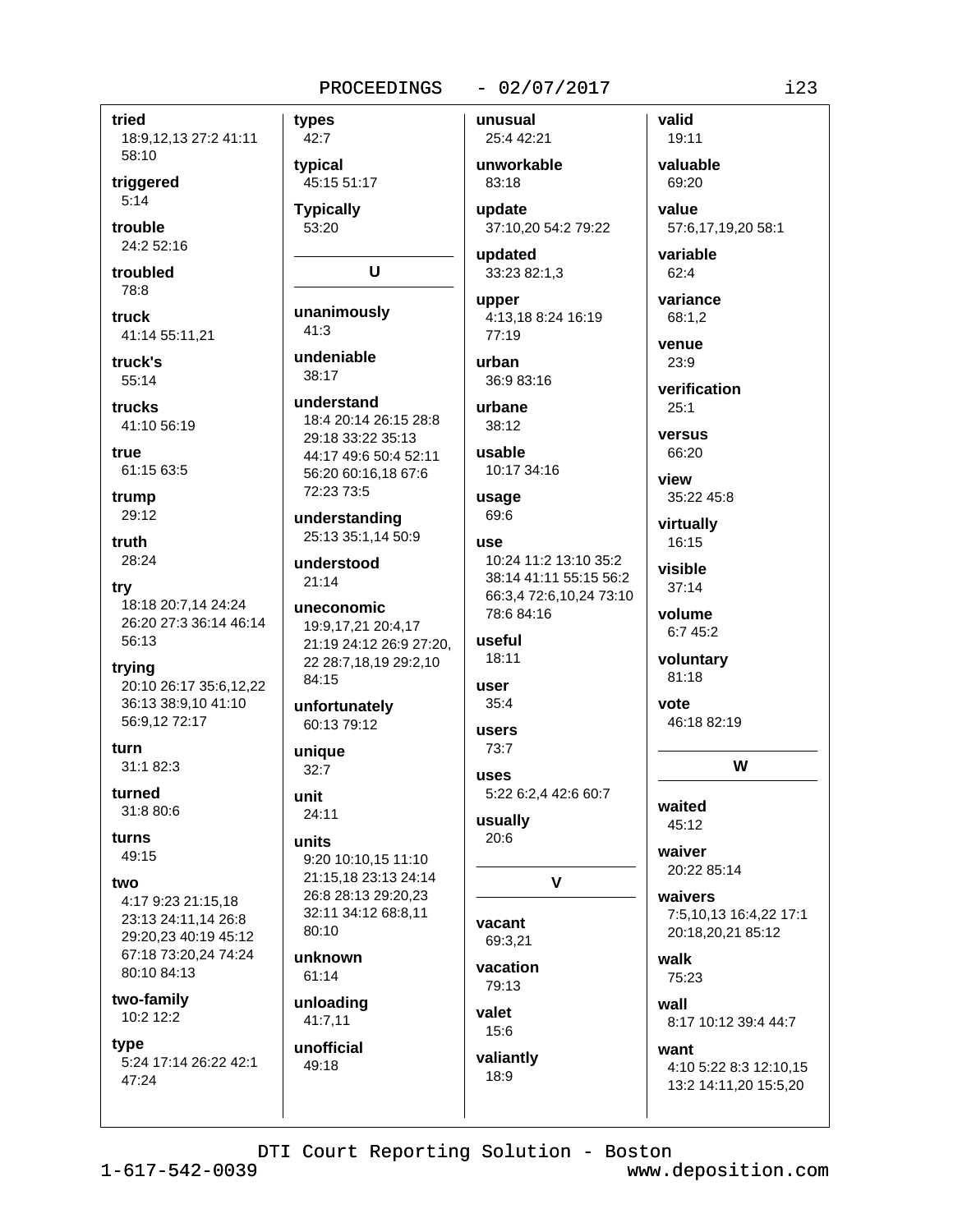**tried**
18:9,12,13 27:2 41:11 58:10

**triggered**
5:14

**trouble**
24:2 52:16

**troubled**
78:8

**truck**
41:14 55:11,21

**truck's**
55:14

**trucks**
41:10 56:19

**true**
61:15 63:5

**trump**
29:12

**truth**
28:24

**try**
18:18 20:7,14 24:24 26:20 27:3 36:14 46:14 56:13

**trying**
20:10 26:17 35:6,12,22 36:13 38:9,10 41:10 56:9,12 72:17

**turn**
31:1 82:3

**turned**
31:8 80:6

**turns**
49:15

**two**
4:17 9:23 21:15,18 23:13 24:11,14 26:8 29:20,23 40:19 45:12 67:18 73:20,24 74:24 80:10 84:13

**two-family**
10:2 12:2

**type**
5:24 17:14 26:22 42:1 47:24

**types**
42:7

**typical**
45:15 51:17

**Typically**
53:20

## U

**unanimously**
41:3

**undeniable**
38:17

**understand**
18:4 20:14 26:15 28:8 29:18 33:22 35:13 44:17 49:6 50:4 52:11 56:20 60:16,18 67:6 72:23 73:5

**understanding**
25:13 35:1,14 50:9

**understood**
21:14

**uneconomic**
19:9,17,21 20:4,17 21:19 24:12 26:9 27:20, 22 28:7,18,19 29:2,10 84:15

**unfortunately**
60:13 79:12

**unique**
32:7

**unit**
24:11

**units**
9:20 10:10,15 11:10 21:15,18 23:13 24:14 26:8 28:13 29:20,23 32:11 34:12 68:8,11 80:10

**unknown**
61:14

**unloading**
41:7,11

**unofficial**
49:18

**unusual**
25:4 42:21

**unworkable**
83:18

**update**
37:10,20 54:2 79:22

**updated**
33:23 82:1,3

**upper**
4:13,18 8:24 16:19 77:19

**urban**
36:9 83:16

**urbane**
38:12

**usable**
10:17 34:16

**usage**
69:6

**use**
10:24 11:2 13:10 35:2 38:14 41:11 55:15 56:2 66:3,4 72:6,10,24 73:10 78:6 84:16

**useful**
18:11

**user**
35:4

**users**
73:7

**uses**
5:22 6:2,4 42:6 60:7

**usually**
20:6

## V

**vacant**
69:3,21

**vacation**
79:13

**valet**
15:6

**valiantly**
18:9

**valid**
19:11

**valuable**
69:20

**value**
57:6,17,19,20 58:1

**variable**
62:4

**variance**
68:1,2

**venue**
23:9

**verification**
25:1

**versus**
66:20

**view**
35:22 45:8

**virtually**
16:15

**visible**
37:14

**volume**
6:7 45:2

**voluntary**
81:18

**vote**
46:18 82:19

## W

**waited**
45:12

**waiver**
20:22 85:14

**waivers**
7:5,10,13 16:4,22 17:1 20:18,20,21 85:12

**walk**
75:23

**wall**
8:17 10:12 39:4 44:7

**want**
4:10 5:22 8:3 12:10,15 13:2 14:11,20 15:5,20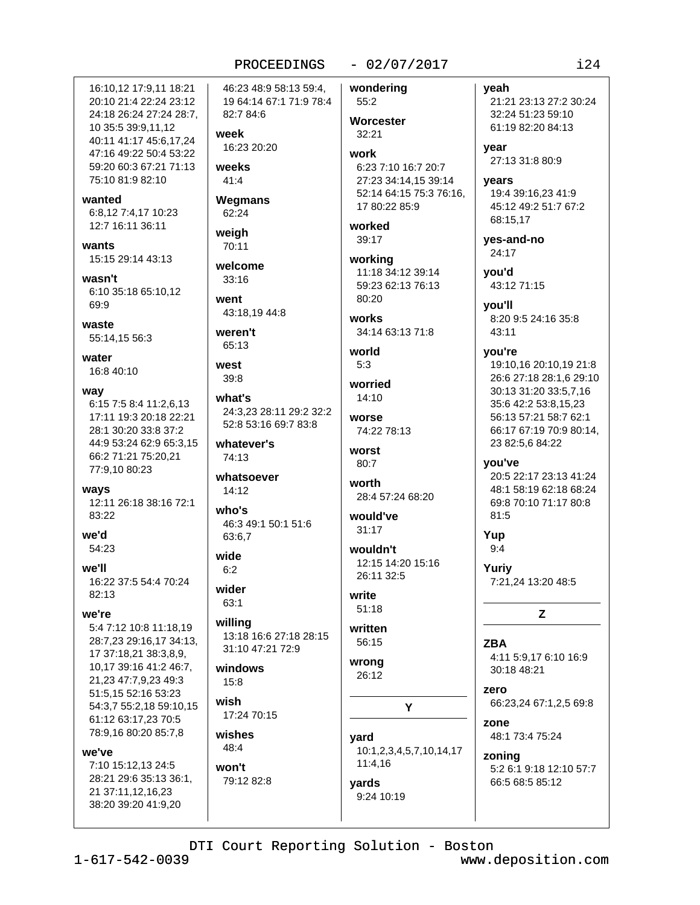16:10,12 17:9,11 18:21 20:10 21:4 22:24 23:12 24:18 26:24 27:24 28:7, 10 35:5 39:9,11,12 40:11 41:17 45:6,17,24 47:16 49:22 50:4 53:22 59:20 60:3 67:21 71:13 75:10 81:9 82:10

**wanted**
6:8,12 7:4,17 10:23 12:7 16:11 36:11

**wants**
15:15 29:14 43:13

**wasn't**
6:10 35:18 65:10,12 69:9

**waste**
55:14,15 56:3

**water**
16:8 40:10

**way**
6:15 7:5 8:4 11:2,6,13 17:11 19:3 20:18 22:21 28:1 30:20 33:8 37:2 44:9 53:24 62:9 65:3,15 66:2 71:21 75:20,21 77:9,10 80:23

**ways**
12:11 26:18 38:16 72:1 83:22

**we'd**
54:23

**we'll**
16:22 37:5 54:4 70:24 82:13

**we're**
5:4 7:12 10:8 11:18,19 28:7,23 29:16,17 34:13, 17 37:18,21 38:3,8,9, 10,17 39:16 41:2 46:7, 21,23 47:7,9,23 49:3 51:5,15 52:16 53:23 54:3,7 55:2,18 59:10,15 61:12 63:17,23 70:5 78:9,16 80:20 85:7,8

**we've**
7:10 15:12,13 24:5 28:21 29:6 35:13 36:1, 21 37:11,12,16,23 38:20 39:20 41:9,20 46:23 48:9 58:13 59:4, 19 64:14 67:1 71:9 78:4 82:7 84:6

**week**
16:23 20:20

**weeks**
41:4

**Wegmans**
62:24

**weigh**
70:11

**welcome**
33:16

**went**
43:18,19 44:8

**weren't**
65:13

**west**
39:8

**what's**
24:3,23 28:11 29:2 32:2 52:8 53:16 69:7 83:8

**whatever's**
74:13

**whatsoever**
14:12

**who's**
46:3 49:1 50:1 51:6 63:6,7

**wide**
6:2

**wider**
63:1

**willing**
13:18 16:6 27:18 28:15 31:10 47:21 72:9

**windows**
15:8

**wish**
17:24 70:15

**wishes**
48:4

**won't**
79:12 82:8

**wondering**
55:2

**Worcester**
32:21

**work**
6:23 7:10 16:7 20:7 27:23 34:14,15 39:14 52:14 64:15 75:3 76:16, 17 80:22 85:9

**worked**
39:17

**working**
11:18 34:12 39:14 59:23 62:13 76:13 80:20

**works**
34:14 63:13 71:8

**world**
5:3

**worried**
14:10

**worse**
74:22 78:13

**worst**
80:7

**worth**
28:4 57:24 68:20

**would've**
31:17

**wouldn't**
12:15 14:20 15:16 26:11 32:5

**write**
51:18

**written**
56:15

**wrong**
26:12

## Y

**yard**
10:1,2,3,4,5,7,10,14,17 11:4,16

**yards**
9:24 10:19

**yeah**
21:21 23:13 27:2 30:24 32:24 51:23 59:10 61:19 82:20 84:13

**year**
27:13 31:8 80:9

**years**
19:4 39:16,23 41:9 45:12 49:2 51:7 67:2 68:15,17

**yes-and-no**
24:17

**you'd**
43:12 71:15

**you'll**
8:20 9:5 24:16 35:8 43:11

**you're**
19:10,16 20:10,19 21:8 26:6 27:18 28:1,6 29:10 30:13 31:20 33:5,7,16 35:6 42:2 53:8,15,23 56:13 57:21 58:7 62:1 66:17 67:19 70:9 80:14, 23 82:5,6 84:22

**you've**
20:5 22:17 23:13 41:24 48:1 58:19 62:18 68:24 69:8 70:10 71:17 80:8 81:5

**Yup**
9:4

**Yuriy**
7:21,24 13:20 48:5

## Z

**ZBA**
4:11 5:9,17 6:10 16:9 30:18 48:21

**zero**
66:23,24 67:1,2,5 69:8

**zone**
48:1 73:4 75:24

**zoning**
5:2 6:1 9:18 12:10 57:7 66:5 68:5 85:12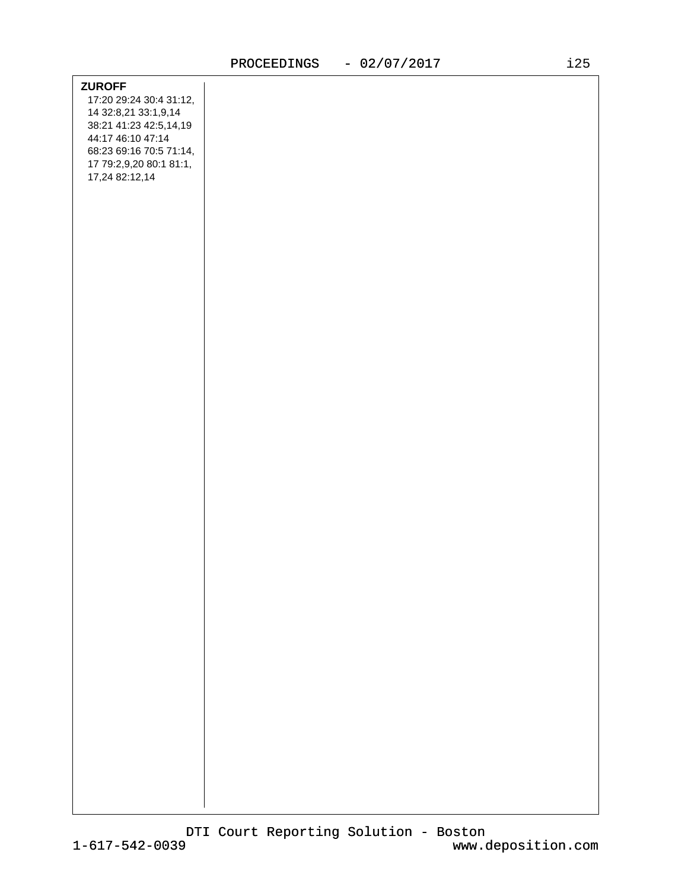**ZUROFF**

17:20 29:24 30:4 31:12, 14 32:8,21 33:1,9,14 38:21 41:23 42:5,14,19 44:17 46:10 47:14 68:23 69:16 70:5 71:14, 17 79:2,9,20 80:1 81:1, 17,24 82:12,14